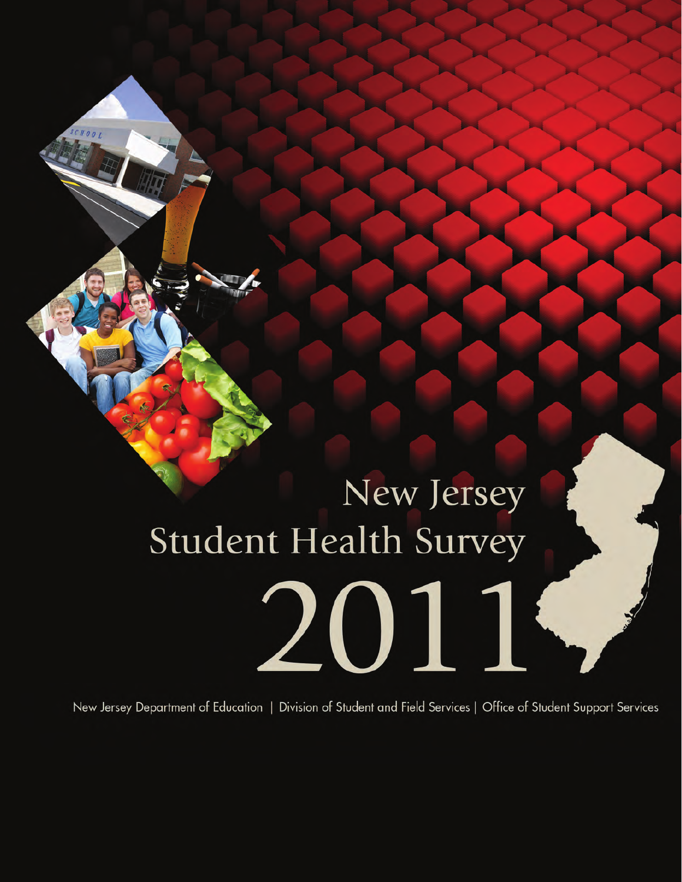# New Jersey Student Health Survey 2011

New Jersey Department of Education | Division of Student and Field Services | Office of Student Support Services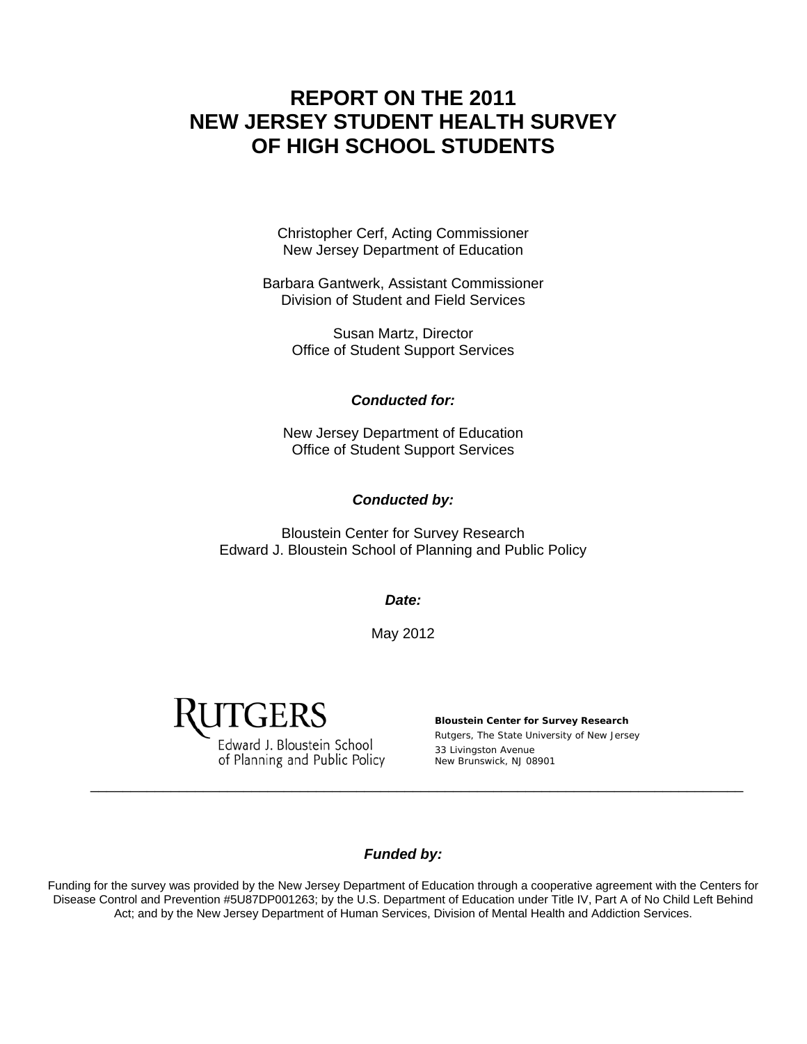# REPORT ON THE 2011 NEW JERSEY STUDENT HEALTH SURVEY OF HIGH SCHOOL STUDENTS

Christopher Cerf, Acting Commissioner
New Jersey Department of Education

Barbara Gantwerk, Assistant Commissioner
Division of Student and Field Services

Susan Martz, Director
Office of Student Support Services

***Conducted for:***

New Jersey Department of Education
Office of Student Support Services

***Conducted by:***

Bloustein Center for Survey Research
Edward J. Bloustein School of Planning and Public Policy

***Date:***

May 2012

RUTGERS
Edward J. Bloustein School
of Planning and Public Policy

**Bloustein Center for Survey Research**
Rutgers, The State University of New Jersey
33 Livingston Avenue
New Brunswick, NJ 08901

***Funded by:***

Funding for the survey was provided by the New Jersey Department of Education through a cooperative agreement with the Centers for Disease Control and Prevention #5U87DP001263; by the U.S. Department of Education under Title IV, Part A of No Child Left Behind Act; and by the New Jersey Department of Human Services, Division of Mental Health and Addiction Services.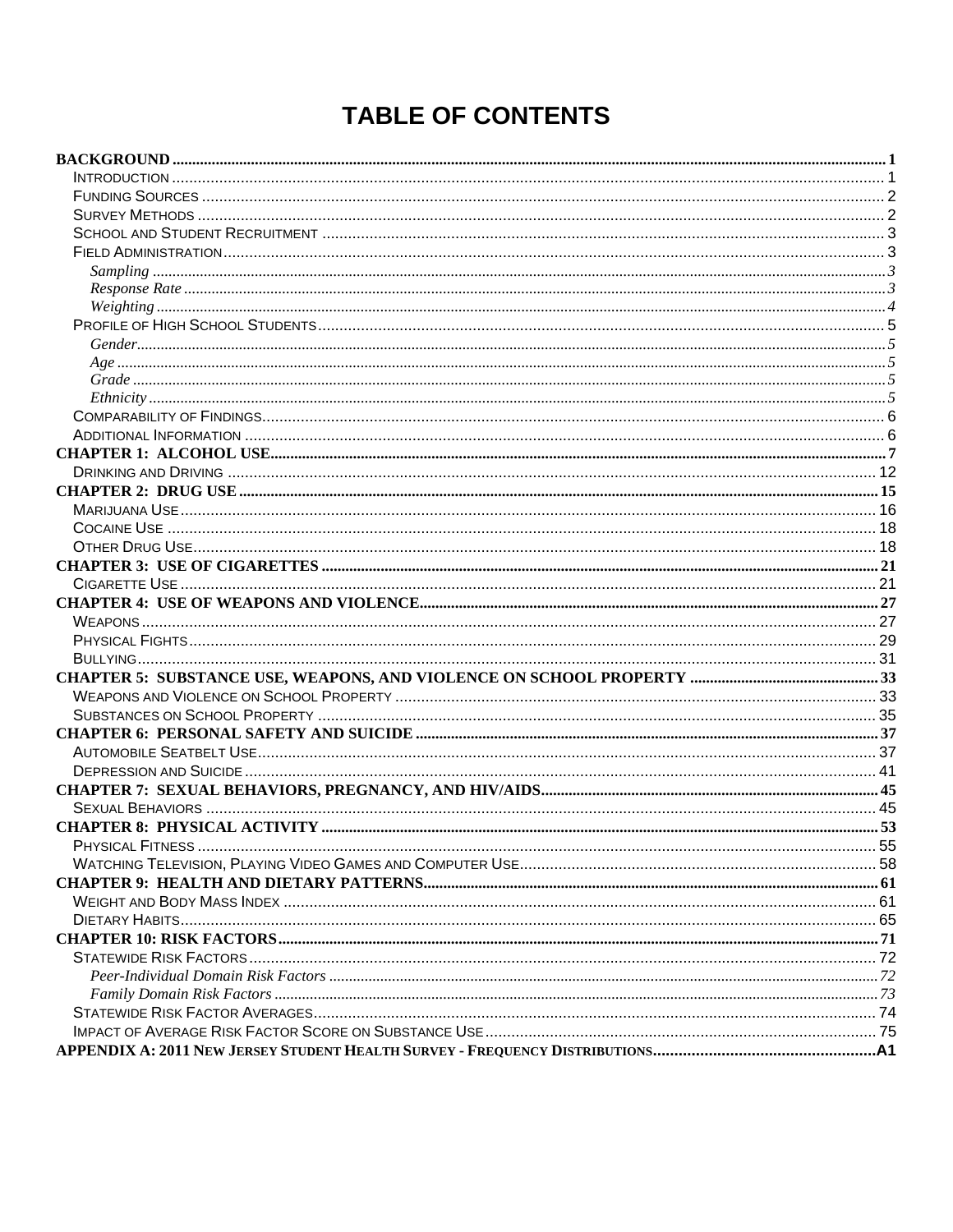# TABLE OF CONTENTS

**BACKGROUND** .......... 1
- Introduction .......... 1
- Funding Sources .......... 2
- Survey Methods .......... 2
- School and Student Recruitment .......... 3
- Field Administration .......... 3
  - *Sampling* .......... 3
  - *Response Rate* .......... 3
  - *Weighting* .......... 4
- Profile of High School Students .......... 5
  - *Gender* .......... 5
  - *Age* .......... 5
  - *Grade* .......... 5
  - *Ethnicity* .......... 5
- Comparability of Findings .......... 6
- Additional Information .......... 6

**CHAPTER 1: ALCOHOL USE** .......... 7
- Drinking and Driving .......... 12

**CHAPTER 2: DRUG USE** .......... 15
- Marijuana Use .......... 16
- Cocaine Use .......... 18
- Other Drug Use .......... 18

**CHAPTER 3: USE OF CIGARETTES** .......... 21
- Cigarette Use .......... 21

**CHAPTER 4: USE OF WEAPONS AND VIOLENCE** .......... 27
- Weapons .......... 27
- Physical Fights .......... 29
- Bullying .......... 31

**CHAPTER 5: SUBSTANCE USE, WEAPONS, AND VIOLENCE ON SCHOOL PROPERTY** .......... 33
- Weapons and Violence on School Property .......... 33
- Substances on School Property .......... 35

**CHAPTER 6: PERSONAL SAFETY AND SUICIDE** .......... 37
- Automobile Seatbelt Use .......... 37
- Depression and Suicide .......... 41

**CHAPTER 7: SEXUAL BEHAVIORS, PREGNANCY, AND HIV/AIDS** .......... 45
- Sexual Behaviors .......... 45

**CHAPTER 8: PHYSICAL ACTIVITY** .......... 53
- Physical Fitness .......... 55
- Watching Television, Playing Video Games and Computer Use .......... 58

**CHAPTER 9: HEALTH AND DIETARY PATTERNS** .......... 61
- Weight and Body Mass Index .......... 61
- Dietary Habits .......... 65

**CHAPTER 10: RISK FACTORS** .......... 71
- Statewide Risk Factors .......... 72
  - *Peer-Individual Domain Risk Factors* .......... 72
  - *Family Domain Risk Factors* .......... 73
- Statewide Risk Factor Averages .......... 74
- Impact of Average Risk Factor Score on Substance Use .......... 75

**APPENDIX A: 2011 NEW JERSEY STUDENT HEALTH SURVEY - FREQUENCY DISTRIBUTIONS** .......... A1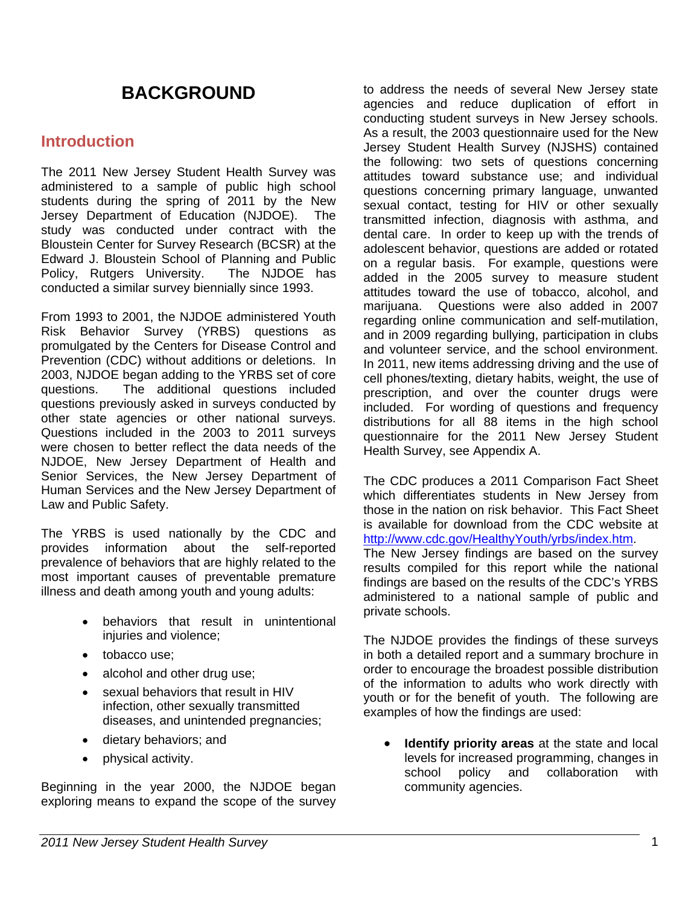# BACKGROUND

## Introduction

The 2011 New Jersey Student Health Survey was administered to a sample of public high school students during the spring of 2011 by the New Jersey Department of Education (NJDOE). The study was conducted under contract with the Bloustein Center for Survey Research (BCSR) at the Edward J. Bloustein School of Planning and Public Policy, Rutgers University. The NJDOE has conducted a similar survey biennially since 1993.

From 1993 to 2001, the NJDOE administered Youth Risk Behavior Survey (YRBS) questions as promulgated by the Centers for Disease Control and Prevention (CDC) without additions or deletions. In 2003, NJDOE began adding to the YRBS set of core questions. The additional questions included questions previously asked in surveys conducted by other state agencies or other national surveys. Questions included in the 2003 to 2011 surveys were chosen to better reflect the data needs of the NJDOE, New Jersey Department of Health and Senior Services, the New Jersey Department of Human Services and the New Jersey Department of Law and Public Safety.

The YRBS is used nationally by the CDC and provides information about the self-reported prevalence of behaviors that are highly related to the most important causes of preventable premature illness and death among youth and young adults:

- behaviors that result in unintentional injuries and violence;
- tobacco use;
- alcohol and other drug use;
- sexual behaviors that result in HIV infection, other sexually transmitted diseases, and unintended pregnancies;
- dietary behaviors; and
- physical activity.

Beginning in the year 2000, the NJDOE began exploring means to expand the scope of the survey to address the needs of several New Jersey state agencies and reduce duplication of effort in conducting student surveys in New Jersey schools. As a result, the 2003 questionnaire used for the New Jersey Student Health Survey (NJSHS) contained the following: two sets of questions concerning attitudes toward substance use; and individual questions concerning primary language, unwanted sexual contact, testing for HIV or other sexually transmitted infection, diagnosis with asthma, and dental care. In order to keep up with the trends of adolescent behavior, questions are added or rotated on a regular basis. For example, questions were added in the 2005 survey to measure student attitudes toward the use of tobacco, alcohol, and marijuana. Questions were also added in 2007 regarding online communication and self-mutilation, and in 2009 regarding bullying, participation in clubs and volunteer service, and the school environment. In 2011, new items addressing driving and the use of cell phones/texting, dietary habits, weight, the use of prescription, and over the counter drugs were included. For wording of questions and frequency distributions for all 88 items in the high school questionnaire for the 2011 New Jersey Student Health Survey, see Appendix A.

The CDC produces a 2011 Comparison Fact Sheet which differentiates students in New Jersey from those in the nation on risk behavior. This Fact Sheet is available for download from the CDC website at http://www.cdc.gov/HealthyYouth/yrbs/index.htm.
The New Jersey findings are based on the survey results compiled for this report while the national findings are based on the results of the CDC's YRBS administered to a national sample of public and private schools.

The NJDOE provides the findings of these surveys in both a detailed report and a summary brochure in order to encourage the broadest possible distribution of the information to adults who work directly with youth or for the benefit of youth. The following are examples of how the findings are used:

- **Identify priority areas** at the state and local levels for increased programming, changes in school policy and collaboration with community agencies.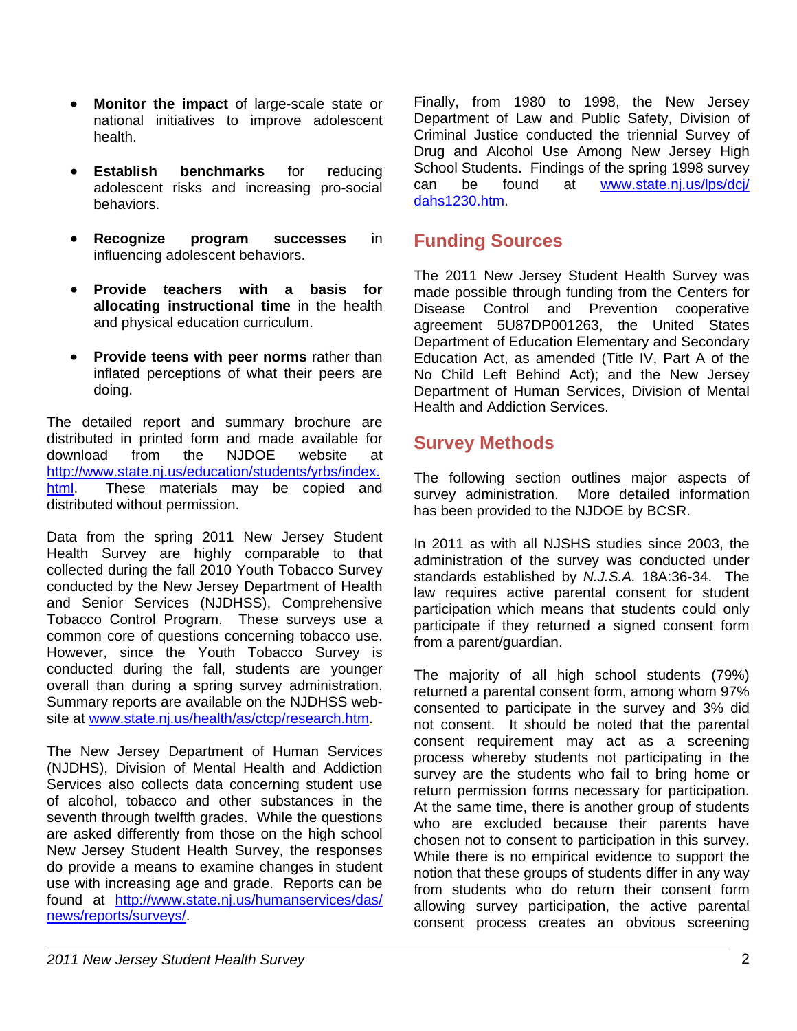- **Monitor the impact** of large-scale state or national initiatives to improve adolescent health.

- **Establish benchmarks** for reducing adolescent risks and increasing pro-social behaviors.

- **Recognize program successes** in influencing adolescent behaviors.

- **Provide teachers with a basis for allocating instructional time** in the health and physical education curriculum.

- **Provide teens with peer norms** rather than inflated perceptions of what their peers are doing.

The detailed report and summary brochure are distributed in printed form and made available for download from the NJDOE website at http://www.state.nj.us/education/students/yrbs/index.html. These materials may be copied and distributed without permission.

Data from the spring 2011 New Jersey Student Health Survey are highly comparable to that collected during the fall 2010 Youth Tobacco Survey conducted by the New Jersey Department of Health and Senior Services (NJDHSS), Comprehensive Tobacco Control Program. These surveys use a common core of questions concerning tobacco use. However, since the Youth Tobacco Survey is conducted during the fall, students are younger overall than during a spring survey administration. Summary reports are available on the NJDHSS web-site at www.state.nj.us/health/as/ctcp/research.htm.

The New Jersey Department of Human Services (NJDHS), Division of Mental Health and Addiction Services also collects data concerning student use of alcohol, tobacco and other substances in the seventh through twelfth grades. While the questions are asked differently from those on the high school New Jersey Student Health Survey, the responses do provide a means to examine changes in student use with increasing age and grade. Reports can be found at http://www.state.nj.us/humanservices/das/news/reports/surveys/.

Finally, from 1980 to 1998, the New Jersey Department of Law and Public Safety, Division of Criminal Justice conducted the triennial Survey of Drug and Alcohol Use Among New Jersey High School Students. Findings of the spring 1998 survey can be found at www.state.nj.us/lps/dcj/dahs1230.htm.

## Funding Sources

The 2011 New Jersey Student Health Survey was made possible through funding from the Centers for Disease Control and Prevention cooperative agreement 5U87DP001263, the United States Department of Education Elementary and Secondary Education Act, as amended (Title IV, Part A of the No Child Left Behind Act); and the New Jersey Department of Human Services, Division of Mental Health and Addiction Services.

## Survey Methods

The following section outlines major aspects of survey administration. More detailed information has been provided to the NJDOE by BCSR.

In 2011 as with all NJSHS studies since 2003, the administration of the survey was conducted under standards established by *N.J.S.A.* 18A:36-34. The law requires active parental consent for student participation which means that students could only participate if they returned a signed consent form from a parent/guardian.

The majority of all high school students (79%) returned a parental consent form, among whom 97% consented to participate in the survey and 3% did not consent. It should be noted that the parental consent requirement may act as a screening process whereby students not participating in the survey are the students who fail to bring home or return permission forms necessary for participation. At the same time, there is another group of students who are excluded because their parents have chosen not to consent to participation in this survey. While there is no empirical evidence to support the notion that these groups of students differ in any way from students who do return their consent form allowing survey participation, the active parental consent process creates an obvious screening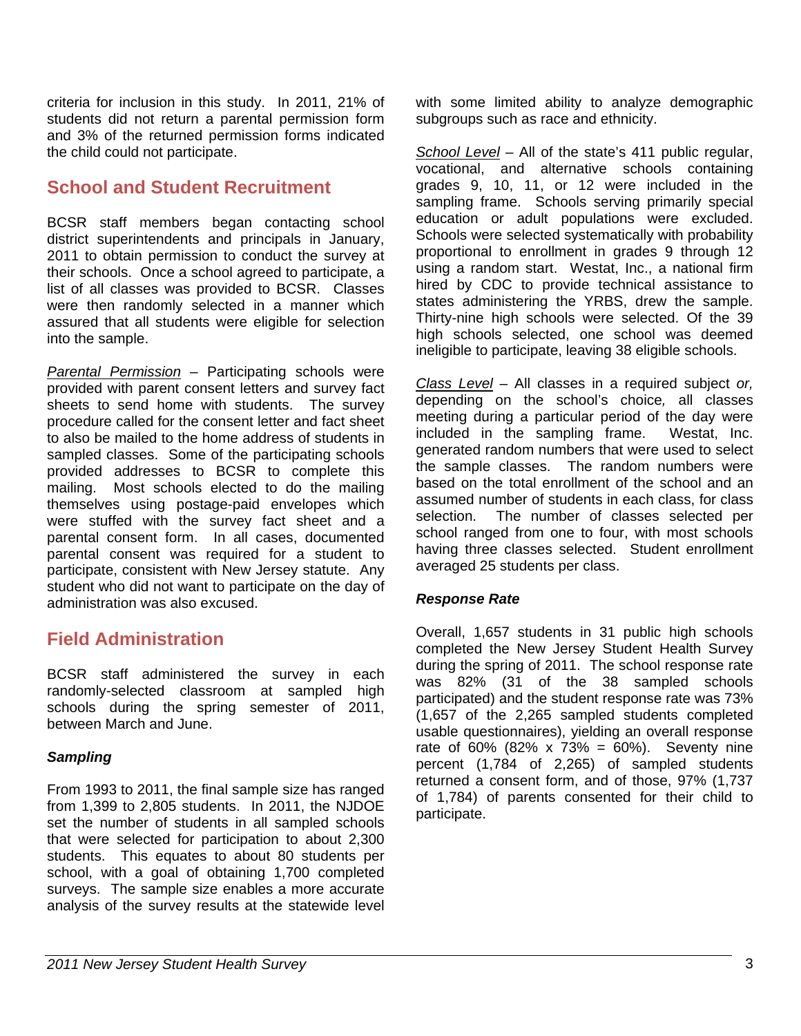criteria for inclusion in this study. In 2011, 21% of students did not return a parental permission form and 3% of the returned permission forms indicated the child could not participate.

## School and Student Recruitment

BCSR staff members began contacting school district superintendents and principals in January, 2011 to obtain permission to conduct the survey at their schools. Once a school agreed to participate, a list of all classes was provided to BCSR. Classes were then randomly selected in a manner which assured that all students were eligible for selection into the sample.

*Parental Permission* – Participating schools were provided with parent consent letters and survey fact sheets to send home with students. The survey procedure called for the consent letter and fact sheet to also be mailed to the home address of students in sampled classes. Some of the participating schools provided addresses to BCSR to complete this mailing. Most schools elected to do the mailing themselves using postage-paid envelopes which were stuffed with the survey fact sheet and a parental consent form. In all cases, documented parental consent was required for a student to participate, consistent with New Jersey statute. Any student who did not want to participate on the day of administration was also excused.

## Field Administration

BCSR staff administered the survey in each randomly-selected classroom at sampled high schools during the spring semester of 2011, between March and June.

### *Sampling*

From 1993 to 2011, the final sample size has ranged from 1,399 to 2,805 students. In 2011, the NJDOE set the number of students in all sampled schools that were selected for participation to about 2,300 students. This equates to about 80 students per school, with a goal of obtaining 1,700 completed surveys. The sample size enables a more accurate analysis of the survey results at the statewide level with some limited ability to analyze demographic subgroups such as race and ethnicity.

*School Level* – All of the state's 411 public regular, vocational, and alternative schools containing grades 9, 10, 11, or 12 were included in the sampling frame. Schools serving primarily special education or adult populations were excluded. Schools were selected systematically with probability proportional to enrollment in grades 9 through 12 using a random start. Westat, Inc., a national firm hired by CDC to provide technical assistance to states administering the YRBS, drew the sample. Thirty-nine high schools were selected. Of the 39 high schools selected, one school was deemed ineligible to participate, leaving 38 eligible schools.

*Class Level* – All classes in a required subject *or,* depending on the school's choice*,* all classes meeting during a particular period of the day were included in the sampling frame. Westat, Inc. generated random numbers that were used to select the sample classes. The random numbers were based on the total enrollment of the school and an assumed number of students in each class, for class selection. The number of classes selected per school ranged from one to four, with most schools having three classes selected. Student enrollment averaged 25 students per class.

### *Response Rate*

Overall, 1,657 students in 31 public high schools completed the New Jersey Student Health Survey during the spring of 2011. The school response rate was 82% (31 of the 38 sampled schools participated) and the student response rate was 73% (1,657 of the 2,265 sampled students completed usable questionnaires), yielding an overall response rate of 60% (82% x 73% = 60%). Seventy nine percent (1,784 of 2,265) of sampled students returned a consent form, and of those, 97% (1,737 of 1,784) of parents consented for their child to participate.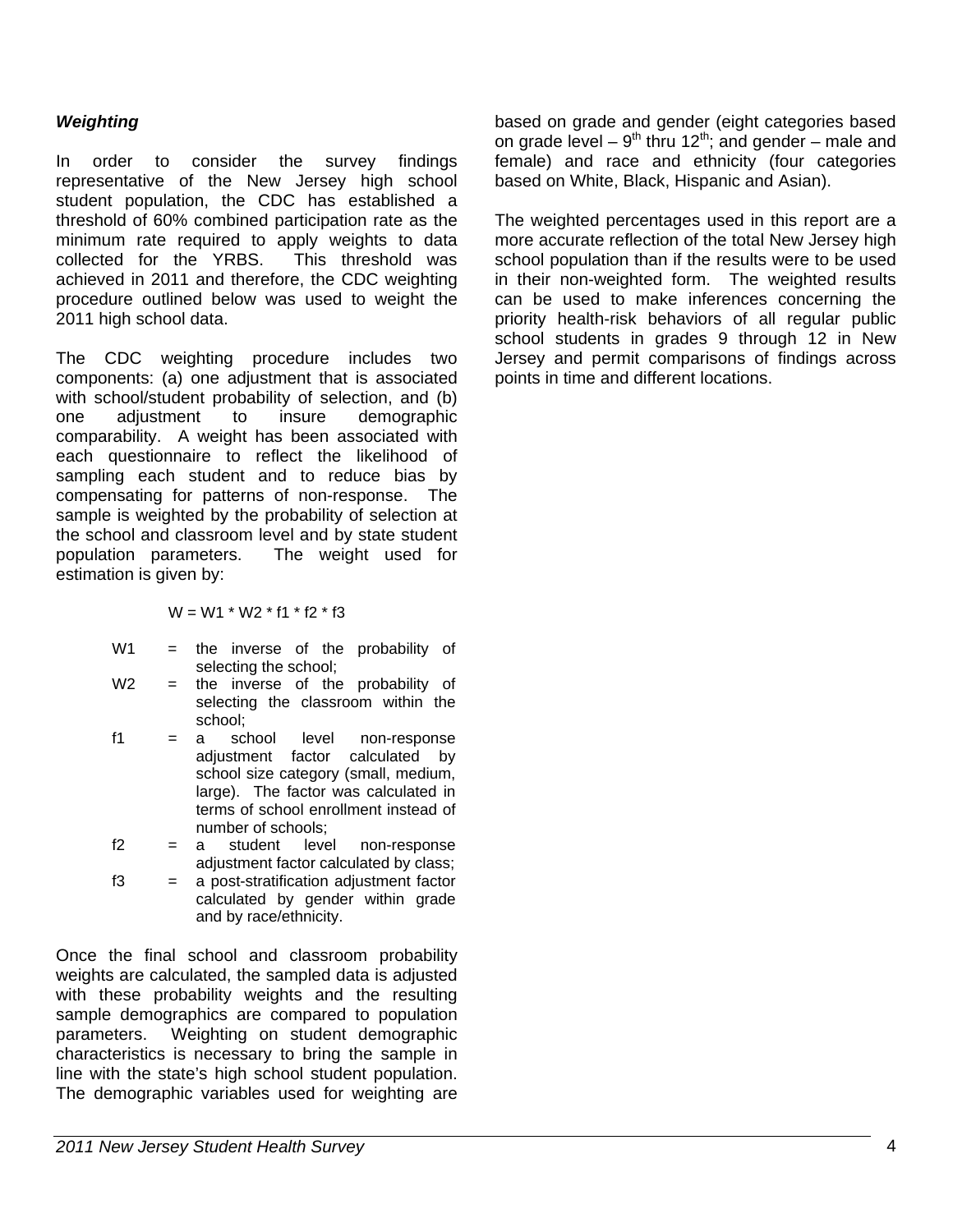### *Weighting*

In order to consider the survey findings representative of the New Jersey high school student population, the CDC has established a threshold of 60% combined participation rate as the minimum rate required to apply weights to data collected for the YRBS. This threshold was achieved in 2011 and therefore, the CDC weighting procedure outlined below was used to weight the 2011 high school data.

The CDC weighting procedure includes two components: (a) one adjustment that is associated with school/student probability of selection, and (b) one adjustment to insure demographic comparability. A weight has been associated with each questionnaire to reflect the likelihood of sampling each student and to reduce bias by compensating for patterns of non-response. The sample is weighted by the probability of selection at the school and classroom level and by state student population parameters. The weight used for estimation is given by:

$$W = W1 * W2 * f1 * f2 * f3$$

- W1 = the inverse of the probability of selecting the school;
- W2 = the inverse of the probability of selecting the classroom within the school;
- f1 = a school level non-response adjustment factor calculated by school size category (small, medium, large). The factor was calculated in terms of school enrollment instead of number of schools;
- f2 = a student level non-response adjustment factor calculated by class;
- f3 = a post-stratification adjustment factor calculated by gender within grade and by race/ethnicity.

Once the final school and classroom probability weights are calculated, the sampled data is adjusted with these probability weights and the resulting sample demographics are compared to population parameters. Weighting on student demographic characteristics is necessary to bring the sample in line with the state's high school student population. The demographic variables used for weighting are based on grade and gender (eight categories based on grade level – $9^{th}$ thru $12^{th}$; and gender – male and female) and race and ethnicity (four categories based on White, Black, Hispanic and Asian).

The weighted percentages used in this report are a more accurate reflection of the total New Jersey high school population than if the results were to be used in their non-weighted form. The weighted results can be used to make inferences concerning the priority health-risk behaviors of all regular public school students in grades 9 through 12 in New Jersey and permit comparisons of findings across points in time and different locations.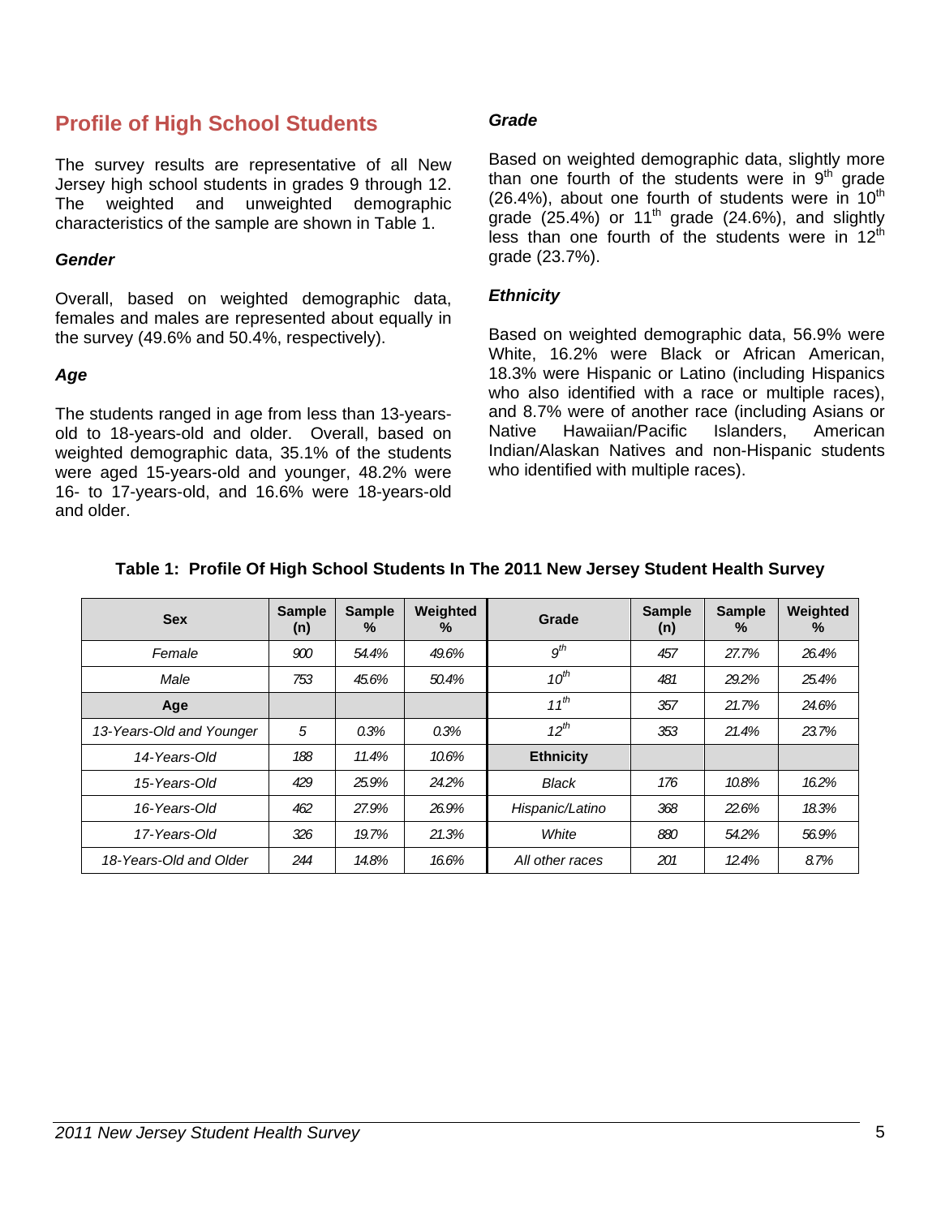## Profile of High School Students

The survey results are representative of all New Jersey high school students in grades 9 through 12. The weighted and unweighted demographic characteristics of the sample are shown in Table 1.

### *Gender*

Overall, based on weighted demographic data, females and males are represented about equally in the survey (49.6% and 50.4%, respectively).

### *Age*

The students ranged in age from less than 13-years-old to 18-years-old and older. Overall, based on weighted demographic data, 35.1% of the students were aged 15-years-old and younger, 48.2% were 16- to 17-years-old, and 16.6% were 18-years-old and older.

### *Grade*

Based on weighted demographic data, slightly more than one fourth of the students were in 9th grade (26.4%), about one fourth of students were in 10th grade (25.4%) or 11th grade (24.6%), and slightly less than one fourth of the students were in 12th grade (23.7%).

### *Ethnicity*

Based on weighted demographic data, 56.9% were White, 16.2% were Black or African American, 18.3% were Hispanic or Latino (including Hispanics who also identified with a race or multiple races), and 8.7% were of another race (including Asians or Native Hawaiian/Pacific Islanders, American Indian/Alaskan Natives and non-Hispanic students who identified with multiple races).

**Table 1: Profile Of High School Students In The 2011 New Jersey Student Health Survey**

| Sex | Sample (n) | Sample % | Weighted % | Grade | Sample (n) | Sample % | Weighted % |
|---|---|---|---|---|---|---|---|
| *Female* | *900* | *54.4%* | *49.6%* | *9th* | *457* | *27.7%* | *26.4%* |
| *Male* | *753* | *45.6%* | *50.4%* | *10th* | *481* | *29.2%* | *25.4%* |
| **Age** | | | | *11th* | *357* | *21.7%* | *24.6%* |
| *13-Years-Old and Younger* | *5* | *0.3%* | *0.3%* | *12th* | *353* | *21.4%* | *23.7%* |
| *14-Years-Old* | *188* | *11.4%* | *10.6%* | **Ethnicity** | | | |
| *15-Years-Old* | *429* | *25.9%* | *24.2%* | *Black* | *176* | *10.8%* | *16.2%* |
| *16-Years-Old* | *462* | *27.9%* | *26.9%* | *Hispanic/Latino* | *368* | *22.6%* | *18.3%* |
| *17-Years-Old* | *326* | *19.7%* | *21.3%* | *White* | *880* | *54.2%* | *56.9%* |
| *18-Years-Old and Older* | *244* | *14.8%* | *16.6%* | *All other races* | *201* | *12.4%* | *8.7%* |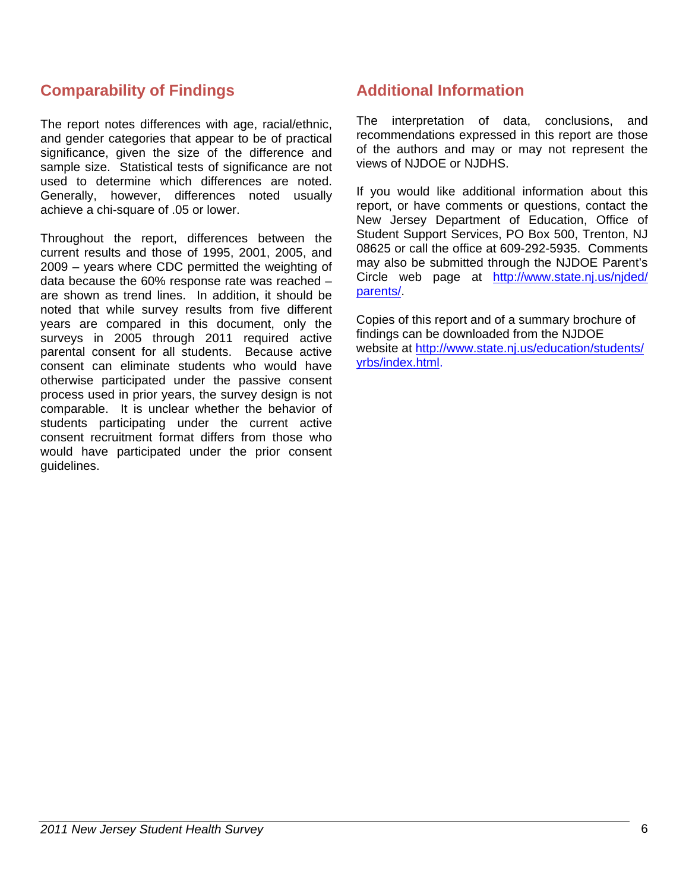## Comparability of Findings

The report notes differences with age, racial/ethnic, and gender categories that appear to be of practical significance, given the size of the difference and sample size. Statistical tests of significance are not used to determine which differences are noted. Generally, however, differences noted usually achieve a chi-square of .05 or lower.

Throughout the report, differences between the current results and those of 1995, 2001, 2005, and 2009 – years where CDC permitted the weighting of data because the 60% response rate was reached – are shown as trend lines. In addition, it should be noted that while survey results from five different years are compared in this document, only the surveys in 2005 through 2011 required active parental consent for all students. Because active consent can eliminate students who would have otherwise participated under the passive consent process used in prior years, the survey design is not comparable. It is unclear whether the behavior of students participating under the current active consent recruitment format differs from those who would have participated under the prior consent guidelines.

## Additional Information

The interpretation of data, conclusions, and recommendations expressed in this report are those of the authors and may or may not represent the views of NJDOE or NJDHS.

If you would like additional information about this report, or have comments or questions, contact the New Jersey Department of Education, Office of Student Support Services, PO Box 500, Trenton, NJ 08625 or call the office at 609-292-5935. Comments may also be submitted through the NJDOE Parent's Circle web page at http://www.state.nj.us/njded/parents/.

Copies of this report and of a summary brochure of findings can be downloaded from the NJDOE website at http://www.state.nj.us/education/students/yrbs/index.html.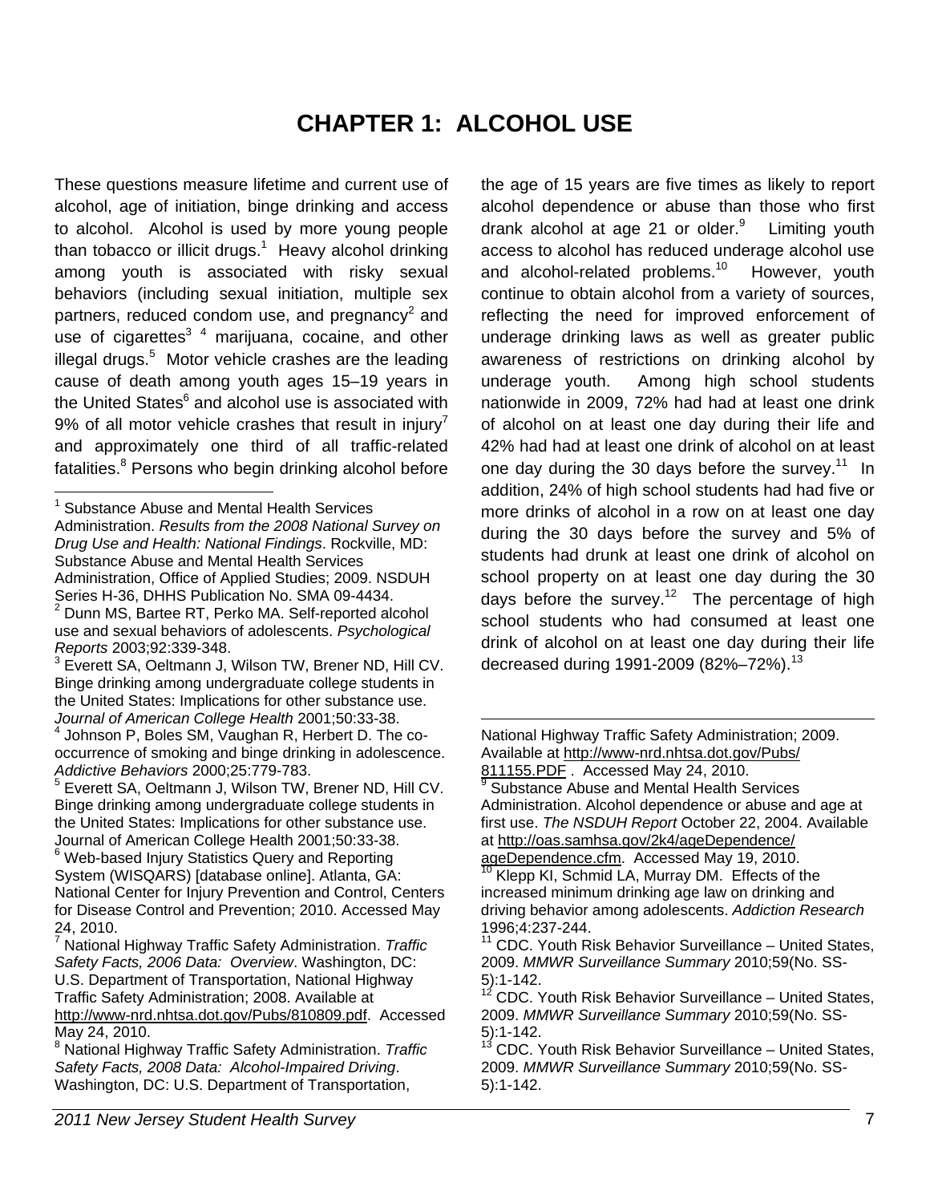# CHAPTER 1: ALCOHOL USE

These questions measure lifetime and current use of alcohol, age of initiation, binge drinking and access to alcohol. Alcohol is used by more young people than tobacco or illicit drugs.[1] Heavy alcohol drinking among youth is associated with risky sexual behaviors (including sexual initiation, multiple sex partners, reduced condom use, and pregnancy[2] and use of cigarettes[3] [4] marijuana, cocaine, and other illegal drugs.[5] Motor vehicle crashes are the leading cause of death among youth ages 15–19 years in the United States[6] and alcohol use is associated with 9% of all motor vehicle crashes that result in injury[7] and approximately one third of all traffic-related fatalities.[8] Persons who begin drinking alcohol before the age of 15 years are five times as likely to report alcohol dependence or abuse than those who first drank alcohol at age 21 or older.[9] Limiting youth access to alcohol has reduced underage alcohol use and alcohol-related problems.[10] However, youth continue to obtain alcohol from a variety of sources, reflecting the need for improved enforcement of underage drinking laws as well as greater public awareness of restrictions on drinking alcohol by underage youth. Among high school students nationwide in 2009, 72% had had at least one drink of alcohol on at least one day during their life and 42% had had at least one drink of alcohol on at least one day during the 30 days before the survey.[11] In addition, 24% of high school students had had five or more drinks of alcohol in a row on at least one day during the 30 days before the survey and 5% of students had drunk at least one drink of alcohol on school property on at least one day during the 30 days before the survey.[12] The percentage of high school students who had consumed at least one drink of alcohol on at least one day during their life decreased during 1991-2009 (82%–72%).[13]

---

[1] Substance Abuse and Mental Health Services Administration. *Results from the 2008 National Survey on Drug Use and Health: National Findings*. Rockville, MD: Substance Abuse and Mental Health Services Administration, Office of Applied Studies; 2009. NSDUH Series H-36, DHHS Publication No. SMA 09-4434.

[2] Dunn MS, Bartee RT, Perko MA. Self-reported alcohol use and sexual behaviors of adolescents. *Psychological Reports* 2003;92:339-348.

[3] Everett SA, Oeltmann J, Wilson TW, Brener ND, Hill CV. Binge drinking among undergraduate college students in the United States: Implications for other substance use. *Journal of American College Health* 2001;50:33-38.

[4] Johnson P, Boles SM, Vaughan R, Herbert D. The co-occurrence of smoking and binge drinking in adolescence. *Addictive Behaviors* 2000;25:779-783.

[5] Everett SA, Oeltmann J, Wilson TW, Brener ND, Hill CV. Binge drinking among undergraduate college students in the United States: Implications for other substance use. Journal of American College Health 2001;50:33-38.

[6] Web-based Injury Statistics Query and Reporting System (WISQARS) [database online]. Atlanta, GA: National Center for Injury Prevention and Control, Centers for Disease Control and Prevention; 2010. Accessed May 24, 2010.

[7] National Highway Traffic Safety Administration. *Traffic Safety Facts, 2006 Data: Overview*. Washington, DC: U.S. Department of Transportation, National Highway Traffic Safety Administration; 2008. Available at http://www-nrd.nhtsa.dot.gov/Pubs/810809.pdf. Accessed May 24, 2010.

[8] National Highway Traffic Safety Administration. *Traffic Safety Facts, 2008 Data: Alcohol-Impaired Driving*. Washington, DC: U.S. Department of Transportation, National Highway Traffic Safety Administration; 2009. Available at http://www-nrd.nhtsa.dot.gov/Pubs/811155.PDF . Accessed May 24, 2010.

[9] Substance Abuse and Mental Health Services Administration. Alcohol dependence or abuse and age at first use. *The NSDUH Report* October 22, 2004. Available at http://oas.samhsa.gov/2k4/ageDependence/ageDependence.cfm. Accessed May 19, 2010.

[10] Klepp KI, Schmid LA, Murray DM. Effects of the increased minimum drinking age law on drinking and driving behavior among adolescents. *Addiction Research* 1996;4:237-244.

[11] CDC. Youth Risk Behavior Surveillance – United States, 2009. *MMWR Surveillance Summary* 2010;59(No. SS-5):1-142.

[12] CDC. Youth Risk Behavior Surveillance – United States, 2009. *MMWR Surveillance Summary* 2010;59(No. SS-5):1-142.

[13] CDC. Youth Risk Behavior Surveillance – United States, 2009. *MMWR Surveillance Summary* 2010;59(No. SS-5):1-142.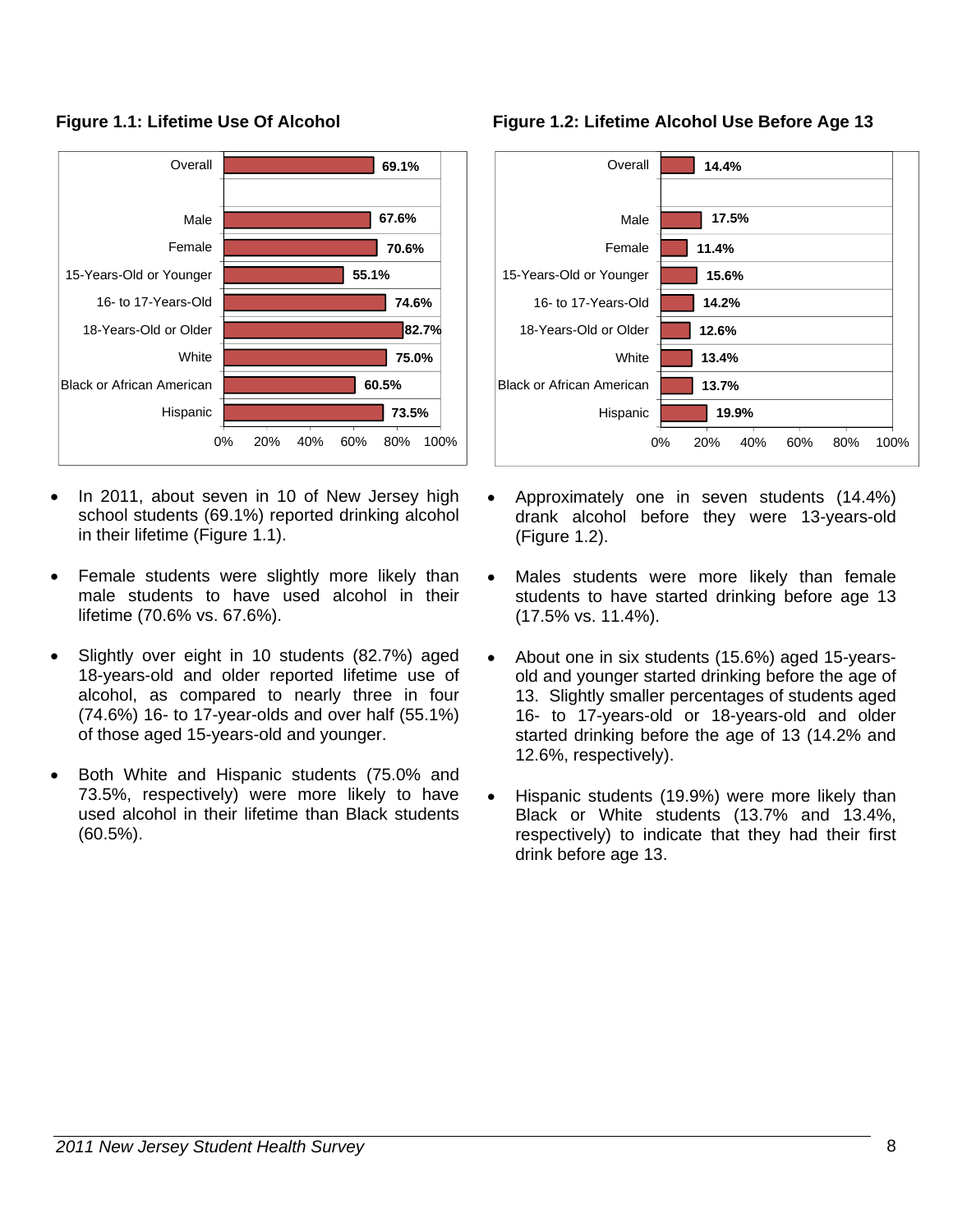**Figure 1.1: Lifetime Use Of Alcohol**

| Group | Percentage |
|---|---|
| Overall | 69.1% |
| Male | 67.6% |
| Female | 70.6% |
| 15-Years-Old or Younger | 55.1% |
| 16- to 17-Years-Old | 74.6% |
| 18-Years-Old or Older | 82.7% |
| White | 75.0% |
| Black or African American | 60.5% |
| Hispanic | 73.5% |

- In 2011, about seven in 10 of New Jersey high school students (69.1%) reported drinking alcohol in their lifetime (Figure 1.1).
- Female students were slightly more likely than male students to have used alcohol in their lifetime (70.6% vs. 67.6%).
- Slightly over eight in 10 students (82.7%) aged 18-years-old and older reported lifetime use of alcohol, as compared to nearly three in four (74.6%) 16- to 17-year-olds and over half (55.1%) of those aged 15-years-old and younger.
- Both White and Hispanic students (75.0% and 73.5%, respectively) were more likely to have used alcohol in their lifetime than Black students (60.5%).

**Figure 1.2: Lifetime Alcohol Use Before Age 13**

| Group | Percentage |
|---|---|
| Overall | 14.4% |
| Male | 17.5% |
| Female | 11.4% |
| 15-Years-Old or Younger | 15.6% |
| 16- to 17-Years-Old | 14.2% |
| 18-Years-Old or Older | 12.6% |
| White | 13.4% |
| Black or African American | 13.7% |
| Hispanic | 19.9% |

- Approximately one in seven students (14.4%) drank alcohol before they were 13-years-old (Figure 1.2).
- Males students were more likely than female students to have started drinking before age 13 (17.5% vs. 11.4%).
- About one in six students (15.6%) aged 15-years-old and younger started drinking before the age of 13. Slightly smaller percentages of students aged 16- to 17-years-old or 18-years-old and older started drinking before the age of 13 (14.2% and 12.6%, respectively).
- Hispanic students (19.9%) were more likely than Black or White students (13.7% and 13.4%, respectively) to indicate that they had their first drink before age 13.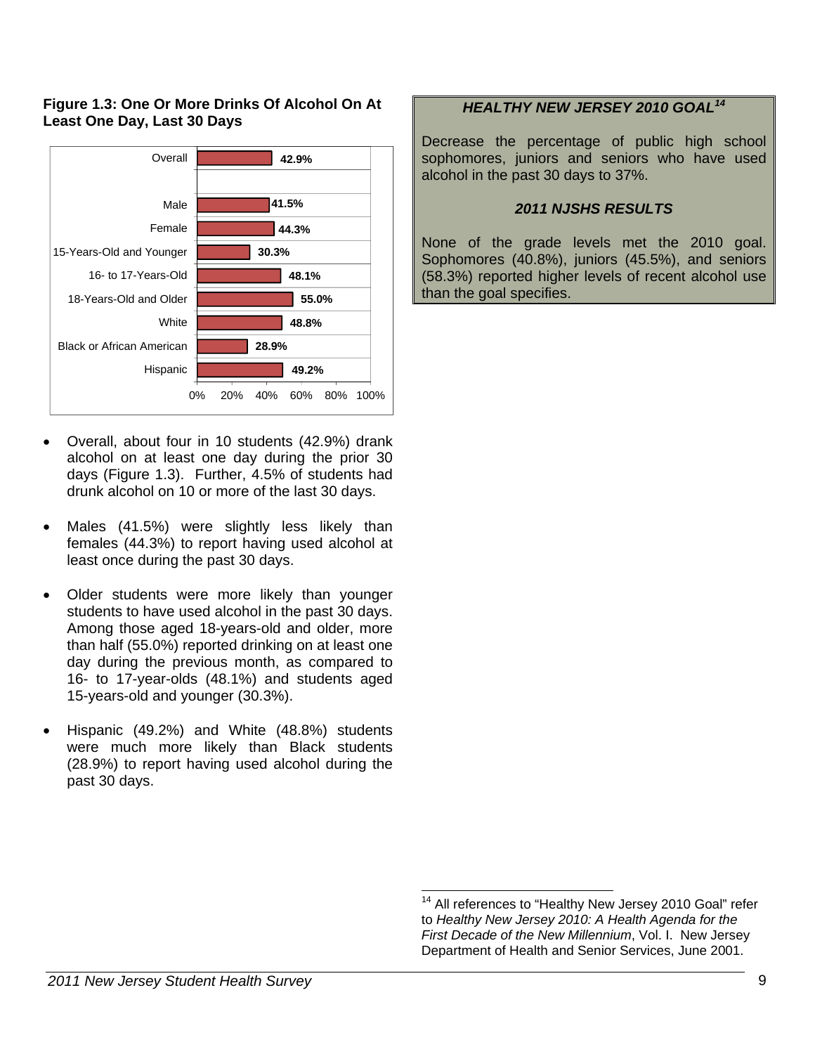**Figure 1.3: One Or More Drinks Of Alcohol On At Least One Day, Last 30 Days**

| Group | Percent |
|---|---|
| Overall | 42.9% |
| Male | 41.5% |
| Female | 44.3% |
| 15-Years-Old and Younger | 30.3% |
| 16- to 17-Years-Old | 48.1% |
| 18-Years-Old and Older | 55.0% |
| White | 48.8% |
| Black or African American | 28.9% |
| Hispanic | 49.2% |

- Overall, about four in 10 students (42.9%) drank alcohol on at least one day during the prior 30 days (Figure 1.3). Further, 4.5% of students had drunk alcohol on 10 or more of the last 30 days.

- Males (41.5%) were slightly less likely than females (44.3%) to report having used alcohol at least once during the past 30 days.

- Older students were more likely than younger students to have used alcohol in the past 30 days. Among those aged 18-years-old and older, more than half (55.0%) reported drinking on at least one day during the previous month, as compared to 16- to 17-year-olds (48.1%) and students aged 15-years-old and younger (30.3%).

- Hispanic (49.2%) and White (48.8%) students were much more likely than Black students (28.9%) to report having used alcohol during the past 30 days.

***HEALTHY NEW JERSEY 2010 GOAL[14]***

Decrease the percentage of public high school sophomores, juniors and seniors who have used alcohol in the past 30 days to 37%.

***2011 NJSHS RESULTS***

None of the grade levels met the 2010 goal. Sophomores (40.8%), juniors (45.5%), and seniors (58.3%) reported higher levels of recent alcohol use than the goal specifies.

[14] All references to "Healthy New Jersey 2010 Goal" refer to *Healthy New Jersey 2010: A Health Agenda for the First Decade of the New Millennium*, Vol. I. New Jersey Department of Health and Senior Services, June 2001.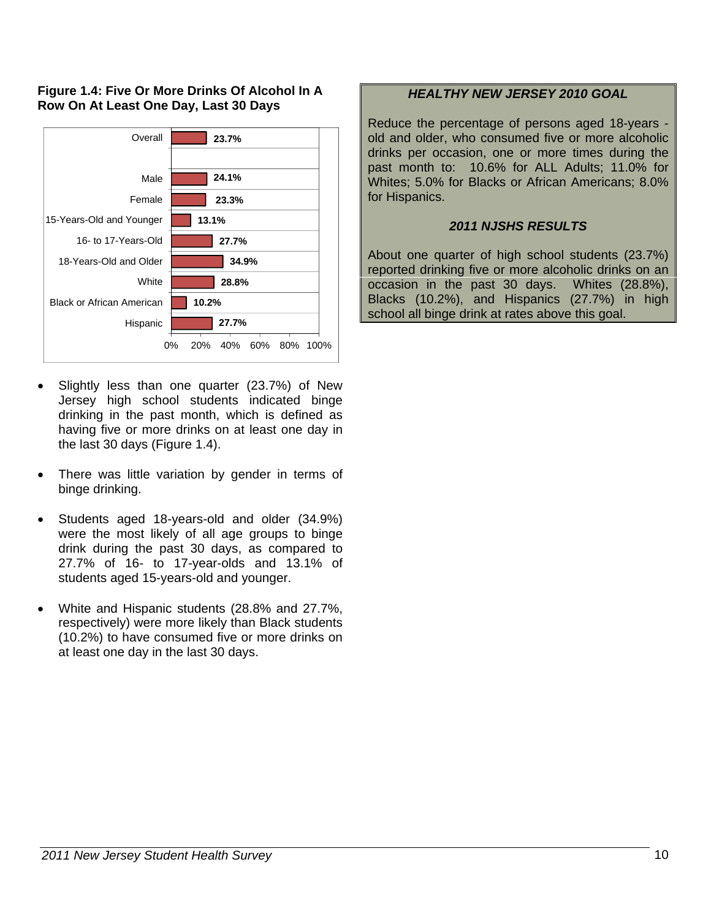**Figure 1.4: Five Or More Drinks Of Alcohol In A Row On At Least One Day, Last 30 Days**

| Group | Percent |
|---|---|
| Overall | 23.7% |
| Male | 24.1% |
| Female | 23.3% |
| 15-Years-Old and Younger | 13.1% |
| 16- to 17-Years-Old | 27.7% |
| 18-Years-Old and Older | 34.9% |
| White | 28.8% |
| Black or African American | 10.2% |
| Hispanic | 27.7% |

- Slightly less than one quarter (23.7%) of New Jersey high school students indicated binge drinking in the past month, which is defined as having five or more drinks on at least one day in the last 30 days (Figure 1.4).
- There was little variation by gender in terms of binge drinking.
- Students aged 18-years-old and older (34.9%) were the most likely of all age groups to binge drink during the past 30 days, as compared to 27.7% of 16- to 17-year-olds and 13.1% of students aged 15-years-old and younger.
- White and Hispanic students (28.8% and 27.7%, respectively) were more likely than Black students (10.2%) to have consumed five or more drinks on at least one day in the last 30 days.

### *HEALTHY NEW JERSEY 2010 GOAL*

Reduce the percentage of persons aged 18-years - old and older, who consumed five or more alcoholic drinks per occasion, one or more times during the past month to: 10.6% for ALL Adults; 11.0% for Whites; 5.0% for Blacks or African Americans; 8.0% for Hispanics.

### *2011 NJSHS RESULTS*

About one quarter of high school students (23.7%) reported drinking five or more alcoholic drinks on an occasion in the past 30 days. Whites (28.8%), Blacks (10.2%), and Hispanics (27.7%) in high school all binge drink at rates above this goal.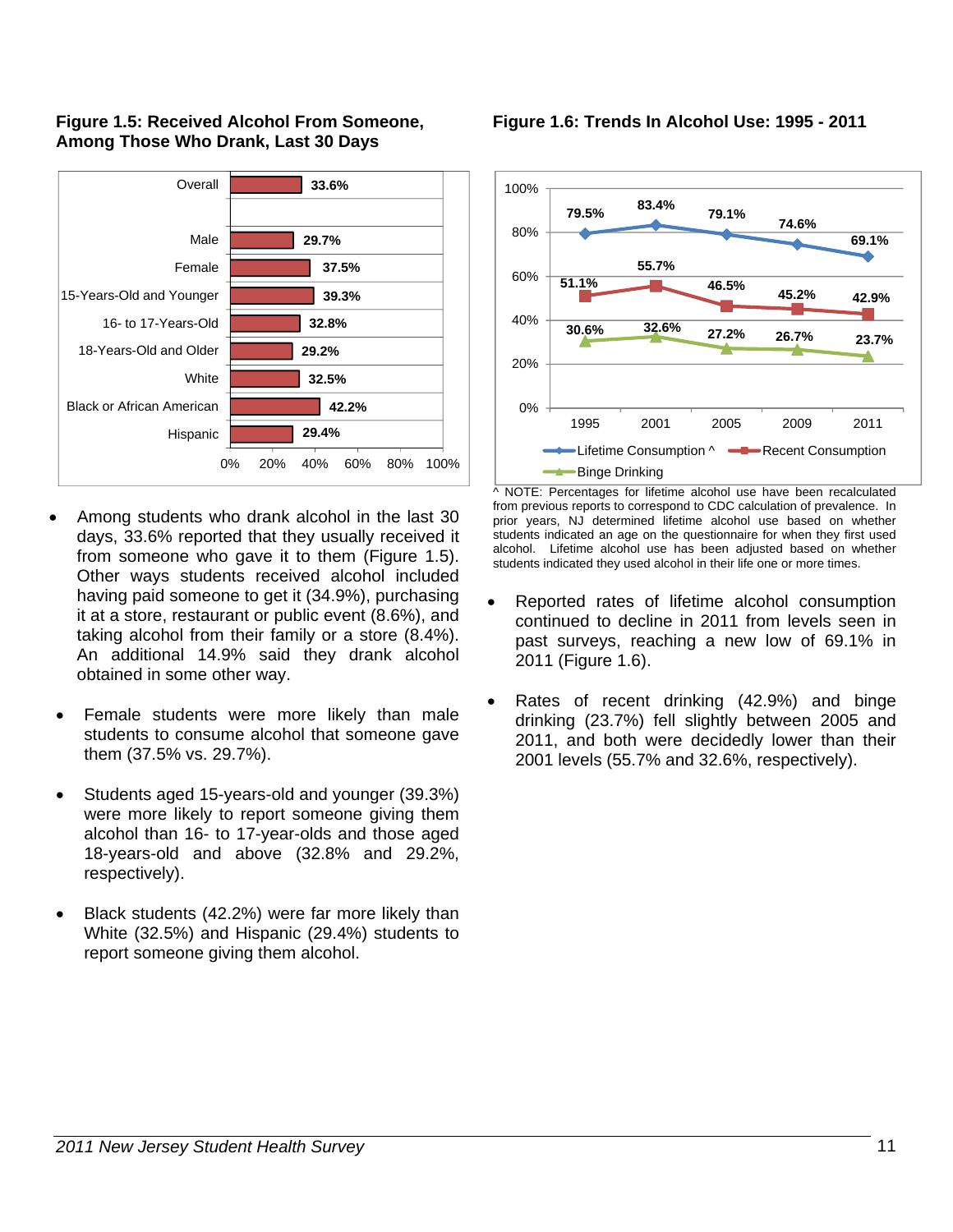**Figure 1.5: Received Alcohol From Someone, Among Those Who Drank, Last 30 Days**

| Group | Percent |
|---|---|
| Overall | 33.6% |
| Male | 29.7% |
| Female | 37.5% |
| 15-Years-Old and Younger | 39.3% |
| 16- to 17-Years-Old | 32.8% |
| 18-Years-Old and Older | 29.2% |
| White | 32.5% |
| Black or African American | 42.2% |
| Hispanic | 29.4% |

- Among students who drank alcohol in the last 30 days, 33.6% reported that they usually received it from someone who gave it to them (Figure 1.5). Other ways students received alcohol included having paid someone to get it (34.9%), purchasing it at a store, restaurant or public event (8.6%), and taking alcohol from their family or a store (8.4%). An additional 14.9% said they drank alcohol obtained in some other way.

- Female students were more likely than male students to consume alcohol that someone gave them (37.5% vs. 29.7%).

- Students aged 15-years-old and younger (39.3%) were more likely to report someone giving them alcohol than 16- to 17-year-olds and those aged 18-years-old and above (32.8% and 29.2%, respectively).

- Black students (42.2%) were far more likely than White (32.5%) and Hispanic (29.4%) students to report someone giving them alcohol.

**Figure 1.6: Trends In Alcohol Use: 1995 - 2011**

| | 1995 | 2001 | 2005 | 2009 | 2011 |
|---|---|---|---|---|---|
| Lifetime Consumption ^ | 79.5% | 83.4% | 79.1% | 74.6% | 69.1% |
| Recent Consumption | 51.1% | 55.7% | 46.5% | 45.2% | 42.9% |
| Binge Drinking | 30.6% | 32.6% | 27.2% | 26.7% | 23.7% |

^ NOTE: Percentages for lifetime alcohol use have been recalculated from previous reports to correspond to CDC calculation of prevalence. In prior years, NJ determined lifetime alcohol use based on whether students indicated an age on the questionnaire for when they first used alcohol. Lifetime alcohol use has been adjusted based on whether students indicated they used alcohol in their life one or more times.

- Reported rates of lifetime alcohol consumption continued to decline in 2011 from levels seen in past surveys, reaching a new low of 69.1% in 2011 (Figure 1.6).

- Rates of recent drinking (42.9%) and binge drinking (23.7%) fell slightly between 2005 and 2011, and both were decidedly lower than their 2001 levels (55.7% and 32.6%, respectively).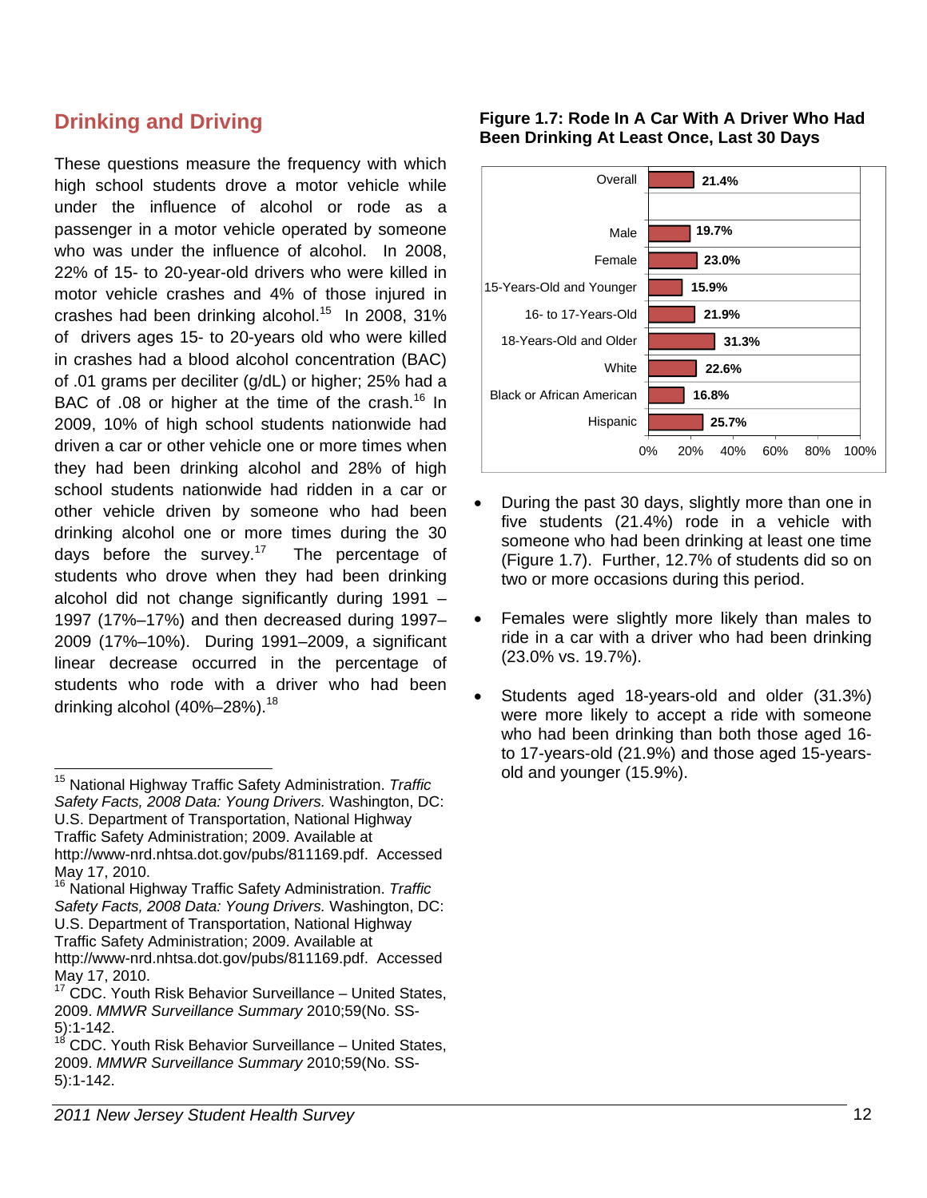## Drinking and Driving

These questions measure the frequency with which high school students drove a motor vehicle while under the influence of alcohol or rode as a passenger in a motor vehicle operated by someone who was under the influence of alcohol. In 2008, 22% of 15- to 20-year-old drivers who were killed in motor vehicle crashes and 4% of those injured in crashes had been drinking alcohol.[15] In 2008, 31% of drivers ages 15- to 20-years old who were killed in crashes had a blood alcohol concentration (BAC) of .01 grams per deciliter (g/dL) or higher; 25% had a BAC of .08 or higher at the time of the crash.[16] In 2009, 10% of high school students nationwide had driven a car or other vehicle one or more times when they had been drinking alcohol and 28% of high school students nationwide had ridden in a car or other vehicle driven by someone who had been drinking alcohol one or more times during the 30 days before the survey.[17] The percentage of students who drove when they had been drinking alcohol did not change significantly during 1991 – 1997 (17%–17%) and then decreased during 1997–2009 (17%–10%). During 1991–2009, a significant linear decrease occurred in the percentage of students who rode with a driver who had been drinking alcohol (40%–28%).[18]

**Figure 1.7: Rode In A Car With A Driver Who Had Been Drinking At Least Once, Last 30 Days**

| Group | Percent |
|---|---|
| Overall | 21.4% |
| Male | 19.7% |
| Female | 23.0% |
| 15-Years-Old and Younger | 15.9% |
| 16- to 17-Years-Old | 21.9% |
| 18-Years-Old and Older | 31.3% |
| White | 22.6% |
| Black or African American | 16.8% |
| Hispanic | 25.7% |

- During the past 30 days, slightly more than one in five students (21.4%) rode in a vehicle with someone who had been drinking at least one time (Figure 1.7). Further, 12.7% of students did so on two or more occasions during this period.
- Females were slightly more likely than males to ride in a car with a driver who had been drinking (23.0% vs. 19.7%).
- Students aged 18-years-old and older (31.3%) were more likely to accept a ride with someone who had been drinking than both those aged 16- to 17-years-old (21.9%) and those aged 15-years-old and younger (15.9%).

---

[15] National Highway Traffic Safety Administration. *Traffic Safety Facts, 2008 Data: Young Drivers.* Washington, DC: U.S. Department of Transportation, National Highway Traffic Safety Administration; 2009. Available at http://www-nrd.nhtsa.dot.gov/pubs/811169.pdf. Accessed May 17, 2010.

[16] National Highway Traffic Safety Administration. *Traffic Safety Facts, 2008 Data: Young Drivers.* Washington, DC: U.S. Department of Transportation, National Highway Traffic Safety Administration; 2009. Available at http://www-nrd.nhtsa.dot.gov/pubs/811169.pdf. Accessed May 17, 2010.

[17] CDC. Youth Risk Behavior Surveillance – United States, 2009. *MMWR Surveillance Summary* 2010;59(No. SS-5):1-142.

[18] CDC. Youth Risk Behavior Surveillance – United States, 2009. *MMWR Surveillance Summary* 2010;59(No. SS-5):1-142.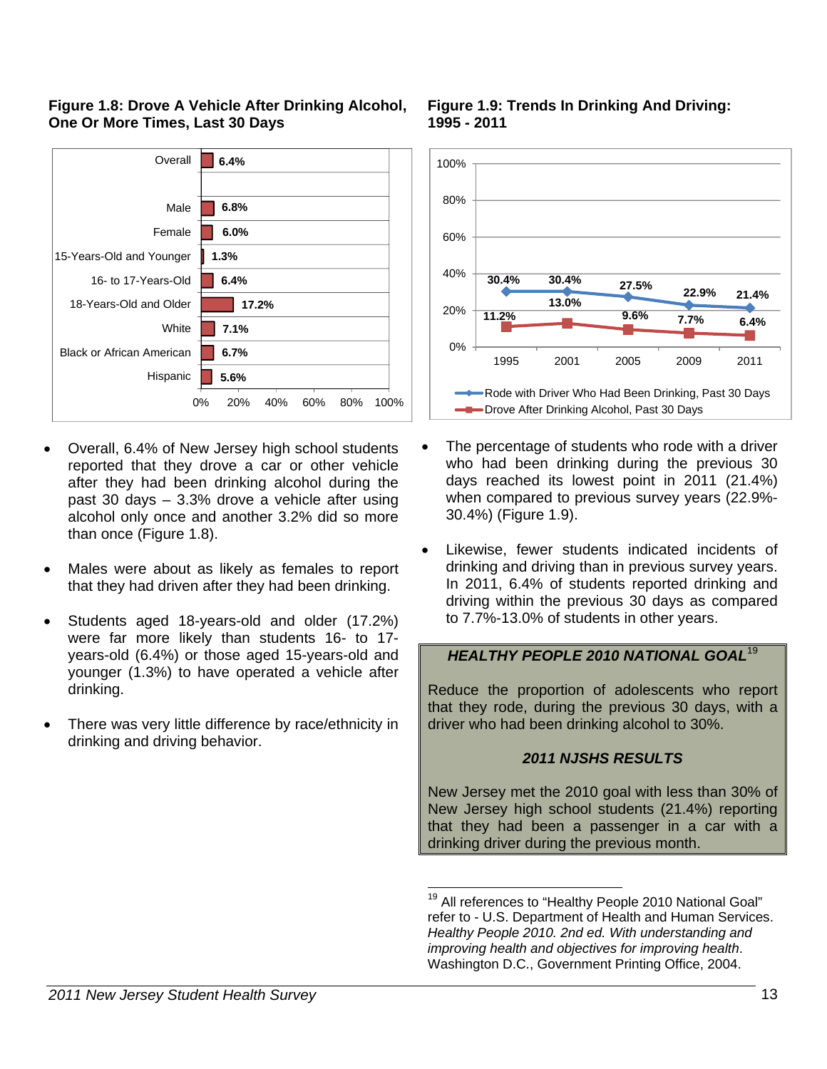**Figure 1.8: Drove A Vehicle After Drinking Alcohol, One Or More Times, Last 30 Days**

| Group | Percent |
|---|---|
| Overall | 6.4% |
| Male | 6.8% |
| Female | 6.0% |
| 15-Years-Old and Younger | 1.3% |
| 16- to 17-Years-Old | 6.4% |
| 18-Years-Old and Older | 17.2% |
| White | 7.1% |
| Black or African American | 6.7% |
| Hispanic | 5.6% |

- Overall, 6.4% of New Jersey high school students reported that they drove a car or other vehicle after they had been drinking alcohol during the past 30 days – 3.3% drove a vehicle after using alcohol only once and another 3.2% did so more than once (Figure 1.8).
- Males were about as likely as females to report that they had driven after they had been drinking.
- Students aged 18-years-old and older (17.2%) were far more likely than students 16- to 17-years-old (6.4%) or those aged 15-years-old and younger (1.3%) to have operated a vehicle after drinking.
- There was very little difference by race/ethnicity in drinking and driving behavior.

**Figure 1.9: Trends In Drinking And Driving: 1995 - 2011**

| | 1995 | 2001 | 2005 | 2009 | 2011 |
|---|---|---|---|---|---|
| Rode with Driver Who Had Been Drinking, Past 30 Days | 30.4% | 30.4% | 27.5% | 22.9% | 21.4% |
| Drove After Drinking Alcohol, Past 30 Days | 11.2% | 13.0% | 9.6% | 7.7% | 6.4% |

- The percentage of students who rode with a driver who had been drinking during the previous 30 days reached its lowest point in 2011 (21.4%) when compared to previous survey years (22.9%-30.4%) (Figure 1.9).
- Likewise, fewer students indicated incidents of drinking and driving than in previous survey years. In 2011, 6.4% of students reported drinking and driving within the previous 30 days as compared to 7.7%-13.0% of students in other years.

***HEALTHY PEOPLE 2010 NATIONAL GOAL*[19]**

Reduce the proportion of adolescents who report that they rode, during the previous 30 days, with a driver who had been drinking alcohol to 30%.

***2011 NJSHS RESULTS***

New Jersey met the 2010 goal with less than 30% of New Jersey high school students (21.4%) reporting that they had been a passenger in a car with a drinking driver during the previous month.

---

[19] All references to "Healthy People 2010 National Goal" refer to - U.S. Department of Health and Human Services. *Healthy People 2010. 2nd ed. With understanding and improving health and objectives for improving health*. Washington D.C., Government Printing Office, 2004.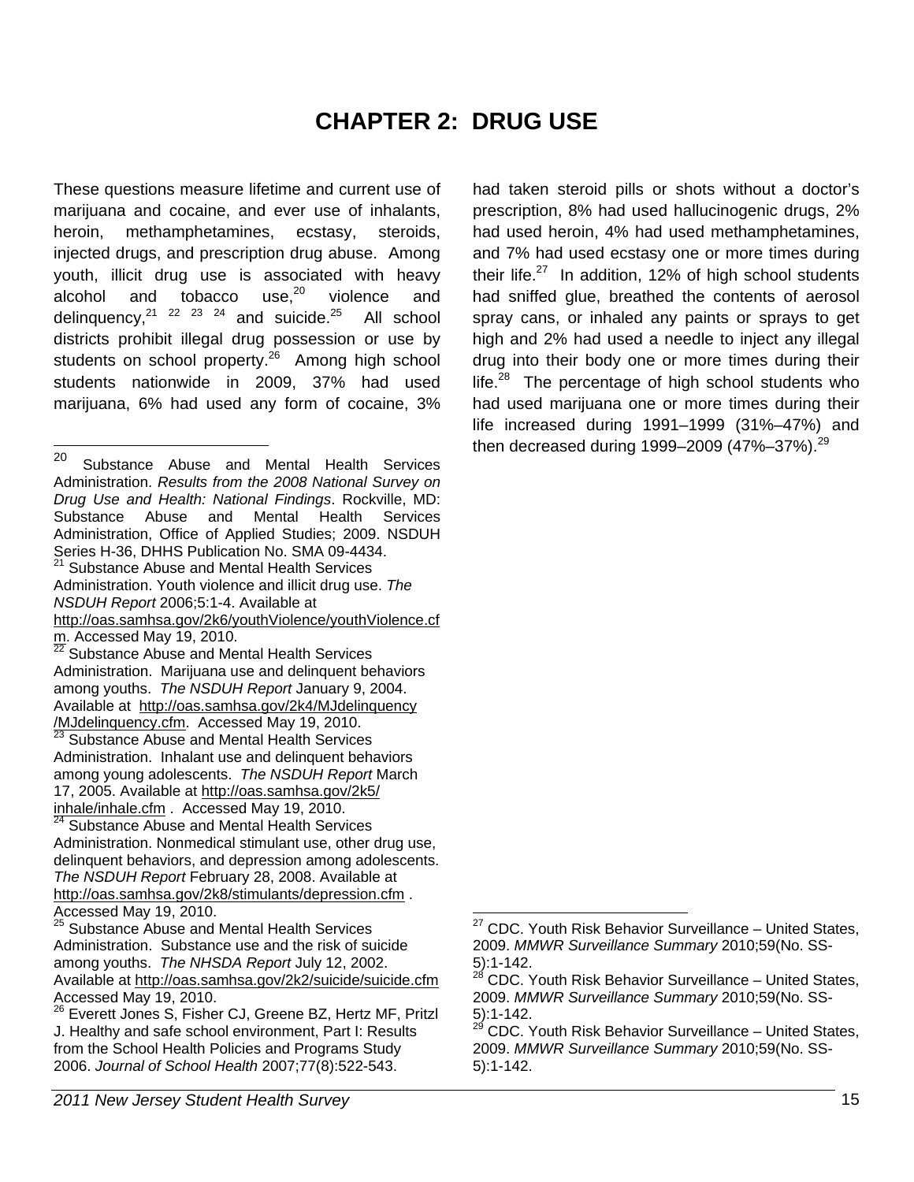# CHAPTER 2: DRUG USE

These questions measure lifetime and current use of marijuana and cocaine, and ever use of inhalants, heroin, methamphetamines, ecstasy, steroids, injected drugs, and prescription drug abuse. Among youth, illicit drug use is associated with heavy alcohol and tobacco use,[20] violence and delinquency,[21] [22] [23] [24] and suicide.[25] All school districts prohibit illegal drug possession or use by students on school property.[26] Among high school students nationwide in 2009, 37% had used marijuana, 6% had used any form of cocaine, 3% had taken steroid pills or shots without a doctor's prescription, 8% had used hallucinogenic drugs, 2% had used heroin, 4% had used methamphetamines, and 7% had used ecstasy one or more times during their life.[27] In addition, 12% of high school students had sniffed glue, breathed the contents of aerosol spray cans, or inhaled any paints or sprays to get high and 2% had used a needle to inject any illegal drug into their body one or more times during their life.[28] The percentage of high school students who had used marijuana one or more times during their life increased during 1991–1999 (31%–47%) and then decreased during 1999–2009 (47%–37%).[29]

---

[20] Substance Abuse and Mental Health Services Administration. *Results from the 2008 National Survey on Drug Use and Health: National Findings*. Rockville, MD: Substance Abuse and Mental Health Services Administration, Office of Applied Studies; 2009. NSDUH Series H-36, DHHS Publication No. SMA 09-4434.

[21] Substance Abuse and Mental Health Services Administration. Youth violence and illicit drug use. *The NSDUH Report* 2006;5:1-4. Available at http://oas.samhsa.gov/2k6/youthViolence/youthViolence.cfm. Accessed May 19, 2010.

[22] Substance Abuse and Mental Health Services Administration. Marijuana use and delinquent behaviors among youths. *The NSDUH Report* January 9, 2004. Available at http://oas.samhsa.gov/2k4/MJdelinquency/MJdelinquency.cfm. Accessed May 19, 2010.

[23] Substance Abuse and Mental Health Services Administration. Inhalant use and delinquent behaviors among young adolescents. *The NSDUH Report* March 17, 2005. Available at http://oas.samhsa.gov/2k5/inhale/inhale.cfm . Accessed May 19, 2010.

[24] Substance Abuse and Mental Health Services Administration. Nonmedical stimulant use, other drug use, delinquent behaviors, and depression among adolescents. *The NSDUH Report* February 28, 2008. Available at http://oas.samhsa.gov/2k8/stimulants/depression.cfm . Accessed May 19, 2010.

[25] Substance Abuse and Mental Health Services Administration. Substance use and the risk of suicide among youths. *The NHSDA Report* July 12, 2002. Available at http://oas.samhsa.gov/2k2/suicide/suicide.cfm Accessed May 19, 2010.

[26] Everett Jones S, Fisher CJ, Greene BZ, Hertz MF, Pritzl J. Healthy and safe school environment, Part I: Results from the School Health Policies and Programs Study 2006. *Journal of School Health* 2007;77(8):522-543.

[27] CDC. Youth Risk Behavior Surveillance – United States, 2009. *MMWR Surveillance Summary* 2010;59(No. SS-5):1-142.

[28] CDC. Youth Risk Behavior Surveillance – United States, 2009. *MMWR Surveillance Summary* 2010;59(No. SS-5):1-142.

[29] CDC. Youth Risk Behavior Surveillance – United States, 2009. *MMWR Surveillance Summary* 2010;59(No. SS-5):1-142.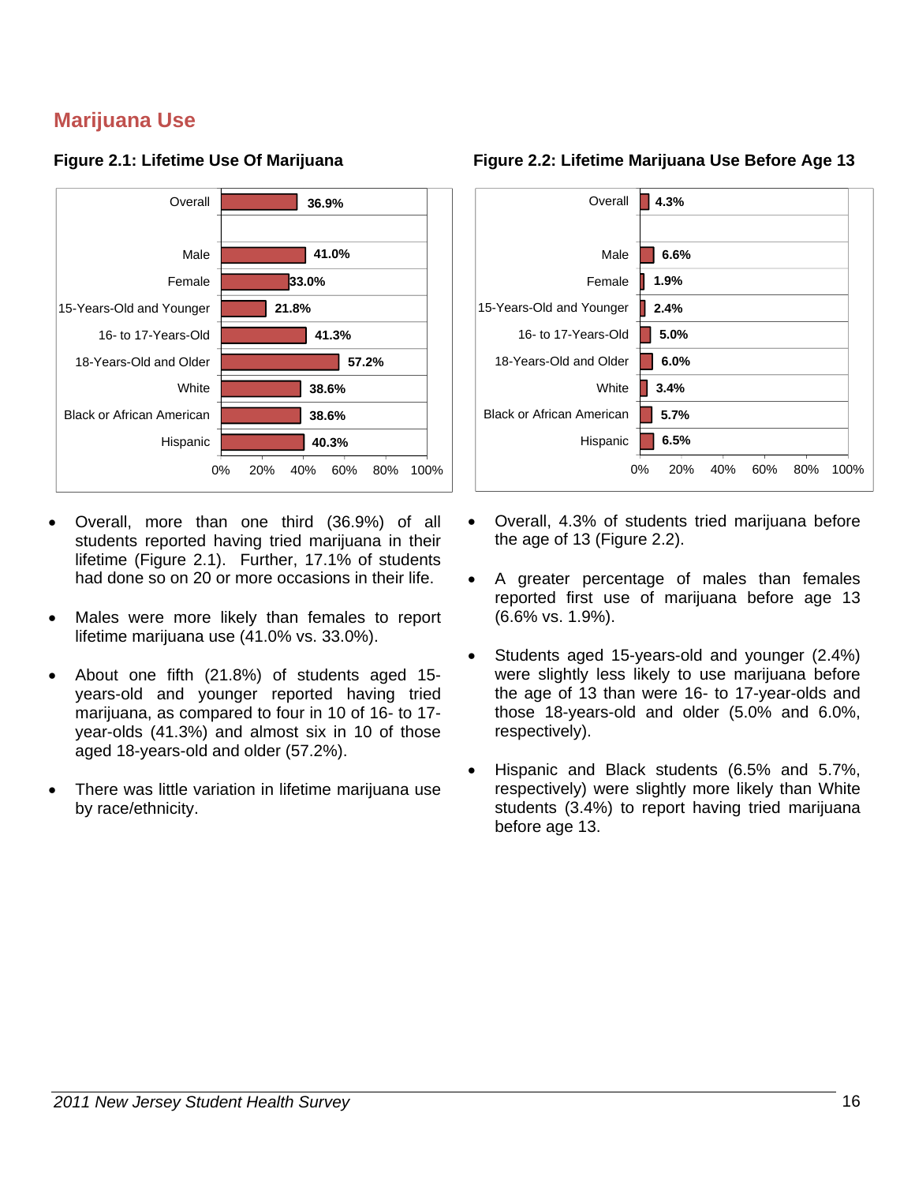## Marijuana Use

**Figure 2.1: Lifetime Use Of Marijuana**

| | |
|---|---|
| Overall | 36.9% |
| Male | 41.0% |
| Female | 33.0% |
| 15-Years-Old and Younger | 21.8% |
| 16- to 17-Years-Old | 41.3% |
| 18-Years-Old and Older | 57.2% |
| White | 38.6% |
| Black or African American | 38.6% |
| Hispanic | 40.3% |

- Overall, more than one third (36.9%) of all students reported having tried marijuana in their lifetime (Figure 2.1). Further, 17.1% of students had done so on 20 or more occasions in their life.
- Males were more likely than females to report lifetime marijuana use (41.0% vs. 33.0%).
- About one fifth (21.8%) of students aged 15-years-old and younger reported having tried marijuana, as compared to four in 10 of 16- to 17-year-olds (41.3%) and almost six in 10 of those aged 18-years-old and older (57.2%).
- There was little variation in lifetime marijuana use by race/ethnicity.

**Figure 2.2: Lifetime Marijuana Use Before Age 13**

| | |
|---|---|
| Overall | 4.3% |
| Male | 6.6% |
| Female | 1.9% |
| 15-Years-Old and Younger | 2.4% |
| 16- to 17-Years-Old | 5.0% |
| 18-Years-Old and Older | 6.0% |
| White | 3.4% |
| Black or African American | 5.7% |
| Hispanic | 6.5% |

- Overall, 4.3% of students tried marijuana before the age of 13 (Figure 2.2).
- A greater percentage of males than females reported first use of marijuana before age 13 (6.6% vs. 1.9%).
- Students aged 15-years-old and younger (2.4%) were slightly less likely to use marijuana before the age of 13 than were 16- to 17-year-olds and those 18-years-old and older (5.0% and 6.0%, respectively).
- Hispanic and Black students (6.5% and 5.7%, respectively) were slightly more likely than White students (3.4%) to report having tried marijuana before age 13.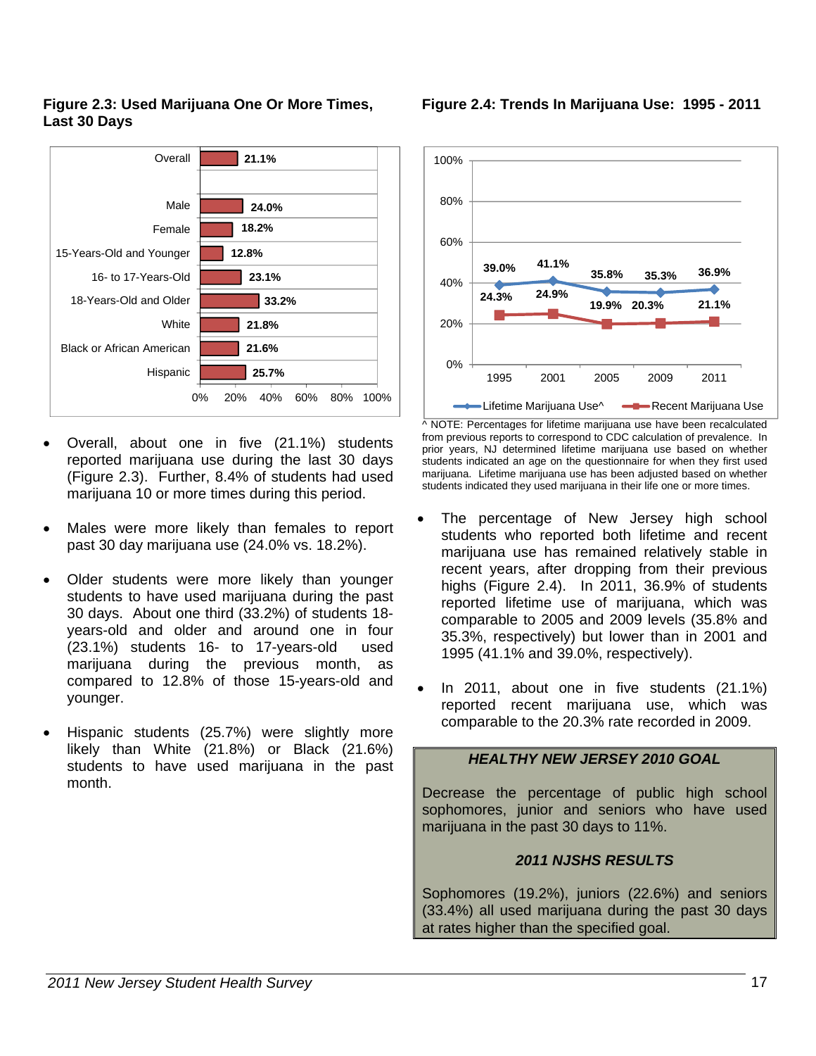**Figure 2.3: Used Marijuana One Or More Times, Last 30 Days**

| Group | Percent |
|---|---|
| Overall | 21.1% |
| Male | 24.0% |
| Female | 18.2% |
| 15-Years-Old and Younger | 12.8% |
| 16- to 17-Years-Old | 23.1% |
| 18-Years-Old and Older | 33.2% |
| White | 21.8% |
| Black or African American | 21.6% |
| Hispanic | 25.7% |

- Overall, about one in five (21.1%) students reported marijuana use during the last 30 days (Figure 2.3). Further, 8.4% of students had used marijuana 10 or more times during this period.

- Males were more likely than females to report past 30 day marijuana use (24.0% vs. 18.2%).

- Older students were more likely than younger students to have used marijuana during the past 30 days. About one third (33.2%) of students 18-years-old and older and around one in four (23.1%) students 16- to 17-years-old used marijuana during the previous month, as compared to 12.8% of those 15-years-old and younger.

- Hispanic students (25.7%) were slightly more likely than White (21.8%) or Black (21.6%) students to have used marijuana in the past month.

**Figure 2.4: Trends In Marijuana Use: 1995 - 2011**

| Year | Lifetime Marijuana Use^ | Recent Marijuana Use |
|---|---|---|
| 1995 | 39.0% | 24.3% |
| 2001 | 41.1% | 24.9% |
| 2005 | 35.8% | 19.9% |
| 2009 | 35.3% | 20.3% |
| 2011 | 36.9% | 21.1% |

^ NOTE: Percentages for lifetime marijuana use have been recalculated from previous reports to correspond to CDC calculation of prevalence. In prior years, NJ determined lifetime marijuana use based on whether students indicated an age on the questionnaire for when they first used marijuana. Lifetime marijuana use has been adjusted based on whether students indicated they used marijuana in their life one or more times.

- The percentage of New Jersey high school students who reported both lifetime and recent marijuana use has remained relatively stable in recent years, after dropping from their previous highs (Figure 2.4). In 2011, 36.9% of students reported lifetime use of marijuana, which was comparable to 2005 and 2009 levels (35.8% and 35.3%, respectively) but lower than in 2001 and 1995 (41.1% and 39.0%, respectively).

- In 2011, about one in five students (21.1%) reported recent marijuana use, which was comparable to the 20.3% rate recorded in 2009.

> ***HEALTHY NEW JERSEY 2010 GOAL***
>
> Decrease the percentage of public high school sophomores, junior and seniors who have used marijuana in the past 30 days to 11%.
>
> ***2011 NJSHS RESULTS***
>
> Sophomores (19.2%), juniors (22.6%) and seniors (33.4%) all used marijuana during the past 30 days at rates higher than the specified goal.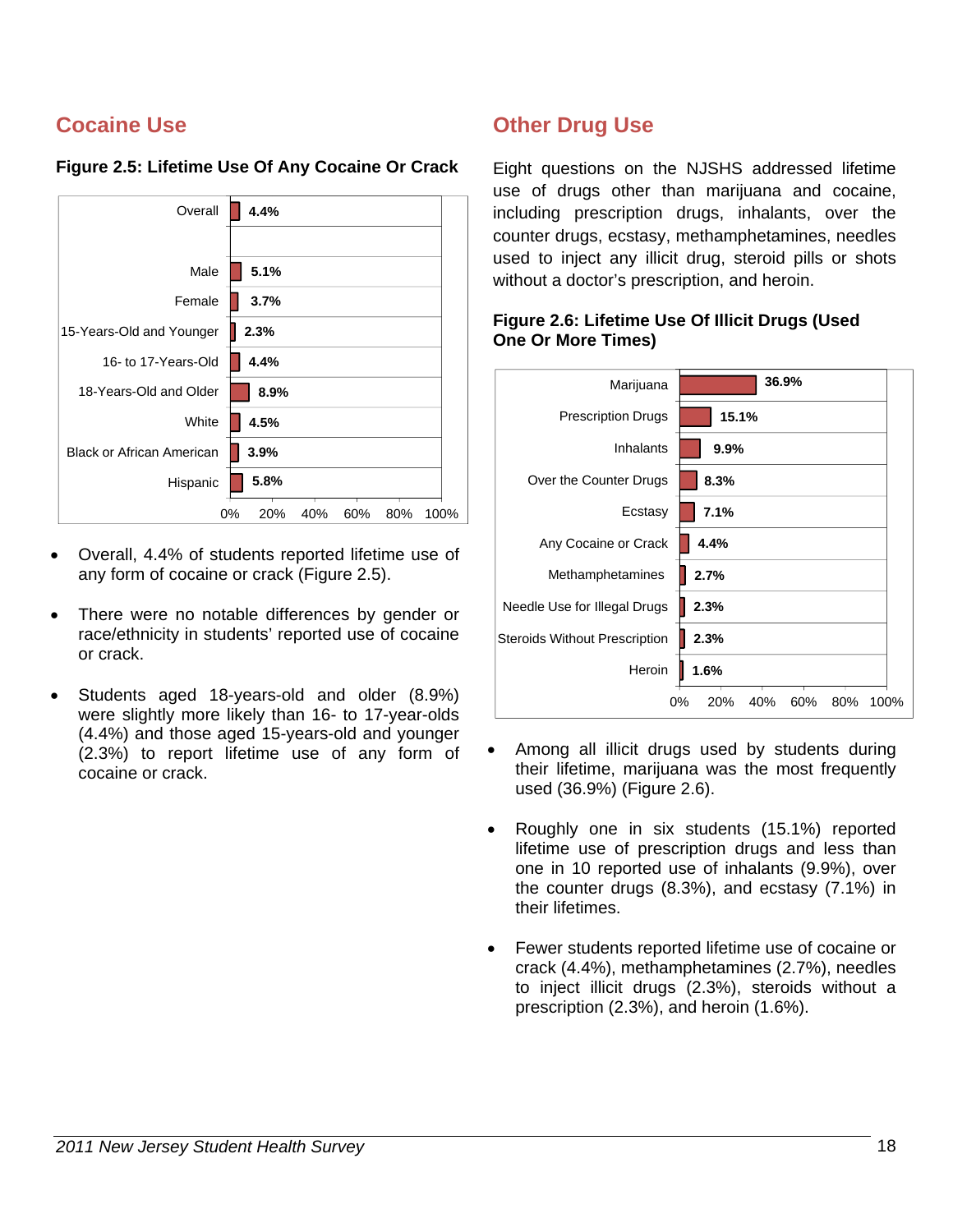## Cocaine Use

**Figure 2.5: Lifetime Use Of Any Cocaine Or Crack**

| Group | Percent |
|---|---|
| Overall | 4.4% |
| Male | 5.1% |
| Female | 3.7% |
| 15-Years-Old and Younger | 2.3% |
| 16- to 17-Years-Old | 4.4% |
| 18-Years-Old and Older | 8.9% |
| White | 4.5% |
| Black or African American | 3.9% |
| Hispanic | 5.8% |

- Overall, 4.4% of students reported lifetime use of any form of cocaine or crack (Figure 2.5).
- There were no notable differences by gender or race/ethnicity in students' reported use of cocaine or crack.
- Students aged 18-years-old and older (8.9%) were slightly more likely than 16- to 17-year-olds (4.4%) and those aged 15-years-old and younger (2.3%) to report lifetime use of any form of cocaine or crack.

## Other Drug Use

Eight questions on the NJSHS addressed lifetime use of drugs other than marijuana and cocaine, including prescription drugs, inhalants, over the counter drugs, ecstasy, methamphetamines, needles used to inject any illicit drug, steroid pills or shots without a doctor's prescription, and heroin.

**Figure 2.6: Lifetime Use Of Illicit Drugs (Used One Or More Times)**

| Drug | Percent |
|---|---|
| Marijuana | 36.9% |
| Prescription Drugs | 15.1% |
| Inhalants | 9.9% |
| Over the Counter Drugs | 8.3% |
| Ecstasy | 7.1% |
| Any Cocaine or Crack | 4.4% |
| Methamphetamines | 2.7% |
| Needle Use for Illegal Drugs | 2.3% |
| Steroids Without Prescription | 2.3% |
| Heroin | 1.6% |

- Among all illicit drugs used by students during their lifetime, marijuana was the most frequently used (36.9%) (Figure 2.6).
- Roughly one in six students (15.1%) reported lifetime use of prescription drugs and less than one in 10 reported use of inhalants (9.9%), over the counter drugs (8.3%), and ecstasy (7.1%) in their lifetimes.
- Fewer students reported lifetime use of cocaine or crack (4.4%), methamphetamines (2.7%), needles to inject illicit drugs (2.3%), steroids without a prescription (2.3%), and heroin (1.6%).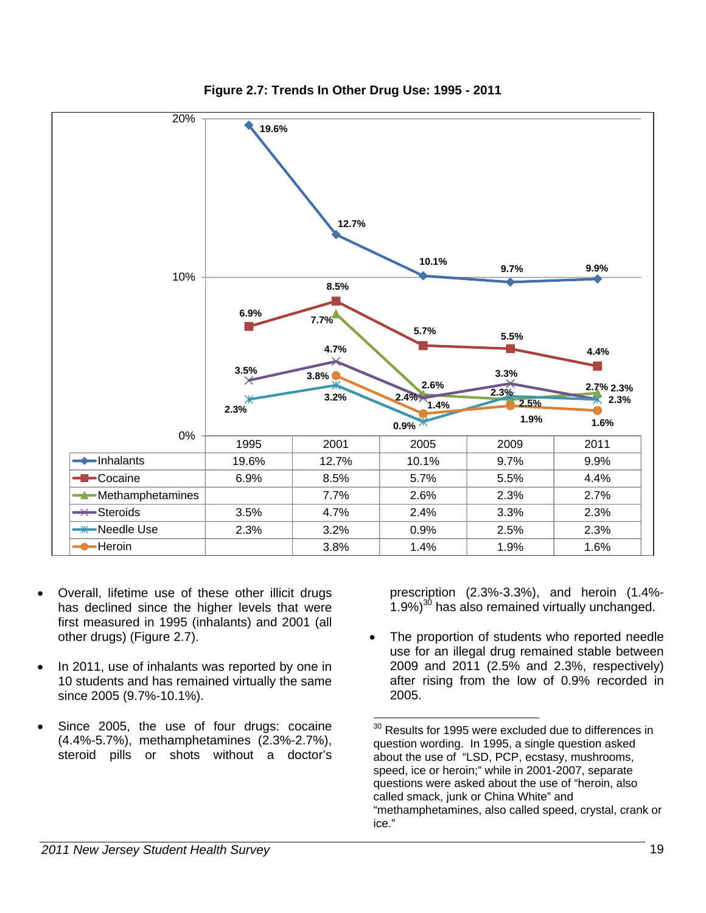**Figure 2.7: Trends In Other Drug Use: 1995 - 2011**

| | 1995 | 2001 | 2005 | 2009 | 2011 |
|---|---|---|---|---|---|
| Inhalants | 19.6% | 12.7% | 10.1% | 9.7% | 9.9% |
| Cocaine | 6.9% | 8.5% | 5.7% | 5.5% | 4.4% |
| Methamphetamines | | 7.7% | 2.6% | 2.3% | 2.7% |
| Steroids | 3.5% | 4.7% | 2.4% | 3.3% | 2.3% |
| Needle Use | 2.3% | 3.2% | 0.9% | 2.5% | 2.3% |
| Heroin | | 3.8% | 1.4% | 1.9% | 1.6% |

- Overall, lifetime use of these other illicit drugs has declined since the higher levels that were first measured in 1995 (inhalants) and 2001 (all other drugs) (Figure 2.7).

- In 2011, use of inhalants was reported by one in 10 students and has remained virtually the same since 2005 (9.7%-10.1%).

- Since 2005, the use of four drugs: cocaine (4.4%-5.7%), methamphetamines (2.3%-2.7%), steroid pills or shots without a doctor's prescription (2.3%-3.3%), and heroin (1.4%-1.9%)[30] has also remained virtually unchanged.

- The proportion of students who reported needle use for an illegal drug remained stable between 2009 and 2011 (2.5% and 2.3%, respectively) after rising from the low of 0.9% recorded in 2005.

[30] Results for 1995 were excluded due to differences in question wording. In 1995, a single question asked about the use of "LSD, PCP, ecstasy, mushrooms, speed, ice or heroin;" while in 2001-2007, separate questions were asked about the use of "heroin, also called smack, junk or China White" and "methamphetamines, also called speed, crystal, crank or ice."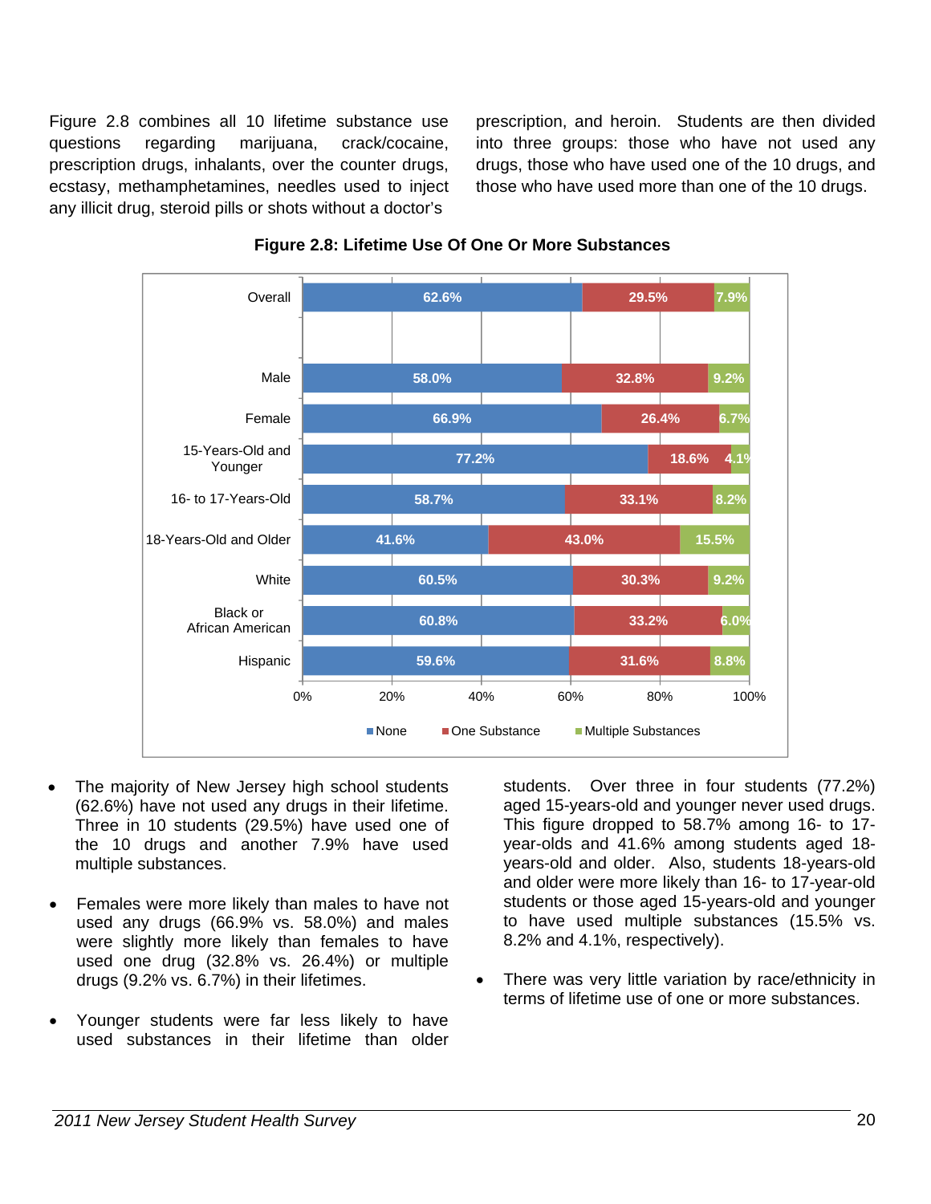Figure 2.8 combines all 10 lifetime substance use questions regarding marijuana, crack/cocaine, prescription drugs, inhalants, over the counter drugs, ecstasy, methamphetamines, needles used to inject any illicit drug, steroid pills or shots without a doctor's prescription, and heroin. Students are then divided into three groups: those who have not used any drugs, those who have used one of the 10 drugs, and those who have used more than one of the 10 drugs.

**Figure 2.8: Lifetime Use Of One Or More Substances**

| | None | One Substance | Multiple Substances |
|---|---|---|---|
| Overall | 62.6% | 29.5% | 7.9% |
| Male | 58.0% | 32.8% | 9.2% |
| Female | 66.9% | 26.4% | 6.7% |
| 15-Years-Old and Younger | 77.2% | 18.6% | 4.1% |
| 16- to 17-Years-Old | 58.7% | 33.1% | 8.2% |
| 18-Years-Old and Older | 41.6% | 43.0% | 15.5% |
| White | 60.5% | 30.3% | 9.2% |
| Black or African American | 60.8% | 33.2% | 6.0% |
| Hispanic | 59.6% | 31.6% | 8.8% |

- The majority of New Jersey high school students (62.6%) have not used any drugs in their lifetime. Three in 10 students (29.5%) have used one of the 10 drugs and another 7.9% have used multiple substances.

- Females were more likely than males to have not used any drugs (66.9% vs. 58.0%) and males were slightly more likely than females to have used one drug (32.8% vs. 26.4%) or multiple drugs (9.2% vs. 6.7%) in their lifetimes.

- Younger students were far less likely to have used substances in their lifetime than older students. Over three in four students (77.2%) aged 15-years-old and younger never used drugs. This figure dropped to 58.7% among 16- to 17-year-olds and 41.6% among students aged 18-years-old and older. Also, students 18-years-old and older were more likely than 16- to 17-year-old students or those aged 15-years-old and younger to have used multiple substances (15.5% vs. 8.2% and 4.1%, respectively).

- There was very little variation by race/ethnicity in terms of lifetime use of one or more substances.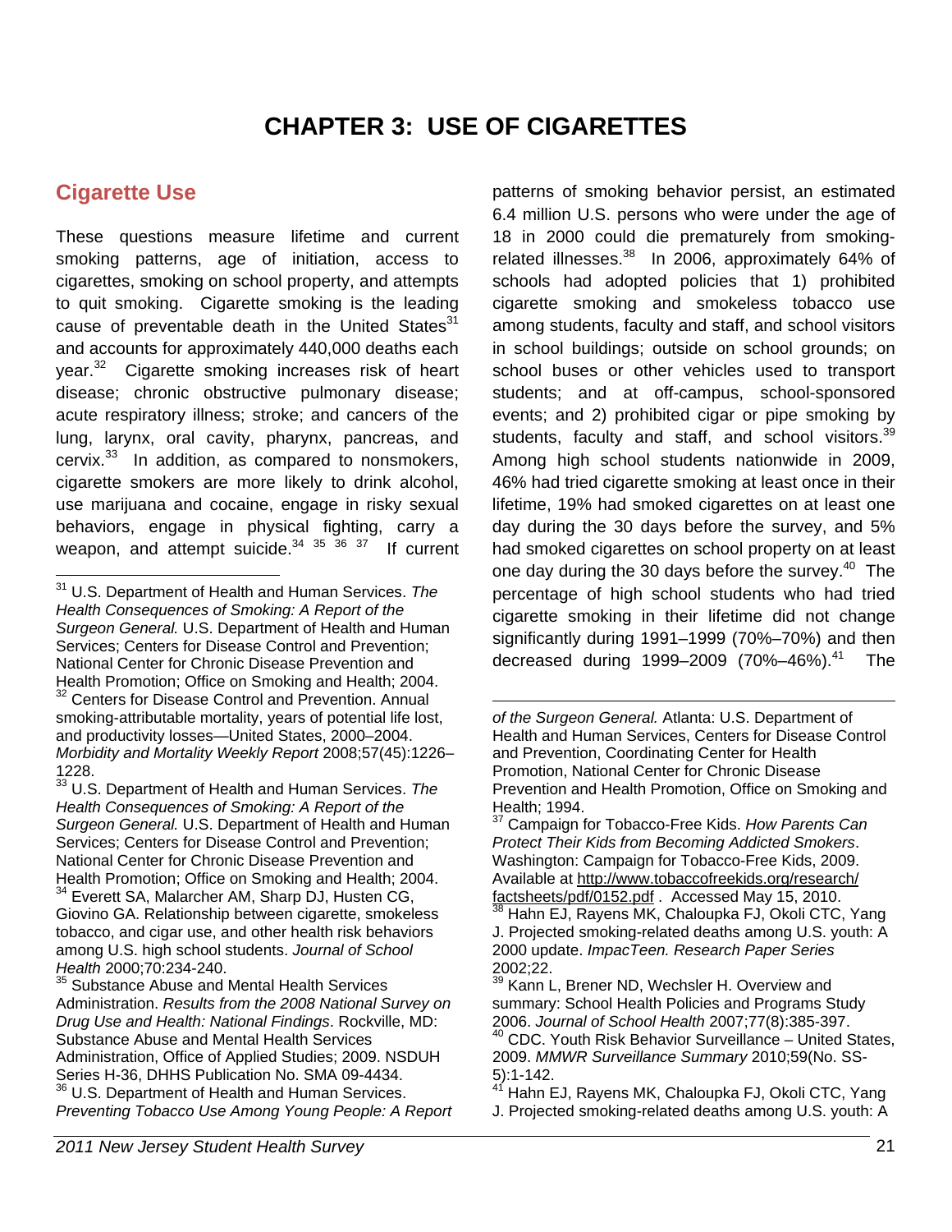# CHAPTER 3: USE OF CIGARETTES

## Cigarette Use

These questions measure lifetime and current smoking patterns, age of initiation, access to cigarettes, smoking on school property, and attempts to quit smoking. Cigarette smoking is the leading cause of preventable death in the United States[31] and accounts for approximately 440,000 deaths each year.[32] Cigarette smoking increases risk of heart disease; chronic obstructive pulmonary disease; acute respiratory illness; stroke; and cancers of the lung, larynx, oral cavity, pharynx, pancreas, and cervix.[33] In addition, as compared to nonsmokers, cigarette smokers are more likely to drink alcohol, use marijuana and cocaine, engage in risky sexual behaviors, engage in physical fighting, carry a weapon, and attempt suicide.[34] [35] [36] [37] If current patterns of smoking behavior persist, an estimated 6.4 million U.S. persons who were under the age of 18 in 2000 could die prematurely from smoking-related illnesses.[38] In 2006, approximately 64% of schools had adopted policies that 1) prohibited cigarette smoking and smokeless tobacco use among students, faculty and staff, and school visitors in school buildings; outside on school grounds; on school buses or other vehicles used to transport students; and at off-campus, school-sponsored events; and 2) prohibited cigar or pipe smoking by students, faculty and staff, and school visitors.[39] Among high school students nationwide in 2009, 46% had tried cigarette smoking at least once in their lifetime, 19% had smoked cigarettes on at least one day during the 30 days before the survey, and 5% had smoked cigarettes on school property on at least one day during the 30 days before the survey.[40] The percentage of high school students who had tried cigarette smoking in their lifetime did not change significantly during 1991–1999 (70%–70%) and then decreased during 1999–2009 (70%–46%).[41] The

---

[31] U.S. Department of Health and Human Services. *The Health Consequences of Smoking: A Report of the Surgeon General.* U.S. Department of Health and Human Services; Centers for Disease Control and Prevention; National Center for Chronic Disease Prevention and Health Promotion; Office on Smoking and Health; 2004.

[32] Centers for Disease Control and Prevention. Annual smoking-attributable mortality, years of potential life lost, and productivity losses—United States, 2000–2004. *Morbidity and Mortality Weekly Report* 2008;57(45):1226–1228.

[33] U.S. Department of Health and Human Services. *The Health Consequences of Smoking: A Report of the Surgeon General.* U.S. Department of Health and Human Services; Centers for Disease Control and Prevention; National Center for Chronic Disease Prevention and Health Promotion; Office on Smoking and Health; 2004.

[34] Everett SA, Malarcher AM, Sharp DJ, Husten CG, Giovino GA. Relationship between cigarette, smokeless tobacco, and cigar use, and other health risk behaviors among U.S. high school students. *Journal of School Health* 2000;70:234-240.

[35] Substance Abuse and Mental Health Services Administration. *Results from the 2008 National Survey on Drug Use and Health: National Findings*. Rockville, MD: Substance Abuse and Mental Health Services Administration, Office of Applied Studies; 2009. NSDUH Series H-36, DHHS Publication No. SMA 09-4434.

[36] U.S. Department of Health and Human Services. *Preventing Tobacco Use Among Young People: A Report of the Surgeon General.* Atlanta: U.S. Department of Health and Human Services, Centers for Disease Control and Prevention, Coordinating Center for Health Promotion, National Center for Chronic Disease Prevention and Health Promotion, Office on Smoking and Health; 1994.

[37] Campaign for Tobacco-Free Kids. *How Parents Can Protect Their Kids from Becoming Addicted Smokers*. Washington: Campaign for Tobacco-Free Kids, 2009. Available at http://www.tobaccofreekids.org/research/factsheets/pdf/0152.pdf . Accessed May 15, 2010.

[38] Hahn EJ, Rayens MK, Chaloupka FJ, Okoli CTC, Yang J. Projected smoking-related deaths among U.S. youth: A 2000 update. *ImpacTeen. Research Paper Series* 2002;22.

[39] Kann L, Brener ND, Wechsler H. Overview and summary: School Health Policies and Programs Study 2006. *Journal of School Health* 2007;77(8):385-397.

[40] CDC. Youth Risk Behavior Surveillance – United States, 2009. *MMWR Surveillance Summary* 2010;59(No. SS-5):1-142.

[41] Hahn EJ, Rayens MK, Chaloupka FJ, Okoli CTC, Yang J. Projected smoking-related deaths among U.S. youth: A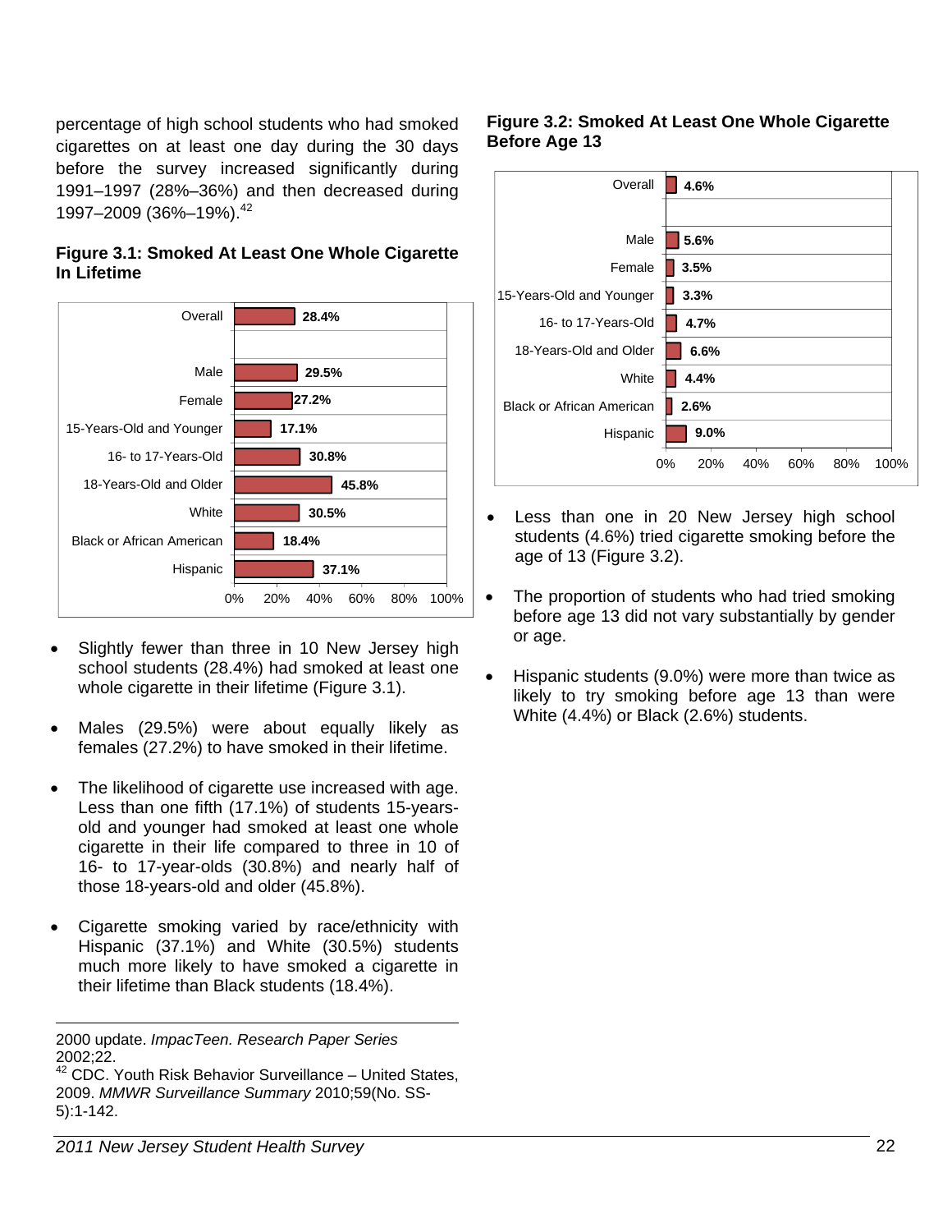percentage of high school students who had smoked cigarettes on at least one day during the 30 days before the survey increased significantly during 1991–1997 (28%–36%) and then decreased during 1997–2009 (36%–19%).[42]

**Figure 3.1: Smoked At Least One Whole Cigarette In Lifetime**

| Group | Percent |
|---|---|
| Overall | 28.4% |
| Male | 29.5% |
| Female | 27.2% |
| 15-Years-Old and Younger | 17.1% |
| 16- to 17-Years-Old | 30.8% |
| 18-Years-Old and Older | 45.8% |
| White | 30.5% |
| Black or African American | 18.4% |
| Hispanic | 37.1% |

- Slightly fewer than three in 10 New Jersey high school students (28.4%) had smoked at least one whole cigarette in their lifetime (Figure 3.1).
- Males (29.5%) were about equally likely as females (27.2%) to have smoked in their lifetime.
- The likelihood of cigarette use increased with age. Less than one fifth (17.1%) of students 15-years-old and younger had smoked at least one whole cigarette in their life compared to three in 10 of 16- to 17-year-olds (30.8%) and nearly half of those 18-years-old and older (45.8%).
- Cigarette smoking varied by race/ethnicity with Hispanic (37.1%) and White (30.5%) students much more likely to have smoked a cigarette in their lifetime than Black students (18.4%).

**Figure 3.2: Smoked At Least One Whole Cigarette Before Age 13**

| Group | Percent |
|---|---|
| Overall | 4.6% |
| Male | 5.6% |
| Female | 3.5% |
| 15-Years-Old and Younger | 3.3% |
| 16- to 17-Years-Old | 4.7% |
| 18-Years-Old and Older | 6.6% |
| White | 4.4% |
| Black or African American | 2.6% |
| Hispanic | 9.0% |

- Less than one in 20 New Jersey high school students (4.6%) tried cigarette smoking before the age of 13 (Figure 3.2).
- The proportion of students who had tried smoking before age 13 did not vary substantially by gender or age.
- Hispanic students (9.0%) were more than twice as likely to try smoking before age 13 than were White (4.4%) or Black (2.6%) students.

---

2000 update. *ImpacTeen. Research Paper Series* 2002;22.

[42] CDC. Youth Risk Behavior Surveillance – United States, 2009. *MMWR Surveillance Summary* 2010;59(No. SS-5):1-142.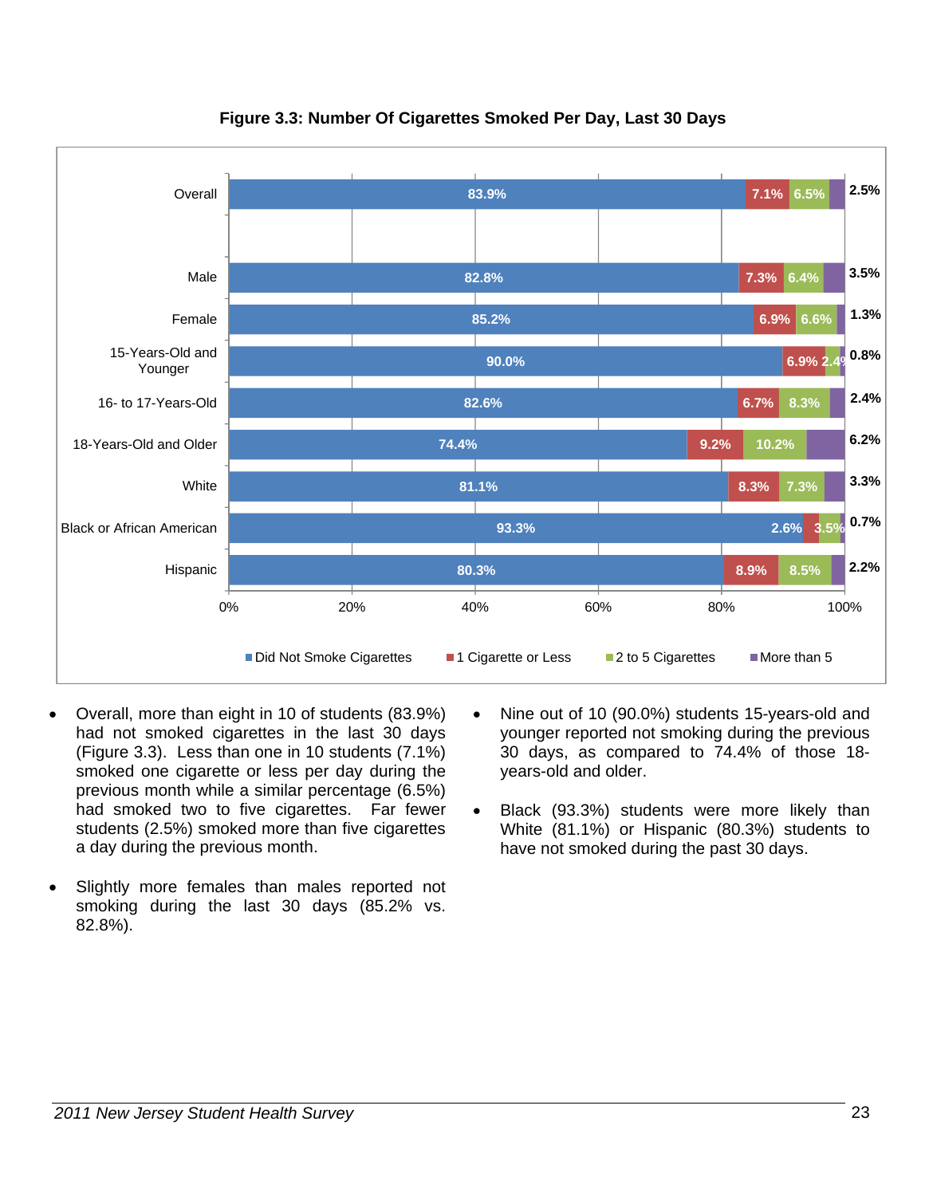**Figure 3.3: Number Of Cigarettes Smoked Per Day, Last 30 Days**

| | Did Not Smoke Cigarettes | 1 Cigarette or Less | 2 to 5 Cigarettes | More than 5 |
|---|---|---|---|---|
| Overall | 83.9% | 7.1% | 6.5% | 2.5% |
| Male | 82.8% | 7.3% | 6.4% | 3.5% |
| Female | 85.2% | 6.9% | 6.6% | 1.3% |
| 15-Years-Old and Younger | 90.0% | 6.9% | 2.4% | 0.8% |
| 16- to 17-Years-Old | 82.6% | 6.7% | 8.3% | 2.4% |
| 18-Years-Old and Older | 74.4% | 9.2% | 10.2% | 6.2% |
| White | 81.1% | 8.3% | 7.3% | 3.3% |
| Black or African American | 93.3% | 2.6% | 3.5% | 0.7% |
| Hispanic | 80.3% | 8.9% | 8.5% | 2.2% |

- Overall, more than eight in 10 of students (83.9%) had not smoked cigarettes in the last 30 days (Figure 3.3). Less than one in 10 students (7.1%) smoked one cigarette or less per day during the previous month while a similar percentage (6.5%) had smoked two to five cigarettes. Far fewer students (2.5%) smoked more than five cigarettes a day during the previous month.

- Slightly more females than males reported not smoking during the last 30 days (85.2% vs. 82.8%).

- Nine out of 10 (90.0%) students 15-years-old and younger reported not smoking during the previous 30 days, as compared to 74.4% of those 18-years-old and older.

- Black (93.3%) students were more likely than White (81.1%) or Hispanic (80.3%) students to have not smoked during the past 30 days.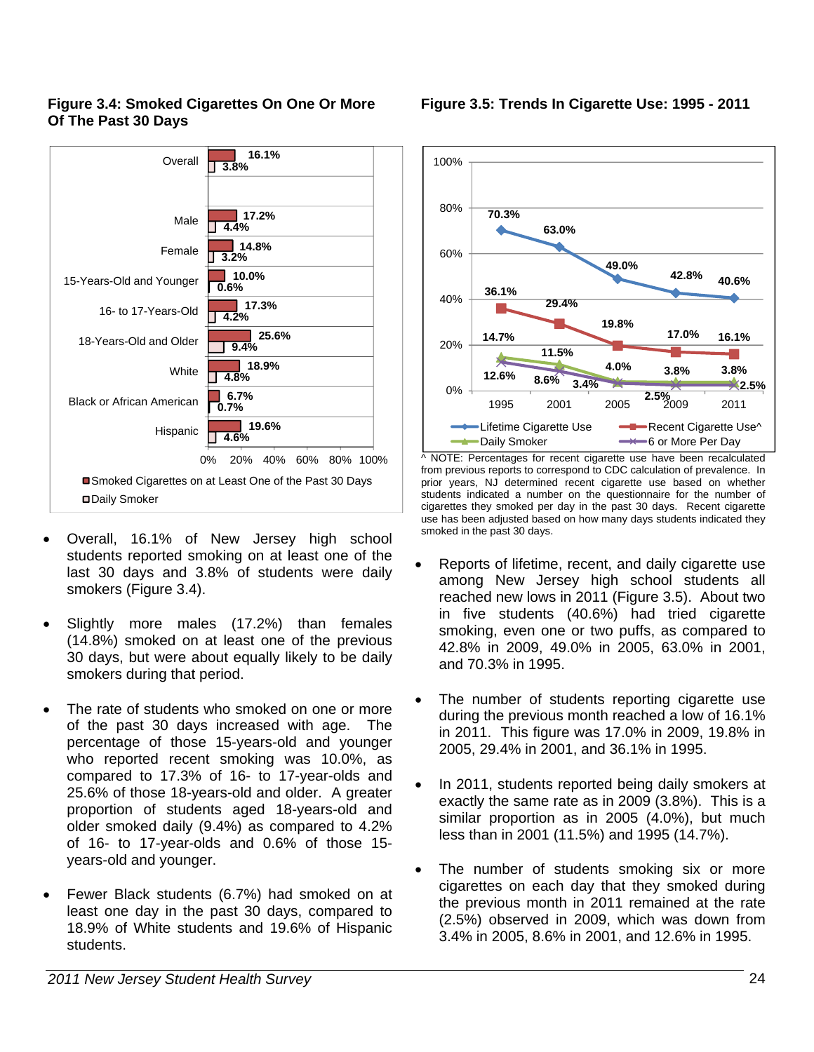**Figure 3.4: Smoked Cigarettes On One Or More Of The Past 30 Days**

| | Smoked Cigarettes on at Least One of the Past 30 Days | Daily Smoker |
|---|---|---|
| Overall | 16.1% | 3.8% |
| Male | 17.2% | 4.4% |
| Female | 14.8% | 3.2% |
| 15-Years-Old and Younger | 10.0% | 0.6% |
| 16- to 17-Years-Old | 17.3% | 4.2% |
| 18-Years-Old and Older | 25.6% | 9.4% |
| White | 18.9% | 4.8% |
| Black or African American | 6.7% | 0.7% |
| Hispanic | 19.6% | 4.6% |

- Overall, 16.1% of New Jersey high school students reported smoking on at least one of the last 30 days and 3.8% of students were daily smokers (Figure 3.4).

- Slightly more males (17.2%) than females (14.8%) smoked on at least one of the previous 30 days, but were about equally likely to be daily smokers during that period.

- The rate of students who smoked on one or more of the past 30 days increased with age. The percentage of those 15-years-old and younger who reported recent smoking was 10.0%, as compared to 17.3% of 16- to 17-year-olds and 25.6% of those 18-years-old and older. A greater proportion of students aged 18-years-old and older smoked daily (9.4%) as compared to 4.2% of 16- to 17-year-olds and 0.6% of those 15-years-old and younger.

- Fewer Black students (6.7%) had smoked on at least one day in the past 30 days, compared to 18.9% of White students and 19.6% of Hispanic students.

**Figure 3.5: Trends In Cigarette Use: 1995 - 2011**

| | 1995 | 2001 | 2005 | 2009 | 2011 |
|---|---|---|---|---|---|
| Lifetime Cigarette Use | 70.3% | 63.0% | 49.0% | 42.8% | 40.6% |
| Recent Cigarette Use^ | 36.1% | 29.4% | 19.8% | 17.0% | 16.1% |
| Daily Smoker | 14.7% | 11.5% | 4.0% | 3.8% | 3.8% |
| 6 or More Per Day | 12.6% | 8.6% | 3.4% | 2.5% | 2.5% |

^ NOTE: Percentages for recent cigarette use have been recalculated from previous reports to correspond to CDC calculation of prevalence. In prior years, NJ determined recent cigarette use based on whether students indicated a number on the questionnaire for the number of cigarettes they smoked per day in the past 30 days. Recent cigarette use has been adjusted based on how many days students indicated they smoked in the past 30 days.

- Reports of lifetime, recent, and daily cigarette use among New Jersey high school students all reached new lows in 2011 (Figure 3.5). About two in five students (40.6%) had tried cigarette smoking, even one or two puffs, as compared to 42.8% in 2009, 49.0% in 2005, 63.0% in 2001, and 70.3% in 1995.

- The number of students reporting cigarette use during the previous month reached a low of 16.1% in 2011. This figure was 17.0% in 2009, 19.8% in 2005, 29.4% in 2001, and 36.1% in 1995.

- In 2011, students reported being daily smokers at exactly the same rate as in 2009 (3.8%). This is a similar proportion as in 2005 (4.0%), but much less than in 2001 (11.5%) and 1995 (14.7%).

- The number of students smoking six or more cigarettes on each day that they smoked during the previous month in 2011 remained at the rate (2.5%) observed in 2009, which was down from 3.4% in 2005, 8.6% in 2001, and 12.6% in 1995.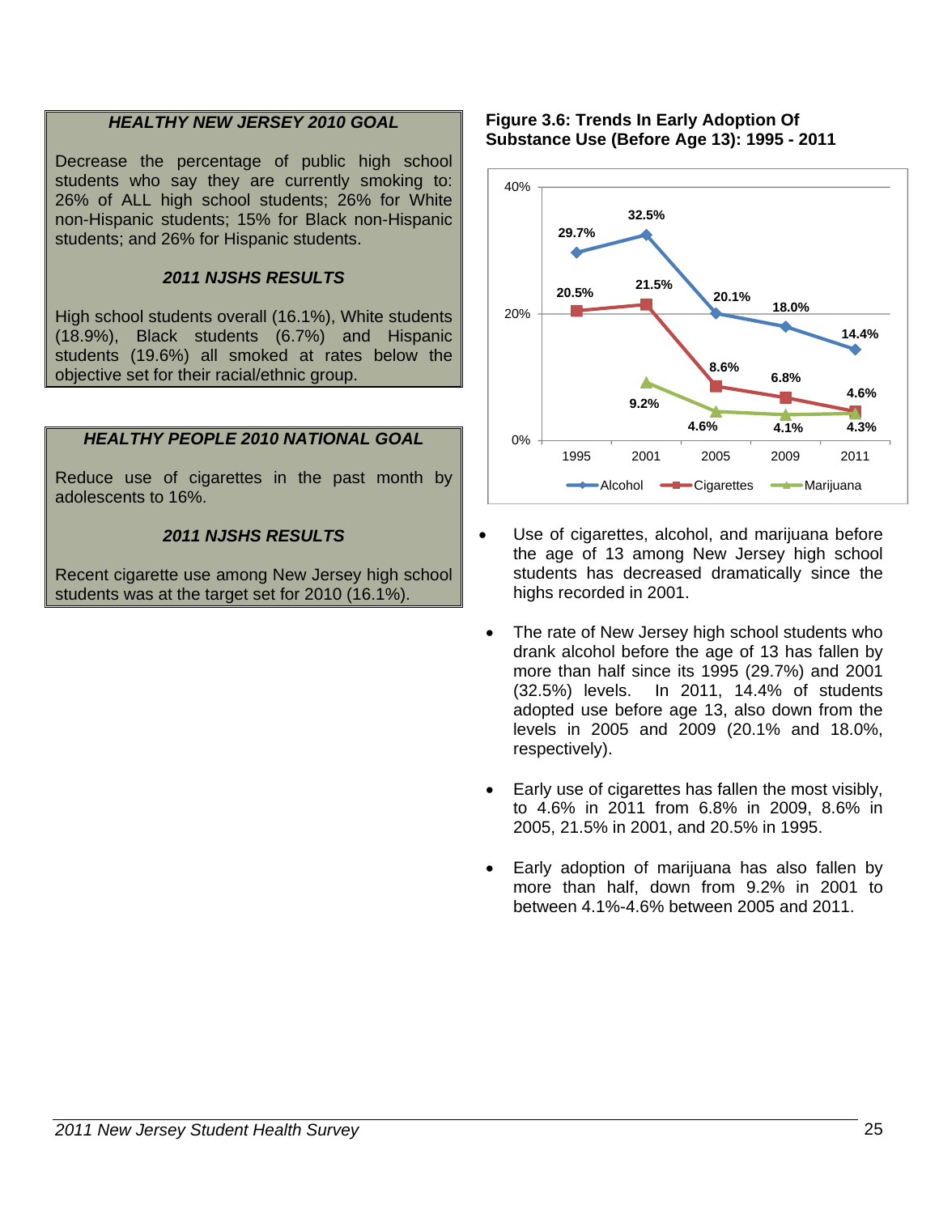### *HEALTHY NEW JERSEY 2010 GOAL*

Decrease the percentage of public high school students who say they are currently smoking to: 26% of ALL high school students; 26% for White non-Hispanic students; 15% for Black non-Hispanic students; and 26% for Hispanic students.

### *2011 NJSHS RESULTS*

High school students overall (16.1%), White students (18.9%), Black students (6.7%) and Hispanic students (19.6%) all smoked at rates below the objective set for their racial/ethnic group.

### *HEALTHY PEOPLE 2010 NATIONAL GOAL*

Reduce use of cigarettes in the past month by adolescents to 16%.

### *2011 NJSHS RESULTS*

Recent cigarette use among New Jersey high school students was at the target set for 2010 (16.1%).

**Figure 3.6: Trends In Early Adoption Of Substance Use (Before Age 13): 1995 - 2011**

| | 1995 | 2001 | 2005 | 2009 | 2011 |
|---|---|---|---|---|---|
| Alcohol | 29.7% | 32.5% | 20.1% | 18.0% | 14.4% |
| Cigarettes | 20.5% | 21.5% | 8.6% | 6.8% | 4.6% |
| Marijuana | | 9.2% | 4.6% | 4.1% | 4.3% |

- Use of cigarettes, alcohol, and marijuana before the age of 13 among New Jersey high school students has decreased dramatically since the highs recorded in 2001.
- The rate of New Jersey high school students who drank alcohol before the age of 13 has fallen by more than half since its 1995 (29.7%) and 2001 (32.5%) levels. In 2011, 14.4% of students adopted use before age 13, also down from the levels in 2005 and 2009 (20.1% and 18.0%, respectively).
- Early use of cigarettes has fallen the most visibly, to 4.6% in 2011 from 6.8% in 2009, 8.6% in 2005, 21.5% in 2001, and 20.5% in 1995.
- Early adoption of marijuana has also fallen by more than half, down from 9.2% in 2001 to between 4.1%-4.6% between 2005 and 2011.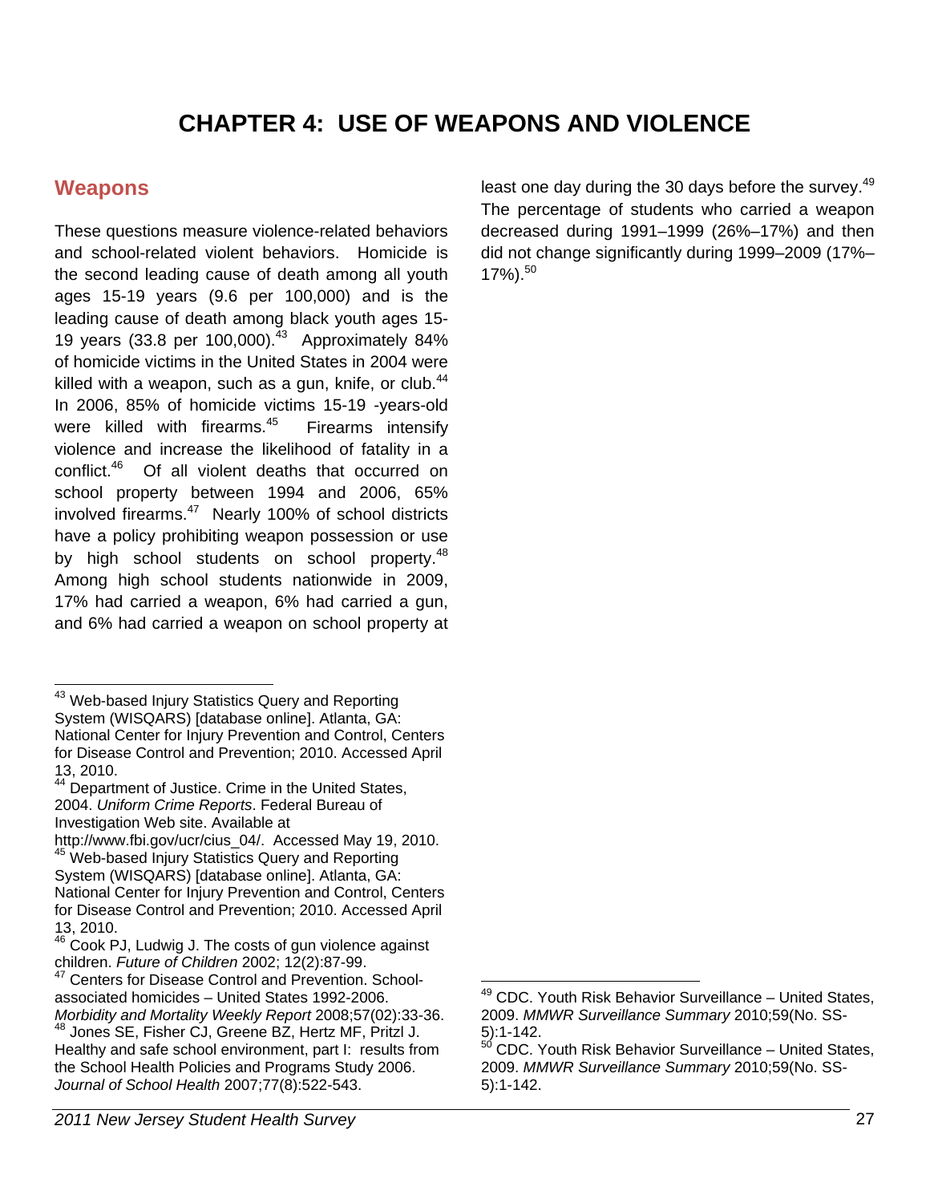# CHAPTER 4: USE OF WEAPONS AND VIOLENCE

## Weapons

These questions measure violence-related behaviors and school-related violent behaviors. Homicide is the second leading cause of death among all youth ages 15-19 years (9.6 per 100,000) and is the leading cause of death among black youth ages 15-19 years (33.8 per 100,000).[43] Approximately 84% of homicide victims in the United States in 2004 were killed with a weapon, such as a gun, knife, or club.[44] In 2006, 85% of homicide victims 15-19 -years-old were killed with firearms.[45] Firearms intensify violence and increase the likelihood of fatality in a conflict.[46] Of all violent deaths that occurred on school property between 1994 and 2006, 65% involved firearms.[47] Nearly 100% of school districts have a policy prohibiting weapon possession or use by high school students on school property.[48] Among high school students nationwide in 2009, 17% had carried a weapon, 6% had carried a gun, and 6% had carried a weapon on school property at least one day during the 30 days before the survey.[49] The percentage of students who carried a weapon decreased during 1991–1999 (26%–17%) and then did not change significantly during 1999–2009 (17%–17%).[50]

---

[43] Web-based Injury Statistics Query and Reporting System (WISQARS) [database online]. Atlanta, GA: National Center for Injury Prevention and Control, Centers for Disease Control and Prevention; 2010. Accessed April 13, 2010.

[44] Department of Justice. Crime in the United States, 2004. *Uniform Crime Reports*. Federal Bureau of Investigation Web site. Available at http://www.fbi.gov/ucr/cius_04/. Accessed May 19, 2010.

[45] Web-based Injury Statistics Query and Reporting System (WISQARS) [database online]. Atlanta, GA: National Center for Injury Prevention and Control, Centers for Disease Control and Prevention; 2010. Accessed April 13, 2010.

[46] Cook PJ, Ludwig J. The costs of gun violence against children. *Future of Children* 2002; 12(2):87-99.

[47] Centers for Disease Control and Prevention. School-associated homicides – United States 1992-2006. *Morbidity and Mortality Weekly Report* 2008;57(02):33-36.

[48] Jones SE, Fisher CJ, Greene BZ, Hertz MF, Pritzl J. Healthy and safe school environment, part I: results from the School Health Policies and Programs Study 2006. *Journal of School Health* 2007;77(8):522-543.

[49] CDC. Youth Risk Behavior Surveillance – United States, 2009. *MMWR Surveillance Summary* 2010;59(No. SS-5):1-142.

[50] CDC. Youth Risk Behavior Surveillance – United States, 2009. *MMWR Surveillance Summary* 2010;59(No. SS-5):1-142.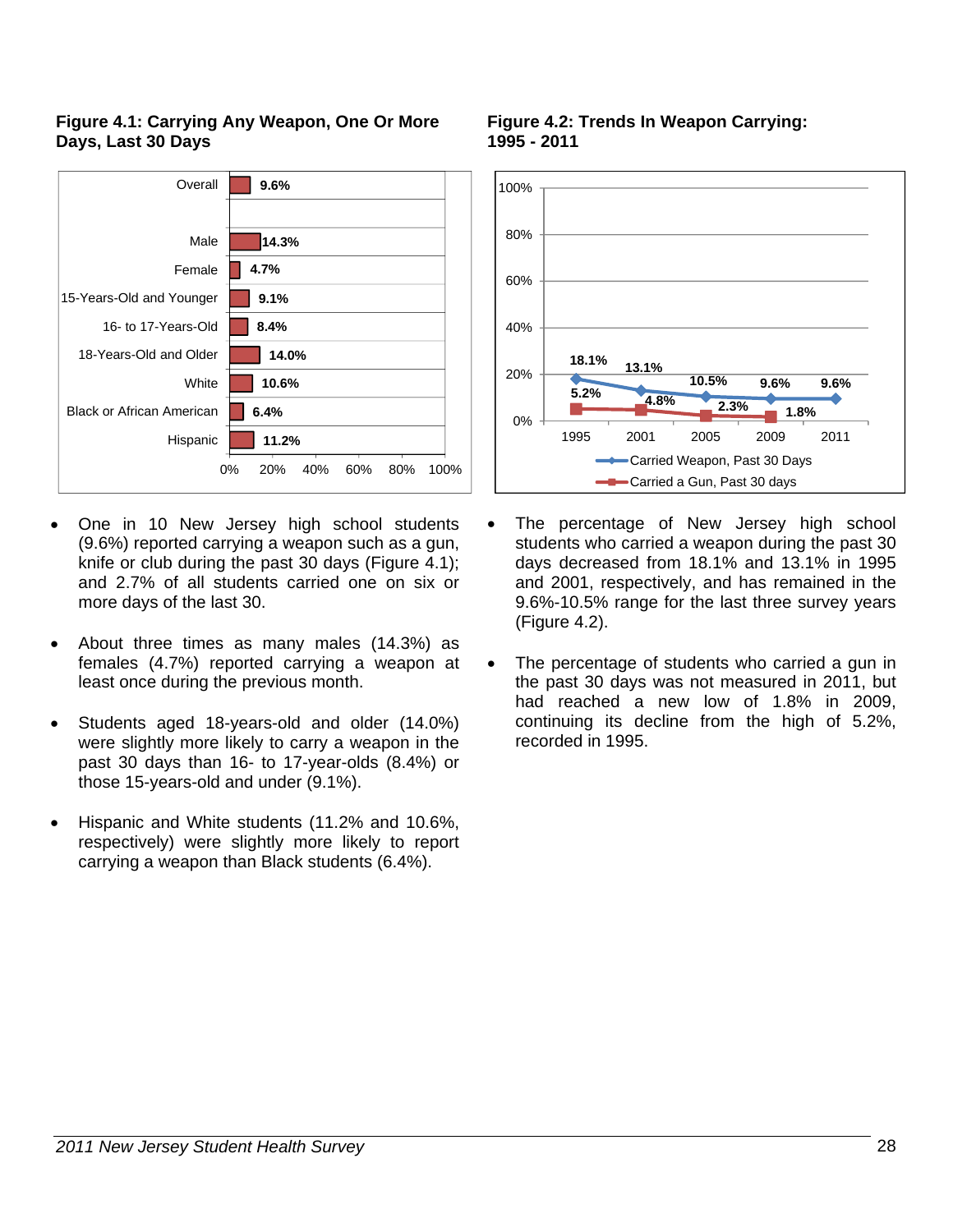**Figure 4.1: Carrying Any Weapon, One Or More Days, Last 30 Days**

| Group | Percent |
|---|---|
| Overall | 9.6% |
| Male | 14.3% |
| Female | 4.7% |
| 15-Years-Old and Younger | 9.1% |
| 16- to 17-Years-Old | 8.4% |
| 18-Years-Old and Older | 14.0% |
| White | 10.6% |
| Black or African American | 6.4% |
| Hispanic | 11.2% |

**Figure 4.2: Trends In Weapon Carrying: 1995 - 2011**

| Year | Carried Weapon, Past 30 Days | Carried a Gun, Past 30 days |
|---|---|---|
| 1995 | 18.1% | 5.2% |
| 2001 | 13.1% | 4.8% |
| 2005 | 10.5% | 2.3% |
| 2009 | 9.6% | 1.8% |
| 2011 | 9.6% | |

- One in 10 New Jersey high school students (9.6%) reported carrying a weapon such as a gun, knife or club during the past 30 days (Figure 4.1); and 2.7% of all students carried one on six or more days of the last 30.

- About three times as many males (14.3%) as females (4.7%) reported carrying a weapon at least once during the previous month.

- Students aged 18-years-old and older (14.0%) were slightly more likely to carry a weapon in the past 30 days than 16- to 17-year-olds (8.4%) or those 15-years-old and under (9.1%).

- Hispanic and White students (11.2% and 10.6%, respectively) were slightly more likely to report carrying a weapon than Black students (6.4%).

- The percentage of New Jersey high school students who carried a weapon during the past 30 days decreased from 18.1% and 13.1% in 1995 and 2001, respectively, and has remained in the 9.6%-10.5% range for the last three survey years (Figure 4.2).

- The percentage of students who carried a gun in the past 30 days was not measured in 2011, but had reached a new low of 1.8% in 2009, continuing its decline from the high of 5.2%, recorded in 1995.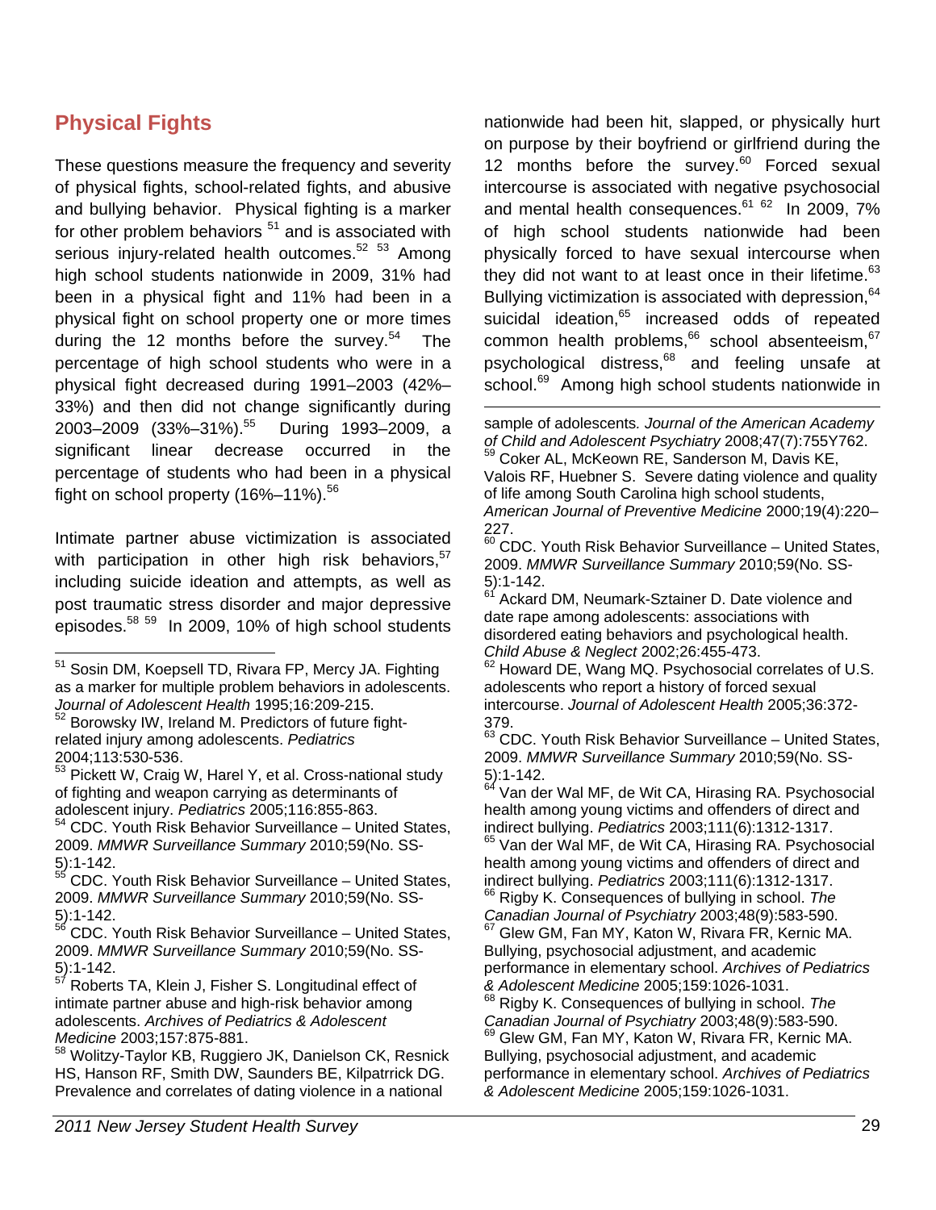## Physical Fights

These questions measure the frequency and severity of physical fights, school-related fights, and abusive and bullying behavior. Physical fighting is a marker for other problem behaviors [51] and is associated with serious injury-related health outcomes.[52] [53] Among high school students nationwide in 2009, 31% had been in a physical fight and 11% had been in a physical fight on school property one or more times during the 12 months before the survey.[54] The percentage of high school students who were in a physical fight decreased during 1991–2003 (42%–33%) and then did not change significantly during 2003–2009 (33%–31%).[55] During 1993–2009, a significant linear decrease occurred in the percentage of students who had been in a physical fight on school property (16%–11%).[56]

Intimate partner abuse victimization is associated with participation in other high risk behaviors,[57] including suicide ideation and attempts, as well as post traumatic stress disorder and major depressive episodes.[58] [59] In 2009, 10% of high school students nationwide had been hit, slapped, or physically hurt on purpose by their boyfriend or girlfriend during the 12 months before the survey.[60] Forced sexual intercourse is associated with negative psychosocial and mental health consequences.[61] [62] In 2009, 7% of high school students nationwide had been physically forced to have sexual intercourse when they did not want to at least once in their lifetime.[63] Bullying victimization is associated with depression,[64] suicidal ideation,[65] increased odds of repeated common health problems,[66] school absenteeism,[67] psychological distress,[68] and feeling unsafe at school.[69] Among high school students nationwide in

---

[51] Sosin DM, Koepsell TD, Rivara FP, Mercy JA. Fighting as a marker for multiple problem behaviors in adolescents. *Journal of Adolescent Health* 1995;16:209-215.

[52] Borowsky IW, Ireland M. Predictors of future fight-related injury among adolescents. *Pediatrics* 2004;113:530-536.

[53] Pickett W, Craig W, Harel Y, et al. Cross-national study of fighting and weapon carrying as determinants of adolescent injury. *Pediatrics* 2005;116:855-863.

[54] CDC. Youth Risk Behavior Surveillance – United States, 2009. *MMWR Surveillance Summary* 2010;59(No. SS-5):1-142.

[55] CDC. Youth Risk Behavior Surveillance – United States, 2009. *MMWR Surveillance Summary* 2010;59(No. SS-5):1-142.

[56] CDC. Youth Risk Behavior Surveillance – United States, 2009. *MMWR Surveillance Summary* 2010;59(No. SS-5):1-142.

[57] Roberts TA, Klein J, Fisher S. Longitudinal effect of intimate partner abuse and high-risk behavior among adolescents. *Archives of Pediatrics & Adolescent Medicine* 2003;157:875-881.

[58] Wolitzy-Taylor KB, Ruggiero JK, Danielson CK, Resnick HS, Hanson RF, Smith DW, Saunders BE, Kilpatrick DG. Prevalence and correlates of dating violence in a national sample of adolescents. *Journal of the American Academy of Child and Adolescent Psychiatry* 2008;47(7):755Y762.

[59] Coker AL, McKeown RE, Sanderson M, Davis KE, Valois RF, Huebner S. Severe dating violence and quality of life among South Carolina high school students, *American Journal of Preventive Medicine* 2000;19(4):220–227.

[60] CDC. Youth Risk Behavior Surveillance – United States, 2009. *MMWR Surveillance Summary* 2010;59(No. SS-5):1-142.

[61] Ackard DM, Neumark-Sztainer D. Date violence and date rape among adolescents: associations with disordered eating behaviors and psychological health. *Child Abuse & Neglect* 2002;26:455-473.

[62] Howard DE, Wang MQ. Psychosocial correlates of U.S. adolescents who report a history of forced sexual intercourse. *Journal of Adolescent Health* 2005;36:372-379.

[63] CDC. Youth Risk Behavior Surveillance – United States, 2009. *MMWR Surveillance Summary* 2010;59(No. SS-5):1-142.

[64] Van der Wal MF, de Wit CA, Hirasing RA. Psychosocial health among young victims and offenders of direct and indirect bullying. *Pediatrics* 2003;111(6):1312-1317.

[65] Van der Wal MF, de Wit CA, Hirasing RA. Psychosocial health among young victims and offenders of direct and indirect bullying. *Pediatrics* 2003;111(6):1312-1317.

[66] Rigby K. Consequences of bullying in school. *The Canadian Journal of Psychiatry* 2003;48(9):583-590.

[67] Glew GM, Fan MY, Katon W, Rivara FR, Kernic MA. Bullying, psychosocial adjustment, and academic performance in elementary school. *Archives of Pediatrics & Adolescent Medicine* 2005;159:1026-1031.

[68] Rigby K. Consequences of bullying in school. *The Canadian Journal of Psychiatry* 2003;48(9):583-590.

[69] Glew GM, Fan MY, Katon W, Rivara FR, Kernic MA. Bullying, psychosocial adjustment, and academic performance in elementary school. *Archives of Pediatrics & Adolescent Medicine* 2005;159:1026-1031.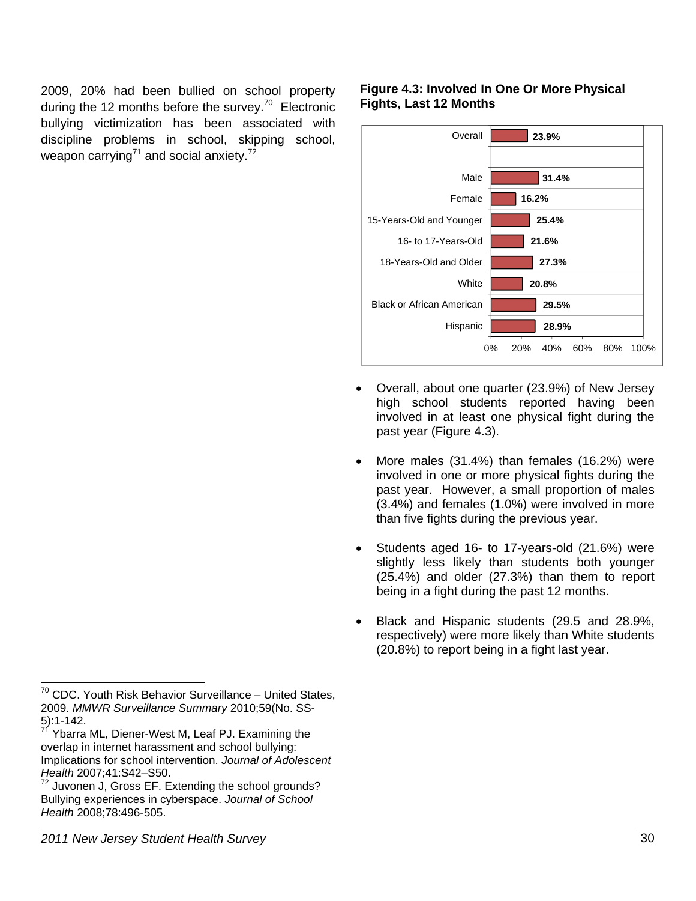2009, 20% had been bullied on school property during the 12 months before the survey.[70] Electronic bullying victimization has been associated with discipline problems in school, skipping school, weapon carrying[71] and social anxiety.[72]

**Figure 4.3: Involved In One Or More Physical Fights, Last 12 Months**

| Group | Percent |
|---|---|
| Overall | 23.9% |
| Male | 31.4% |
| Female | 16.2% |
| 15-Years-Old and Younger | 25.4% |
| 16- to 17-Years-Old | 21.6% |
| 18-Years-Old and Older | 27.3% |
| White | 20.8% |
| Black or African American | 29.5% |
| Hispanic | 28.9% |

- Overall, about one quarter (23.9%) of New Jersey high school students reported having been involved in at least one physical fight during the past year (Figure 4.3).

- More males (31.4%) than females (16.2%) were involved in one or more physical fights during the past year. However, a small proportion of males (3.4%) and females (1.0%) were involved in more than five fights during the previous year.

- Students aged 16- to 17-years-old (21.6%) were slightly less likely than students both younger (25.4%) and older (27.3%) than them to report being in a fight during the past 12 months.

- Black and Hispanic students (29.5 and 28.9%, respectively) were more likely than White students (20.8%) to report being in a fight last year.

---

[70] CDC. Youth Risk Behavior Surveillance – United States, 2009. *MMWR Surveillance Summary* 2010;59(No. SS-5):1-142.

[71] Ybarra ML, Diener-West M, Leaf PJ. Examining the overlap in internet harassment and school bullying: Implications for school intervention. *Journal of Adolescent Health* 2007;41:S42–S50.

[72] Juvonen J, Gross EF. Extending the school grounds? Bullying experiences in cyberspace. *Journal of School Health* 2008;78:496-505.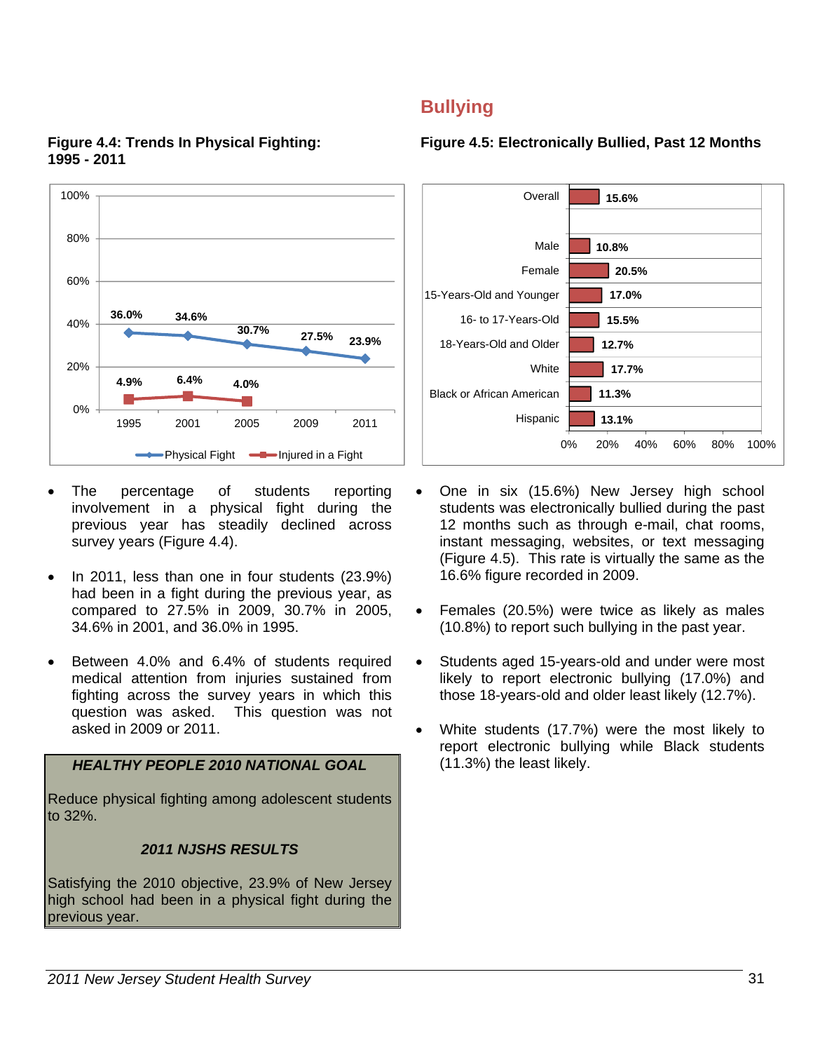**Figure 4.4: Trends In Physical Fighting: 1995 - 2011**

| Year | Physical Fight | Injured in a Fight |
|---|---|---|
| 1995 | 36.0% | 4.9% |
| 2001 | 34.6% | 6.4% |
| 2005 | 30.7% | 4.0% |
| 2009 | 27.5% | |
| 2011 | 23.9% | |

- The percentage of students reporting involvement in a physical fight during the previous year has steadily declined across survey years (Figure 4.4).
- In 2011, less than one in four students (23.9%) had been in a fight during the previous year, as compared to 27.5% in 2009, 30.7% in 2005, 34.6% in 2001, and 36.0% in 1995.
- Between 4.0% and 6.4% of students required medical attention from injuries sustained from fighting across the survey years in which this question was asked. This question was not asked in 2009 or 2011.

> ***HEALTHY PEOPLE 2010 NATIONAL GOAL***
>
> Reduce physical fighting among adolescent students to 32%.
>
> ***2011 NJSHS RESULTS***
>
> Satisfying the 2010 objective, 23.9% of New Jersey high school had been in a physical fight during the previous year.

## Bullying

**Figure 4.5: Electronically Bullied, Past 12 Months**

| Group | Percent |
|---|---|
| Overall | 15.6% |
| Male | 10.8% |
| Female | 20.5% |
| 15-Years-Old and Younger | 17.0% |
| 16- to 17-Years-Old | 15.5% |
| 18-Years-Old and Older | 12.7% |
| White | 17.7% |
| Black or African American | 11.3% |
| Hispanic | 13.1% |

- One in six (15.6%) New Jersey high school students was electronically bullied during the past 12 months such as through e-mail, chat rooms, instant messaging, websites, or text messaging (Figure 4.5). This rate is virtually the same as the 16.6% figure recorded in 2009.
- Females (20.5%) were twice as likely as males (10.8%) to report such bullying in the past year.
- Students aged 15-years-old and under were most likely to report electronic bullying (17.0%) and those 18-years-old and older least likely (12.7%).
- White students (17.7%) were the most likely to report electronic bullying while Black students (11.3%) the least likely.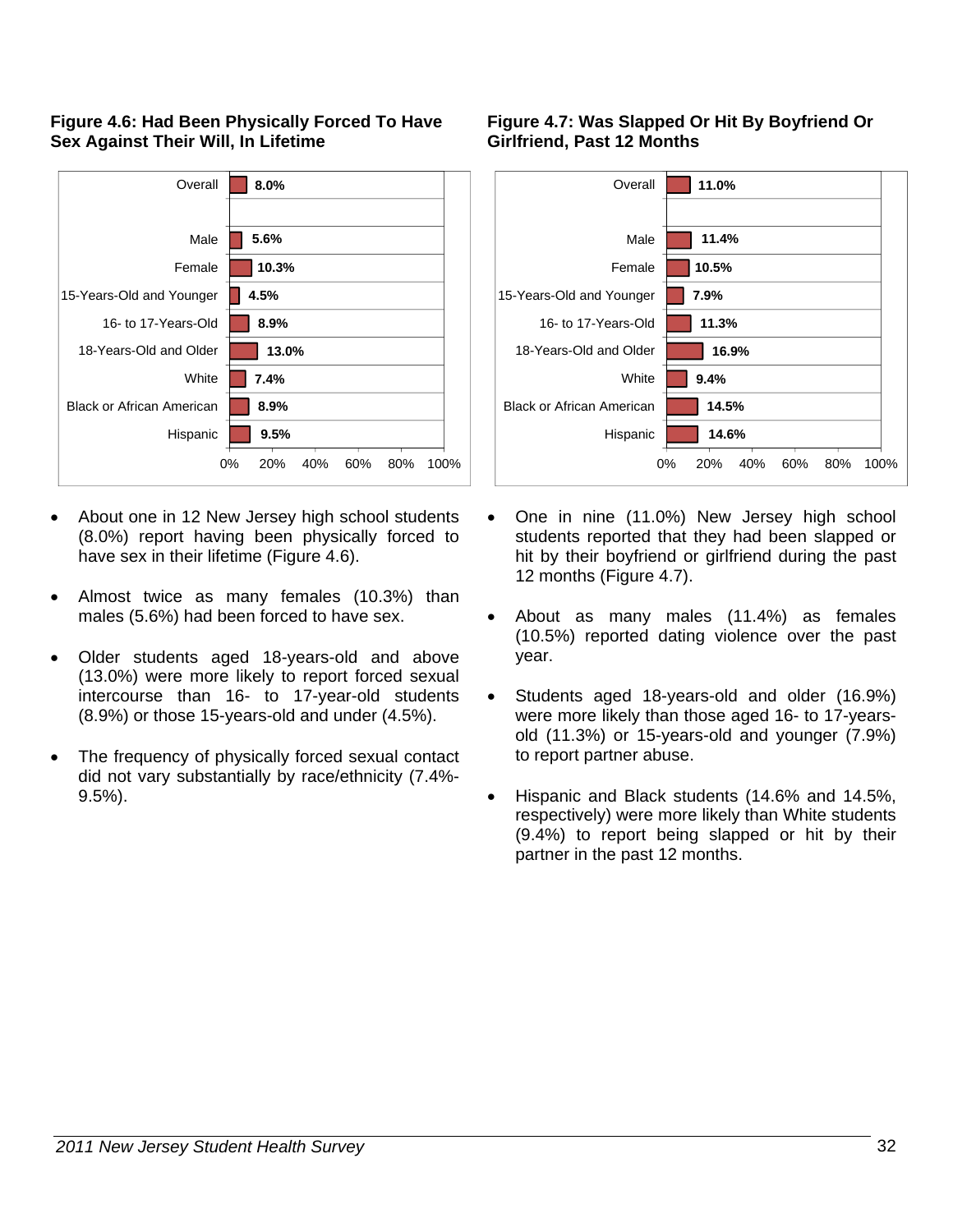**Figure 4.6: Had Been Physically Forced To Have Sex Against Their Will, In Lifetime**

| Group | Percent |
|---|---|
| Overall | 8.0% |
| Male | 5.6% |
| Female | 10.3% |
| 15-Years-Old and Younger | 4.5% |
| 16- to 17-Years-Old | 8.9% |
| 18-Years-Old and Older | 13.0% |
| White | 7.4% |
| Black or African American | 8.9% |
| Hispanic | 9.5% |

- About one in 12 New Jersey high school students (8.0%) report having been physically forced to have sex in their lifetime (Figure 4.6).
- Almost twice as many females (10.3%) than males (5.6%) had been forced to have sex.
- Older students aged 18-years-old and above (13.0%) were more likely to report forced sexual intercourse than 16- to 17-year-old students (8.9%) or those 15-years-old and under (4.5%).
- The frequency of physically forced sexual contact did not vary substantially by race/ethnicity (7.4%-9.5%).

**Figure 4.7: Was Slapped Or Hit By Boyfriend Or Girlfriend, Past 12 Months**

| Group | Percent |
|---|---|
| Overall | 11.0% |
| Male | 11.4% |
| Female | 10.5% |
| 15-Years-Old and Younger | 7.9% |
| 16- to 17-Years-Old | 11.3% |
| 18-Years-Old and Older | 16.9% |
| White | 9.4% |
| Black or African American | 14.5% |
| Hispanic | 14.6% |

- One in nine (11.0%) New Jersey high school students reported that they had been slapped or hit by their boyfriend or girlfriend during the past 12 months (Figure 4.7).
- About as many males (11.4%) as females (10.5%) reported dating violence over the past year.
- Students aged 18-years-old and older (16.9%) were more likely than those aged 16- to 17-years-old (11.3%) or 15-years-old and younger (7.9%) to report partner abuse.
- Hispanic and Black students (14.6% and 14.5%, respectively) were more likely than White students (9.4%) to report being slapped or hit by their partner in the past 12 months.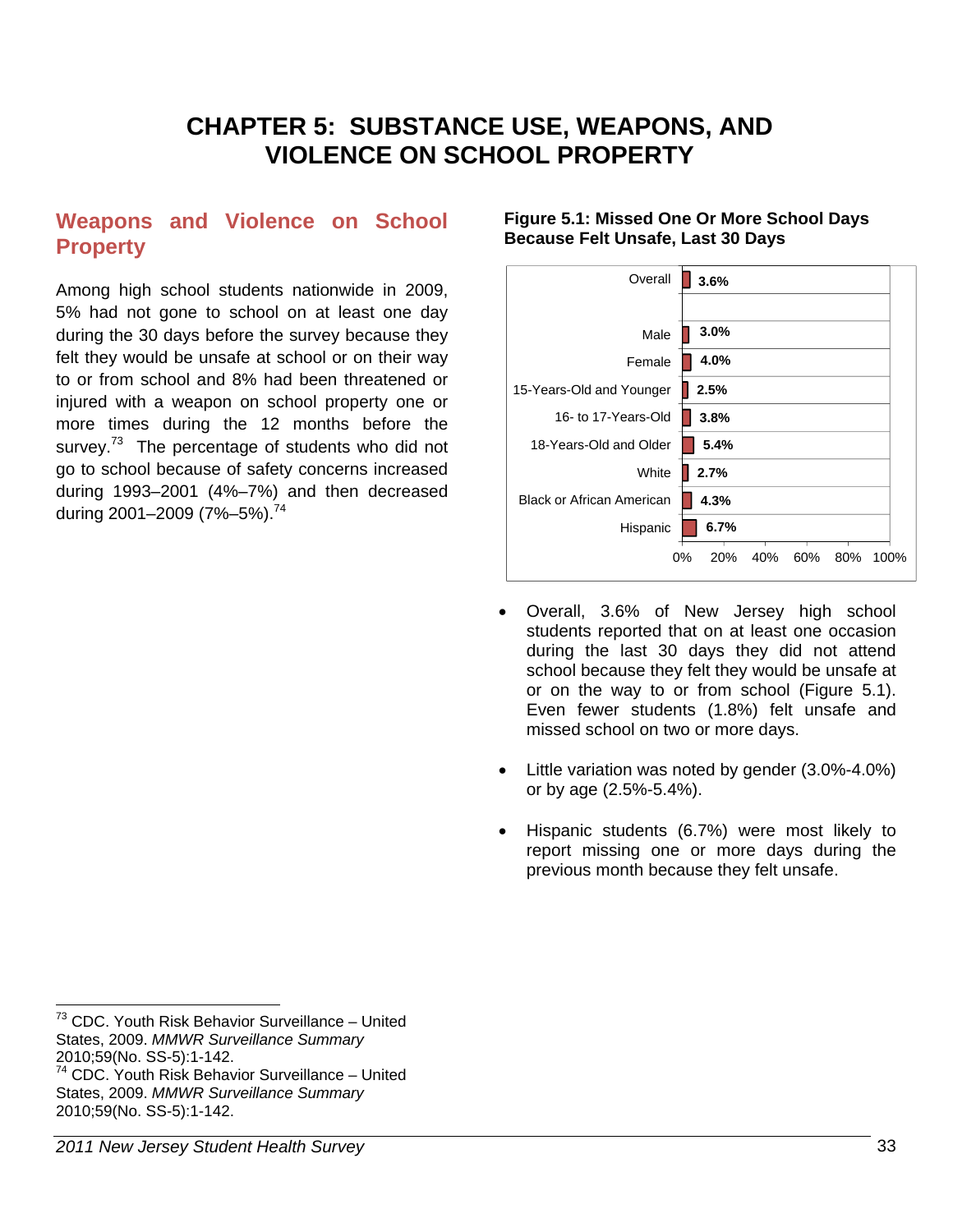# CHAPTER 5: SUBSTANCE USE, WEAPONS, AND VIOLENCE ON SCHOOL PROPERTY

## Weapons and Violence on School Property

Among high school students nationwide in 2009, 5% had not gone to school on at least one day during the 30 days before the survey because they felt they would be unsafe at school or on their way to or from school and 8% had been threatened or injured with a weapon on school property one or more times during the 12 months before the survey.[73] The percentage of students who did not go to school because of safety concerns increased during 1993–2001 (4%–7%) and then decreased during 2001–2009 (7%–5%).[74]

**Figure 5.1: Missed One Or More School Days Because Felt Unsafe, Last 30 Days**

| Group | Percent |
|---|---|
| Overall | 3.6% |
| Male | 3.0% |
| Female | 4.0% |
| 15-Years-Old and Younger | 2.5% |
| 16- to 17-Years-Old | 3.8% |
| 18-Years-Old and Older | 5.4% |
| White | 2.7% |
| Black or African American | 4.3% |
| Hispanic | 6.7% |

- Overall, 3.6% of New Jersey high school students reported that on at least one occasion during the last 30 days they did not attend school because they felt they would be unsafe at or on the way to or from school (Figure 5.1). Even fewer students (1.8%) felt unsafe and missed school on two or more days.
- Little variation was noted by gender (3.0%-4.0%) or by age (2.5%-5.4%).
- Hispanic students (6.7%) were most likely to report missing one or more days during the previous month because they felt unsafe.

---

[73] CDC. Youth Risk Behavior Surveillance – United States, 2009. *MMWR Surveillance Summary* 2010;59(No. SS-5):1-142.
[74] CDC. Youth Risk Behavior Surveillance – United States, 2009. *MMWR Surveillance Summary* 2010;59(No. SS-5):1-142.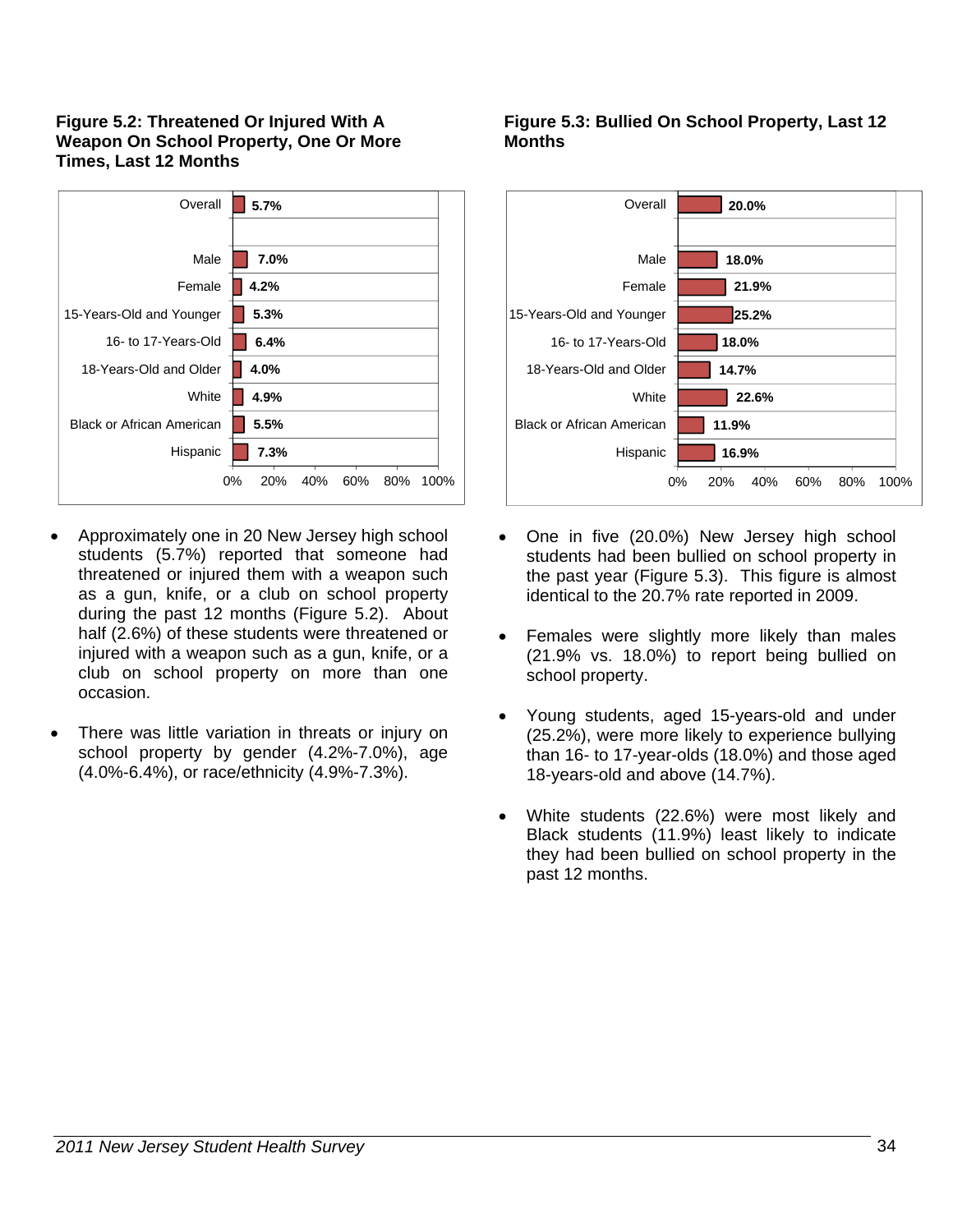**Figure 5.2: Threatened Or Injured With A Weapon On School Property, One Or More Times, Last 12 Months**

| Group | Percent |
|---|---|
| Overall | 5.7% |
| Male | 7.0% |
| Female | 4.2% |
| 15-Years-Old and Younger | 5.3% |
| 16- to 17-Years-Old | 6.4% |
| 18-Years-Old and Older | 4.0% |
| White | 4.9% |
| Black or African American | 5.5% |
| Hispanic | 7.3% |

- Approximately one in 20 New Jersey high school students (5.7%) reported that someone had threatened or injured them with a weapon such as a gun, knife, or a club on school property during the past 12 months (Figure 5.2). About half (2.6%) of these students were threatened or injured with a weapon such as a gun, knife, or a club on school property on more than one occasion.
- There was little variation in threats or injury on school property by gender (4.2%-7.0%), age (4.0%-6.4%), or race/ethnicity (4.9%-7.3%).

**Figure 5.3: Bullied On School Property, Last 12 Months**

| Group | Percent |
|---|---|
| Overall | 20.0% |
| Male | 18.0% |
| Female | 21.9% |
| 15-Years-Old and Younger | 25.2% |
| 16- to 17-Years-Old | 18.0% |
| 18-Years-Old and Older | 14.7% |
| White | 22.6% |
| Black or African American | 11.9% |
| Hispanic | 16.9% |

- One in five (20.0%) New Jersey high school students had been bullied on school property in the past year (Figure 5.3). This figure is almost identical to the 20.7% rate reported in 2009.
- Females were slightly more likely than males (21.9% vs. 18.0%) to report being bullied on school property.
- Young students, aged 15-years-old and under (25.2%), were more likely to experience bullying than 16- to 17-year-olds (18.0%) and those aged 18-years-old and above (14.7%).
- White students (22.6%) were most likely and Black students (11.9%) least likely to indicate they had been bullied on school property in the past 12 months.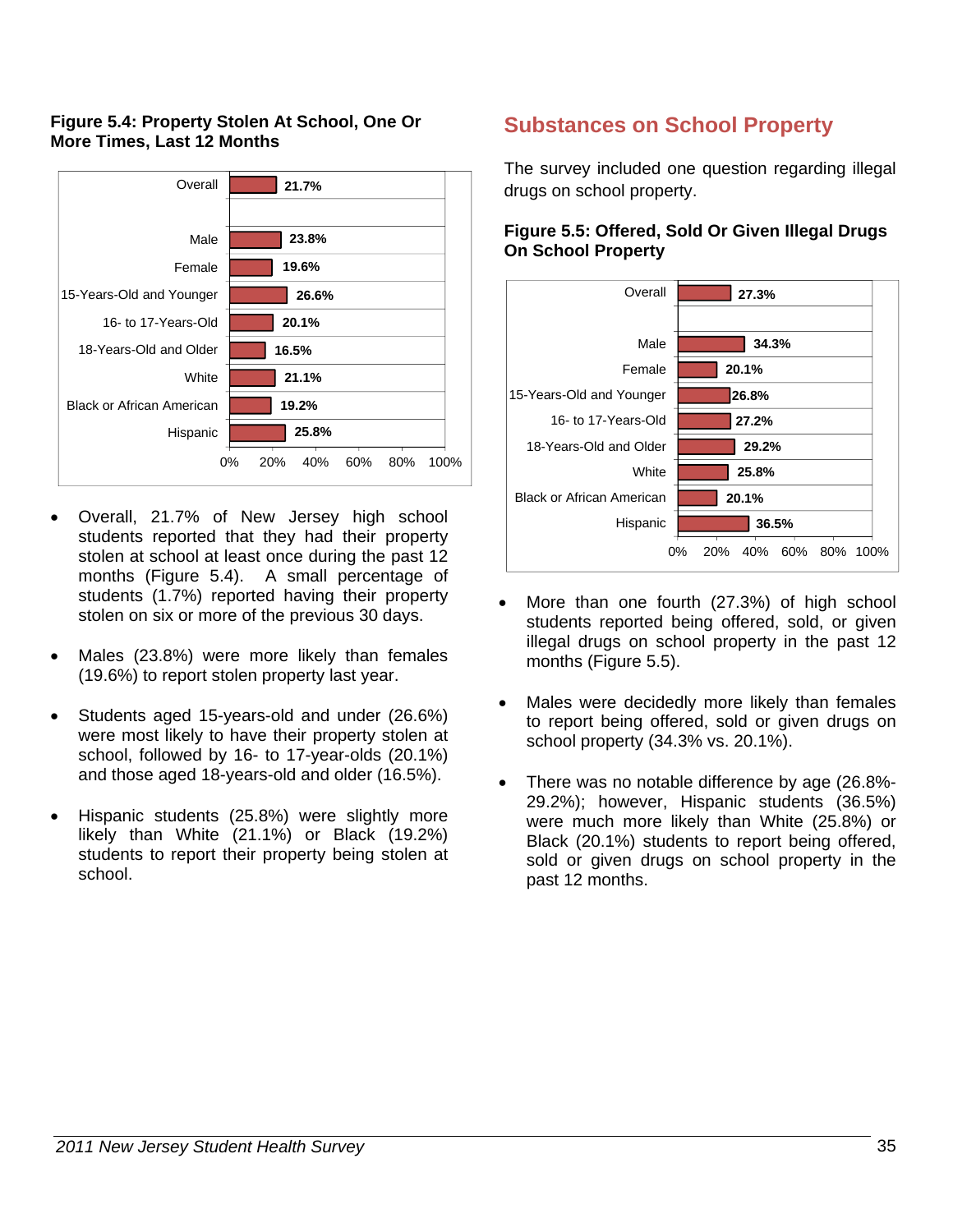**Figure 5.4: Property Stolen At School, One Or More Times, Last 12 Months**

| Group | Percent |
|---|---|
| Overall | 21.7% |
| Male | 23.8% |
| Female | 19.6% |
| 15-Years-Old and Younger | 26.6% |
| 16- to 17-Years-Old | 20.1% |
| 18-Years-Old and Older | 16.5% |
| White | 21.1% |
| Black or African American | 19.2% |
| Hispanic | 25.8% |

- Overall, 21.7% of New Jersey high school students reported that they had their property stolen at school at least once during the past 12 months (Figure 5.4). A small percentage of students (1.7%) reported having their property stolen on six or more of the previous 30 days.

- Males (23.8%) were more likely than females (19.6%) to report stolen property last year.

- Students aged 15-years-old and under (26.6%) were most likely to have their property stolen at school, followed by 16- to 17-year-olds (20.1%) and those aged 18-years-old and older (16.5%).

- Hispanic students (25.8%) were slightly more likely than White (21.1%) or Black (19.2%) students to report their property being stolen at school.

## Substances on School Property

The survey included one question regarding illegal drugs on school property.

**Figure 5.5: Offered, Sold Or Given Illegal Drugs On School Property**

| Group | Percent |
|---|---|
| Overall | 27.3% |
| Male | 34.3% |
| Female | 20.1% |
| 15-Years-Old and Younger | 26.8% |
| 16- to 17-Years-Old | 27.2% |
| 18-Years-Old and Older | 29.2% |
| White | 25.8% |
| Black or African American | 20.1% |
| Hispanic | 36.5% |

- More than one fourth (27.3%) of high school students reported being offered, sold, or given illegal drugs on school property in the past 12 months (Figure 5.5).

- Males were decidedly more likely than females to report being offered, sold or given drugs on school property (34.3% vs. 20.1%).

- There was no notable difference by age (26.8%-29.2%); however, Hispanic students (36.5%) were much more likely than White (25.8%) or Black (20.1%) students to report being offered, sold or given drugs on school property in the past 12 months.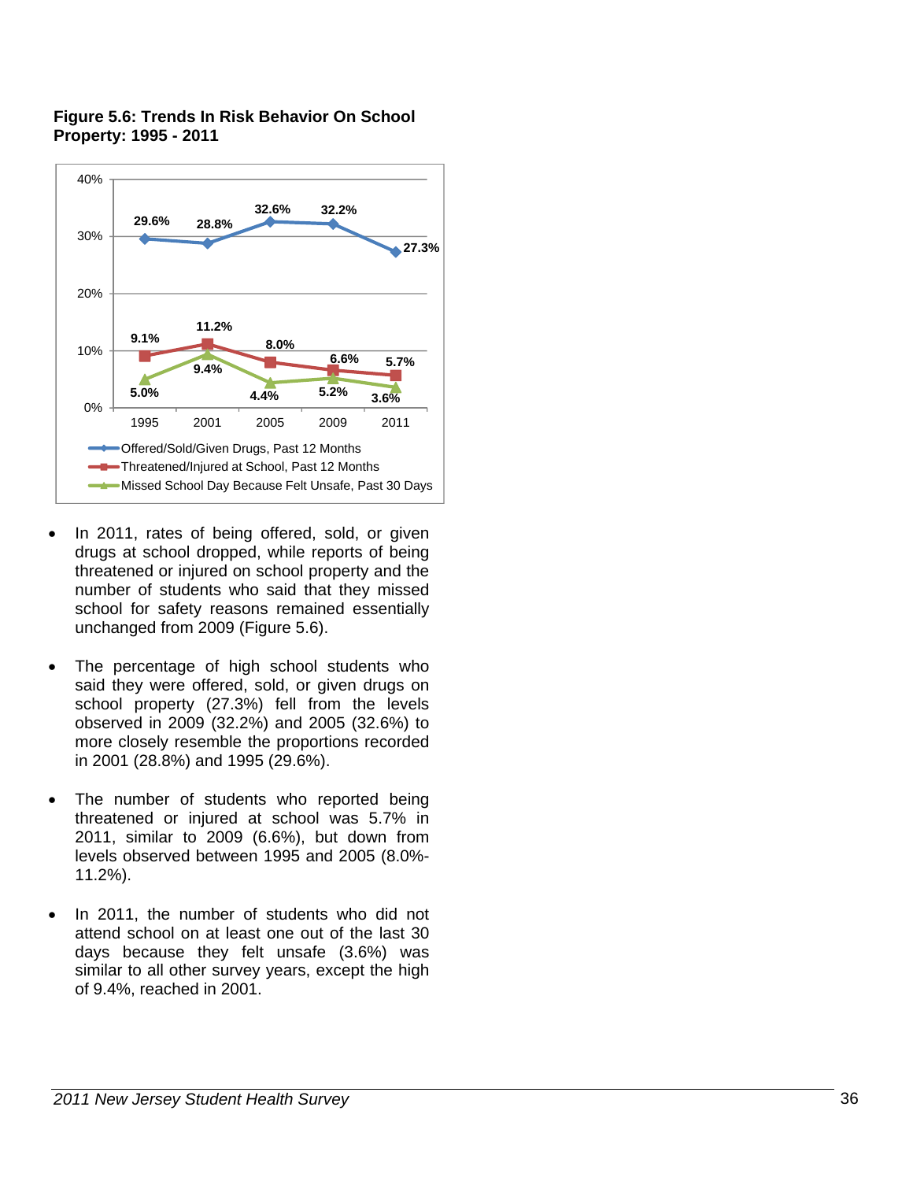**Figure 5.6: Trends In Risk Behavior On School Property: 1995 - 2011**

| | 1995 | 2001 | 2005 | 2009 | 2011 |
|---|---|---|---|---|---|
| Offered/Sold/Given Drugs, Past 12 Months | 29.6% | 28.8% | 32.6% | 32.2% | 27.3% |
| Threatened/Injured at School, Past 12 Months | 9.1% | 11.2% | 8.0% | 6.6% | 5.7% |
| Missed School Day Because Felt Unsafe, Past 30 Days | 5.0% | 9.4% | 4.4% | 5.2% | 3.6% |

- In 2011, rates of being offered, sold, or given drugs at school dropped, while reports of being threatened or injured on school property and the number of students who said that they missed school for safety reasons remained essentially unchanged from 2009 (Figure 5.6).

- The percentage of high school students who said they were offered, sold, or given drugs on school property (27.3%) fell from the levels observed in 2009 (32.2%) and 2005 (32.6%) to more closely resemble the proportions recorded in 2001 (28.8%) and 1995 (29.6%).

- The number of students who reported being threatened or injured at school was 5.7% in 2011, similar to 2009 (6.6%), but down from levels observed between 1995 and 2005 (8.0%-11.2%).

- In 2011, the number of students who did not attend school on at least one out of the last 30 days because they felt unsafe (3.6%) was similar to all other survey years, except the high of 9.4%, reached in 2001.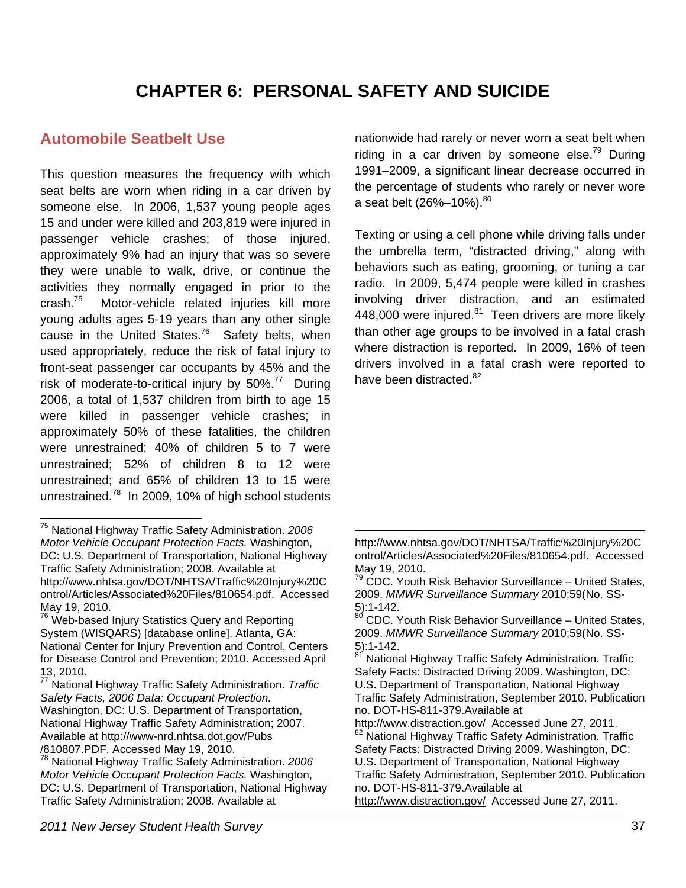# CHAPTER 6: PERSONAL SAFETY AND SUICIDE

## Automobile Seatbelt Use

This question measures the frequency with which seat belts are worn when riding in a car driven by someone else. In 2006, 1,537 young people ages 15 and under were killed and 203,819 were injured in passenger vehicle crashes; of those injured, approximately 9% had an injury that was so severe they were unable to walk, drive, or continue the activities they normally engaged in prior to the crash.[75] Motor-vehicle related injuries kill more young adults ages 5-19 years than any other single cause in the United States.[76] Safety belts, when used appropriately, reduce the risk of fatal injury to front-seat passenger car occupants by 45% and the risk of moderate-to-critical injury by 50%.[77] During 2006, a total of 1,537 children from birth to age 15 were killed in passenger vehicle crashes; in approximately 50% of these fatalities, the children were unrestrained: 40% of children 5 to 7 were unrestrained; 52% of children 8 to 12 were unrestrained; and 65% of children 13 to 15 were unrestrained.[78] In 2009, 10% of high school students nationwide had rarely or never worn a seat belt when riding in a car driven by someone else.[79] During 1991–2009, a significant linear decrease occurred in the percentage of students who rarely or never wore a seat belt (26%–10%).[80]

Texting or using a cell phone while driving falls under the umbrella term, "distracted driving," along with behaviors such as eating, grooming, or tuning a car radio. In 2009, 5,474 people were killed in crashes involving driver distraction, and an estimated 448,000 were injured.[81] Teen drivers are more likely than other age groups to be involved in a fatal crash where distraction is reported. In 2009, 16% of teen drivers involved in a fatal crash were reported to have been distracted.[82]

---

[75] National Highway Traffic Safety Administration. *2006 Motor Vehicle Occupant Protection Facts.* Washington, DC: U.S. Department of Transportation, National Highway Traffic Safety Administration; 2008. Available at http://www.nhtsa.gov/DOT/NHTSA/Traffic%20Injury%20Control/Articles/Associated%20Files/810654.pdf. Accessed May 19, 2010.

[76] Web-based Injury Statistics Query and Reporting System (WISQARS) [database online]. Atlanta, GA: National Center for Injury Prevention and Control, Centers for Disease Control and Prevention; 2010. Accessed April 13, 2010.

[77] National Highway Traffic Safety Administration. *Traffic Safety Facts, 2006 Data: Occupant Protection.* Washington, DC: U.S. Department of Transportation, National Highway Traffic Safety Administration; 2007. Available at http://www-nrd.nhtsa.dot.gov/Pubs/810807.PDF. Accessed May 19, 2010.

[78] National Highway Traffic Safety Administration. *2006 Motor Vehicle Occupant Protection Facts.* Washington, DC: U.S. Department of Transportation, National Highway Traffic Safety Administration; 2008. Available at http://www.nhtsa.gov/DOT/NHTSA/Traffic%20Injury%20Control/Articles/Associated%20Files/810654.pdf. Accessed May 19, 2010.

[79] CDC. Youth Risk Behavior Surveillance – United States, 2009. *MMWR Surveillance Summary* 2010;59(No. SS-5):1-142.

[80] CDC. Youth Risk Behavior Surveillance – United States, 2009. *MMWR Surveillance Summary* 2010;59(No. SS-5):1-142.

[81] National Highway Traffic Safety Administration. Traffic Safety Facts: Distracted Driving 2009. Washington, DC: U.S. Department of Transportation, National Highway Traffic Safety Administration, September 2010. Publication no. DOT-HS-811-379.Available at http://www.distraction.gov/ Accessed June 27, 2011.

[82] National Highway Traffic Safety Administration. Traffic Safety Facts: Distracted Driving 2009. Washington, DC: U.S. Department of Transportation, National Highway Traffic Safety Administration, September 2010. Publication no. DOT-HS-811-379.Available at http://www.distraction.gov/ Accessed June 27, 2011.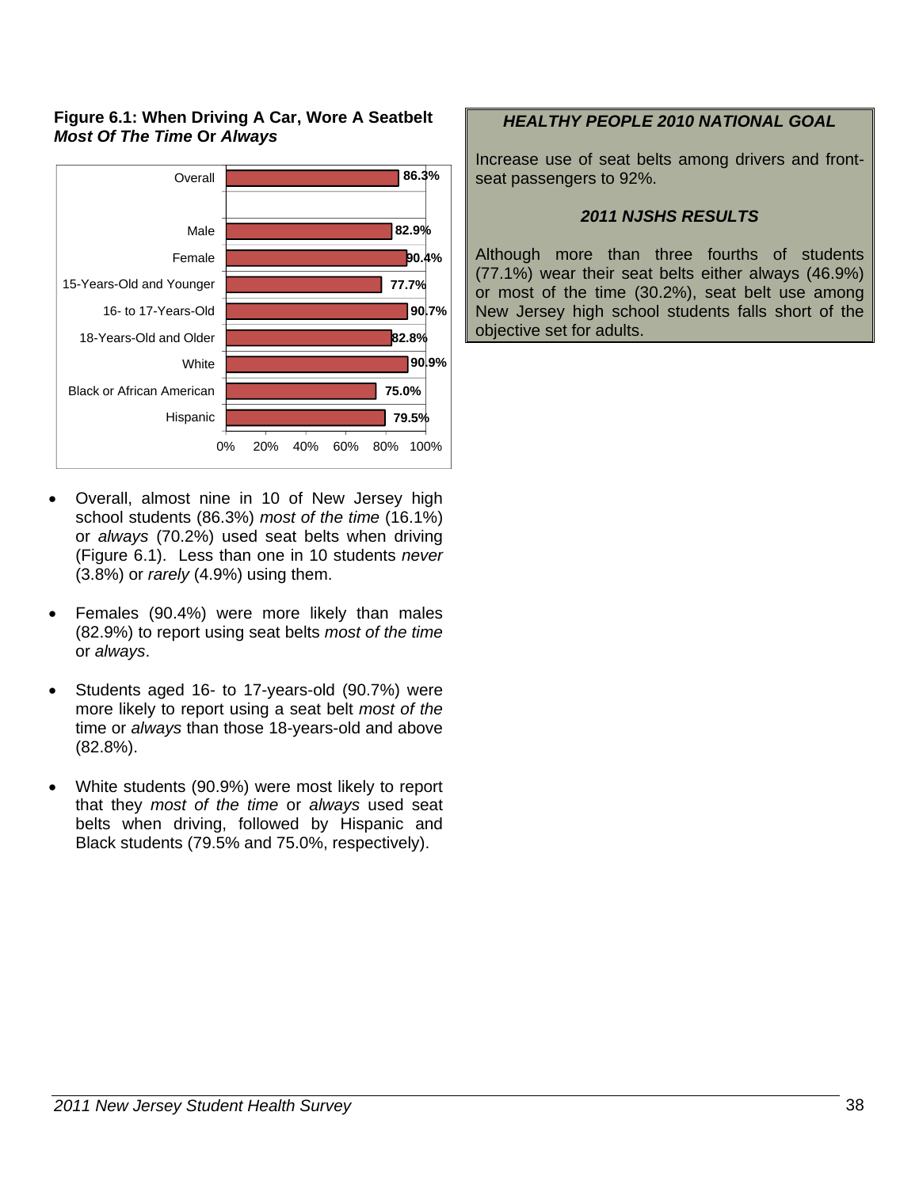**Figure 6.1: When Driving A Car, Wore A Seatbelt *Most Of The Time* Or *Always***

| Group | Percent |
|---|---|
| Overall | 86.3% |
| Male | 82.9% |
| Female | 90.4% |
| 15-Years-Old and Younger | 77.7% |
| 16- to 17-Years-Old | 90.7% |
| 18-Years-Old and Older | 82.8% |
| White | 90.9% |
| Black or African American | 75.0% |
| Hispanic | 79.5% |

- Overall, almost nine in 10 of New Jersey high school students (86.3%) *most of the time* (16.1%) or *always* (70.2%) used seat belts when driving (Figure 6.1). Less than one in 10 students *never* (3.8%) or *rarely* (4.9%) using them.

- Females (90.4%) were more likely than males (82.9%) to report using seat belts *most of the time* or *always*.

- Students aged 16- to 17-years-old (90.7%) were more likely to report using a seat belt *most of the* time or *always* than those 18-years-old and above (82.8%).

- White students (90.9%) were most likely to report that they *most of the time* or *always* used seat belts when driving, followed by Hispanic and Black students (79.5% and 75.0%, respectively).

***HEALTHY PEOPLE 2010 NATIONAL GOAL***

Increase use of seat belts among drivers and front-seat passengers to 92%.

***2011 NJSHS RESULTS***

Although more than three fourths of students (77.1%) wear their seat belts either always (46.9%) or most of the time (30.2%), seat belt use among New Jersey high school students falls short of the objective set for adults.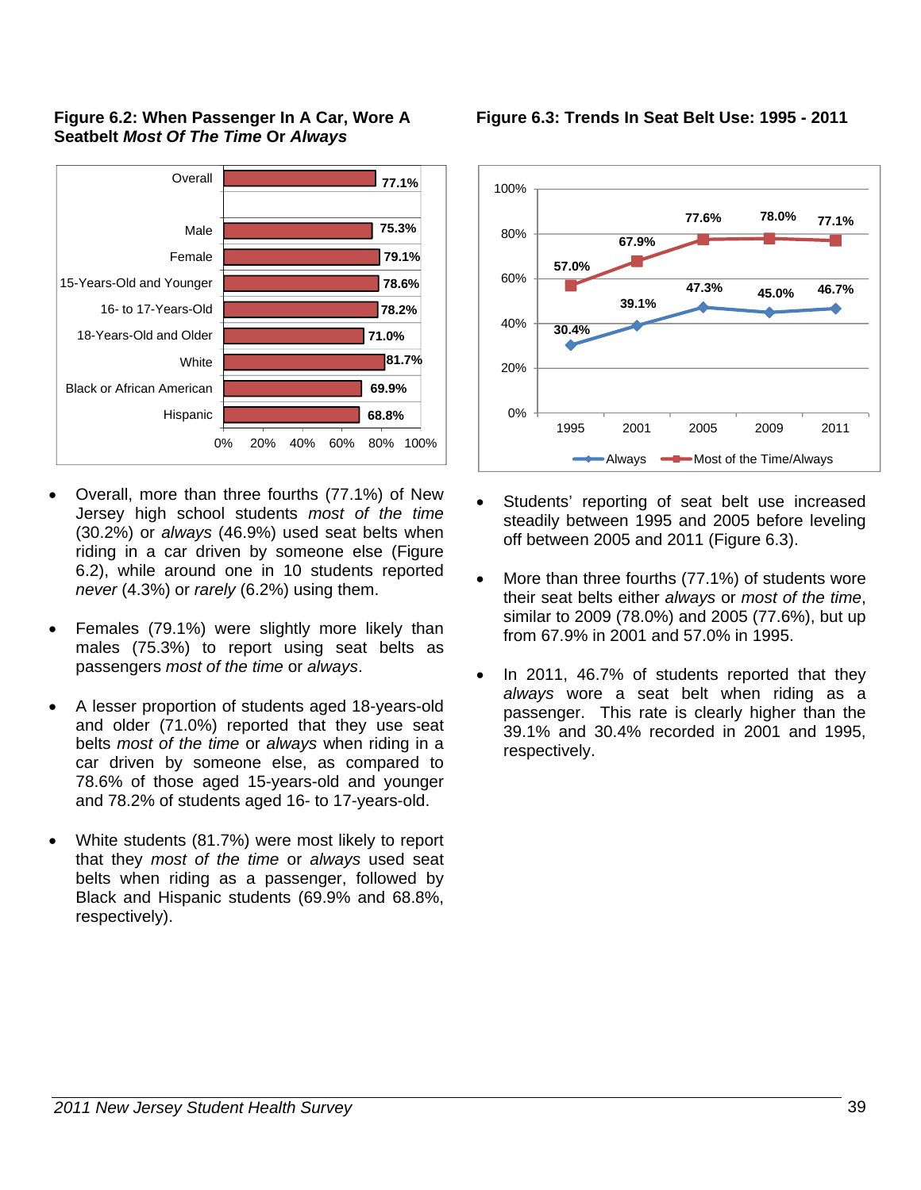**Figure 6.2: When Passenger In A Car, Wore A Seatbelt *Most Of The Time* Or *Always***

| Group | Percent |
|---|---|
| Overall | 77.1% |
| Male | 75.3% |
| Female | 79.1% |
| 15-Years-Old and Younger | 78.6% |
| 16- to 17-Years-Old | 78.2% |
| 18-Years-Old and Older | 71.0% |
| White | 81.7% |
| Black or African American | 69.9% |
| Hispanic | 68.8% |

- Overall, more than three fourths (77.1%) of New Jersey high school students *most of the time* (30.2%) or *always* (46.9%) used seat belts when riding in a car driven by someone else (Figure 6.2), while around one in 10 students reported *never* (4.3%) or *rarely* (6.2%) using them.
- Females (79.1%) were slightly more likely than males (75.3%) to report using seat belts as passengers *most of the time* or *always*.
- A lesser proportion of students aged 18-years-old and older (71.0%) reported that they use seat belts *most of the time* or *always* when riding in a car driven by someone else, as compared to 78.6% of those aged 15-years-old and younger and 78.2% of students aged 16- to 17-years-old.
- White students (81.7%) were most likely to report that they *most of the time* or *always* used seat belts when riding as a passenger, followed by Black and Hispanic students (69.9% and 68.8%, respectively).

**Figure 6.3: Trends In Seat Belt Use: 1995 - 2011**

| | 1995 | 2001 | 2005 | 2009 | 2011 |
|---|---|---|---|---|---|
| Always | 30.4% | 39.1% | 47.3% | 45.0% | 46.7% |
| Most of the Time/Always | 57.0% | 67.9% | 77.6% | 78.0% | 77.1% |

- Students' reporting of seat belt use increased steadily between 1995 and 2005 before leveling off between 2005 and 2011 (Figure 6.3).
- More than three fourths (77.1%) of students wore their seat belts either *always* or *most of the time*, similar to 2009 (78.0%) and 2005 (77.6%), but up from 67.9% in 2001 and 57.0% in 1995.
- In 2011, 46.7% of students reported that they *always* wore a seat belt when riding as a passenger. This rate is clearly higher than the 39.1% and 30.4% recorded in 2001 and 1995, respectively.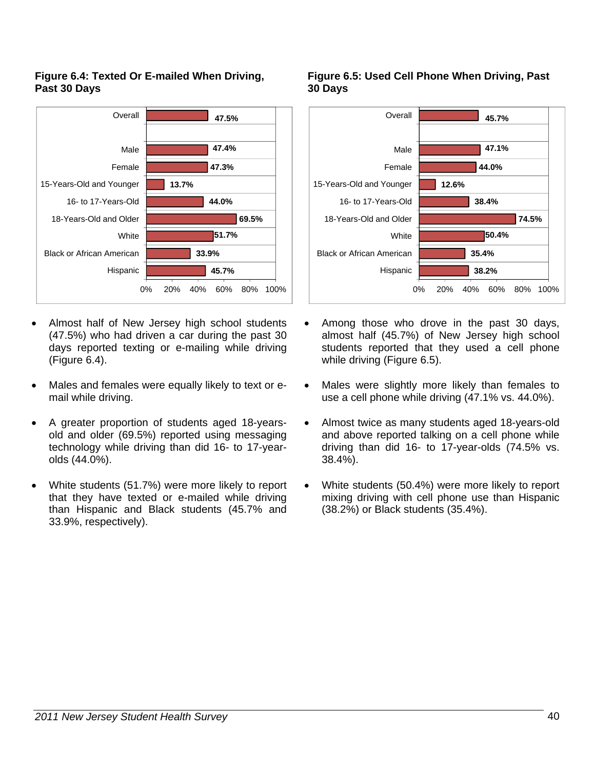**Figure 6.4: Texted Or E-mailed When Driving, Past 30 Days**

| Group | Percent |
|---|---|
| Overall | 47.5% |
| Male | 47.4% |
| Female | 47.3% |
| 15-Years-Old and Younger | 13.7% |
| 16- to 17-Years-Old | 44.0% |
| 18-Years-Old and Older | 69.5% |
| White | 51.7% |
| Black or African American | 33.9% |
| Hispanic | 45.7% |

- Almost half of New Jersey high school students (47.5%) who had driven a car during the past 30 days reported texting or e-mailing while driving (Figure 6.4).
- Males and females were equally likely to text or e-mail while driving.
- A greater proportion of students aged 18-years-old and older (69.5%) reported using messaging technology while driving than did 16- to 17-year-olds (44.0%).
- White students (51.7%) were more likely to report that they have texted or e-mailed while driving than Hispanic and Black students (45.7% and 33.9%, respectively).

**Figure 6.5: Used Cell Phone When Driving, Past 30 Days**

| Group | Percent |
|---|---|
| Overall | 45.7% |
| Male | 47.1% |
| Female | 44.0% |
| 15-Years-Old and Younger | 12.6% |
| 16- to 17-Years-Old | 38.4% |
| 18-Years-Old and Older | 74.5% |
| White | 50.4% |
| Black or African American | 35.4% |
| Hispanic | 38.2% |

- Among those who drove in the past 30 days, almost half (45.7%) of New Jersey high school students reported that they used a cell phone while driving (Figure 6.5).
- Males were slightly more likely than females to use a cell phone while driving (47.1% vs. 44.0%).
- Almost twice as many students aged 18-years-old and above reported talking on a cell phone while driving than did 16- to 17-year-olds (74.5% vs. 38.4%).
- White students (50.4%) were more likely to report mixing driving with cell phone use than Hispanic (38.2%) or Black students (35.4%).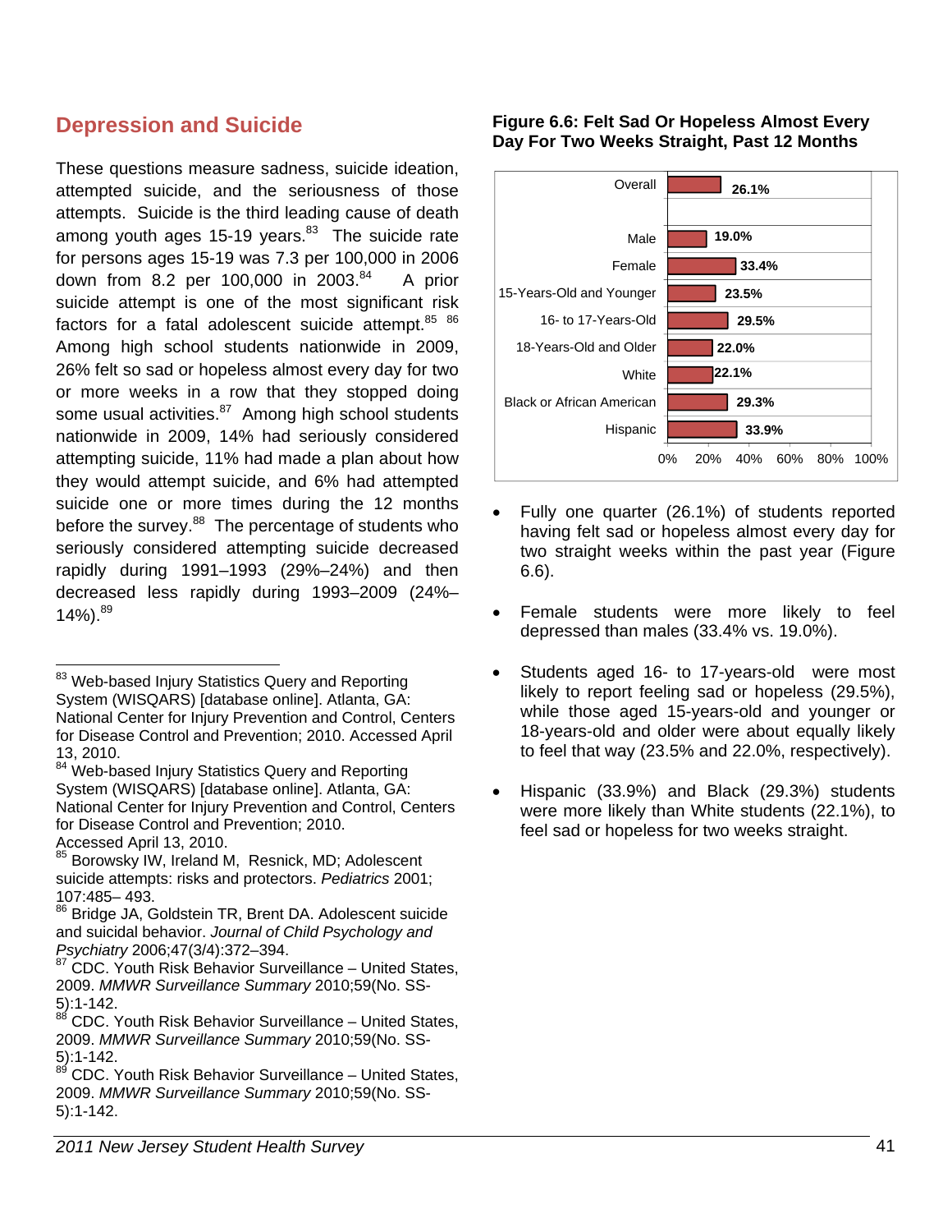## Depression and Suicide

These questions measure sadness, suicide ideation, attempted suicide, and the seriousness of those attempts. Suicide is the third leading cause of death among youth ages 15-19 years.[83] The suicide rate for persons ages 15-19 was 7.3 per 100,000 in 2006 down from 8.2 per 100,000 in 2003.[84] A prior suicide attempt is one of the most significant risk factors for a fatal adolescent suicide attempt.[85] [86] Among high school students nationwide in 2009, 26% felt so sad or hopeless almost every day for two or more weeks in a row that they stopped doing some usual activities.[87] Among high school students nationwide in 2009, 14% had seriously considered attempting suicide, 11% had made a plan about how they would attempt suicide, and 6% had attempted suicide one or more times during the 12 months before the survey.[88] The percentage of students who seriously considered attempting suicide decreased rapidly during 1991–1993 (29%–24%) and then decreased less rapidly during 1993–2009 (24%–14%).[89]

**Figure 6.6: Felt Sad Or Hopeless Almost Every Day For Two Weeks Straight, Past 12 Months**

| Group | Percent |
|---|---|
| Overall | 26.1% |
| Male | 19.0% |
| Female | 33.4% |
| 15-Years-Old and Younger | 23.5% |
| 16- to 17-Years-Old | 29.5% |
| 18-Years-Old and Older | 22.0% |
| White | 22.1% |
| Black or African American | 29.3% |
| Hispanic | 33.9% |

- Fully one quarter (26.1%) of students reported having felt sad or hopeless almost every day for two straight weeks within the past year (Figure 6.6).
- Female students were more likely to feel depressed than males (33.4% vs. 19.0%).
- Students aged 16- to 17-years-old were most likely to report feeling sad or hopeless (29.5%), while those aged 15-years-old and younger or 18-years-old and older were about equally likely to feel that way (23.5% and 22.0%, respectively).
- Hispanic (33.9%) and Black (29.3%) students were more likely than White students (22.1%), to feel sad or hopeless for two weeks straight.

---

[83] Web-based Injury Statistics Query and Reporting System (WISQARS) [database online]. Atlanta, GA: National Center for Injury Prevention and Control, Centers for Disease Control and Prevention; 2010. Accessed April 13, 2010.

[84] Web-based Injury Statistics Query and Reporting System (WISQARS) [database online]. Atlanta, GA: National Center for Injury Prevention and Control, Centers for Disease Control and Prevention; 2010. Accessed April 13, 2010.

[85] Borowsky IW, Ireland M, Resnick, MD; Adolescent suicide attempts: risks and protectors. *Pediatrics* 2001; 107:485– 493.

[86] Bridge JA, Goldstein TR, Brent DA. Adolescent suicide and suicidal behavior. *Journal of Child Psychology and Psychiatry* 2006;47(3/4):372–394.

[87] CDC. Youth Risk Behavior Surveillance – United States, 2009. *MMWR Surveillance Summary* 2010;59(No. SS-5):1-142.

[88] CDC. Youth Risk Behavior Surveillance – United States, 2009. *MMWR Surveillance Summary* 2010;59(No. SS-5):1-142.

[89] CDC. Youth Risk Behavior Surveillance – United States, 2009. *MMWR Surveillance Summary* 2010;59(No. SS-5):1-142.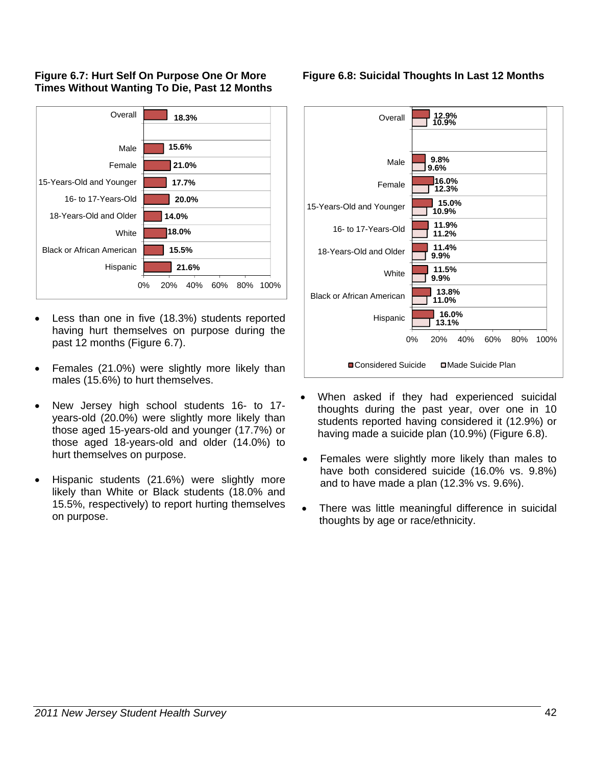### Figure 6.7: Hurt Self On Purpose One Or More Times Without Wanting To Die, Past 12 Months

| Group | Percent |
|---|---|
| Overall | 18.3% |
| Male | 15.6% |
| Female | 21.0% |
| 15-Years-Old and Younger | 17.7% |
| 16- to 17-Years-Old | 20.0% |
| 18-Years-Old and Older | 14.0% |
| White | 18.0% |
| Black or African American | 15.5% |
| Hispanic | 21.6% |

- Less than one in five (18.3%) students reported having hurt themselves on purpose during the past 12 months (Figure 6.7).
- Females (21.0%) were slightly more likely than males (15.6%) to hurt themselves.
- New Jersey high school students 16- to 17-years-old (20.0%) were slightly more likely than those aged 15-years-old and younger (17.7%) or those aged 18-years-old and older (14.0%) to hurt themselves on purpose.
- Hispanic students (21.6%) were slightly more likely than White or Black students (18.0% and 15.5%, respectively) to report hurting themselves on purpose.

### Figure 6.8: Suicidal Thoughts In Last 12 Months

| Group | Considered Suicide | Made Suicide Plan |
|---|---|---|
| Overall | 12.9% | 10.9% |
| Male | 9.8% | 9.6% |
| Female | 16.0% | 12.3% |
| 15-Years-Old and Younger | 15.0% | 10.9% |
| 16- to 17-Years-Old | 11.9% | 11.2% |
| 18-Years-Old and Older | 11.4% | 9.9% |
| White | 11.5% | 9.9% |
| Black or African American | 13.8% | 11.0% |
| Hispanic | 16.0% | 13.1% |

- When asked if they had experienced suicidal thoughts during the past year, over one in 10 students reported having considered it (12.9%) or having made a suicide plan (10.9%) (Figure 6.8).
- Females were slightly more likely than males to have both considered suicide (16.0% vs. 9.8%) and to have made a plan (12.3% vs. 9.6%).
- There was little meaningful difference in suicidal thoughts by age or race/ethnicity.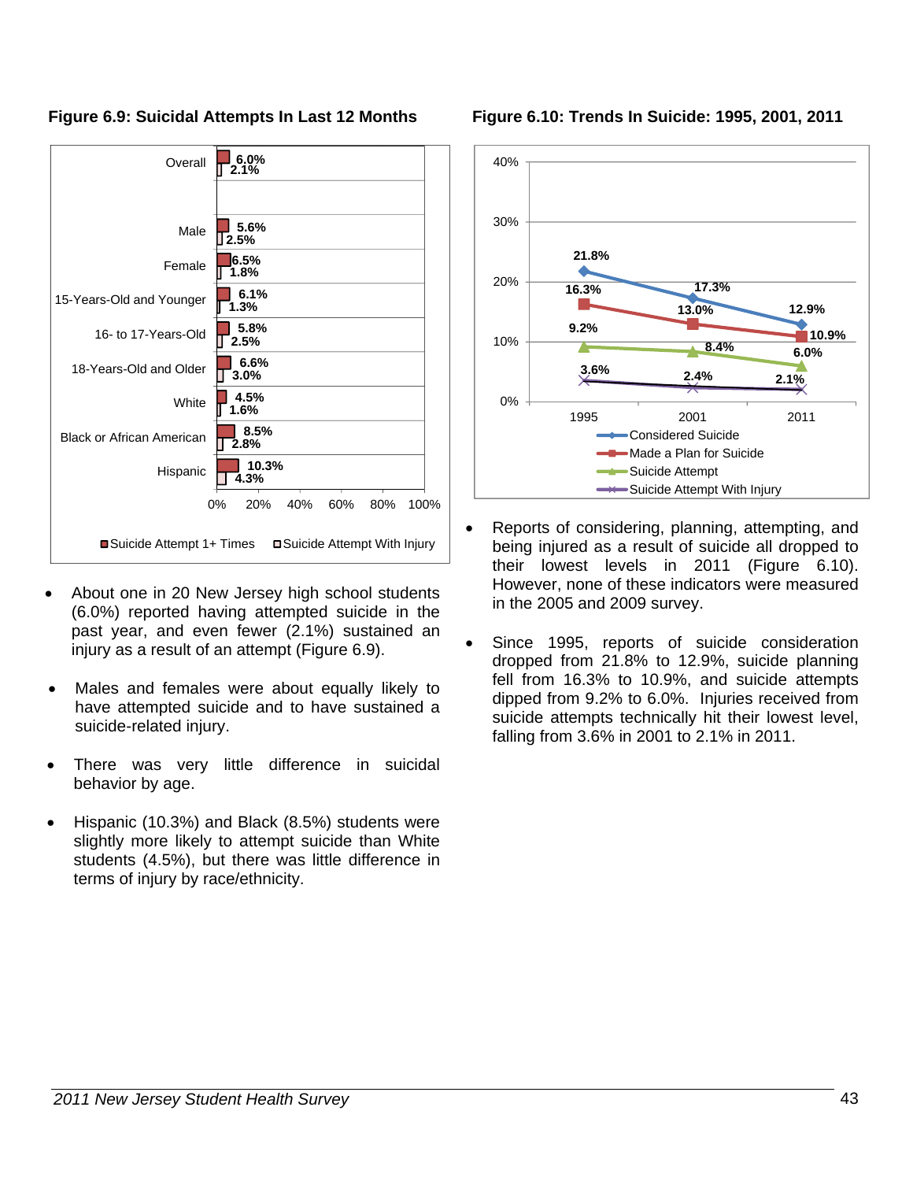**Figure 6.9: Suicidal Attempts In Last 12 Months**

| | Suicide Attempt 1+ Times | Suicide Attempt With Injury |
|---|---|---|
| Overall | 6.0% | 2.1% |
| Male | 5.6% | 2.5% |
| Female | 6.5% | 1.8% |
| 15-Years-Old and Younger | 6.1% | 1.3% |
| 16- to 17-Years-Old | 5.8% | 2.5% |
| 18-Years-Old and Older | 6.6% | 3.0% |
| White | 4.5% | 1.6% |
| Black or African American | 8.5% | 2.8% |
| Hispanic | 10.3% | 4.3% |

- About one in 20 New Jersey high school students (6.0%) reported having attempted suicide in the past year, and even fewer (2.1%) sustained an injury as a result of an attempt (Figure 6.9).

- Males and females were about equally likely to have attempted suicide and to have sustained a suicide-related injury.

- There was very little difference in suicidal behavior by age.

- Hispanic (10.3%) and Black (8.5%) students were slightly more likely to attempt suicide than White students (4.5%), but there was little difference in terms of injury by race/ethnicity.

**Figure 6.10: Trends In Suicide: 1995, 2001, 2011**

| | 1995 | 2001 | 2011 |
|---|---|---|---|
| Considered Suicide | 21.8% | 17.3% | 12.9% |
| Made a Plan for Suicide | 16.3% | 13.0% | 10.9% |
| Suicide Attempt | 9.2% | 8.4% | 6.0% |
| Suicide Attempt With Injury | 3.6% | 2.4% | 2.1% |

- Reports of considering, planning, attempting, and being injured as a result of suicide all dropped to their lowest levels in 2011 (Figure 6.10). However, none of these indicators were measured in the 2005 and 2009 survey.

- Since 1995, reports of suicide consideration dropped from 21.8% to 12.9%, suicide planning fell from 16.3% to 10.9%, and suicide attempts dipped from 9.2% to 6.0%. Injuries received from suicide attempts technically hit their lowest level, falling from 3.6% in 2001 to 2.1% in 2011.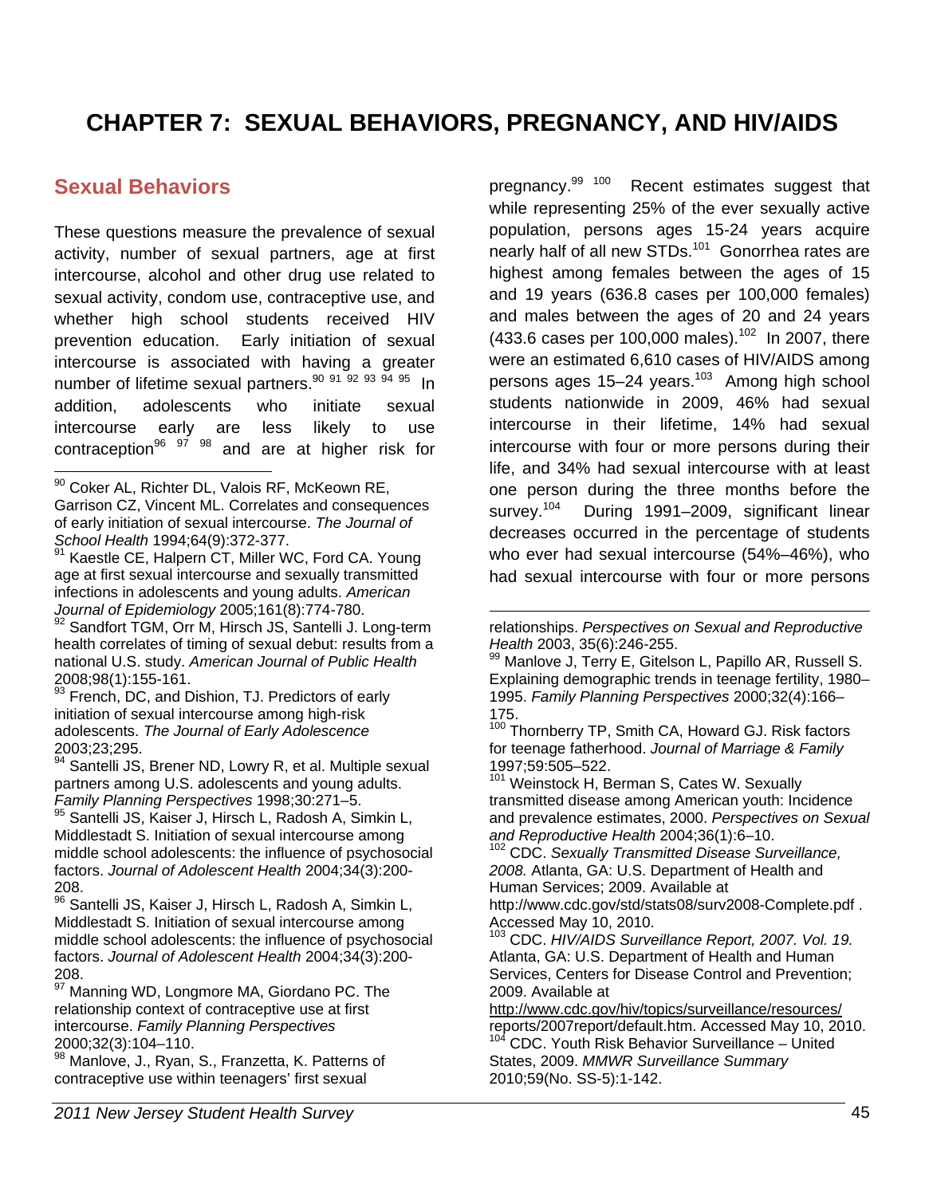# CHAPTER 7: SEXUAL BEHAVIORS, PREGNANCY, AND HIV/AIDS

## Sexual Behaviors

These questions measure the prevalence of sexual activity, number of sexual partners, age at first intercourse, alcohol and other drug use related to sexual activity, condom use, contraceptive use, and whether high school students received HIV prevention education. Early initiation of sexual intercourse is associated with having a greater number of lifetime sexual partners.[90 91 92 93 94 95] In addition, adolescents who initiate sexual intercourse early are less likely to use contraception[96 97 98] and are at higher risk for pregnancy.[99 100] Recent estimates suggest that while representing 25% of the ever sexually active population, persons ages 15-24 years acquire nearly half of all new STDs.[101] Gonorrhea rates are highest among females between the ages of 15 and 19 years (636.8 cases per 100,000 females) and males between the ages of 20 and 24 years (433.6 cases per 100,000 males).[102] In 2007, there were an estimated 6,610 cases of HIV/AIDS among persons ages 15–24 years.[103] Among high school students nationwide in 2009, 46% had sexual intercourse in their lifetime, 14% had sexual intercourse with four or more persons during their life, and 34% had sexual intercourse with at least one person during the three months before the survey.[104] During 1991–2009, significant linear decreases occurred in the percentage of students who ever had sexual intercourse (54%–46%), who had sexual intercourse with four or more persons

---

[90] Coker AL, Richter DL, Valois RF, McKeown RE, Garrison CZ, Vincent ML. Correlates and consequences of early initiation of sexual intercourse. *The Journal of School Health* 1994;64(9):372-377.

[91] Kaestle CE, Halpern CT, Miller WC, Ford CA. Young age at first sexual intercourse and sexually transmitted infections in adolescents and young adults. *American Journal of Epidemiology* 2005;161(8):774-780.

[92] Sandfort TGM, Orr M, Hirsch JS, Santelli J. Long-term health correlates of timing of sexual debut: results from a national U.S. study. *American Journal of Public Health* 2008;98(1):155-161.

[93] French, DC, and Dishion, TJ. Predictors of early initiation of sexual intercourse among high-risk adolescents. *The Journal of Early Adolescence* 2003;23;295.

[94] Santelli JS, Brener ND, Lowry R, et al. Multiple sexual partners among U.S. adolescents and young adults. *Family Planning Perspectives* 1998;30:271–5.

[95] Santelli JS, Kaiser J, Hirsch L, Radosh A, Simkin L, Middlestadt S. Initiation of sexual intercourse among middle school adolescents: the influence of psychosocial factors. *Journal of Adolescent Health* 2004;34(3):200-208.

[96] Santelli JS, Kaiser J, Hirsch L, Radosh A, Simkin L, Middlestadt S. Initiation of sexual intercourse among middle school adolescents: the influence of psychosocial factors. *Journal of Adolescent Health* 2004;34(3):200-208.

[97] Manning WD, Longmore MA, Giordano PC. The relationship context of contraceptive use at first intercourse. *Family Planning Perspectives* 2000;32(3):104–110.

[98] Manlove, J., Ryan, S., Franzetta, K. Patterns of contraceptive use within teenagers' first sexual relationships. *Perspectives on Sexual and Reproductive Health* 2003, 35(6):246-255.

[99] Manlove J, Terry E, Gitelson L, Papillo AR, Russell S. Explaining demographic trends in teenage fertility, 1980–1995. *Family Planning Perspectives* 2000;32(4):166–175.

[100] Thornberry TP, Smith CA, Howard GJ. Risk factors for teenage fatherhood. *Journal of Marriage & Family* 1997;59:505–522.

[101] Weinstock H, Berman S, Cates W. Sexually transmitted disease among American youth: Incidence and prevalence estimates, 2000. *Perspectives on Sexual and Reproductive Health* 2004;36(1):6–10.

[102] CDC. *Sexually Transmitted Disease Surveillance, 2008.* Atlanta, GA: U.S. Department of Health and Human Services; 2009. Available at http://www.cdc.gov/std/stats08/surv2008-Complete.pdf . Accessed May 10, 2010.

[103] CDC. *HIV/AIDS Surveillance Report, 2007. Vol. 19.* Atlanta, GA: U.S. Department of Health and Human Services, Centers for Disease Control and Prevention; 2009. Available at http://www.cdc.gov/hiv/topics/surveillance/resources/reports/2007report/default.htm. Accessed May 10, 2010.

[104] CDC. Youth Risk Behavior Surveillance – United States, 2009. *MMWR Surveillance Summary* 2010;59(No. SS-5):1-142.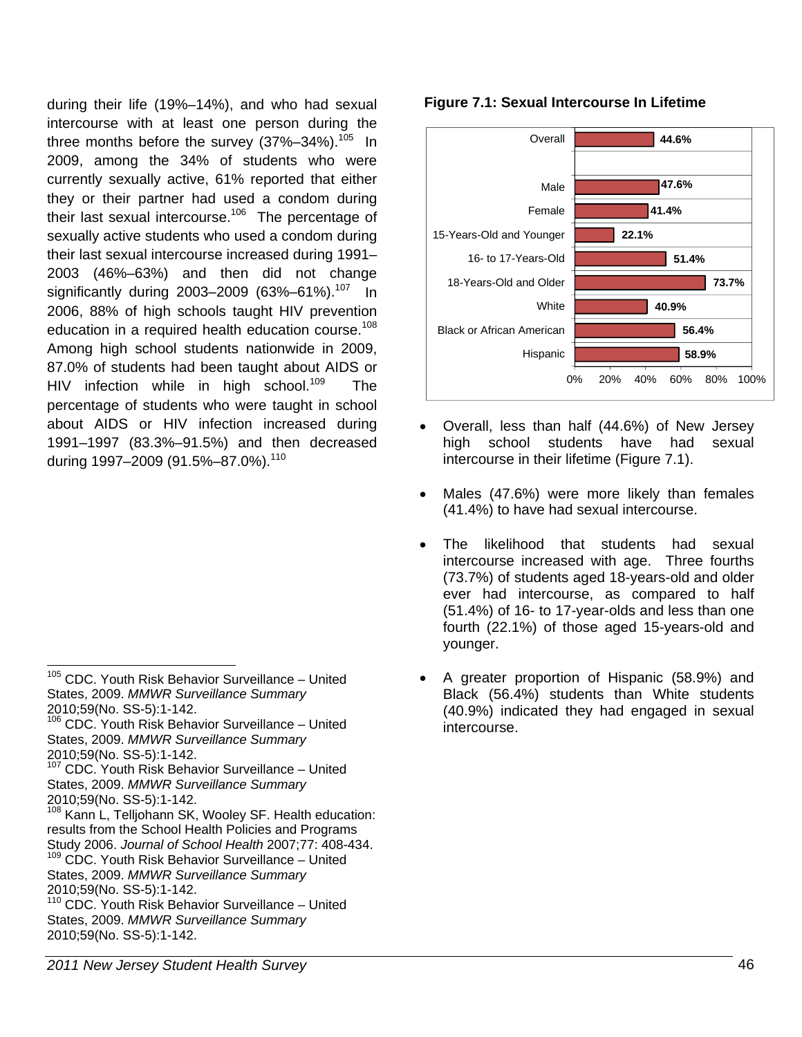during their life (19%–14%), and who had sexual intercourse with at least one person during the three months before the survey (37%–34%).[105] In 2009, among the 34% of students who were currently sexually active, 61% reported that either they or their partner had used a condom during their last sexual intercourse.[106] The percentage of sexually active students who used a condom during their last sexual intercourse increased during 1991–2003 (46%–63%) and then did not change significantly during 2003–2009 (63%–61%).[107] In 2006, 88% of high schools taught HIV prevention education in a required health education course.[108] Among high school students nationwide in 2009, 87.0% of students had been taught about AIDS or HIV infection while in high school.[109] The percentage of students who were taught in school about AIDS or HIV infection increased during 1991–1997 (83.3%–91.5%) and then decreased during 1997–2009 (91.5%–87.0%).[110]

**Figure 7.1: Sexual Intercourse In Lifetime**

| Group | Percent |
|---|---|
| Overall | 44.6% |
| Male | 47.6% |
| Female | 41.4% |
| 15-Years-Old and Younger | 22.1% |
| 16- to 17-Years-Old | 51.4% |
| 18-Years-Old and Older | 73.7% |
| White | 40.9% |
| Black or African American | 56.4% |
| Hispanic | 58.9% |

- Overall, less than half (44.6%) of New Jersey high school students have had sexual intercourse in their lifetime (Figure 7.1).
- Males (47.6%) were more likely than females (41.4%) to have had sexual intercourse.
- The likelihood that students had sexual intercourse increased with age. Three fourths (73.7%) of students aged 18-years-old and older ever had intercourse, as compared to half (51.4%) of 16- to 17-year-olds and less than one fourth (22.1%) of those aged 15-years-old and younger.
- A greater proportion of Hispanic (58.9%) and Black (56.4%) students than White students (40.9%) indicated they had engaged in sexual intercourse.

---

[105] CDC. Youth Risk Behavior Surveillance – United States, 2009. *MMWR Surveillance Summary* 2010;59(No. SS-5):1-142.

[106] CDC. Youth Risk Behavior Surveillance – United States, 2009. *MMWR Surveillance Summary* 2010;59(No. SS-5):1-142.

[107] CDC. Youth Risk Behavior Surveillance – United States, 2009. *MMWR Surveillance Summary* 2010;59(No. SS-5):1-142.

[108] Kann L, Telljohann SK, Wooley SF. Health education: results from the School Health Policies and Programs Study 2006. *Journal of School Health* 2007;77: 408-434.

[109] CDC. Youth Risk Behavior Surveillance – United States, 2009. *MMWR Surveillance Summary* 2010;59(No. SS-5):1-142.

[110] CDC. Youth Risk Behavior Surveillance – United States, 2009. *MMWR Surveillance Summary* 2010;59(No. SS-5):1-142.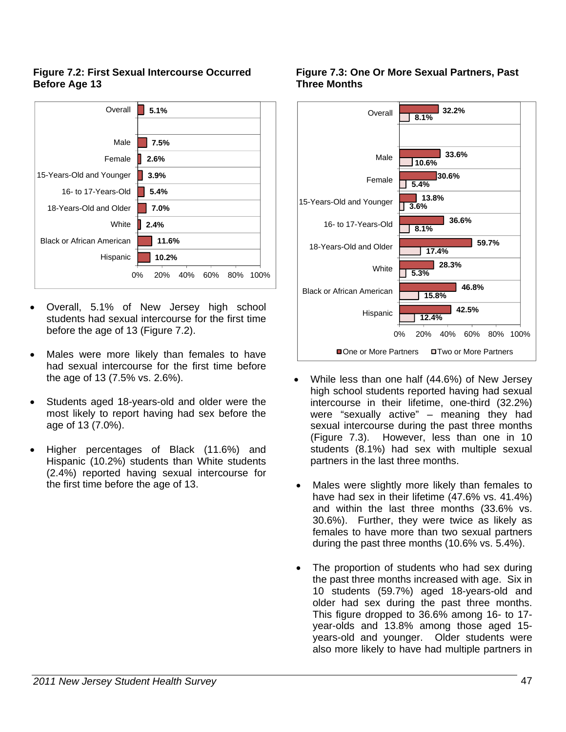**Figure 7.2: First Sexual Intercourse Occurred Before Age 13**

| Group | Percent |
|---|---|
| Overall | 5.1% |
| Male | 7.5% |
| Female | 2.6% |
| 15-Years-Old and Younger | 3.9% |
| 16- to 17-Years-Old | 5.4% |
| 18-Years-Old and Older | 7.0% |
| White | 2.4% |
| Black or African American | 11.6% |
| Hispanic | 10.2% |

- Overall, 5.1% of New Jersey high school students had sexual intercourse for the first time before the age of 13 (Figure 7.2).

- Males were more likely than females to have had sexual intercourse for the first time before the age of 13 (7.5% vs. 2.6%).

- Students aged 18-years-old and older were the most likely to report having had sex before the age of 13 (7.0%).

- Higher percentages of Black (11.6%) and Hispanic (10.2%) students than White students (2.4%) reported having sexual intercourse for the first time before the age of 13.

**Figure 7.3: One Or More Sexual Partners, Past Three Months**

| Group | One or More Partners | Two or More Partners |
|---|---|---|
| Overall | 32.2% | 8.1% |
| Male | 33.6% | 10.6% |
| Female | 30.6% | 5.4% |
| 15-Years-Old and Younger | 13.8% | 3.6% |
| 16- to 17-Years-Old | 36.6% | 8.1% |
| 18-Years-Old and Older | 59.7% | 17.4% |
| White | 28.3% | 5.3% |
| Black or African American | 46.8% | 15.8% |
| Hispanic | 42.5% | 12.4% |

- While less than one half (44.6%) of New Jersey high school students reported having had sexual intercourse in their lifetime, one-third (32.2%) were "sexually active" – meaning they had sexual intercourse during the past three months (Figure 7.3). However, less than one in 10 students (8.1%) had sex with multiple sexual partners in the last three months.

- Males were slightly more likely than females to have had sex in their lifetime (47.6% vs. 41.4%) and within the last three months (33.6% vs. 30.6%). Further, they were twice as likely as females to have more than two sexual partners during the past three months (10.6% vs. 5.4%).

- The proportion of students who had sex during the past three months increased with age. Six in 10 students (59.7%) aged 18-years-old and older had sex during the past three months. This figure dropped to 36.6% among 16- to 17-year-olds and 13.8% among those aged 15-years-old and younger. Older students were also more likely to have had multiple partners in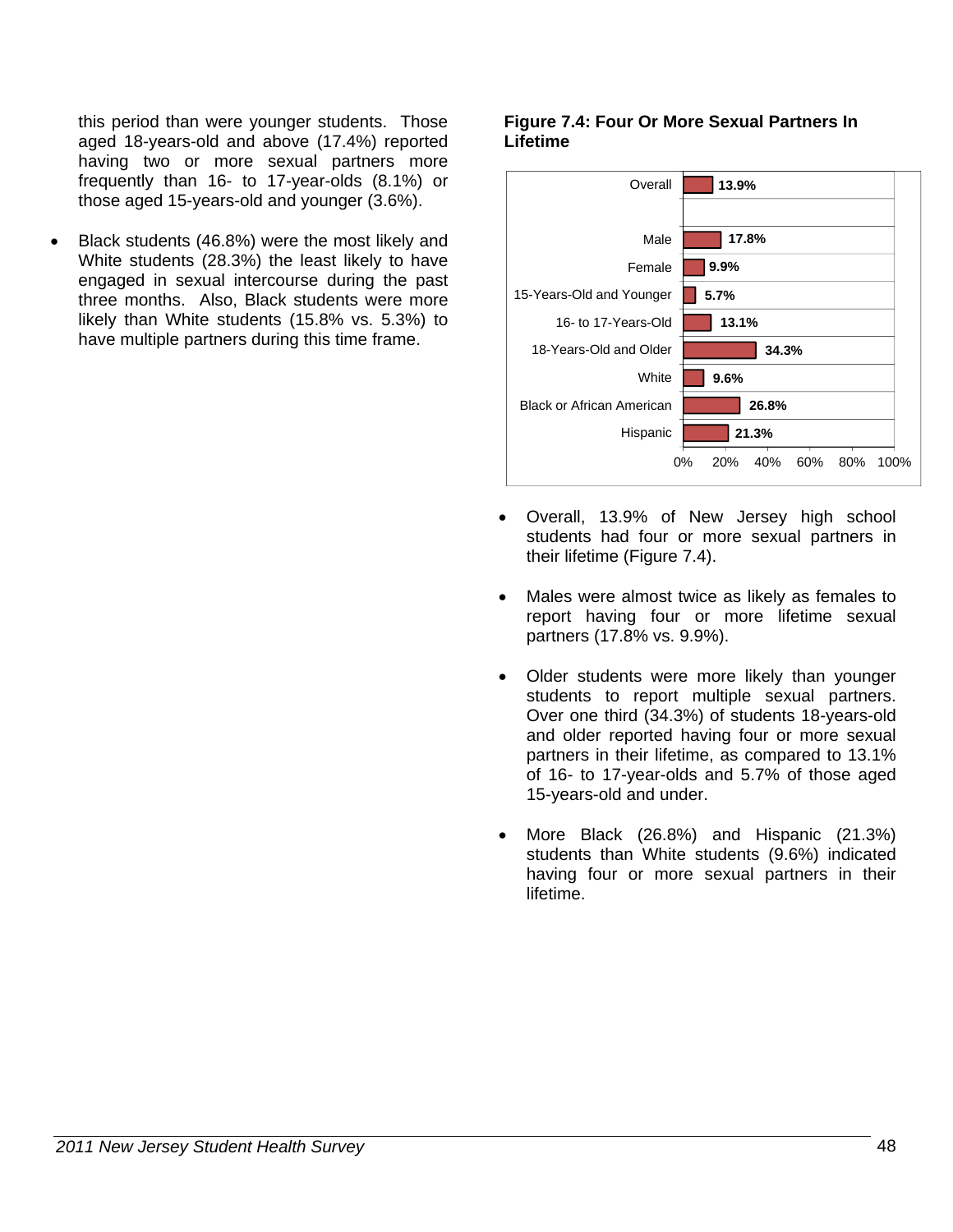this period than were younger students. Those aged 18-years-old and above (17.4%) reported having two or more sexual partners more frequently than 16- to 17-year-olds (8.1%) or those aged 15-years-old and younger (3.6%).

- Black students (46.8%) were the most likely and White students (28.3%) the least likely to have engaged in sexual intercourse during the past three months. Also, Black students were more likely than White students (15.8% vs. 5.3%) to have multiple partners during this time frame.

**Figure 7.4: Four Or More Sexual Partners In Lifetime**

| Group | Percent |
|---|---|
| Overall | 13.9% |
| Male | 17.8% |
| Female | 9.9% |
| 15-Years-Old and Younger | 5.7% |
| 16- to 17-Years-Old | 13.1% |
| 18-Years-Old and Older | 34.3% |
| White | 9.6% |
| Black or African American | 26.8% |
| Hispanic | 21.3% |

- Overall, 13.9% of New Jersey high school students had four or more sexual partners in their lifetime (Figure 7.4).

- Males were almost twice as likely as females to report having four or more lifetime sexual partners (17.8% vs. 9.9%).

- Older students were more likely than younger students to report multiple sexual partners. Over one third (34.3%) of students 18-years-old and older reported having four or more sexual partners in their lifetime, as compared to 13.1% of 16- to 17-year-olds and 5.7% of those aged 15-years-old and under.

- More Black (26.8%) and Hispanic (21.3%) students than White students (9.6%) indicated having four or more sexual partners in their lifetime.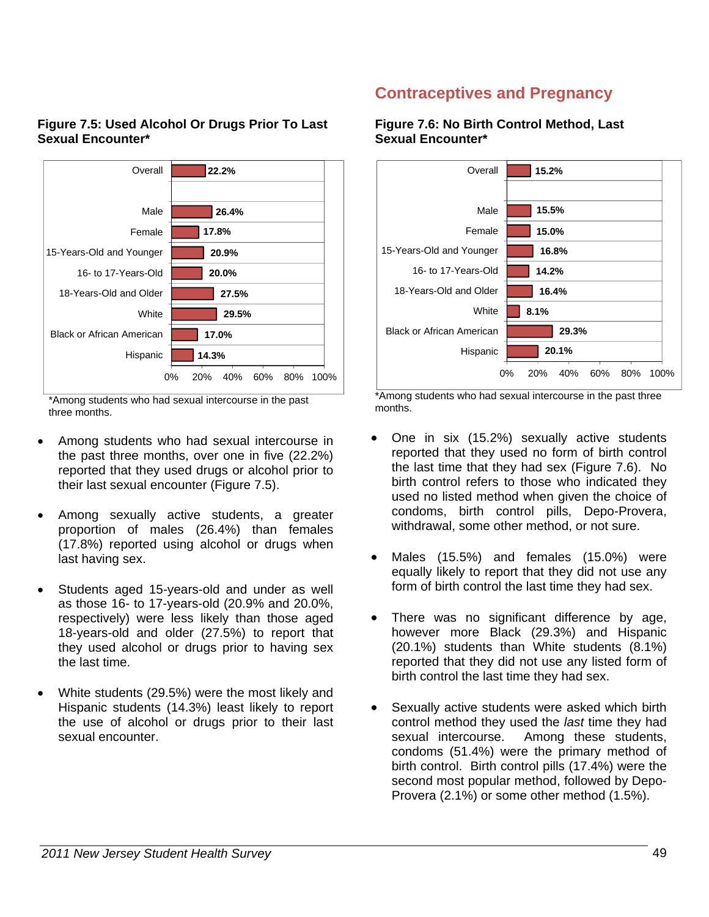**Figure 7.5: Used Alcohol Or Drugs Prior To Last Sexual Encounter***

| Group | Percent |
|---|---|
| Overall | 22.2% |
| Male | 26.4% |
| Female | 17.8% |
| 15-Years-Old and Younger | 20.9% |
| 16- to 17-Years-Old | 20.0% |
| 18-Years-Old and Older | 27.5% |
| White | 29.5% |
| Black or African American | 17.0% |
| Hispanic | 14.3% |

*Among students who had sexual intercourse in the past three months.

- Among students who had sexual intercourse in the past three months, over one in five (22.2%) reported that they used drugs or alcohol prior to their last sexual encounter (Figure 7.5).

- Among sexually active students, a greater proportion of males (26.4%) than females (17.8%) reported using alcohol or drugs when last having sex.

- Students aged 15-years-old and under as well as those 16- to 17-years-old (20.9% and 20.0%, respectively) were less likely than those aged 18-years-old and older (27.5%) to report that they used alcohol or drugs prior to having sex the last time.

- White students (29.5%) were the most likely and Hispanic students (14.3%) least likely to report the use of alcohol or drugs prior to their last sexual encounter.

## Contraceptives and Pregnancy

**Figure 7.6: No Birth Control Method, Last Sexual Encounter***

| Group | Percent |
|---|---|
| Overall | 15.2% |
| Male | 15.5% |
| Female | 15.0% |
| 15-Years-Old and Younger | 16.8% |
| 16- to 17-Years-Old | 14.2% |
| 18-Years-Old and Older | 16.4% |
| White | 8.1% |
| Black or African American | 29.3% |
| Hispanic | 20.1% |

*Among students who had sexual intercourse in the past three months.

- One in six (15.2%) sexually active students reported that they used no form of birth control the last time that they had sex (Figure 7.6). No birth control refers to those who indicated they used no listed method when given the choice of condoms, birth control pills, Depo-Provera, withdrawal, some other method, or not sure.

- Males (15.5%) and females (15.0%) were equally likely to report that they did not use any form of birth control the last time they had sex.

- There was no significant difference by age, however more Black (29.3%) and Hispanic (20.1%) students than White students (8.1%) reported that they did not use any listed form of birth control the last time they had sex.

- Sexually active students were asked which birth control method they used the *last* time they had sexual intercourse. Among these students, condoms (51.4%) were the primary method of birth control. Birth control pills (17.4%) were the second most popular method, followed by Depo-Provera (2.1%) or some other method (1.5%).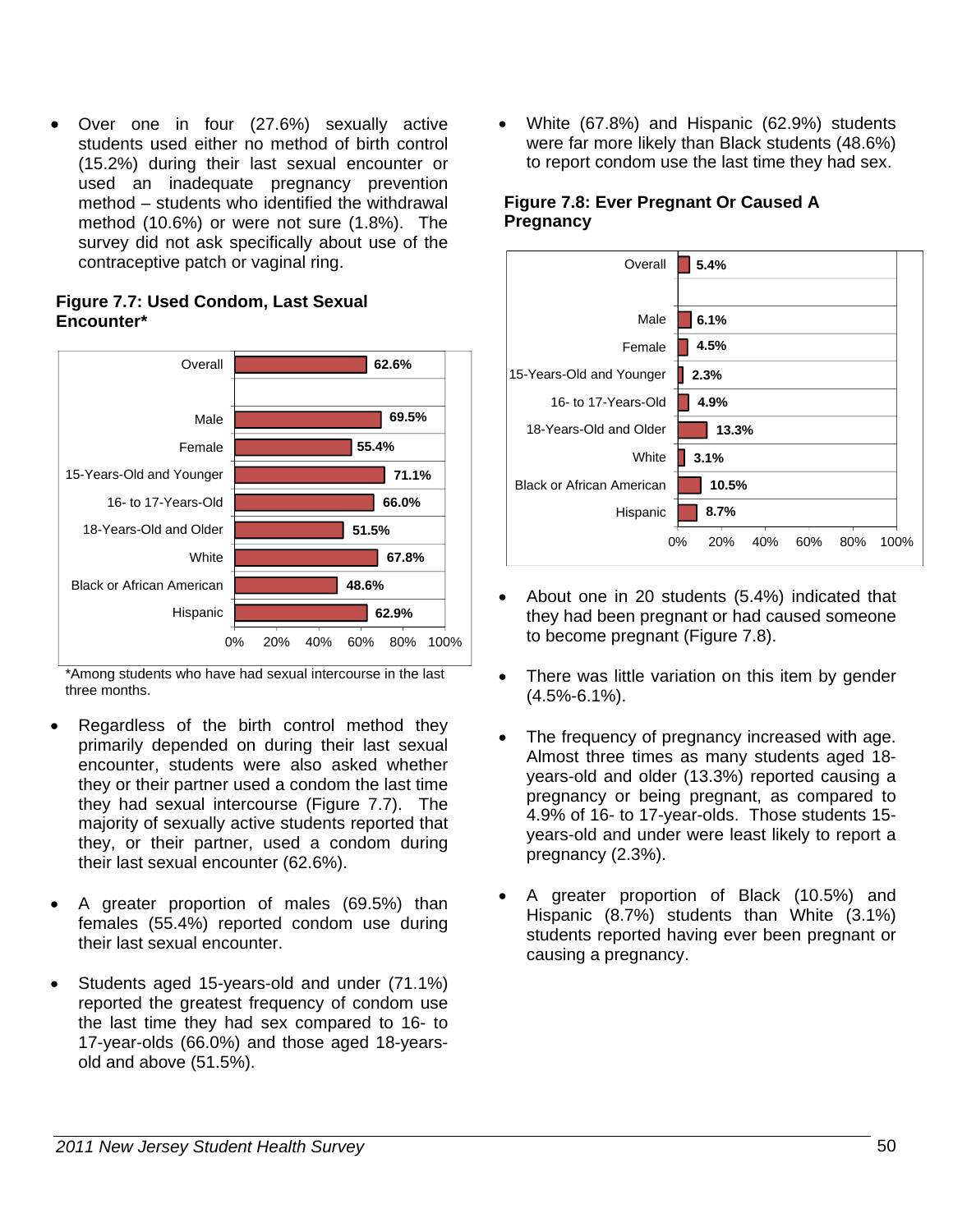- Over one in four (27.6%) sexually active students used either no method of birth control (15.2%) during their last sexual encounter or used an inadequate pregnancy prevention method – students who identified the withdrawal method (10.6%) or were not sure (1.8%). The survey did not ask specifically about use of the contraceptive patch or vaginal ring.

**Figure 7.7: Used Condom, Last Sexual Encounter***

| Group | Percent |
|---|---|
| Overall | 62.6% |
| Male | 69.5% |
| Female | 55.4% |
| 15-Years-Old and Younger | 71.1% |
| 16- to 17-Years-Old | 66.0% |
| 18-Years-Old and Older | 51.5% |
| White | 67.8% |
| Black or African American | 48.6% |
| Hispanic | 62.9% |

*Among students who have had sexual intercourse in the last three months.

- Regardless of the birth control method they primarily depended on during their last sexual encounter, students were also asked whether they or their partner used a condom the last time they had sexual intercourse (Figure 7.7). The majority of sexually active students reported that they, or their partner, used a condom during their last sexual encounter (62.6%).

- A greater proportion of males (69.5%) than females (55.4%) reported condom use during their last sexual encounter.

- Students aged 15-years-old and under (71.1%) reported the greatest frequency of condom use the last time they had sex compared to 16- to 17-year-olds (66.0%) and those aged 18-years-old and above (51.5%).

- White (67.8%) and Hispanic (62.9%) students were far more likely than Black students (48.6%) to report condom use the last time they had sex.

**Figure 7.8: Ever Pregnant Or Caused A Pregnancy**

| Group | Percent |
|---|---|
| Overall | 5.4% |
| Male | 6.1% |
| Female | 4.5% |
| 15-Years-Old and Younger | 2.3% |
| 16- to 17-Years-Old | 4.9% |
| 18-Years-Old and Older | 13.3% |
| White | 3.1% |
| Black or African American | 10.5% |
| Hispanic | 8.7% |

- About one in 20 students (5.4%) indicated that they had been pregnant or had caused someone to become pregnant (Figure 7.8).

- There was little variation on this item by gender (4.5%-6.1%).

- The frequency of pregnancy increased with age. Almost three times as many students aged 18-years-old and older (13.3%) reported causing a pregnancy or being pregnant, as compared to 4.9% of 16- to 17-year-olds. Those students 15-years-old and under were least likely to report a pregnancy (2.3%).

- A greater proportion of Black (10.5%) and Hispanic (8.7%) students than White (3.1%) students reported having ever been pregnant or causing a pregnancy.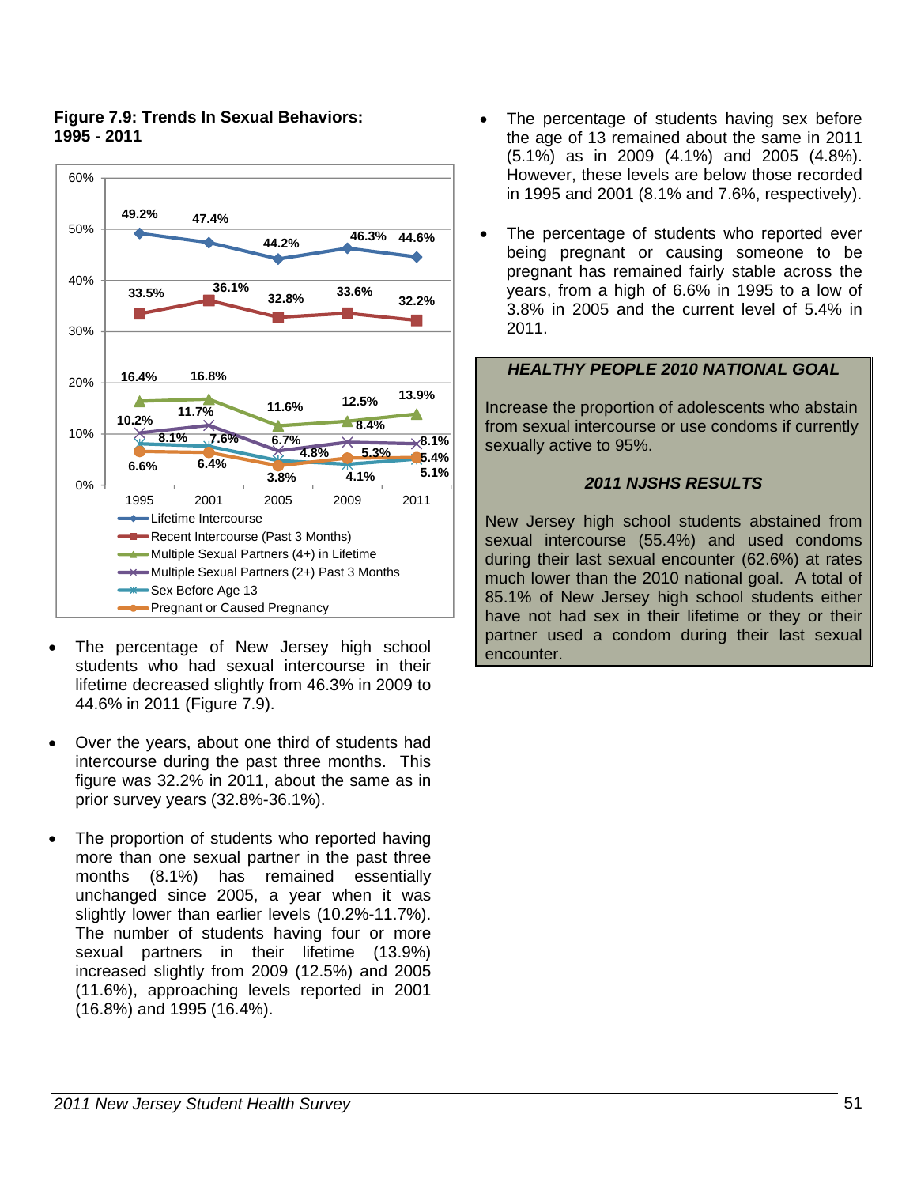**Figure 7.9: Trends In Sexual Behaviors: 1995 - 2011**

| | 1995 | 2001 | 2005 | 2009 | 2011 |
|---|---|---|---|---|---|
| Lifetime Intercourse | 49.2% | 47.4% | 44.2% | 46.3% | 44.6% |
| Recent Intercourse (Past 3 Months) | 33.5% | 36.1% | 32.8% | 33.6% | 32.2% |
| Multiple Sexual Partners (4+) in Lifetime | 16.4% | 16.8% | 11.6% | 12.5% | 13.9% |
| Multiple Sexual Partners (2+) Past 3 Months | 10.2% | 11.7% | 6.7% | 8.4% | 8.1% |
| Sex Before Age 13 | 8.1% | 7.6% | 4.8% | 4.1% | 5.1% |
| Pregnant or Caused Pregnancy | 6.6% | 6.4% | 3.8% | 5.3% | 5.4% |

- The percentage of New Jersey high school students who had sexual intercourse in their lifetime decreased slightly from 46.3% in 2009 to 44.6% in 2011 (Figure 7.9).

- Over the years, about one third of students had intercourse during the past three months. This figure was 32.2% in 2011, about the same as in prior survey years (32.8%-36.1%).

- The proportion of students who reported having more than one sexual partner in the past three months (8.1%) has remained essentially unchanged since 2005, a year when it was slightly lower than earlier levels (10.2%-11.7%). The number of students having four or more sexual partners in their lifetime (13.9%) increased slightly from 2009 (12.5%) and 2005 (11.6%), approaching levels reported in 2001 (16.8%) and 1995 (16.4%).

- The percentage of students having sex before the age of 13 remained about the same in 2011 (5.1%) as in 2009 (4.1%) and 2005 (4.8%). However, these levels are below those recorded in 1995 and 2001 (8.1% and 7.6%, respectively).

- The percentage of students who reported ever being pregnant or causing someone to be pregnant has remained fairly stable across the years, from a high of 6.6% in 1995 to a low of 3.8% in 2005 and the current level of 5.4% in 2011.

***HEALTHY PEOPLE 2010 NATIONAL GOAL***

Increase the proportion of adolescents who abstain from sexual intercourse or use condoms if currently sexually active to 95%.

***2011 NJSHS RESULTS***

New Jersey high school students abstained from sexual intercourse (55.4%) and used condoms during their last sexual encounter (62.6%) at rates much lower than the 2010 national goal. A total of 85.1% of New Jersey high school students either have not had sex in their lifetime or they or their partner used a condom during their last sexual encounter.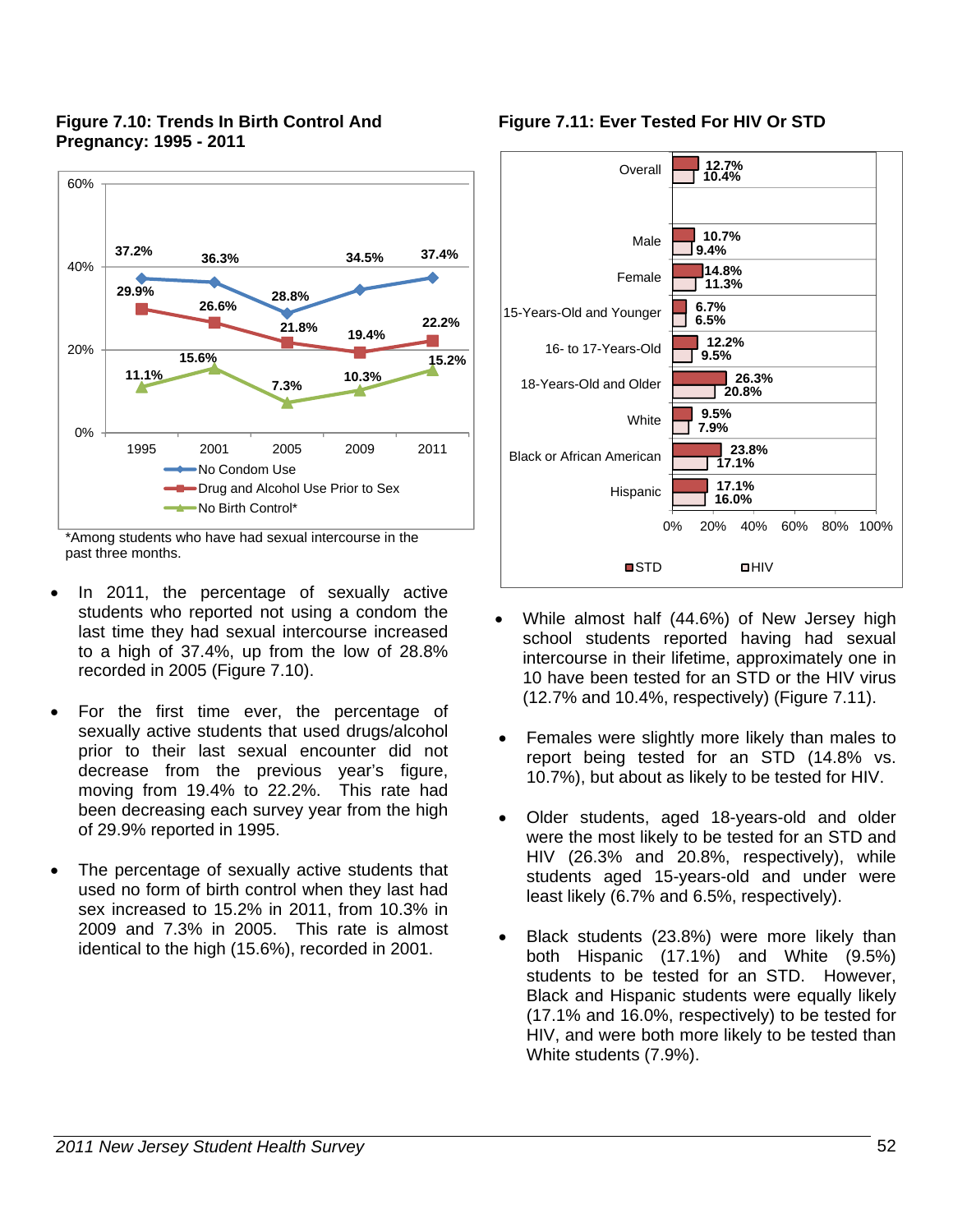### Figure 7.10: Trends In Birth Control And Pregnancy: 1995 - 2011

| | 1995 | 2001 | 2005 | 2009 | 2011 |
|---|---|---|---|---|---|
| No Condom Use | 37.2% | 36.3% | 28.8% | 34.5% | 37.4% |
| Drug and Alcohol Use Prior to Sex | 29.9% | 26.6% | 21.8% | 19.4% | 22.2% |
| No Birth Control* | 11.1% | 15.6% | 7.3% | 10.3% | 15.2% |

*Among students who have had sexual intercourse in the past three months.

- In 2011, the percentage of sexually active students who reported not using a condom the last time they had sexual intercourse increased to a high of 37.4%, up from the low of 28.8% recorded in 2005 (Figure 7.10).

- For the first time ever, the percentage of sexually active students that used drugs/alcohol prior to their last sexual encounter did not decrease from the previous year's figure, moving from 19.4% to 22.2%. This rate had been decreasing each survey year from the high of 29.9% reported in 1995.

- The percentage of sexually active students that used no form of birth control when they last had sex increased to 15.2% in 2011, from 10.3% in 2009 and 7.3% in 2005. This rate is almost identical to the high (15.6%), recorded in 2001.

### Figure 7.11: Ever Tested For HIV Or STD

| | STD | HIV |
|---|---|---|
| Overall | 12.7% | 10.4% |
| Male | 10.7% | 9.4% |
| Female | 14.8% | 11.3% |
| 15-Years-Old and Younger | 6.7% | 6.5% |
| 16- to 17-Years-Old | 12.2% | 9.5% |
| 18-Years-Old and Older | 26.3% | 20.8% |
| White | 9.5% | 7.9% |
| Black or African American | 23.8% | 17.1% |
| Hispanic | 17.1% | 16.0% |

- While almost half (44.6%) of New Jersey high school students reported having had sexual intercourse in their lifetime, approximately one in 10 have been tested for an STD or the HIV virus (12.7% and 10.4%, respectively) (Figure 7.11).

- Females were slightly more likely than males to report being tested for an STD (14.8% vs. 10.7%), but about as likely to be tested for HIV.

- Older students, aged 18-years-old and older were the most likely to be tested for an STD and HIV (26.3% and 20.8%, respectively), while students aged 15-years-old and under were least likely (6.7% and 6.5%, respectively).

- Black students (23.8%) were more likely than both Hispanic (17.1%) and White (9.5%) students to be tested for an STD. However, Black and Hispanic students were equally likely (17.1% and 16.0%, respectively) to be tested for HIV, and were both more likely to be tested than White students (7.9%).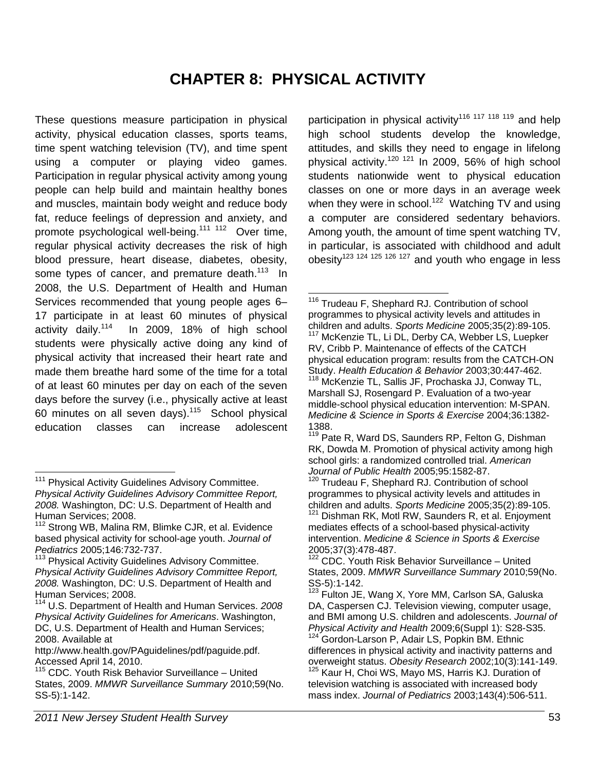# CHAPTER 8: PHYSICAL ACTIVITY

These questions measure participation in physical activity, physical education classes, sports teams, time spent watching television (TV), and time spent using a computer or playing video games. Participation in regular physical activity among young people can help build and maintain healthy bones and muscles, maintain body weight and reduce body fat, reduce feelings of depression and anxiety, and promote psychological well-being.[111 112] Over time, regular physical activity decreases the risk of high blood pressure, heart disease, diabetes, obesity, some types of cancer, and premature death.[113] In 2008, the U.S. Department of Health and Human Services recommended that young people ages 6–17 participate in at least 60 minutes of physical activity daily.[114] In 2009, 18% of high school students were physically active doing any kind of physical activity that increased their heart rate and made them breathe hard some of the time for a total of at least 60 minutes per day on each of the seven days before the survey (i.e., physically active at least 60 minutes on all seven days).[115] School physical education classes can increase adolescent participation in physical activity[116 117 118 119] and help high school students develop the knowledge, attitudes, and skills they need to engage in lifelong physical activity.[120 121] In 2009, 56% of high school students nationwide went to physical education classes on one or more days in an average week when they were in school.[122] Watching TV and using a computer are considered sedentary behaviors. Among youth, the amount of time spent watching TV, in particular, is associated with childhood and adult obesity[123 124 125 126 127] and youth who engage in less

---

[111] Physical Activity Guidelines Advisory Committee. *Physical Activity Guidelines Advisory Committee Report, 2008.* Washington, DC: U.S. Department of Health and Human Services; 2008.

[112] Strong WB, Malina RM, Blimke CJR, et al. Evidence based physical activity for school-age youth. *Journal of Pediatrics* 2005;146:732-737.

[113] Physical Activity Guidelines Advisory Committee. *Physical Activity Guidelines Advisory Committee Report, 2008.* Washington, DC: U.S. Department of Health and Human Services; 2008.

[114] U.S. Department of Health and Human Services. *2008 Physical Activity Guidelines for Americans*. Washington, DC, U.S. Department of Health and Human Services; 2008. Available at http://www.health.gov/PAguidelines/pdf/paguide.pdf. Accessed April 14, 2010.

[115] CDC. Youth Risk Behavior Surveillance – United States, 2009. *MMWR Surveillance Summary* 2010;59(No. SS-5):1-142.

[116] Trudeau F, Shephard RJ. Contribution of school programmes to physical activity levels and attitudes in children and adults. *Sports Medicine* 2005;35(2):89-105.

[117] McKenzie TL, Li DL, Derby CA, Webber LS, Luepker RV, Cribb P. Maintenance of effects of the CATCH physical education program: results from the CATCH-ON Study. *Health Education & Behavior* 2003;30:447-462.

[118] McKenzie TL, Sallis JF, Prochaska JJ, Conway TL, Marshall SJ, Rosengard P. Evaluation of a two-year middle-school physical education intervention: M-SPAN. *Medicine & Science in Sports & Exercise* 2004;36:1382-1388.

[119] Pate R, Ward DS, Saunders RP, Felton G, Dishman RK, Dowda M. Promotion of physical activity among high school girls: a randomized controlled trial. *American Journal of Public Health* 2005;95:1582-87.

[120] Trudeau F, Shephard RJ. Contribution of school programmes to physical activity levels and attitudes in children and adults. *Sports Medicine* 2005;35(2):89-105.

[121] Dishman RK, Motl RW, Saunders R, et al. Enjoyment mediates effects of a school-based physical-activity intervention. *Medicine & Science in Sports & Exercise* 2005;37(3):478-487.

[122] CDC. Youth Risk Behavior Surveillance – United States, 2009. *MMWR Surveillance Summary* 2010;59(No. SS-5):1-142.

[123] Fulton JE, Wang X, Yore MM, Carlson SA, Galuska DA, Caspersen CJ. Television viewing, computer usage, and BMI among U.S. children and adolescents. *Journal of Physical Activity and Health* 2009;6(Suppl 1): S28-S35.

[124] Gordon-Larson P, Adair LS, Popkin BM. Ethnic differences in physical activity and inactivity patterns and overweight status. *Obesity Research* 2002;10(3):141-149.

[125] Kaur H, Choi WS, Mayo MS, Harris KJ. Duration of television watching is associated with increased body mass index. *Journal of Pediatrics* 2003;143(4):506-511.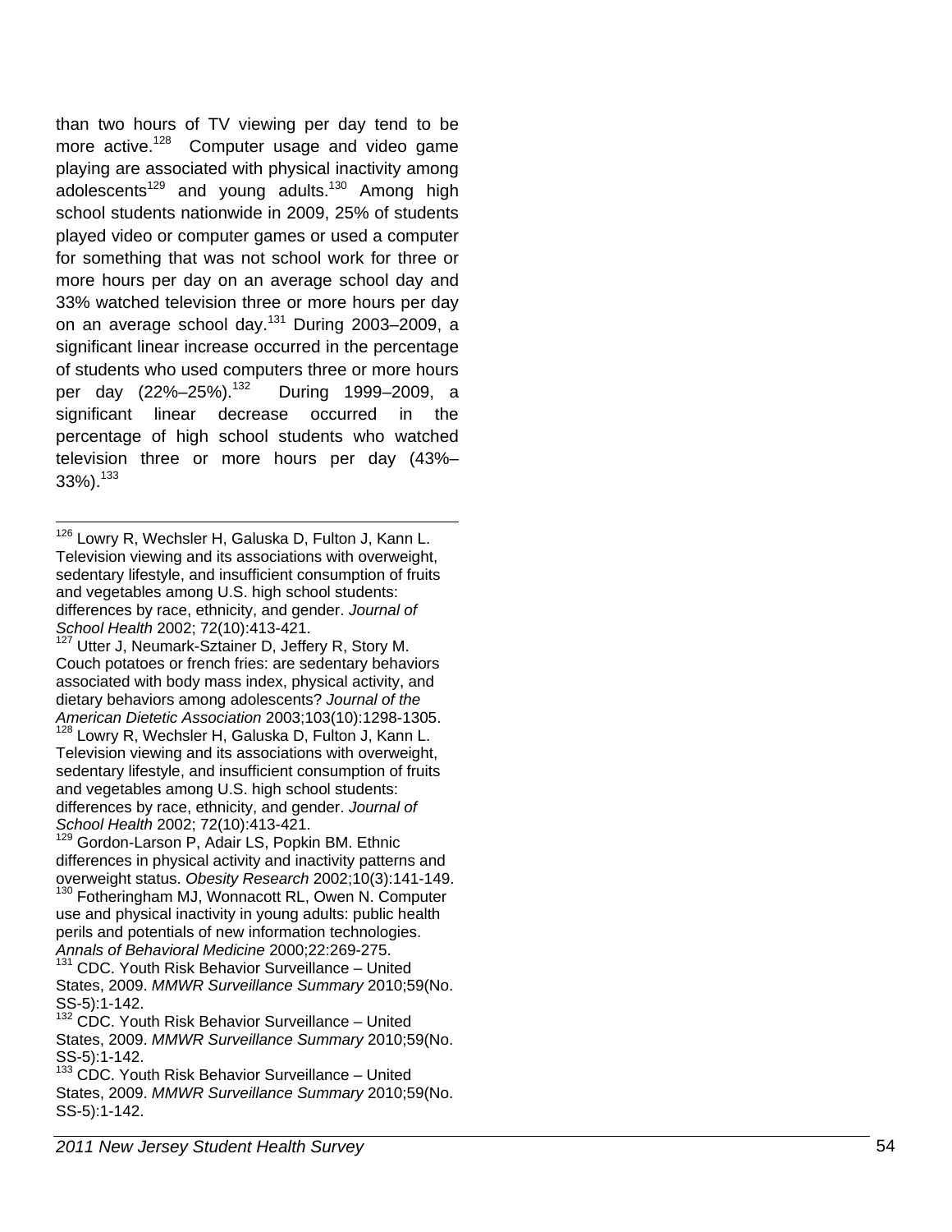than two hours of TV viewing per day tend to be more active.[128] Computer usage and video game playing are associated with physical inactivity among adolescents[129] and young adults.[130] Among high school students nationwide in 2009, 25% of students played video or computer games or used a computer for something that was not school work for three or more hours per day on an average school day and 33% watched television three or more hours per day on an average school day.[131] During 2003–2009, a significant linear increase occurred in the percentage of students who used computers three or more hours per day (22%–25%).[132] During 1999–2009, a significant linear decrease occurred in the percentage of high school students who watched television three or more hours per day (43%–33%).[133]

---

[126] Lowry R, Wechsler H, Galuska D, Fulton J, Kann L. Television viewing and its associations with overweight, sedentary lifestyle, and insufficient consumption of fruits and vegetables among U.S. high school students: differences by race, ethnicity, and gender. *Journal of School Health* 2002; 72(10):413-421.

[127] Utter J, Neumark-Sztainer D, Jeffery R, Story M. Couch potatoes or french fries: are sedentary behaviors associated with body mass index, physical activity, and dietary behaviors among adolescents? *Journal of the American Dietetic Association* 2003;103(10):1298-1305.

[128] Lowry R, Wechsler H, Galuska D, Fulton J, Kann L. Television viewing and its associations with overweight, sedentary lifestyle, and insufficient consumption of fruits and vegetables among U.S. high school students: differences by race, ethnicity, and gender. *Journal of School Health* 2002; 72(10):413-421.

[129] Gordon-Larson P, Adair LS, Popkin BM. Ethnic differences in physical activity and inactivity patterns and overweight status. *Obesity Research* 2002;10(3):141-149.

[130] Fotheringham MJ, Wonnacott RL, Owen N. Computer use and physical inactivity in young adults: public health perils and potentials of new information technologies. *Annals of Behavioral Medicine* 2000;22:269-275.

[131] CDC. Youth Risk Behavior Surveillance – United States, 2009. *MMWR Surveillance Summary* 2010;59(No. SS-5):1-142.

[132] CDC. Youth Risk Behavior Surveillance – United States, 2009. *MMWR Surveillance Summary* 2010;59(No. SS-5):1-142.

[133] CDC. Youth Risk Behavior Surveillance – United States, 2009. *MMWR Surveillance Summary* 2010;59(No. SS-5):1-142.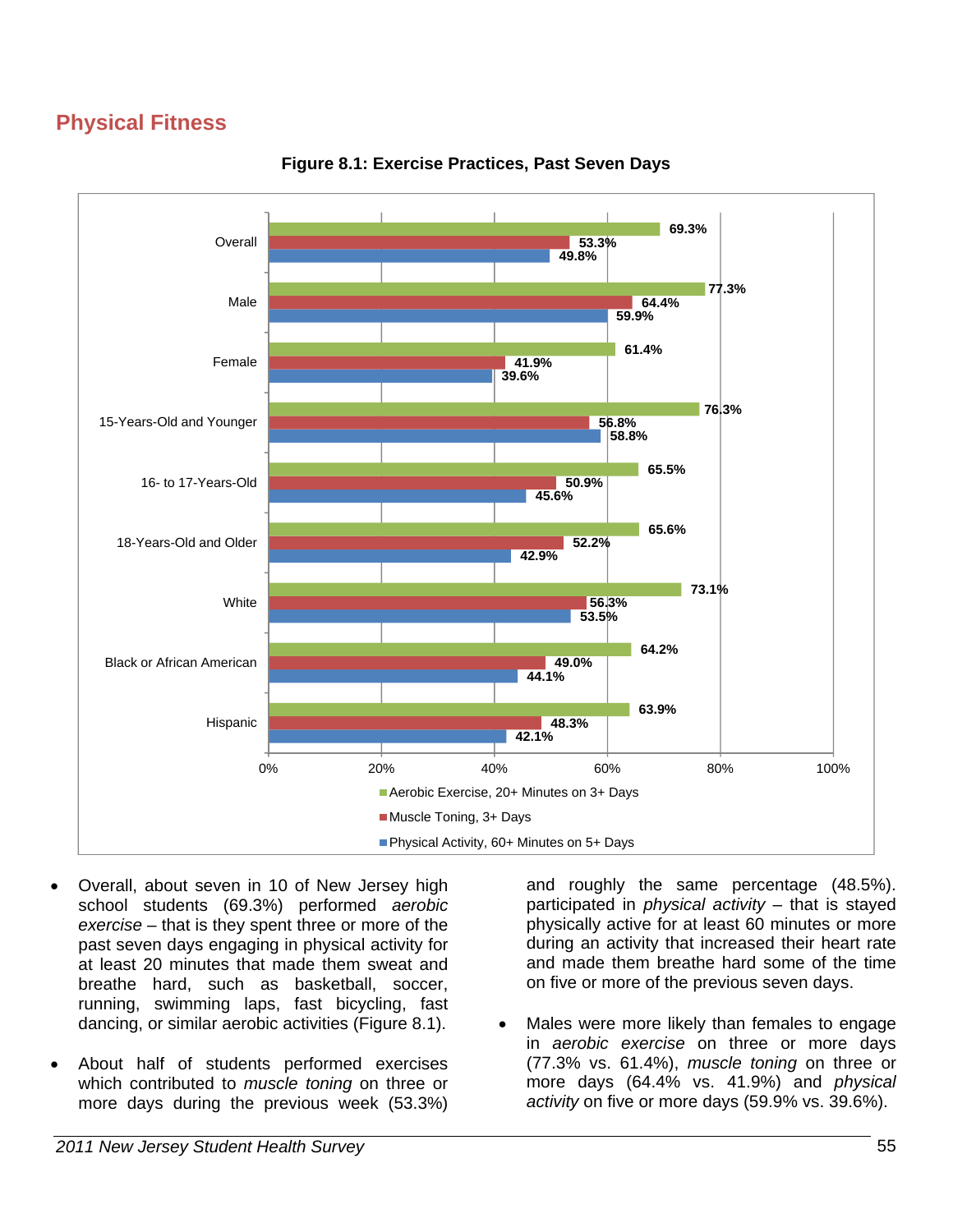## Physical Fitness

**Figure 8.1: Exercise Practices, Past Seven Days**

| | Aerobic Exercise, 20+ Minutes on 3+ Days | Muscle Toning, 3+ Days | Physical Activity, 60+ Minutes on 5+ Days |
|---|---|---|---|
| Overall | 69.3% | 53.3% | 49.8% |
| Male | 77.3% | 64.4% | 59.9% |
| Female | 61.4% | 41.9% | 39.6% |
| 15-Years-Old and Younger | 76.3% | 56.8% | 58.8% |
| 16- to 17-Years-Old | 65.5% | 50.9% | 45.6% |
| 18-Years-Old and Older | 65.6% | 52.2% | 42.9% |
| White | 73.1% | 56.3% | 53.5% |
| Black or African American | 64.2% | 49.0% | 44.1% |
| Hispanic | 63.9% | 48.3% | 42.1% |

- Overall, about seven in 10 of New Jersey high school students (69.3%) performed *aerobic exercise* – that is they spent three or more of the past seven days engaging in physical activity for at least 20 minutes that made them sweat and breathe hard, such as basketball, soccer, running, swimming laps, fast bicycling, fast dancing, or similar aerobic activities (Figure 8.1).
- About half of students performed exercises which contributed to *muscle toning* on three or more days during the previous week (53.3%) and roughly the same percentage (48.5%). participated in *physical activity* – that is stayed physically active for at least 60 minutes or more during an activity that increased their heart rate and made them breathe hard some of the time on five or more of the previous seven days.
- Males were more likely than females to engage in *aerobic exercise* on three or more days (77.3% vs. 61.4%), *muscle toning* on three or more days (64.4% vs. 41.9%) and *physical activity* on five or more days (59.9% vs. 39.6%).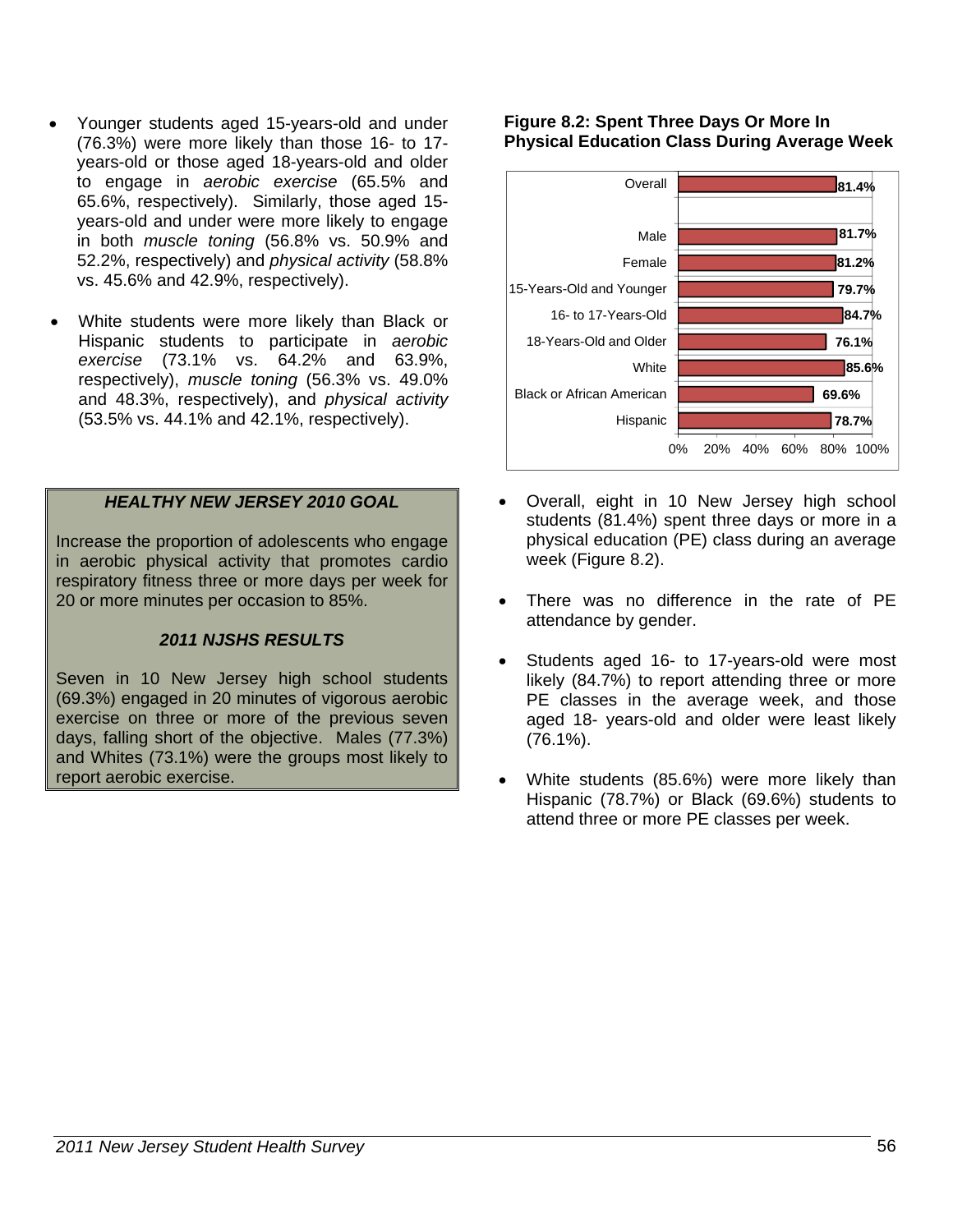- Younger students aged 15-years-old and under (76.3%) were more likely than those 16- to 17-years-old or those aged 18-years-old and older to engage in *aerobic exercise* (65.5% and 65.6%, respectively). Similarly, those aged 15-years-old and under were more likely to engage in both *muscle toning* (56.8% vs. 50.9% and 52.2%, respectively) and *physical activity* (58.8% vs. 45.6% and 42.9%, respectively).

- White students were more likely than Black or Hispanic students to participate in *aerobic exercise* (73.1% vs. 64.2% and 63.9%, respectively), *muscle toning* (56.3% vs. 49.0% and 48.3%, respectively), and *physical activity* (53.5% vs. 44.1% and 42.1%, respectively).

> ***HEALTHY NEW JERSEY 2010 GOAL***
>
> Increase the proportion of adolescents who engage in aerobic physical activity that promotes cardio respiratory fitness three or more days per week for 20 or more minutes per occasion to 85%.
>
> ***2011 NJSHS RESULTS***
>
> Seven in 10 New Jersey high school students (69.3%) engaged in 20 minutes of vigorous aerobic exercise on three or more of the previous seven days, falling short of the objective. Males (77.3%) and Whites (73.1%) were the groups most likely to report aerobic exercise.

**Figure 8.2: Spent Three Days Or More In Physical Education Class During Average Week**

| Group | Percent |
|---|---|
| Overall | 81.4% |
| Male | 81.7% |
| Female | 81.2% |
| 15-Years-Old and Younger | 79.7% |
| 16- to 17-Years-Old | 84.7% |
| 18-Years-Old and Older | 76.1% |
| White | 85.6% |
| Black or African American | 69.6% |
| Hispanic | 78.7% |

- Overall, eight in 10 New Jersey high school students (81.4%) spent three days or more in a physical education (PE) class during an average week (Figure 8.2).

- There was no difference in the rate of PE attendance by gender.

- Students aged 16- to 17-years-old were most likely (84.7%) to report attending three or more PE classes in the average week, and those aged 18- years-old and older were least likely (76.1%).

- White students (85.6%) were more likely than Hispanic (78.7%) or Black (69.6%) students to attend three or more PE classes per week.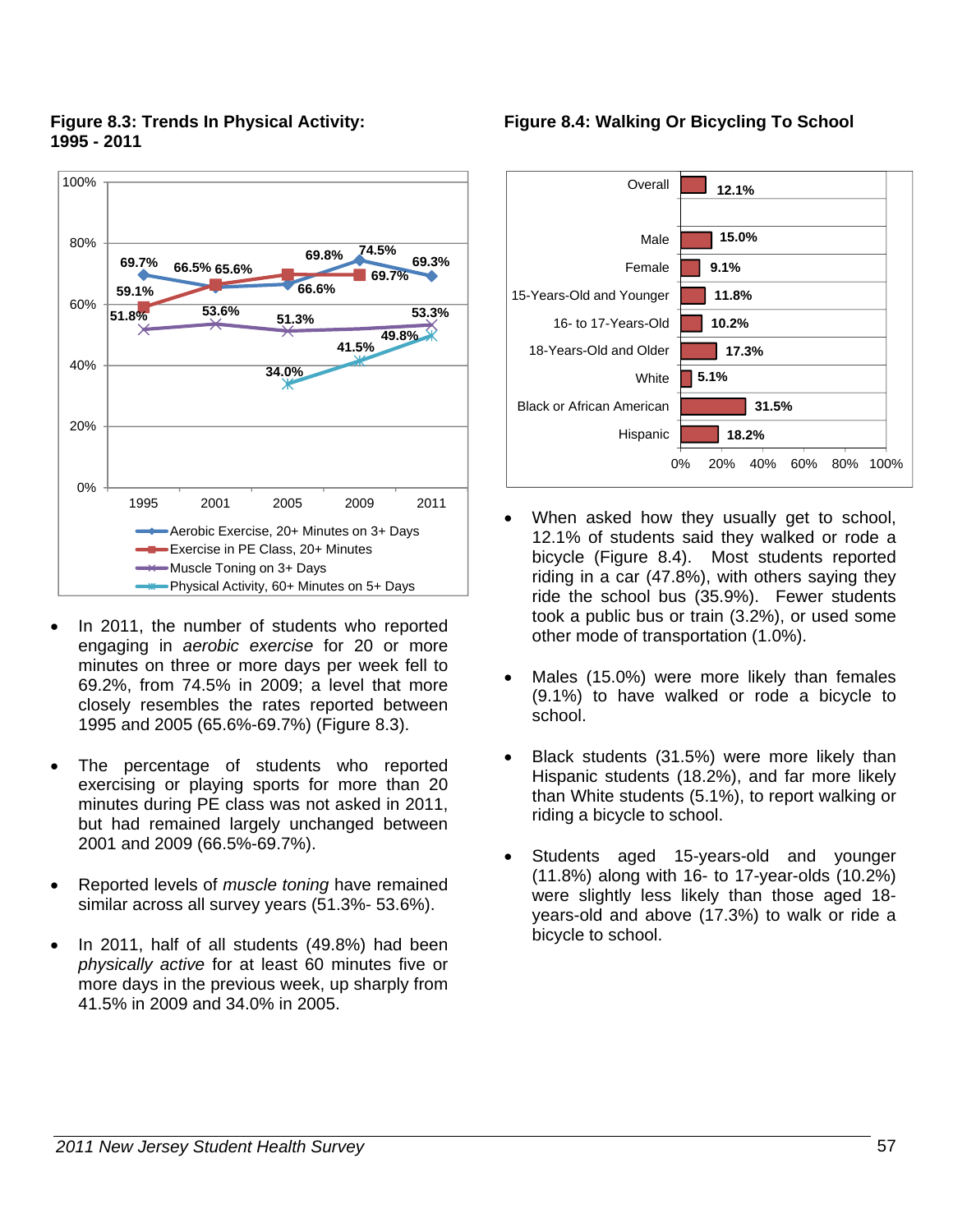**Figure 8.3: Trends In Physical Activity: 1995 - 2011**

| | 1995 | 2001 | 2005 | 2009 | 2011 |
|---|---|---|---|---|---|
| Aerobic Exercise, 20+ Minutes on 3+ Days | 69.7% | 65.6% | 66.6% | 74.5% | 69.3% |
| Exercise in PE Class, 20+ Minutes | 59.1% | 66.5% | 69.8% | 69.7% | |
| Muscle Toning on 3+ Days | 51.8% | 53.6% | 51.3% | | 53.3% |
| Physical Activity, 60+ Minutes on 5+ Days | | | 34.0% | 41.5% | 49.8% |

- In 2011, the number of students who reported engaging in *aerobic exercise* for 20 or more minutes on three or more days per week fell to 69.2%, from 74.5% in 2009; a level that more closely resembles the rates reported between 1995 and 2005 (65.6%-69.7%) (Figure 8.3).

- The percentage of students who reported exercising or playing sports for more than 20 minutes during PE class was not asked in 2011, but had remained largely unchanged between 2001 and 2009 (66.5%-69.7%).

- Reported levels of *muscle toning* have remained similar across all survey years (51.3%- 53.6%).

- In 2011, half of all students (49.8%) had been *physically active* for at least 60 minutes five or more days in the previous week, up sharply from 41.5% in 2009 and 34.0% in 2005.

**Figure 8.4: Walking Or Bicycling To School**

| Group | Percent |
|---|---|
| Overall | 12.1% |
| Male | 15.0% |
| Female | 9.1% |
| 15-Years-Old and Younger | 11.8% |
| 16- to 17-Years-Old | 10.2% |
| 18-Years-Old and Older | 17.3% |
| White | 5.1% |
| Black or African American | 31.5% |
| Hispanic | 18.2% |

- When asked how they usually get to school, 12.1% of students said they walked or rode a bicycle (Figure 8.4). Most students reported riding in a car (47.8%), with others saying they ride the school bus (35.9%). Fewer students took a public bus or train (3.2%), or used some other mode of transportation (1.0%).

- Males (15.0%) were more likely than females (9.1%) to have walked or rode a bicycle to school.

- Black students (31.5%) were more likely than Hispanic students (18.2%), and far more likely than White students (5.1%), to report walking or riding a bicycle to school.

- Students aged 15-years-old and younger (11.8%) along with 16- to 17-year-olds (10.2%) were slightly less likely than those aged 18-years-old and above (17.3%) to walk or ride a bicycle to school.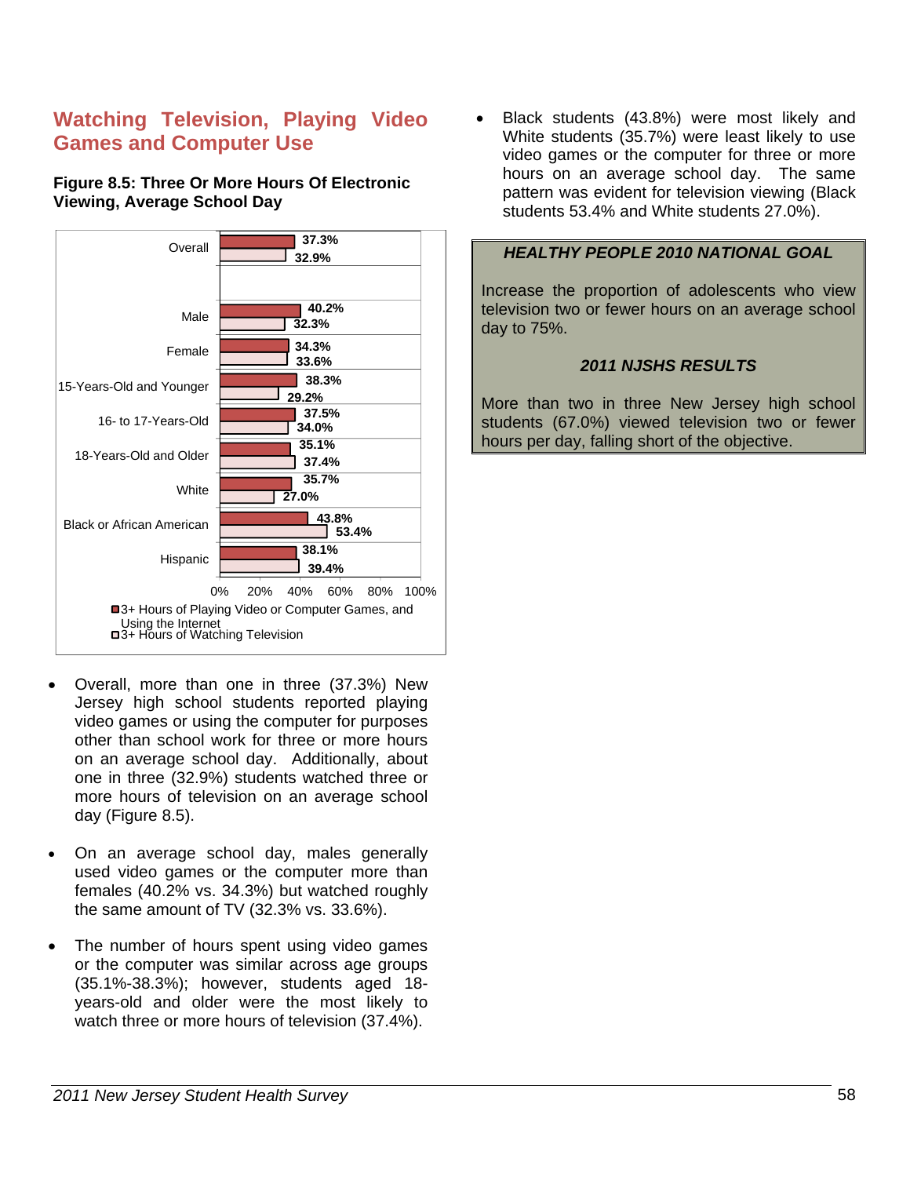## Watching Television, Playing Video Games and Computer Use

**Figure 8.5: Three Or More Hours Of Electronic Viewing, Average School Day**

| | 3+ Hours of Playing Video or Computer Games, and Using the Internet | 3+ Hours of Watching Television |
|---|---|---|
| Overall | 37.3% | 32.9% |
| Male | 40.2% | 32.3% |
| Female | 34.3% | 33.6% |
| 15-Years-Old and Younger | 38.3% | 29.2% |
| 16- to 17-Years-Old | 37.5% | 34.0% |
| 18-Years-Old and Older | 35.1% | 37.4% |
| White | 35.7% | 27.0% |
| Black or African American | 43.8% | 53.4% |
| Hispanic | 38.1% | 39.4% |

- Overall, more than one in three (37.3%) New Jersey high school students reported playing video games or using the computer for purposes other than school work for three or more hours on an average school day. Additionally, about one in three (32.9%) students watched three or more hours of television on an average school day (Figure 8.5).

- On an average school day, males generally used video games or the computer more than females (40.2% vs. 34.3%) but watched roughly the same amount of TV (32.3% vs. 33.6%).

- The number of hours spent using video games or the computer was similar across age groups (35.1%-38.3%); however, students aged 18-years-old and older were the most likely to watch three or more hours of television (37.4%).

- Black students (43.8%) were most likely and White students (35.7%) were least likely to use video games or the computer for three or more hours on an average school day. The same pattern was evident for television viewing (Black students 53.4% and White students 27.0%).

> ***HEALTHY PEOPLE 2010 NATIONAL GOAL***
>
> Increase the proportion of adolescents who view television two or fewer hours on an average school day to 75%.
>
> ***2011 NJSHS RESULTS***
>
> More than two in three New Jersey high school students (67.0%) viewed television two or fewer hours per day, falling short of the objective.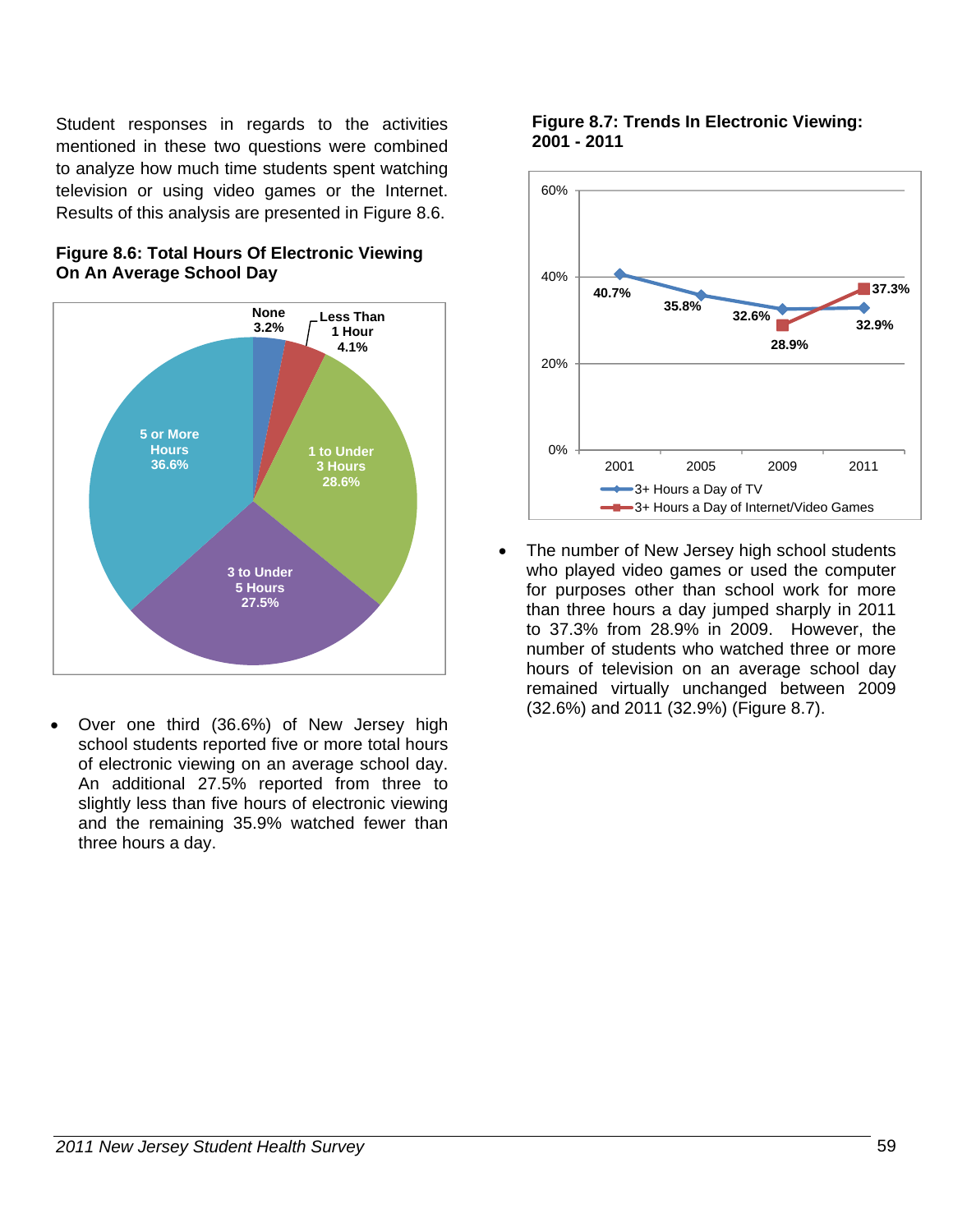Student responses in regards to the activities mentioned in these two questions were combined to analyze how much time students spent watching television or using video games or the Internet. Results of this analysis are presented in Figure 8.6.

**Figure 8.6: Total Hours Of Electronic Viewing On An Average School Day**

| Category | Percent |
|---|---|
| None | 3.2% |
| Less Than 1 Hour | 4.1% |
| 1 to Under 3 Hours | 28.6% |
| 3 to Under 5 Hours | 27.5% |
| 5 or More Hours | 36.6% |

- Over one third (36.6%) of New Jersey high school students reported five or more total hours of electronic viewing on an average school day. An additional 27.5% reported from three to slightly less than five hours of electronic viewing and the remaining 35.9% watched fewer than three hours a day.

**Figure 8.7: Trends In Electronic Viewing: 2001 - 2011**

| | 2001 | 2005 | 2009 | 2011 |
|---|---|---|---|---|
| 3+ Hours a Day of TV | 40.7% | 35.8% | 32.6% | 32.9% |
| 3+ Hours a Day of Internet/Video Games | | | 28.9% | 37.3% |

- The number of New Jersey high school students who played video games or used the computer for purposes other than school work for more than three hours a day jumped sharply in 2011 to 37.3% from 28.9% in 2009. However, the number of students who watched three or more hours of television on an average school day remained virtually unchanged between 2009 (32.6%) and 2011 (32.9%) (Figure 8.7).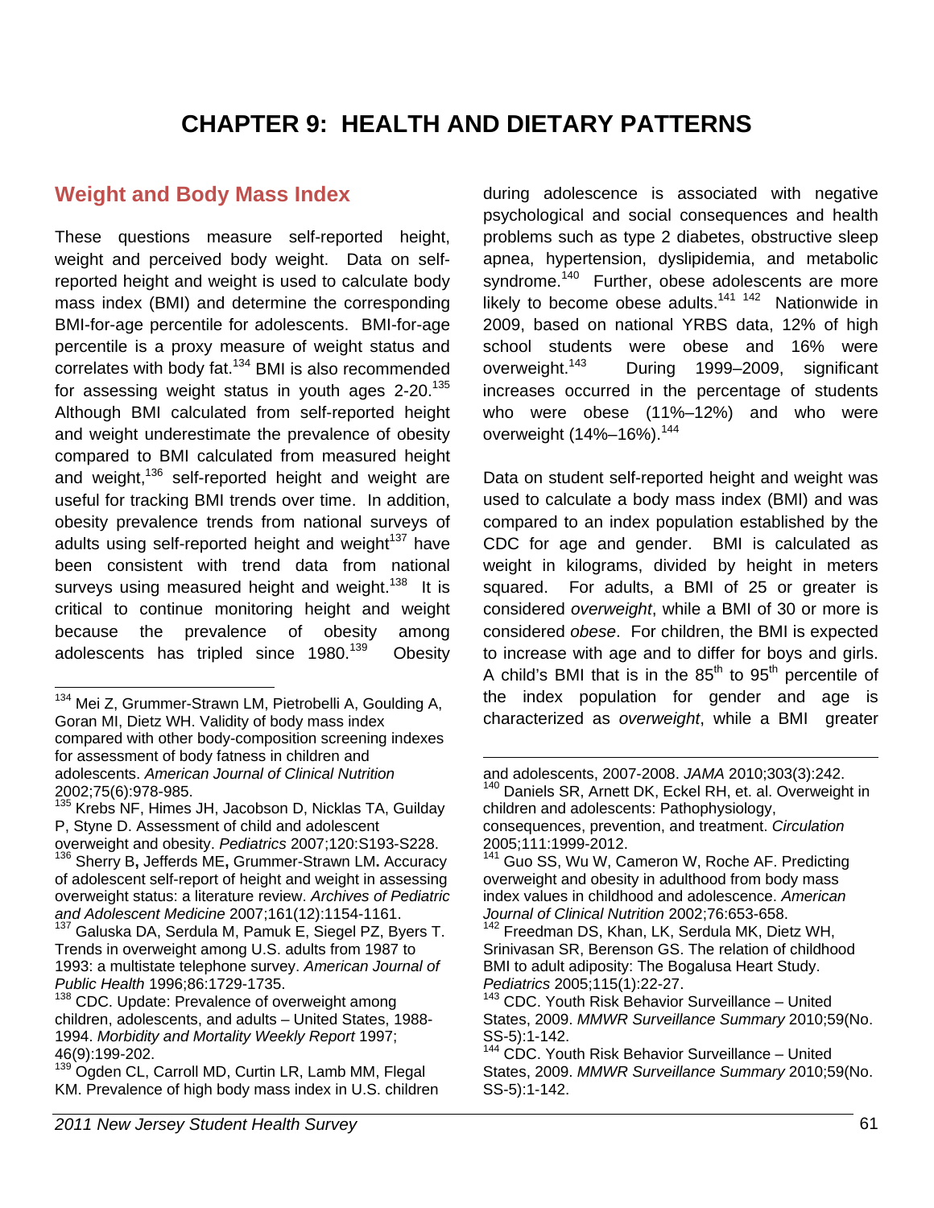# CHAPTER 9: HEALTH AND DIETARY PATTERNS

## Weight and Body Mass Index

These questions measure self-reported height, weight and perceived body weight. Data on self-reported height and weight is used to calculate body mass index (BMI) and determine the corresponding BMI-for-age percentile for adolescents. BMI-for-age percentile is a proxy measure of weight status and correlates with body fat.[134] BMI is also recommended for assessing weight status in youth ages 2-20.[135] Although BMI calculated from self-reported height and weight underestimate the prevalence of obesity compared to BMI calculated from measured height and weight,[136] self-reported height and weight are useful for tracking BMI trends over time. In addition, obesity prevalence trends from national surveys of adults using self-reported height and weight[137] have been consistent with trend data from national surveys using measured height and weight.[138] It is critical to continue monitoring height and weight because the prevalence of obesity among adolescents has tripled since 1980.[139] Obesity during adolescence is associated with negative psychological and social consequences and health problems such as type 2 diabetes, obstructive sleep apnea, hypertension, dyslipidemia, and metabolic syndrome.[140] Further, obese adolescents are more likely to become obese adults.[141] [142] Nationwide in 2009, based on national YRBS data, 12% of high school students were obese and 16% were overweight.[143] During 1999–2009, significant increases occurred in the percentage of students who were obese (11%–12%) and who were overweight (14%–16%).[144]

Data on student self-reported height and weight was used to calculate a body mass index (BMI) and was compared to an index population established by the CDC for age and gender. BMI is calculated as weight in kilograms, divided by height in meters squared. For adults, a BMI of 25 or greater is considered *overweight*, while a BMI of 30 or more is considered *obese*. For children, the BMI is expected to increase with age and to differ for boys and girls. A child's BMI that is in the 85th to 95th percentile of the index population for gender and age is characterized as *overweight*, while a BMI greater

---

[134] Mei Z, Grummer-Strawn LM, Pietrobelli A, Goulding A, Goran MI, Dietz WH. Validity of body mass index compared with other body-composition screening indexes for assessment of body fatness in children and adolescents. *American Journal of Clinical Nutrition* 2002;75(6):978-985.

[135] Krebs NF, Himes JH, Jacobson D, Nicklas TA, Guilday P, Styne D. Assessment of child and adolescent overweight and obesity. *Pediatrics* 2007;120:S193-S228.

[136] Sherry B, Jefferds ME, Grummer-Strawn LM. Accuracy of adolescent self-report of height and weight in assessing overweight status: a literature review. *Archives of Pediatric and Adolescent Medicine* 2007;161(12):1154-1161.

[137] Galuska DA, Serdula M, Pamuk E, Siegel PZ, Byers T. Trends in overweight among U.S. adults from 1987 to 1993: a multistate telephone survey. *American Journal of Public Health* 1996;86:1729-1735.

[138] CDC. Update: Prevalence of overweight among children, adolescents, and adults – United States, 1988-1994. *Morbidity and Mortality Weekly Report* 1997; 46(9):199-202.

[139] Ogden CL, Carroll MD, Curtin LR, Lamb MM, Flegal KM. Prevalence of high body mass index in U.S. children and adolescents, 2007-2008. *JAMA* 2010;303(3):242.

[140] Daniels SR, Arnett DK, Eckel RH, et. al. Overweight in children and adolescents: Pathophysiology, consequences, prevention, and treatment. *Circulation* 2005;111:1999-2012.

[141] Guo SS, Wu W, Cameron W, Roche AF. Predicting overweight and obesity in adulthood from body mass index values in childhood and adolescence. *American Journal of Clinical Nutrition* 2002;76:653-658.

[142] Freedman DS, Khan, LK, Serdula MK, Dietz WH, Srinivasan SR, Berenson GS. The relation of childhood BMI to adult adiposity: The Bogalusa Heart Study. *Pediatrics* 2005;115(1):22-27.

[143] CDC. Youth Risk Behavior Surveillance – United States, 2009. *MMWR Surveillance Summary* 2010;59(No. SS-5):1-142.

[144] CDC. Youth Risk Behavior Surveillance – United States, 2009. *MMWR Surveillance Summary* 2010;59(No. SS-5):1-142.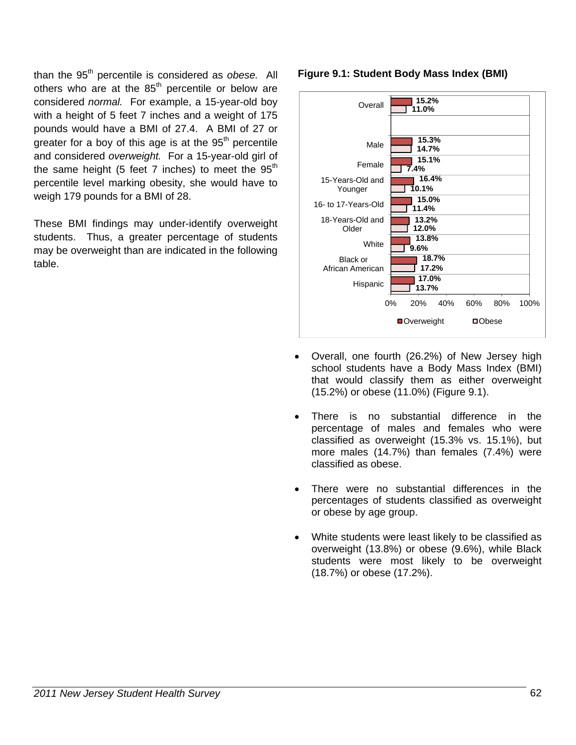than the 95th percentile is considered as *obese.* All others who are at the 85th percentile or below are considered *normal.* For example, a 15-year-old boy with a height of 5 feet 7 inches and a weight of 175 pounds would have a BMI of 27.4. A BMI of 27 or greater for a boy of this age is at the 95th percentile and considered *overweight.* For a 15-year-old girl of the same height (5 feet 7 inches) to meet the 95th percentile level marking obesity, she would have to weigh 179 pounds for a BMI of 28.

These BMI findings may under-identify overweight students. Thus, a greater percentage of students may be overweight than are indicated in the following table.

**Figure 9.1: Student Body Mass Index (BMI)**

| | Overweight | Obese |
|---|---|---|
| Overall | 15.2% | 11.0% |
| Male | 15.3% | 14.7% |
| Female | 15.1% | 7.4% |
| 15-Years-Old and Younger | 16.4% | 10.1% |
| 16- to 17-Years-Old | 15.0% | 11.4% |
| 18-Years-Old and Older | 13.2% | 12.0% |
| White | 13.8% | 9.6% |
| Black or African American | 18.7% | 17.2% |
| Hispanic | 17.0% | 13.7% |

- Overall, one fourth (26.2%) of New Jersey high school students have a Body Mass Index (BMI) that would classify them as either overweight (15.2%) or obese (11.0%) (Figure 9.1).

- There is no substantial difference in the percentage of males and females who were classified as overweight (15.3% vs. 15.1%), but more males (14.7%) than females (7.4%) were classified as obese.

- There were no substantial differences in the percentages of students classified as overweight or obese by age group.

- White students were least likely to be classified as overweight (13.8%) or obese (9.6%), while Black students were most likely to be overweight (18.7%) or obese (17.2%).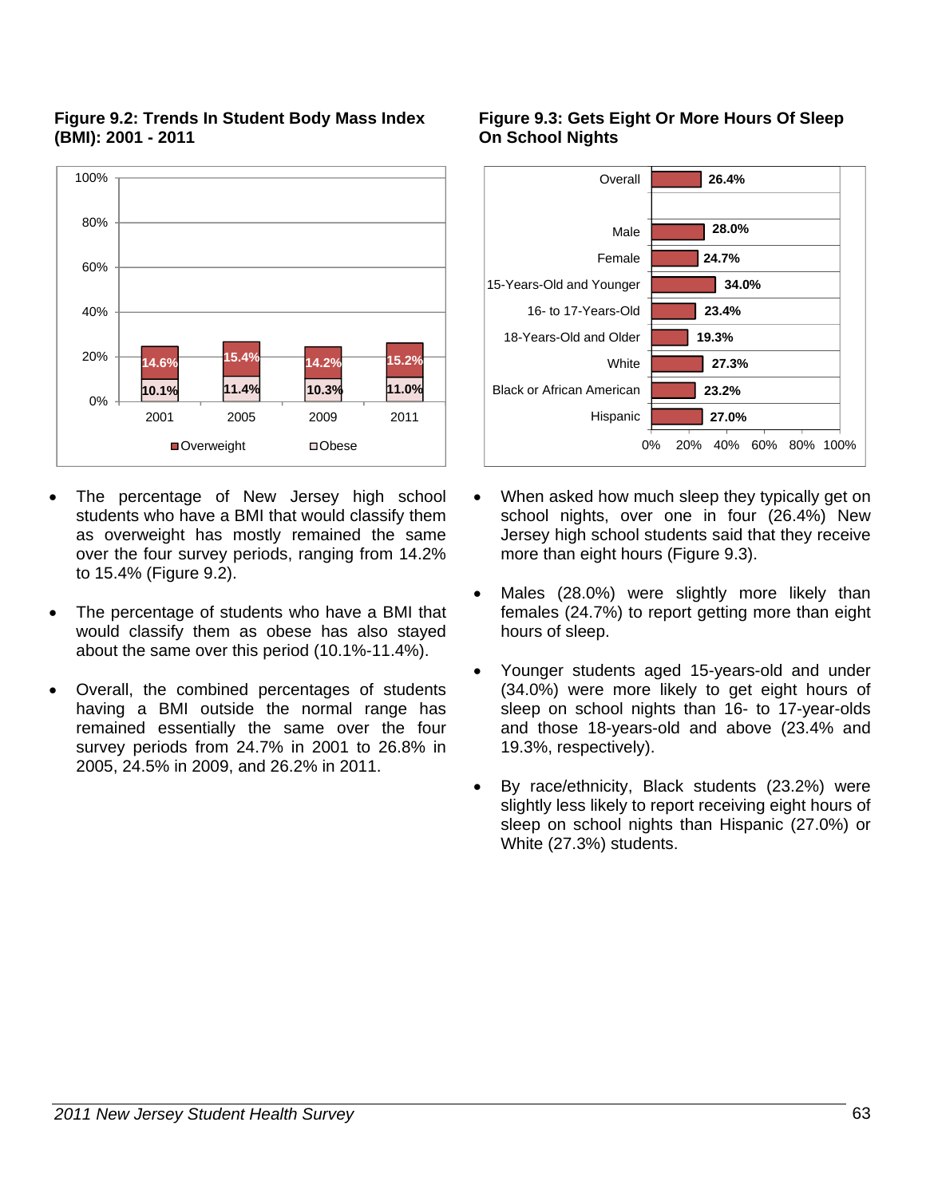**Figure 9.2: Trends In Student Body Mass Index (BMI): 2001 - 2011**

| Year | Overweight | Obese |
|---|---|---|
| 2001 | 14.6% | 10.1% |
| 2005 | 15.4% | 11.4% |
| 2009 | 14.2% | 10.3% |
| 2011 | 15.2% | 11.0% |

- The percentage of New Jersey high school students who have a BMI that would classify them as overweight has mostly remained the same over the four survey periods, ranging from 14.2% to 15.4% (Figure 9.2).

- The percentage of students who have a BMI that would classify them as obese has also stayed about the same over this period (10.1%-11.4%).

- Overall, the combined percentages of students having a BMI outside the normal range has remained essentially the same over the four survey periods from 24.7% in 2001 to 26.8% in 2005, 24.5% in 2009, and 26.2% in 2011.

**Figure 9.3: Gets Eight Or More Hours Of Sleep On School Nights**

| Group | Percent |
|---|---|
| Overall | 26.4% |
| Male | 28.0% |
| Female | 24.7% |
| 15-Years-Old and Younger | 34.0% |
| 16- to 17-Years-Old | 23.4% |
| 18-Years-Old and Older | 19.3% |
| White | 27.3% |
| Black or African American | 23.2% |
| Hispanic | 27.0% |

- When asked how much sleep they typically get on school nights, over one in four (26.4%) New Jersey high school students said that they receive more than eight hours (Figure 9.3).

- Males (28.0%) were slightly more likely than females (24.7%) to report getting more than eight hours of sleep.

- Younger students aged 15-years-old and under (34.0%) were more likely to get eight hours of sleep on school nights than 16- to 17-year-olds and those 18-years-old and above (23.4% and 19.3%, respectively).

- By race/ethnicity, Black students (23.2%) were slightly less likely to report receiving eight hours of sleep on school nights than Hispanic (27.0%) or White (27.3%) students.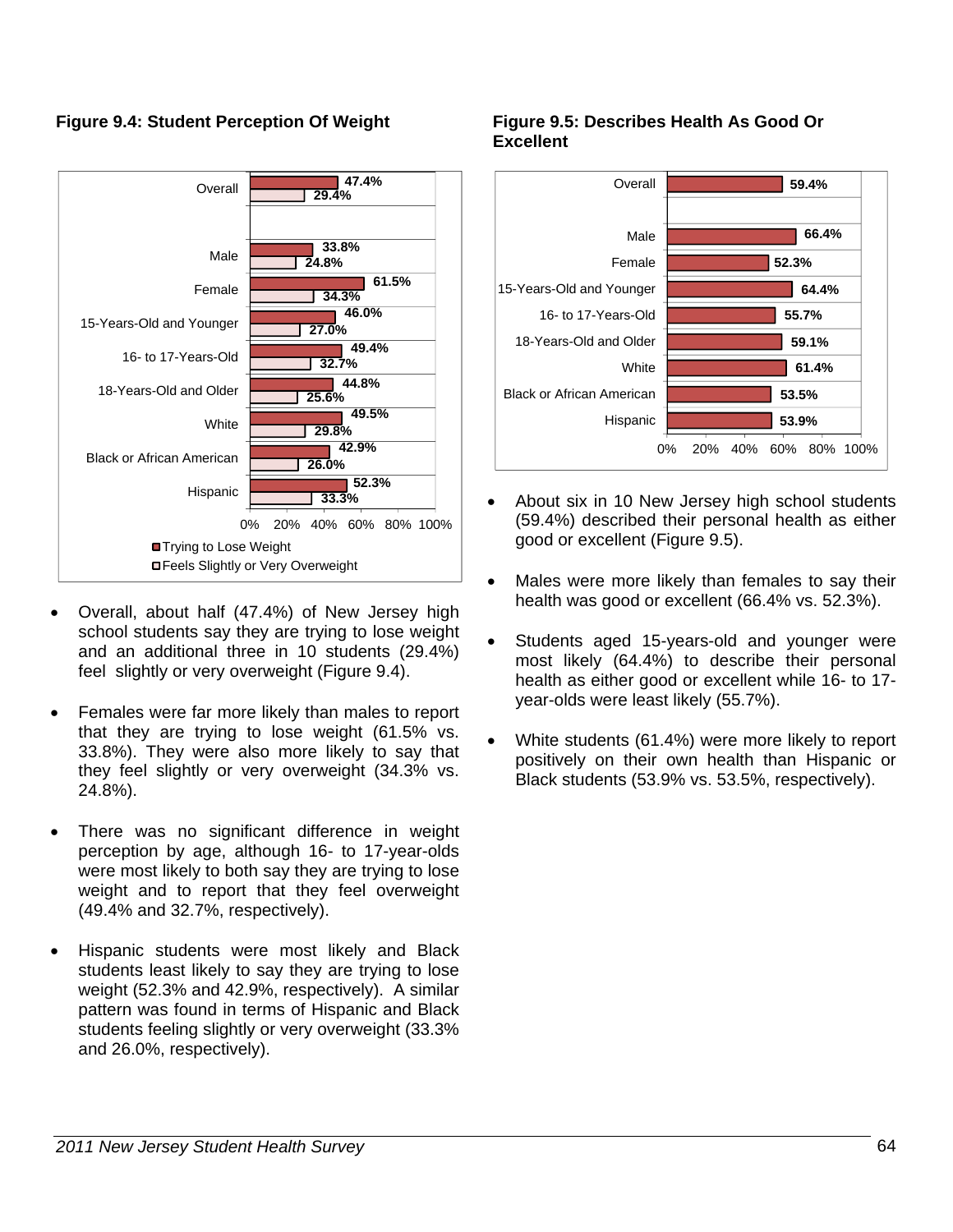**Figure 9.4: Student Perception Of Weight**

| | Trying to Lose Weight | Feels Slightly or Very Overweight |
|---|---|---|
| Overall | 47.4% | 29.4% |
| Male | 33.8% | 24.8% |
| Female | 61.5% | 34.3% |
| 15-Years-Old and Younger | 46.0% | 27.0% |
| 16- to 17-Years-Old | 49.4% | 32.7% |
| 18-Years-Old and Older | 44.8% | 25.6% |
| White | 49.5% | 29.8% |
| Black or African American | 42.9% | 26.0% |
| Hispanic | 52.3% | 33.3% |

- Overall, about half (47.4%) of New Jersey high school students say they are trying to lose weight and an additional three in 10 students (29.4%) feel slightly or very overweight (Figure 9.4).
- Females were far more likely than males to report that they are trying to lose weight (61.5% vs. 33.8%). They were also more likely to say that they feel slightly or very overweight (34.3% vs. 24.8%).
- There was no significant difference in weight perception by age, although 16- to 17-year-olds were most likely to both say they are trying to lose weight and to report that they feel overweight (49.4% and 32.7%, respectively).
- Hispanic students were most likely and Black students least likely to say they are trying to lose weight (52.3% and 42.9%, respectively). A similar pattern was found in terms of Hispanic and Black students feeling slightly or very overweight (33.3% and 26.0%, respectively).

**Figure 9.5: Describes Health As Good Or Excellent**

| | Good or Excellent |
|---|---|
| Overall | 59.4% |
| Male | 66.4% |
| Female | 52.3% |
| 15-Years-Old and Younger | 64.4% |
| 16- to 17-Years-Old | 55.7% |
| 18-Years-Old and Older | 59.1% |
| White | 61.4% |
| Black or African American | 53.5% |
| Hispanic | 53.9% |

- About six in 10 New Jersey high school students (59.4%) described their personal health as either good or excellent (Figure 9.5).
- Males were more likely than females to say their health was good or excellent (66.4% vs. 52.3%).
- Students aged 15-years-old and younger were most likely (64.4%) to describe their personal health as either good or excellent while 16- to 17-year-olds were least likely (55.7%).
- White students (61.4%) were more likely to report positively on their own health than Hispanic or Black students (53.9% vs. 53.5%, respectively).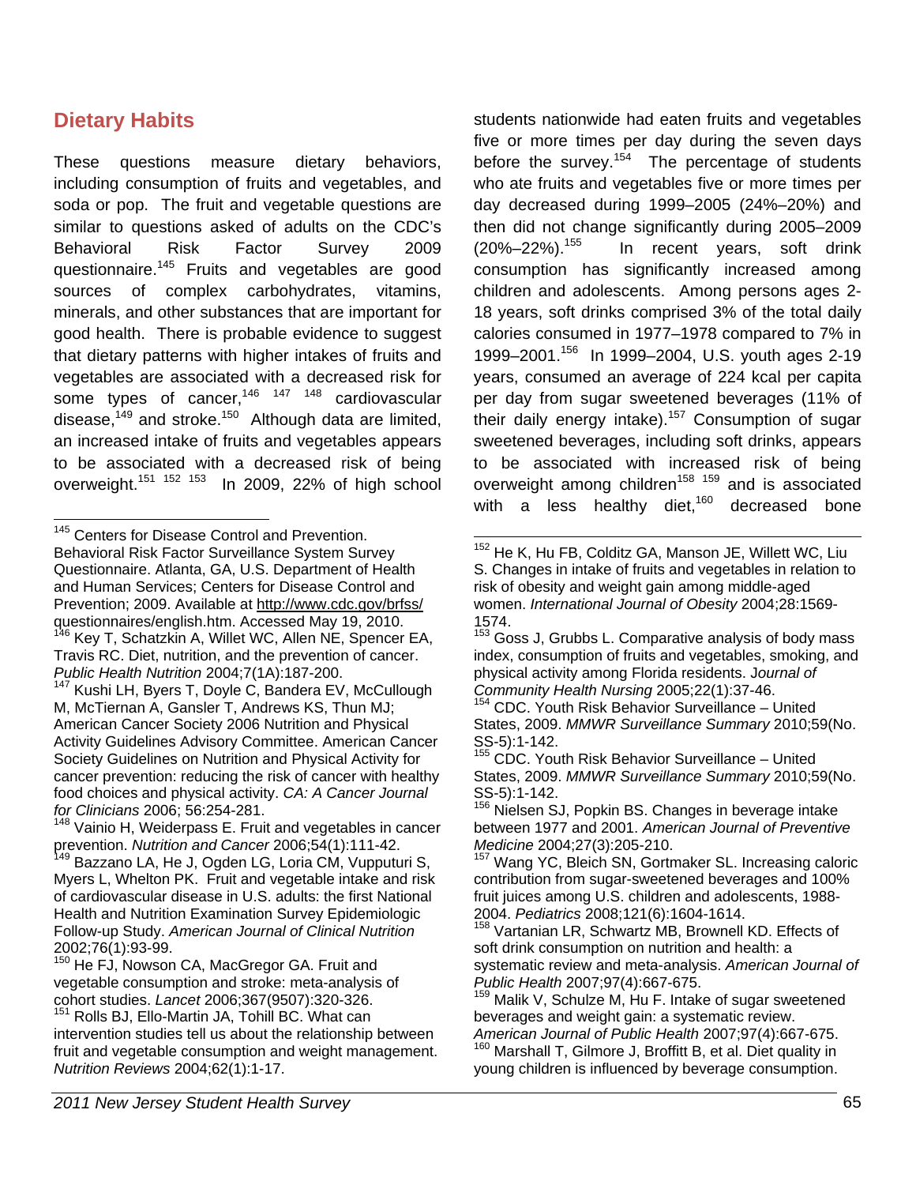## Dietary Habits

These questions measure dietary behaviors, including consumption of fruits and vegetables, and soda or pop. The fruit and vegetable questions are similar to questions asked of adults on the CDC's Behavioral Risk Factor Survey 2009 questionnaire.[145] Fruits and vegetables are good sources of complex carbohydrates, vitamins, minerals, and other substances that are important for good health. There is probable evidence to suggest that dietary patterns with higher intakes of fruits and vegetables are associated with a decreased risk for some types of cancer,[146] [147] [148] cardiovascular disease,[149] and stroke.[150] Although data are limited, an increased intake of fruits and vegetables appears to be associated with a decreased risk of being overweight.[151] [152] [153] In 2009, 22% of high school students nationwide had eaten fruits and vegetables five or more times per day during the seven days before the survey.[154] The percentage of students who ate fruits and vegetables five or more times per day decreased during 1999–2005 (24%–20%) and then did not change significantly during 2005–2009 (20%–22%).[155] In recent years, soft drink consumption has significantly increased among children and adolescents. Among persons ages 2-18 years, soft drinks comprised 3% of the total daily calories consumed in 1977–1978 compared to 7% in 1999–2001.[156] In 1999–2004, U.S. youth ages 2-19 years, consumed an average of 224 kcal per capita per day from sugar sweetened beverages (11% of their daily energy intake).[157] Consumption of sugar sweetened beverages, including soft drinks, appears to be associated with increased risk of being overweight among children[158] [159] and is associated with a less healthy diet,[160] decreased bone

---

[145] Centers for Disease Control and Prevention. Behavioral Risk Factor Surveillance System Survey Questionnaire. Atlanta, GA, U.S. Department of Health and Human Services; Centers for Disease Control and Prevention; 2009. Available at http://www.cdc.gov/brfss/questionnaires/english.htm. Accessed May 19, 2010.

[146] Key T, Schatzkin A, Willet WC, Allen NE, Spencer EA, Travis RC. Diet, nutrition, and the prevention of cancer. *Public Health Nutrition* 2004;7(1A):187-200.

[147] Kushi LH, Byers T, Doyle C, Bandera EV, McCullough M, McTiernan A, Gansler T, Andrews KS, Thun MJ; American Cancer Society 2006 Nutrition and Physical Activity Guidelines Advisory Committee. American Cancer Society Guidelines on Nutrition and Physical Activity for cancer prevention: reducing the risk of cancer with healthy food choices and physical activity. *CA: A Cancer Journal for Clinicians* 2006; 56:254-281.

[148] Vainio H, Weiderpass E. Fruit and vegetables in cancer prevention. *Nutrition and Cancer* 2006;54(1):111-42.

[149] Bazzano LA, He J, Ogden LG, Loria CM, Vupputuri S, Myers L, Whelton PK. Fruit and vegetable intake and risk of cardiovascular disease in U.S. adults: the first National Health and Nutrition Examination Survey Epidemiologic Follow-up Study. *American Journal of Clinical Nutrition* 2002;76(1):93-99.

[150] He FJ, Nowson CA, MacGregor GA. Fruit and vegetable consumption and stroke: meta-analysis of cohort studies. *Lancet* 2006;367(9507):320-326.

[151] Rolls BJ, Ello-Martin JA, Tohill BC. What can intervention studies tell us about the relationship between fruit and vegetable consumption and weight management. *Nutrition Reviews* 2004;62(1):1-17.

[152] He K, Hu FB, Colditz GA, Manson JE, Willett WC, Liu S. Changes in intake of fruits and vegetables in relation to risk of obesity and weight gain among middle-aged women. *International Journal of Obesity* 2004;28:1569-1574.

[153] Goss J, Grubbs L. Comparative analysis of body mass index, consumption of fruits and vegetables, smoking, and physical activity among Florida residents. *Journal of Community Health Nursing* 2005;22(1):37-46.

[154] CDC. Youth Risk Behavior Surveillance – United States, 2009. *MMWR Surveillance Summary* 2010;59(No. SS-5):1-142.

[155] CDC. Youth Risk Behavior Surveillance – United States, 2009. *MMWR Surveillance Summary* 2010;59(No. SS-5):1-142.

[156] Nielsen SJ, Popkin BS. Changes in beverage intake between 1977 and 2001. *American Journal of Preventive Medicine* 2004;27(3):205-210.

[157] Wang YC, Bleich SN, Gortmaker SL. Increasing caloric contribution from sugar-sweetened beverages and 100% fruit juices among U.S. children and adolescents, 1988-2004. *Pediatrics* 2008;121(6):1604-1614.

[158] Vartanian LR, Schwartz MB, Brownell KD. Effects of soft drink consumption on nutrition and health: a systematic review and meta-analysis. *American Journal of Public Health* 2007;97(4):667-675.

[159] Malik V, Schulze M, Hu F. Intake of sugar sweetened beverages and weight gain: a systematic review. *American Journal of Public Health* 2007;97(4):667-675.

[160] Marshall T, Gilmore J, Broffitt B, et al. Diet quality in young children is influenced by beverage consumption.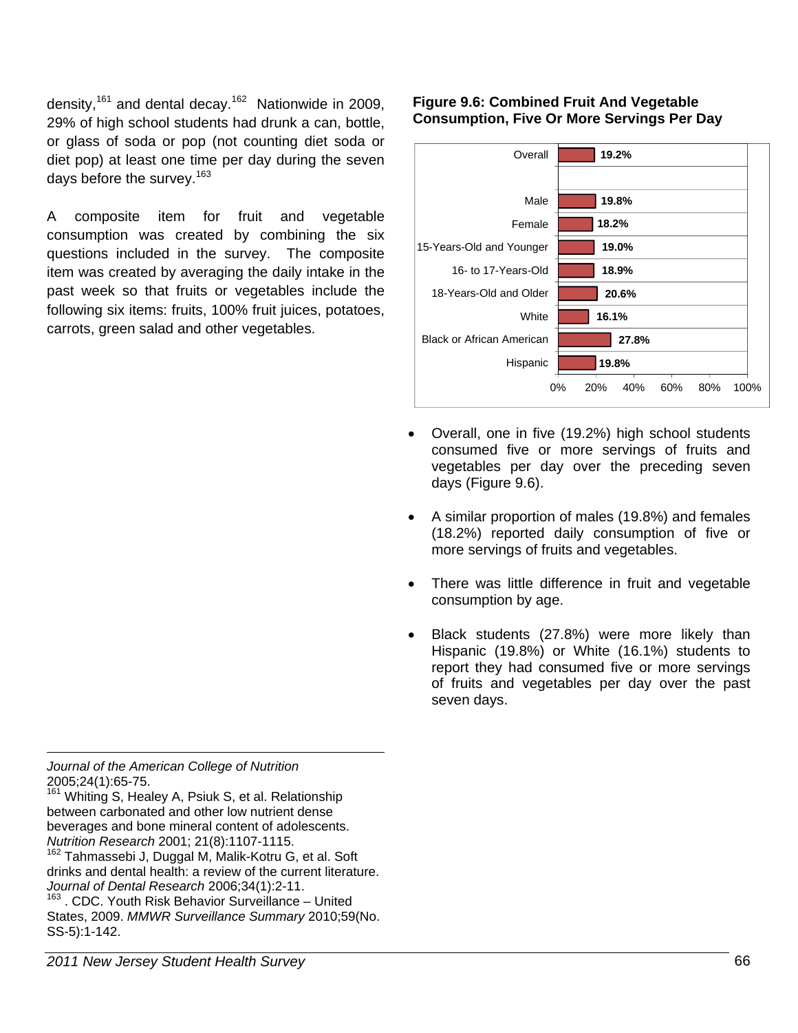density,[161] and dental decay.[162] Nationwide in 2009, 29% of high school students had drunk a can, bottle, or glass of soda or pop (not counting diet soda or diet pop) at least one time per day during the seven days before the survey.[163]

A composite item for fruit and vegetable consumption was created by combining the six questions included in the survey. The composite item was created by averaging the daily intake in the past week so that fruits or vegetables include the following six items: fruits, 100% fruit juices, potatoes, carrots, green salad and other vegetables.

**Figure 9.6: Combined Fruit And Vegetable Consumption, Five Or More Servings Per Day**

| Group | Percent |
|---|---|
| Overall | 19.2% |
| Male | 19.8% |
| Female | 18.2% |
| 15-Years-Old and Younger | 19.0% |
| 16- to 17-Years-Old | 18.9% |
| 18-Years-Old and Older | 20.6% |
| White | 16.1% |
| Black or African American | 27.8% |
| Hispanic | 19.8% |

- Overall, one in five (19.2%) high school students consumed five or more servings of fruits and vegetables per day over the preceding seven days (Figure 9.6).
- A similar proportion of males (19.8%) and females (18.2%) reported daily consumption of five or more servings of fruits and vegetables.
- There was little difference in fruit and vegetable consumption by age.
- Black students (27.8%) were more likely than Hispanic (19.8%) or White (16.1%) students to report they had consumed five or more servings of fruits and vegetables per day over the past seven days.

---

*Journal of the American College of Nutrition* 2005;24(1):65-75.

[161] Whiting S, Healey A, Psiuk S, et al. Relationship between carbonated and other low nutrient dense beverages and bone mineral content of adolescents. *Nutrition Research* 2001; 21(8):1107-1115.

[162] Tahmassebi J, Duggal M, Malik-Kotru G, et al. Soft drinks and dental health: a review of the current literature. *Journal of Dental Research* 2006;34(1):2-11.

[163] . CDC. Youth Risk Behavior Surveillance – United States, 2009. *MMWR Surveillance Summary* 2010;59(No. SS-5):1-142.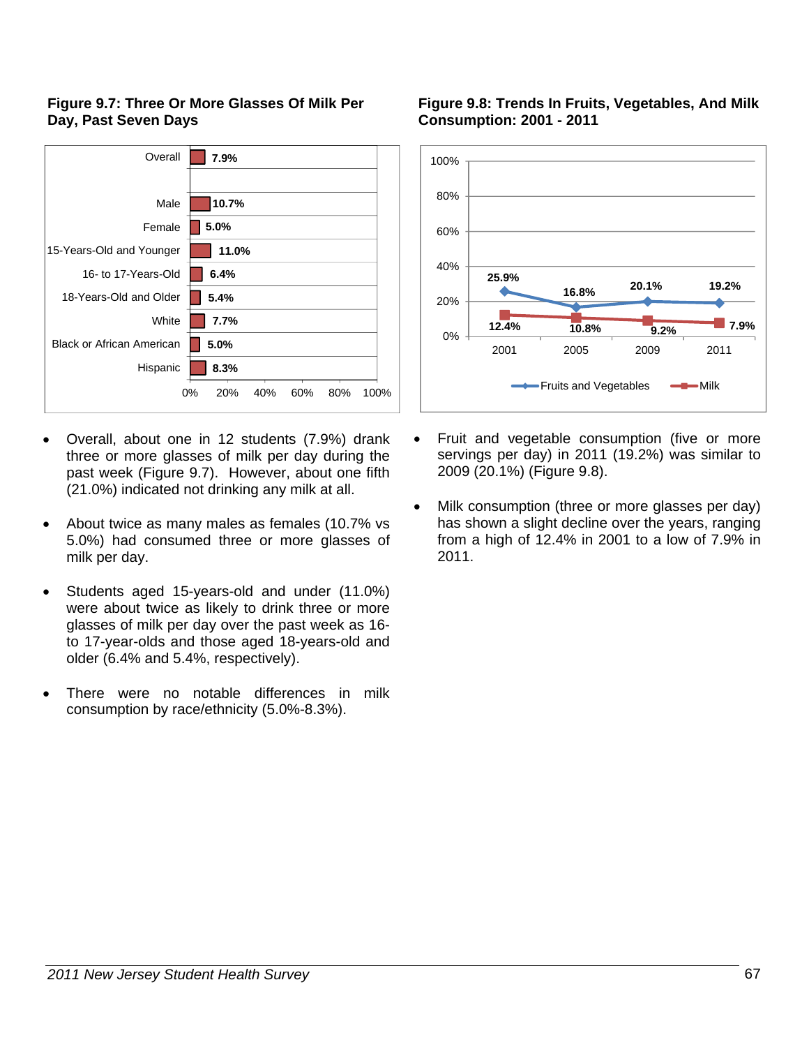### Figure 9.7: Three Or More Glasses Of Milk Per Day, Past Seven Days

| Group | Percent |
|---|---|
| Overall | 7.9% |
| Male | 10.7% |
| Female | 5.0% |
| 15-Years-Old and Younger | 11.0% |
| 16- to 17-Years-Old | 6.4% |
| 18-Years-Old and Older | 5.4% |
| White | 7.7% |
| Black or African American | 5.0% |
| Hispanic | 8.3% |

- Overall, about one in 12 students (7.9%) drank three or more glasses of milk per day during the past week (Figure 9.7). However, about one fifth (21.0%) indicated not drinking any milk at all.

- About twice as many males as females (10.7% vs 5.0%) had consumed three or more glasses of milk per day.

- Students aged 15-years-old and under (11.0%) were about twice as likely to drink three or more glasses of milk per day over the past week as 16- to 17-year-olds and those aged 18-years-old and older (6.4% and 5.4%, respectively).

- There were no notable differences in milk consumption by race/ethnicity (5.0%-8.3%).

### Figure 9.8: Trends In Fruits, Vegetables, And Milk Consumption: 2001 - 2011

| | 2001 | 2005 | 2009 | 2011 |
|---|---|---|---|---|
| Fruits and Vegetables | 25.9% | 16.8% | 20.1% | 19.2% |
| Milk | 12.4% | 10.8% | 9.2% | 7.9% |

- Fruit and vegetable consumption (five or more servings per day) in 2011 (19.2%) was similar to 2009 (20.1%) (Figure 9.8).

- Milk consumption (three or more glasses per day) has shown a slight decline over the years, ranging from a high of 12.4% in 2001 to a low of 7.9% in 2011.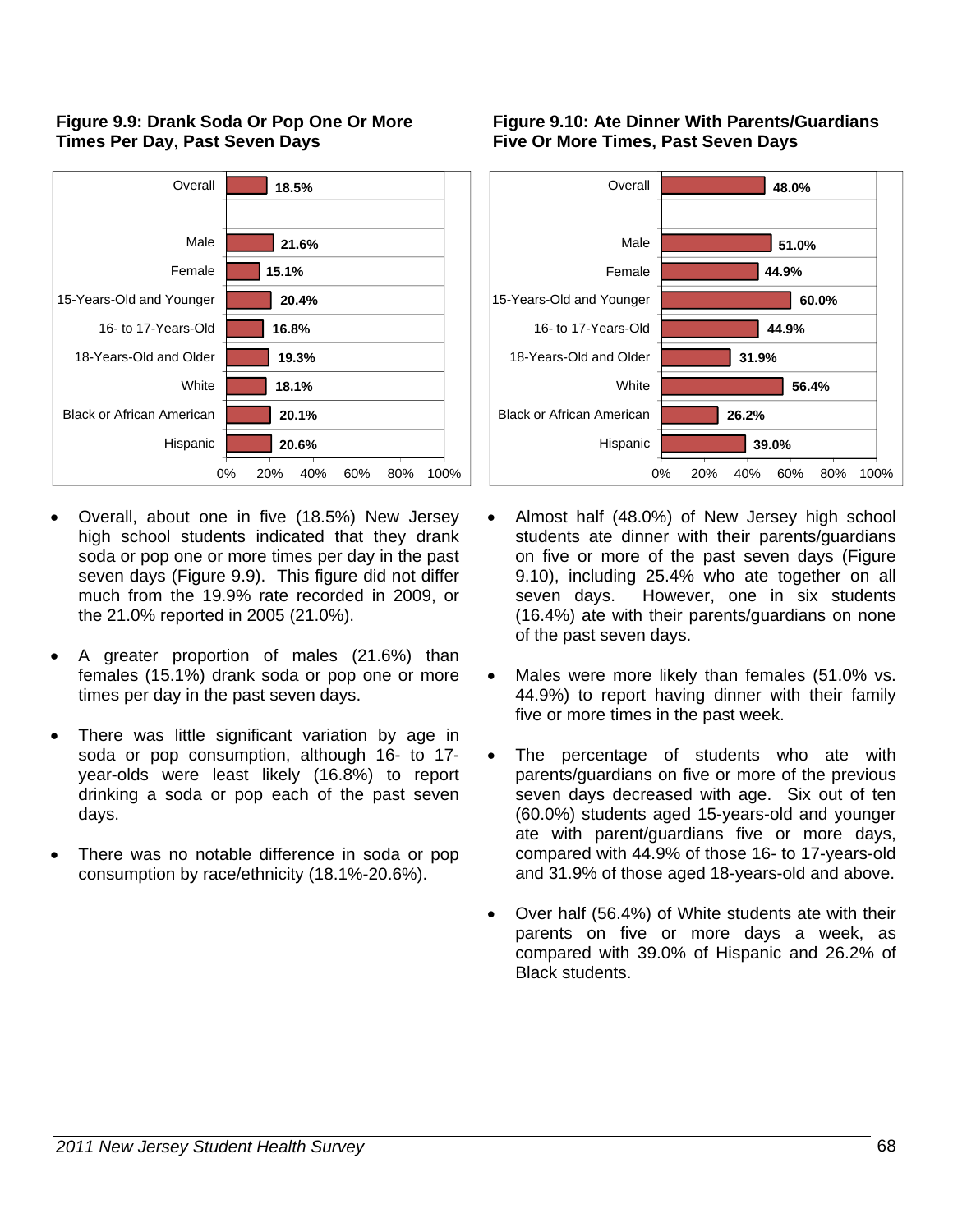**Figure 9.9: Drank Soda Or Pop One Or More Times Per Day, Past Seven Days**

| Group | Percent |
|---|---|
| Overall | 18.5% |
| Male | 21.6% |
| Female | 15.1% |
| 15-Years-Old and Younger | 20.4% |
| 16- to 17-Years-Old | 16.8% |
| 18-Years-Old and Older | 19.3% |
| White | 18.1% |
| Black or African American | 20.1% |
| Hispanic | 20.6% |

- Overall, about one in five (18.5%) New Jersey high school students indicated that they drank soda or pop one or more times per day in the past seven days (Figure 9.9). This figure did not differ much from the 19.9% rate recorded in 2009, or the 21.0% reported in 2005 (21.0%).
- A greater proportion of males (21.6%) than females (15.1%) drank soda or pop one or more times per day in the past seven days.
- There was little significant variation by age in soda or pop consumption, although 16- to 17-year-olds were least likely (16.8%) to report drinking a soda or pop each of the past seven days.
- There was no notable difference in soda or pop consumption by race/ethnicity (18.1%-20.6%).

**Figure 9.10: Ate Dinner With Parents/Guardians Five Or More Times, Past Seven Days**

| Group | Percent |
|---|---|
| Overall | 48.0% |
| Male | 51.0% |
| Female | 44.9% |
| 15-Years-Old and Younger | 60.0% |
| 16- to 17-Years-Old | 44.9% |
| 18-Years-Old and Older | 31.9% |
| White | 56.4% |
| Black or African American | 26.2% |
| Hispanic | 39.0% |

- Almost half (48.0%) of New Jersey high school students ate dinner with their parents/guardians on five or more of the past seven days (Figure 9.10), including 25.4% who ate together on all seven days. However, one in six students (16.4%) ate with their parents/guardians on none of the past seven days.
- Males were more likely than females (51.0% vs. 44.9%) to report having dinner with their family five or more times in the past week.
- The percentage of students who ate with parents/guardians on five or more of the previous seven days decreased with age. Six out of ten (60.0%) students aged 15-years-old and younger ate with parent/guardians five or more days, compared with 44.9% of those 16- to 17-years-old and 31.9% of those aged 18-years-old and above.
- Over half (56.4%) of White students ate with their parents on five or more days a week, as compared with 39.0% of Hispanic and 26.2% of Black students.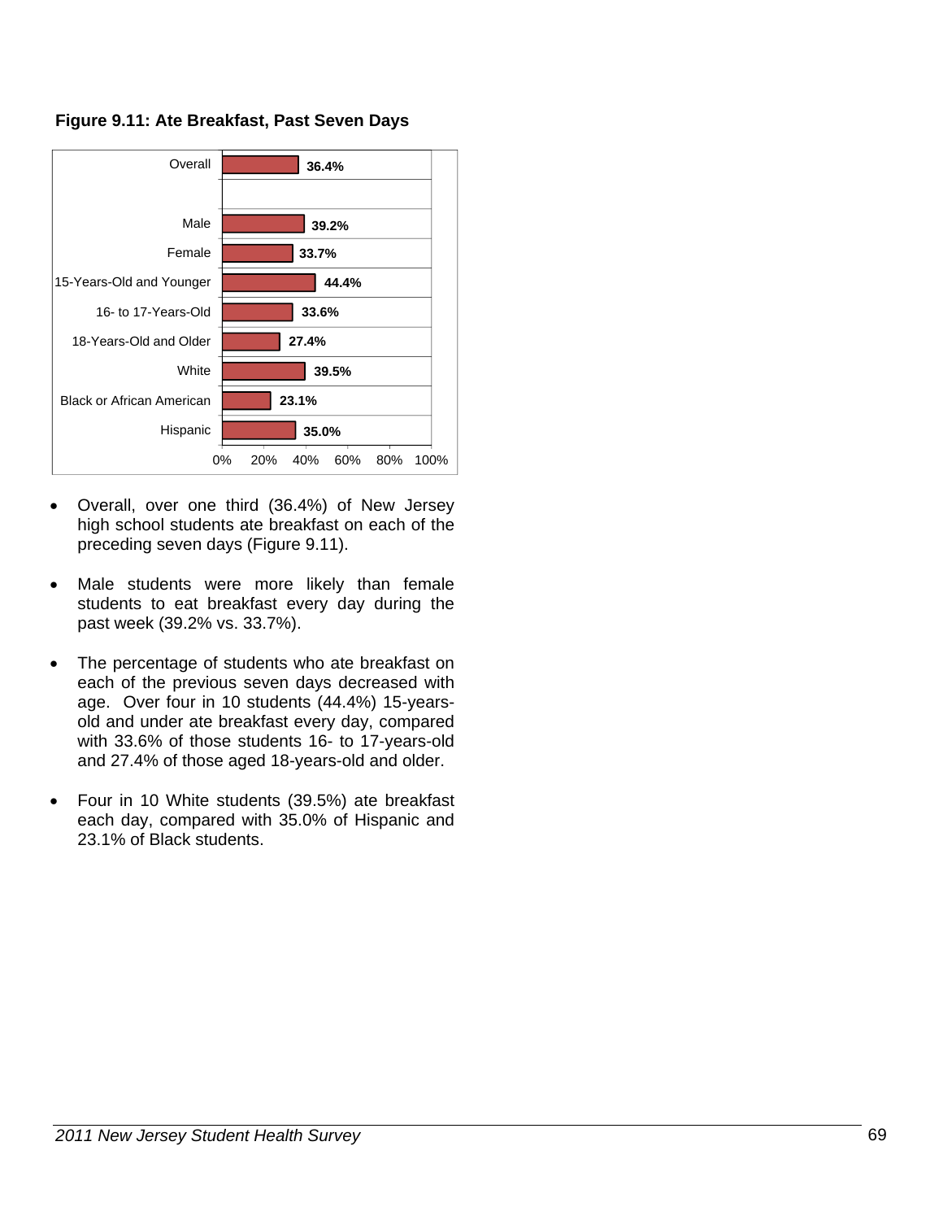**Figure 9.11: Ate Breakfast, Past Seven Days**

| Group | Percent |
|---|---|
| Overall | 36.4% |
| Male | 39.2% |
| Female | 33.7% |
| 15-Years-Old and Younger | 44.4% |
| 16- to 17-Years-Old | 33.6% |
| 18-Years-Old and Older | 27.4% |
| White | 39.5% |
| Black or African American | 23.1% |
| Hispanic | 35.0% |

- Overall, over one third (36.4%) of New Jersey high school students ate breakfast on each of the preceding seven days (Figure 9.11).

- Male students were more likely than female students to eat breakfast every day during the past week (39.2% vs. 33.7%).

- The percentage of students who ate breakfast on each of the previous seven days decreased with age. Over four in 10 students (44.4%) 15-years-old and under ate breakfast every day, compared with 33.6% of those students 16- to 17-years-old and 27.4% of those aged 18-years-old and older.

- Four in 10 White students (39.5%) ate breakfast each day, compared with 35.0% of Hispanic and 23.1% of Black students.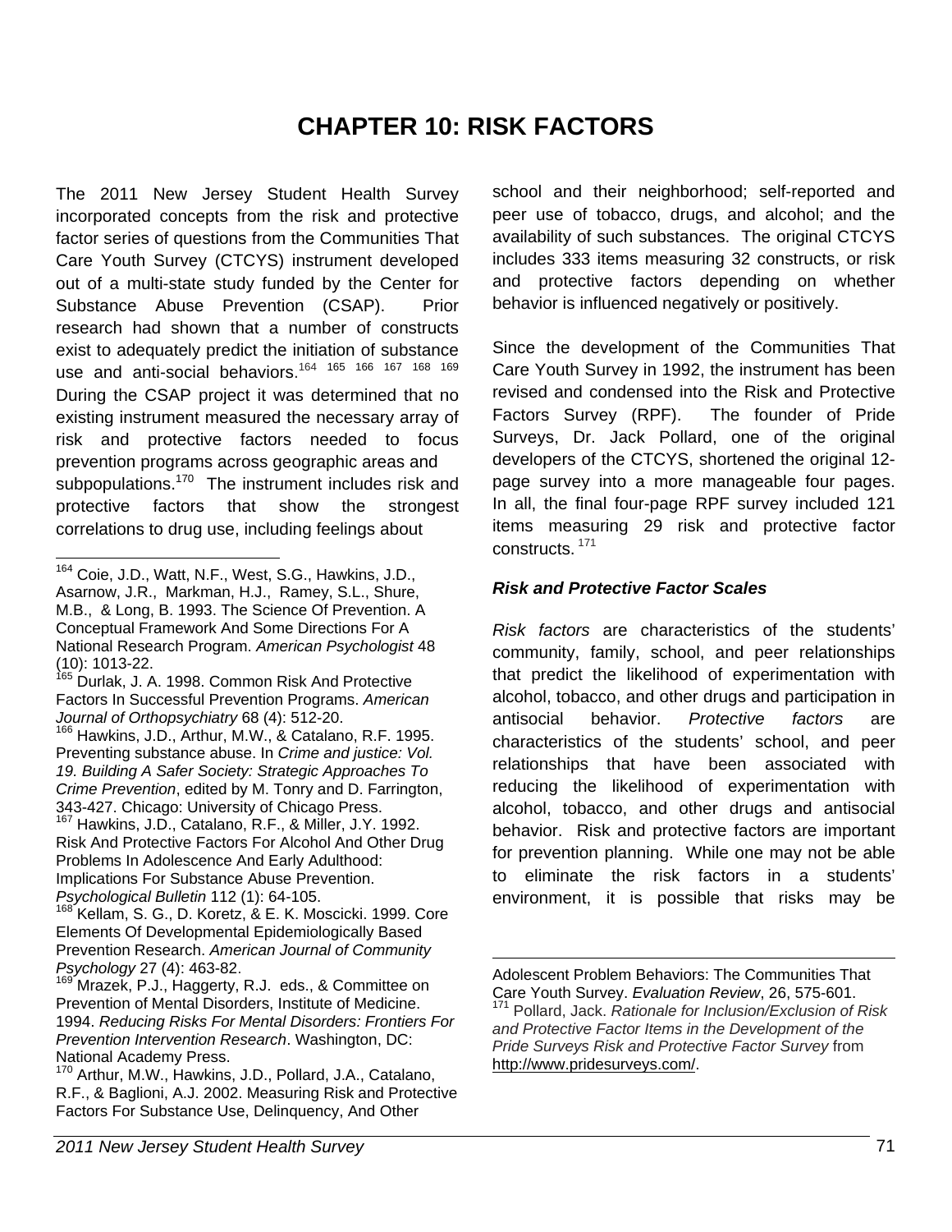# CHAPTER 10: RISK FACTORS

The 2011 New Jersey Student Health Survey incorporated concepts from the risk and protective factor series of questions from the Communities That Care Youth Survey (CTCYS) instrument developed out of a multi-state study funded by the Center for Substance Abuse Prevention (CSAP). Prior research had shown that a number of constructs exist to adequately predict the initiation of substance use and anti-social behaviors.[164] [165] [166] [167] [168] [169] During the CSAP project it was determined that no existing instrument measured the necessary array of risk and protective factors needed to focus prevention programs across geographic areas and subpopulations.[170] The instrument includes risk and protective factors that show the strongest correlations to drug use, including feelings about school and their neighborhood; self-reported and peer use of tobacco, drugs, and alcohol; and the availability of such substances. The original CTCYS includes 333 items measuring 32 constructs, or risk and protective factors depending on whether behavior is influenced negatively or positively.

Since the development of the Communities That Care Youth Survey in 1992, the instrument has been revised and condensed into the Risk and Protective Factors Survey (RPF). The founder of Pride Surveys, Dr. Jack Pollard, one of the original developers of the CTCYS, shortened the original 12-page survey into a more manageable four pages. In all, the final four-page RPF survey included 121 items measuring 29 risk and protective factor constructs. [171]

### *Risk and Protective Factor Scales*

*Risk factors* are characteristics of the students' community, family, school, and peer relationships that predict the likelihood of experimentation with alcohol, tobacco, and other drugs and participation in antisocial behavior. *Protective factors* are characteristics of the students' school, and peer relationships that have been associated with reducing the likelihood of experimentation with alcohol, tobacco, and other drugs and antisocial behavior. Risk and protective factors are important for prevention planning. While one may not be able to eliminate the risk factors in a students' environment, it is possible that risks may be

---

[164] Coie, J.D., Watt, N.F., West, S.G., Hawkins, J.D., Asarnow, J.R., Markman, H.J., Ramey, S.L., Shure, M.B., & Long, B. 1993. The Science Of Prevention. A Conceptual Framework And Some Directions For A National Research Program. *American Psychologist* 48 (10): 1013-22.

[165] Durlak, J. A. 1998. Common Risk And Protective Factors In Successful Prevention Programs. *American Journal of Orthopsychiatry* 68 (4): 512-20.

[166] Hawkins, J.D., Arthur, M.W., & Catalano, R.F. 1995. Preventing substance abuse. In *Crime and justice: Vol. 19. Building A Safer Society: Strategic Approaches To Crime Prevention*, edited by M. Tonry and D. Farrington, 343-427. Chicago: University of Chicago Press.

[167] Hawkins, J.D., Catalano, R.F., & Miller, J.Y. 1992. Risk And Protective Factors For Alcohol And Other Drug Problems In Adolescence And Early Adulthood: Implications For Substance Abuse Prevention. *Psychological Bulletin* 112 (1): 64-105.

[168] Kellam, S. G., D. Koretz, & E. K. Moscicki. 1999. Core Elements Of Developmental Epidemiologically Based Prevention Research. *American Journal of Community Psychology* 27 (4): 463-82.

[169] Mrazek, P.J., Haggerty, R.J. eds., & Committee on Prevention of Mental Disorders, Institute of Medicine. 1994. *Reducing Risks For Mental Disorders: Frontiers For Prevention Intervention Research*. Washington, DC: National Academy Press.

[170] Arthur, M.W., Hawkins, J.D., Pollard, J.A., Catalano, R.F., & Baglioni, A.J. 2002. Measuring Risk and Protective Factors For Substance Use, Delinquency, And Other Adolescent Problem Behaviors: The Communities That Care Youth Survey. *Evaluation Review*, 26, 575-601.

[171] Pollard, Jack. *Rationale for Inclusion/Exclusion of Risk and Protective Factor Items in the Development of the Pride Surveys Risk and Protective Factor Survey* from http://www.pridesurveys.com/.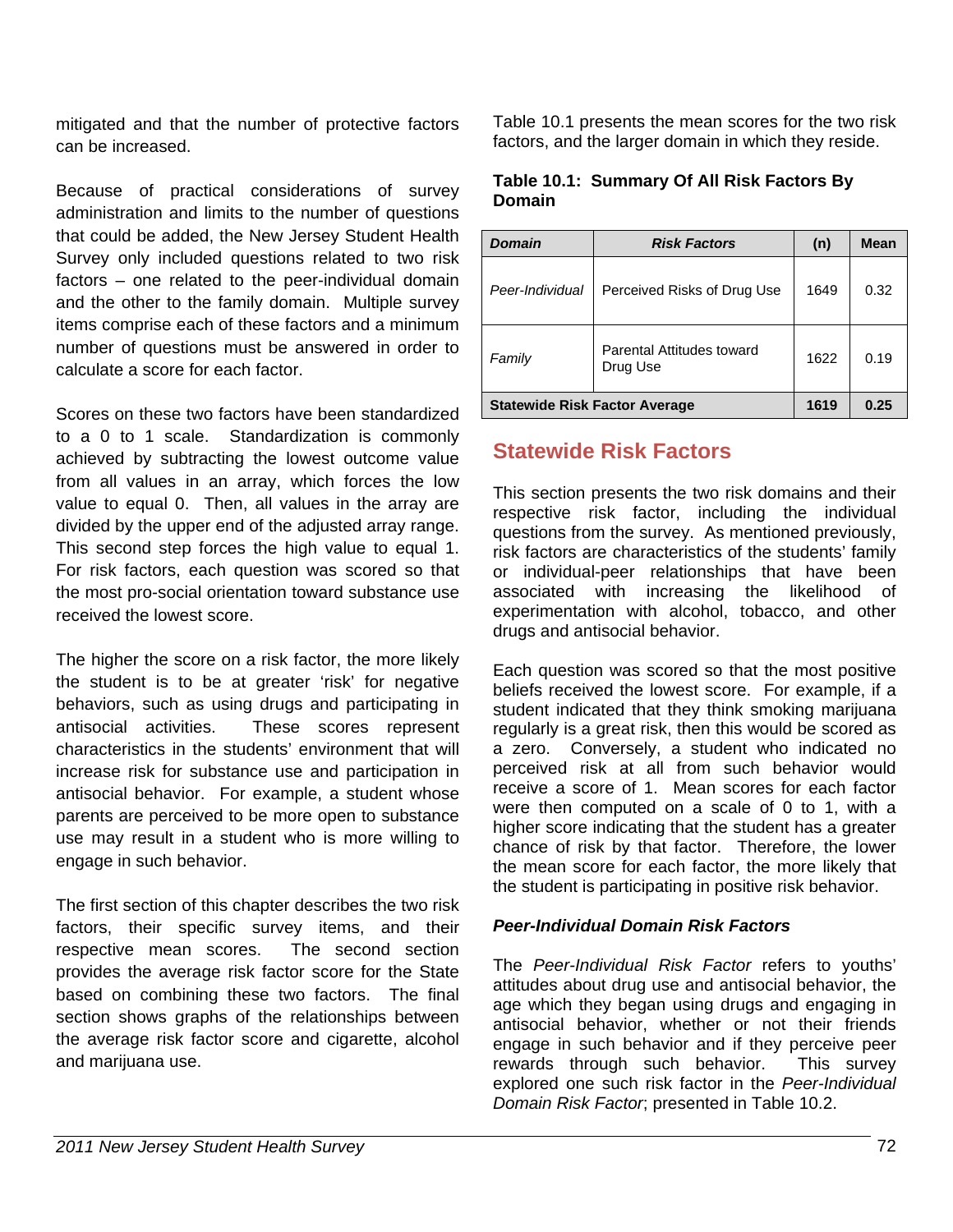mitigated and that the number of protective factors can be increased.

Because of practical considerations of survey administration and limits to the number of questions that could be added, the New Jersey Student Health Survey only included questions related to two risk factors – one related to the peer-individual domain and the other to the family domain. Multiple survey items comprise each of these factors and a minimum number of questions must be answered in order to calculate a score for each factor.

Scores on these two factors have been standardized to a 0 to 1 scale. Standardization is commonly achieved by subtracting the lowest outcome value from all values in an array, which forces the low value to equal 0. Then, all values in the array are divided by the upper end of the adjusted array range. This second step forces the high value to equal 1. For risk factors, each question was scored so that the most pro-social orientation toward substance use received the lowest score.

The higher the score on a risk factor, the more likely the student is to be at greater 'risk' for negative behaviors, such as using drugs and participating in antisocial activities. These scores represent characteristics in the students' environment that will increase risk for substance use and participation in antisocial behavior. For example, a student whose parents are perceived to be more open to substance use may result in a student who is more willing to engage in such behavior.

The first section of this chapter describes the two risk factors, their specific survey items, and their respective mean scores. The second section provides the average risk factor score for the State based on combining these two factors. The final section shows graphs of the relationships between the average risk factor score and cigarette, alcohol and marijuana use.

Table 10.1 presents the mean scores for the two risk factors, and the larger domain in which they reside.

**Table 10.1: Summary Of All Risk Factors By Domain**

| *Domain* | *Risk Factors* | (n) | Mean |
|---|---|---|---|
| *Peer-Individual* | Perceived Risks of Drug Use | 1649 | 0.32 |
| *Family* | Parental Attitudes toward Drug Use | 1622 | 0.19 |
| **Statewide Risk Factor Average** | | **1619** | **0.25** |

## Statewide Risk Factors

This section presents the two risk domains and their respective risk factor, including the individual questions from the survey. As mentioned previously, risk factors are characteristics of the students' family or individual-peer relationships that have been associated with increasing the likelihood of experimentation with alcohol, tobacco, and other drugs and antisocial behavior.

Each question was scored so that the most positive beliefs received the lowest score. For example, if a student indicated that they think smoking marijuana regularly is a great risk, then this would be scored as a zero. Conversely, a student who indicated no perceived risk at all from such behavior would receive a score of 1. Mean scores for each factor were then computed on a scale of 0 to 1, with a higher score indicating that the student has a greater chance of risk by that factor. Therefore, the lower the mean score for each factor, the more likely that the student is participating in positive risk behavior.

### *Peer-Individual Domain Risk Factors*

The *Peer-Individual Risk Factor* refers to youths' attitudes about drug use and antisocial behavior, the age which they began using drugs and engaging in antisocial behavior, whether or not their friends engage in such behavior and if they perceive peer rewards through such behavior. This survey explored one such risk factor in the *Peer-Individual Domain Risk Factor*; presented in Table 10.2.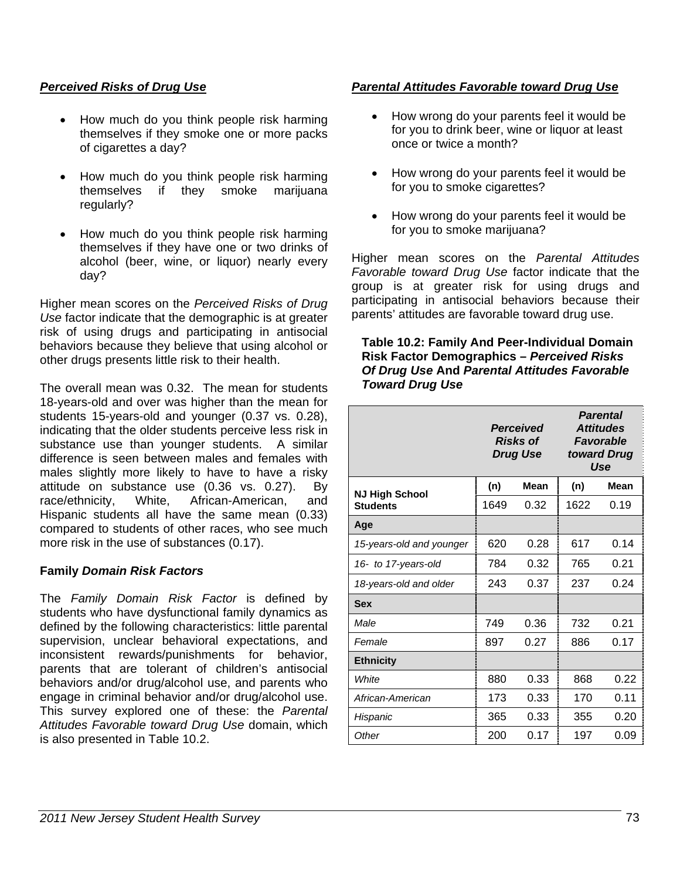### *Perceived Risks of Drug Use*

- How much do you think people risk harming themselves if they smoke one or more packs of cigarettes a day?
- How much do you think people risk harming themselves if they smoke marijuana regularly?
- How much do you think people risk harming themselves if they have one or two drinks of alcohol (beer, wine, or liquor) nearly every day?

Higher mean scores on the *Perceived Risks of Drug Use* factor indicate that the demographic is at greater risk of using drugs and participating in antisocial behaviors because they believe that using alcohol or other drugs presents little risk to their health.

The overall mean was 0.32. The mean for students 18-years-old and over was higher than the mean for students 15-years-old and younger (0.37 vs. 0.28), indicating that the older students perceive less risk in substance use than younger students. A similar difference is seen between males and females with males slightly more likely to have to have a risky attitude on substance use (0.36 vs. 0.27). By race/ethnicity, White, African-American, and Hispanic students all have the same mean (0.33) compared to students of other races, who see much more risk in the use of substances (0.17).

### Family *Domain Risk Factors*

The *Family Domain Risk Factor* is defined by students who have dysfunctional family dynamics as defined by the following characteristics: little parental supervision, unclear behavioral expectations, and inconsistent rewards/punishments for behavior, parents that are tolerant of children's antisocial behaviors and/or drug/alcohol use, and parents who engage in criminal behavior and/or drug/alcohol use. This survey explored one of these: the *Parental Attitudes Favorable toward Drug Use* domain, which is also presented in Table 10.2.

### *Parental Attitudes Favorable toward Drug Use*

- How wrong do your parents feel it would be for you to drink beer, wine or liquor at least once or twice a month?
- How wrong do your parents feel it would be for you to smoke cigarettes?
- How wrong do your parents feel it would be for you to smoke marijuana?

Higher mean scores on the *Parental Attitudes Favorable toward Drug Use* factor indicate that the group is at greater risk for using drugs and participating in antisocial behaviors because their parents' attitudes are favorable toward drug use.

**Table 10.2: Family And Peer-Individual Domain Risk Factor Demographics – *Perceived Risks Of Drug Use* And *Parental Attitudes Favorable Toward Drug Use***

| | ***Perceived Risks of Drug Use*** | | ***Parental Attitudes Favorable toward Drug Use*** | |
|---|---|---|---|---|
| | **(n)** | **Mean** | **(n)** | **Mean** |
| **NJ High School Students** | 1649 | 0.32 | 1622 | 0.19 |
| **Age** | | | | |
| *15-years-old and younger* | 620 | 0.28 | 617 | 0.14 |
| *16- to 17-years-old* | 784 | 0.32 | 765 | 0.21 |
| *18-years-old and older* | 243 | 0.37 | 237 | 0.24 |
| **Sex** | | | | |
| *Male* | 749 | 0.36 | 732 | 0.21 |
| *Female* | 897 | 0.27 | 886 | 0.17 |
| **Ethnicity** | | | | |
| *White* | 880 | 0.33 | 868 | 0.22 |
| *African-American* | 173 | 0.33 | 170 | 0.11 |
| *Hispanic* | 365 | 0.33 | 355 | 0.20 |
| *Other* | 200 | 0.17 | 197 | 0.09 |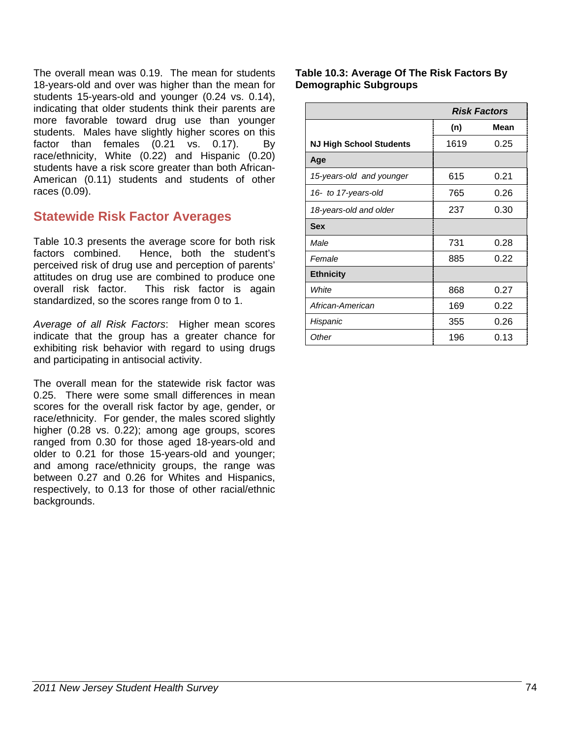The overall mean was 0.19. The mean for students 18-years-old and over was higher than the mean for students 15-years-old and younger (0.24 vs. 0.14), indicating that older students think their parents are more favorable toward drug use than younger students. Males have slightly higher scores on this factor than females (0.21 vs. 0.17). By race/ethnicity, White (0.22) and Hispanic (0.20) students have a risk score greater than both African-American (0.11) students and students of other races (0.09).

## Statewide Risk Factor Averages

Table 10.3 presents the average score for both risk factors combined. Hence, both the student's perceived risk of drug use and perception of parents' attitudes on drug use are combined to produce one overall risk factor. This risk factor is again standardized, so the scores range from 0 to 1.

*Average of all Risk Factors*: Higher mean scores indicate that the group has a greater chance for exhibiting risk behavior with regard to using drugs and participating in antisocial activity.

The overall mean for the statewide risk factor was 0.25. There were some small differences in mean scores for the overall risk factor by age, gender, or race/ethnicity. For gender, the males scored slightly higher (0.28 vs. 0.22); among age groups, scores ranged from 0.30 for those aged 18-years-old and older to 0.21 for those 15-years-old and younger; and among race/ethnicity groups, the range was between 0.27 and 0.26 for Whites and Hispanics, respectively, to 0.13 for those of other racial/ethnic backgrounds.

**Table 10.3: Average Of The Risk Factors By Demographic Subgroups**

| | ***Risk Factors*** | |
|---|---|---|
| | **(n)** | **Mean** |
| **NJ High School Students** | 1619 | 0.25 |
| **Age** | | |
| *15-years-old and younger* | 615 | 0.21 |
| *16- to 17-years-old* | 765 | 0.26 |
| *18-years-old and older* | 237 | 0.30 |
| **Sex** | | |
| *Male* | 731 | 0.28 |
| *Female* | 885 | 0.22 |
| **Ethnicity** | | |
| *White* | 868 | 0.27 |
| *African-American* | 169 | 0.22 |
| *Hispanic* | 355 | 0.26 |
| *Other* | 196 | 0.13 |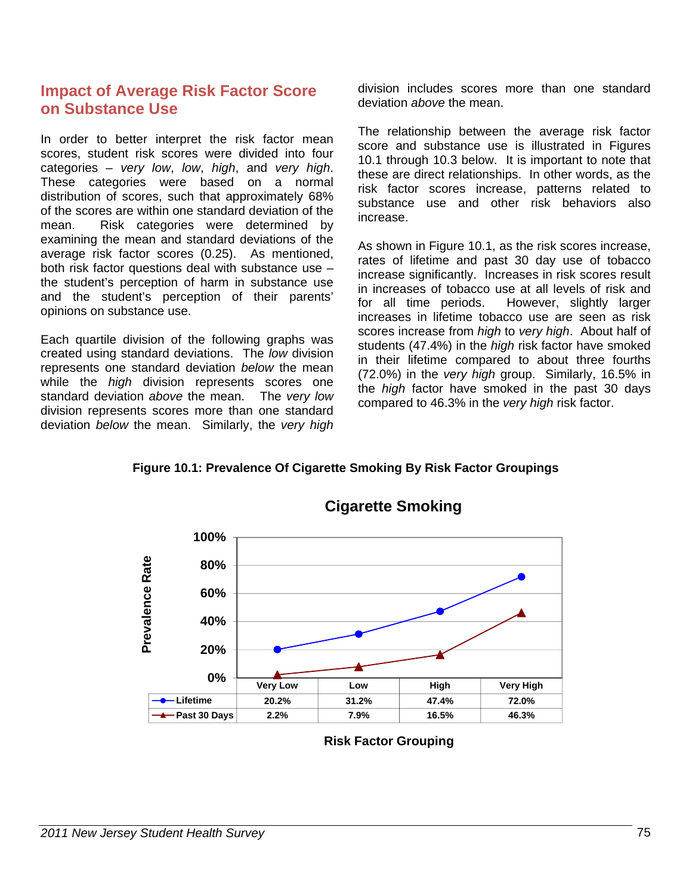## Impact of Average Risk Factor Score on Substance Use

In order to better interpret the risk factor mean scores, student risk scores were divided into four categories – *very low*, *low*, *high*, and *very high*. These categories were based on a normal distribution of scores, such that approximately 68% of the scores are within one standard deviation of the mean. Risk categories were determined by examining the mean and standard deviations of the average risk factor scores (0.25). As mentioned, both risk factor questions deal with substance use – the student's perception of harm in substance use and the student's perception of their parents' opinions on substance use.

Each quartile division of the following graphs was created using standard deviations. The *low* division represents one standard deviation *below* the mean while the *high* division represents scores one standard deviation *above* the mean. The *very low* division represents scores more than one standard deviation *below* the mean. Similarly, the *very high* division includes scores more than one standard deviation *above* the mean.

The relationship between the average risk factor score and substance use is illustrated in Figures 10.1 through 10.3 below. It is important to note that these are direct relationships. In other words, as the risk factor scores increase, patterns related to substance use and other risk behaviors also increase.

As shown in Figure 10.1, as the risk scores increase, rates of lifetime and past 30 day use of tobacco increase significantly. Increases in risk scores result in increases of tobacco use at all levels of risk and for all time periods. However, slightly larger increases in lifetime tobacco use are seen as risk scores increase from *high* to *very high*. About half of students (47.4%) in the *high* risk factor have smoked in their lifetime compared to about three fourths (72.0%) in the *very high* group. Similarly, 16.5% in the *high* factor have smoked in the past 30 days compared to 46.3% in the *very high* risk factor.

**Figure 10.1: Prevalence Of Cigarette Smoking By Risk Factor Groupings**

**Cigarette Smoking**

| | Very Low | Low | High | Very High |
|---|---|---|---|---|
| Lifetime | 20.2% | 31.2% | 47.4% | 72.0% |
| Past 30 Days | 2.2% | 7.9% | 16.5% | 46.3% |

Prevalence Rate (y-axis: 0%–100%)

Risk Factor Grouping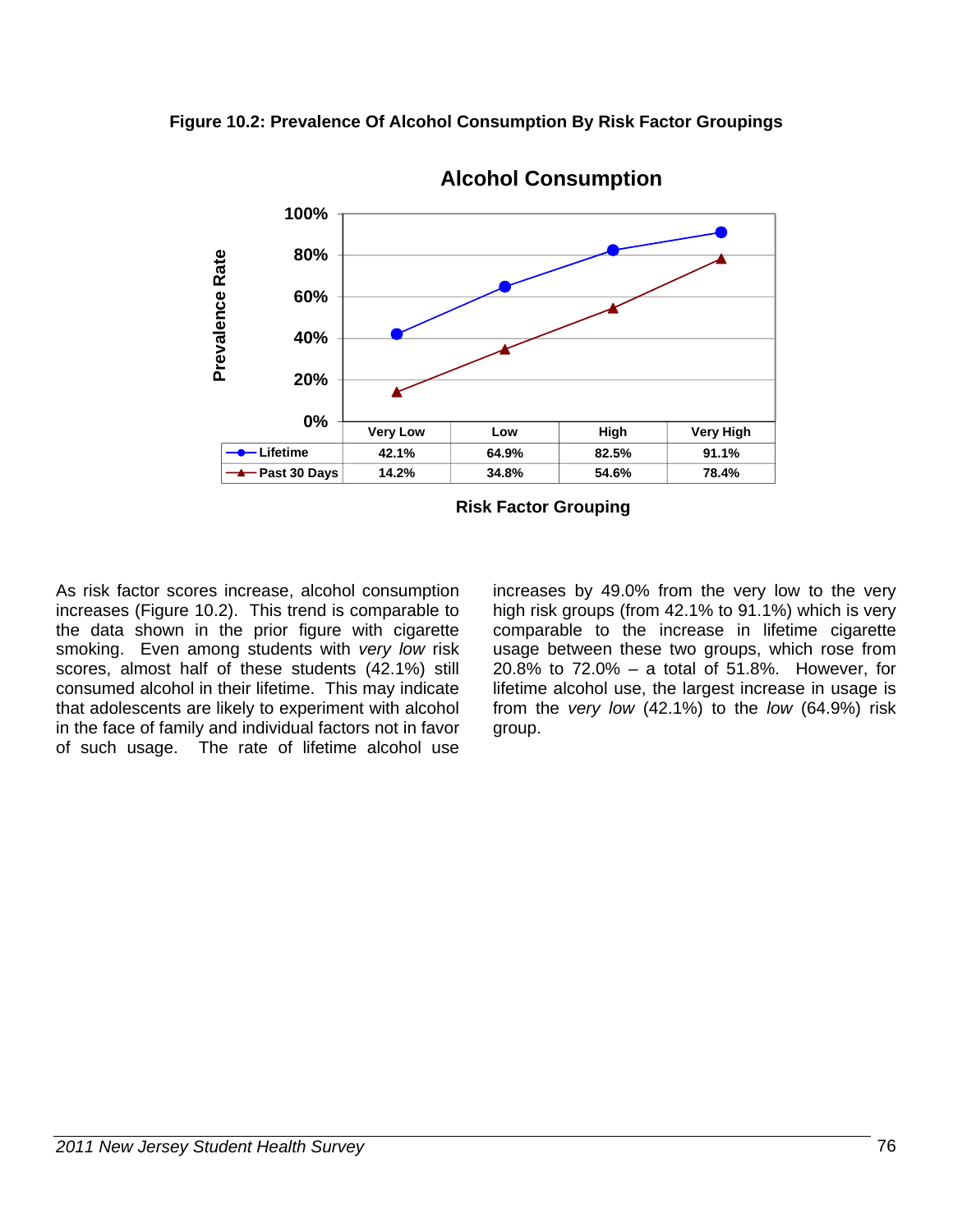**Figure 10.2: Prevalence Of Alcohol Consumption By Risk Factor Groupings**

**Alcohol Consumption**

| Prevalence Rate | Very Low | Low | High | Very High |
| --- | --- | --- | --- | --- |
| Lifetime | 42.1% | 64.9% | 82.5% | 91.1% |
| Past 30 Days | 14.2% | 34.8% | 54.6% | 78.4% |

**Risk Factor Grouping**

As risk factor scores increase, alcohol consumption increases (Figure 10.2). This trend is comparable to the data shown in the prior figure with cigarette smoking. Even among students with *very low* risk scores, almost half of these students (42.1%) still consumed alcohol in their lifetime. This may indicate that adolescents are likely to experiment with alcohol in the face of family and individual factors not in favor of such usage. The rate of lifetime alcohol use increases by 49.0% from the very low to the very high risk groups (from 42.1% to 91.1%) which is very comparable to the increase in lifetime cigarette usage between these two groups, which rose from 20.8% to 72.0% – a total of 51.8%. However, for lifetime alcohol use, the largest increase in usage is from the *very low* (42.1%) to the *low* (64.9%) risk group.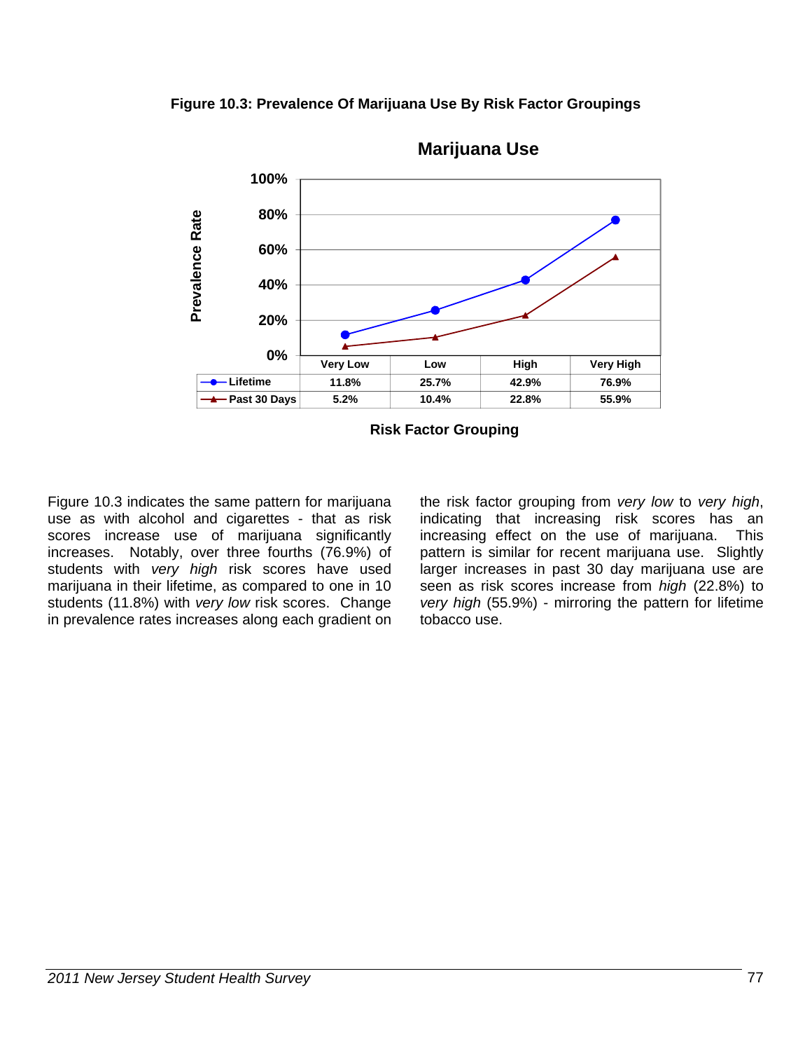**Figure 10.3: Prevalence Of Marijuana Use By Risk Factor Groupings**

**Marijuana Use**

| | Very Low | Low | High | Very High |
|---|---|---|---|---|
| Lifetime | 11.8% | 25.7% | 42.9% | 76.9% |
| Past 30 Days | 5.2% | 10.4% | 22.8% | 55.9% |

**Risk Factor Grouping**

Figure 10.3 indicates the same pattern for marijuana use as with alcohol and cigarettes - that as risk scores increase use of marijuana significantly increases. Notably, over three fourths (76.9%) of students with *very high* risk scores have used marijuana in their lifetime, as compared to one in 10 students (11.8%) with *very low* risk scores. Change in prevalence rates increases along each gradient on the risk factor grouping from *very low* to *very high*, indicating that increasing risk scores has an increasing effect on the use of marijuana. This pattern is similar for recent marijuana use. Slightly larger increases in past 30 day marijuana use are seen as risk scores increase from *high* (22.8%) to *very high* (55.9%) - mirroring the pattern for lifetime tobacco use.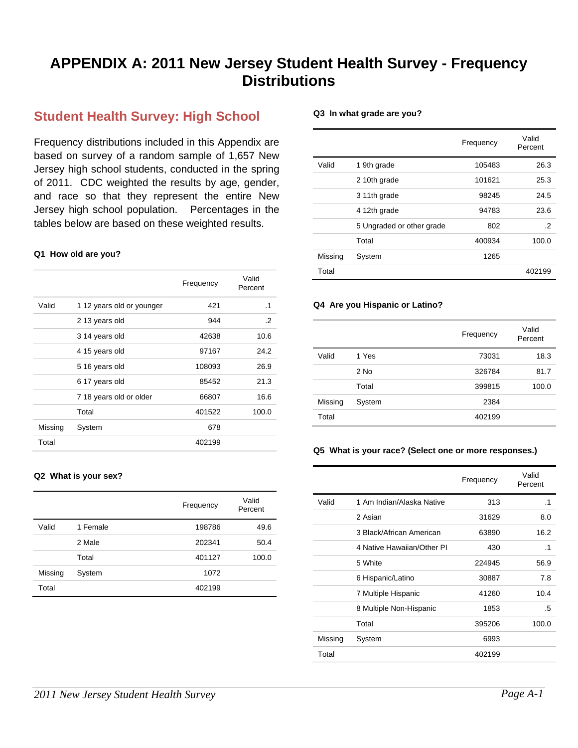# APPENDIX A: 2011 New Jersey Student Health Survey - Frequency Distributions

## Student Health Survey: High School

Frequency distributions included in this Appendix are based on survey of a random sample of 1,657 New Jersey high school students, conducted in the spring of 2011. CDC weighted the results by age, gender, and race so that they represent the entire New Jersey high school population. Percentages in the tables below are based on these weighted results.

**Q1 How old are you?**

| | | Frequency | Valid Percent |
|---|---|---|---|
| Valid | 1 12 years old or younger | 421 | .1 |
| | 2 13 years old | 944 | .2 |
| | 3 14 years old | 42638 | 10.6 |
| | 4 15 years old | 97167 | 24.2 |
| | 5 16 years old | 108093 | 26.9 |
| | 6 17 years old | 85452 | 21.3 |
| | 7 18 years old or older | 66807 | 16.6 |
| | Total | 401522 | 100.0 |
| Missing | System | 678 | |
| Total | | 402199 | |

**Q2 What is your sex?**

| | | Frequency | Valid Percent |
|---|---|---|---|
| Valid | 1 Female | 198786 | 49.6 |
| | 2 Male | 202341 | 50.4 |
| | Total | 401127 | 100.0 |
| Missing | System | 1072 | |
| Total | | 402199 | |

**Q3 In what grade are you?**

| | | Frequency | Valid Percent |
|---|---|---|---|
| Valid | 1 9th grade | 105483 | 26.3 |
| | 2 10th grade | 101621 | 25.3 |
| | 3 11th grade | 98245 | 24.5 |
| | 4 12th grade | 94783 | 23.6 |
| | 5 Ungraded or other grade | 802 | .2 |
| | Total | 400934 | 100.0 |
| Missing | System | 1265 | |
| Total | | | 402199 |

**Q4 Are you Hispanic or Latino?**

| | | Frequency | Valid Percent |
|---|---|---|---|
| Valid | 1 Yes | 73031 | 18.3 |
| | 2 No | 326784 | 81.7 |
| | Total | 399815 | 100.0 |
| Missing | System | 2384 | |
| Total | | 402199 | |

**Q5 What is your race? (Select one or more responses.)**

| | | Frequency | Valid Percent |
|---|---|---|---|
| Valid | 1 Am Indian/Alaska Native | 313 | .1 |
| | 2 Asian | 31629 | 8.0 |
| | 3 Black/African American | 63890 | 16.2 |
| | 4 Native Hawaiian/Other PI | 430 | .1 |
| | 5 White | 224945 | 56.9 |
| | 6 Hispanic/Latino | 30887 | 7.8 |
| | 7 Multiple Hispanic | 41260 | 10.4 |
| | 8 Multiple Non-Hispanic | 1853 | .5 |
| | Total | 395206 | 100.0 |
| Missing | System | 6993 | |
| Total | | 402199 | |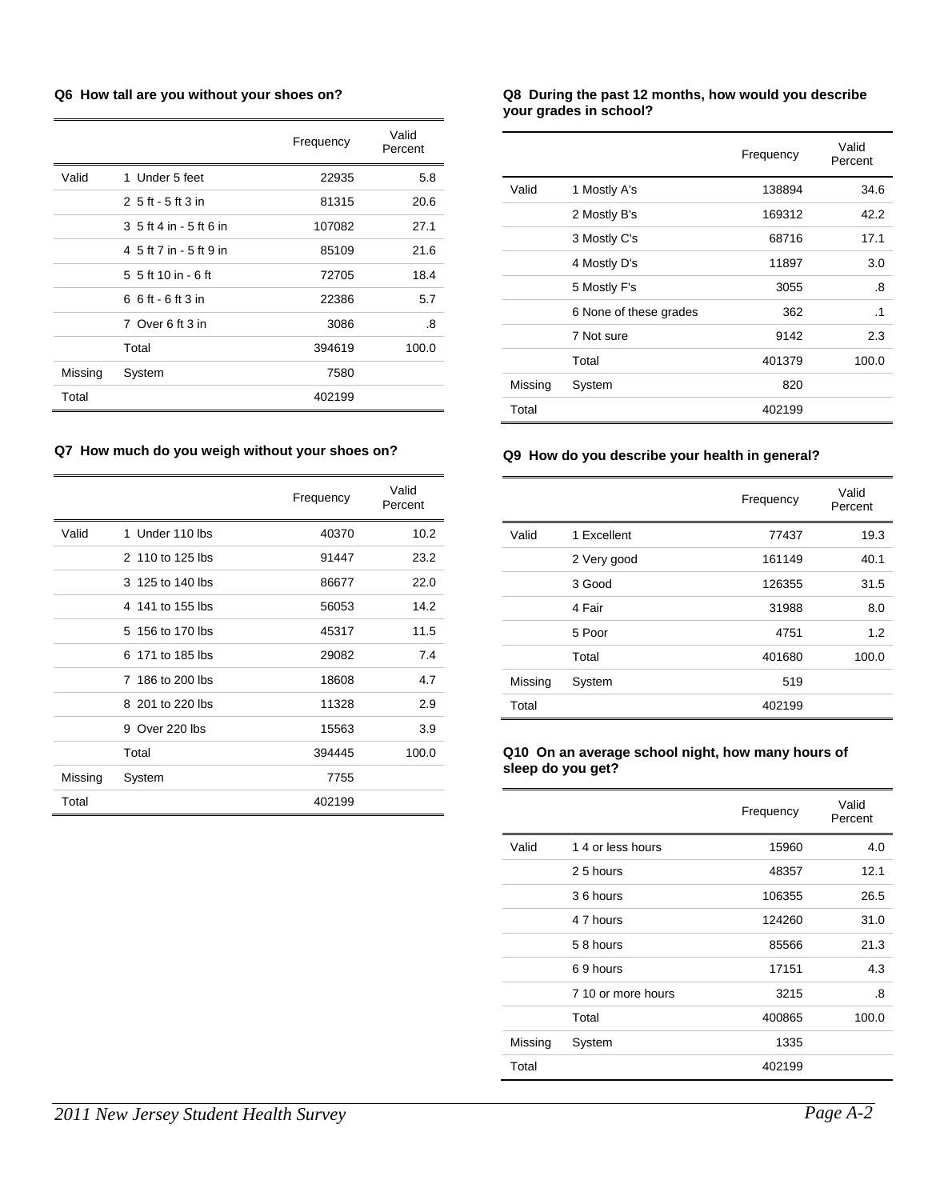### Q6 How tall are you without your shoes on?

| | | Frequency | Valid Percent |
|---|---|---|---|
| Valid | 1 Under 5 feet | 22935 | 5.8 |
| | 2 5 ft - 5 ft 3 in | 81315 | 20.6 |
| | 3 5 ft 4 in - 5 ft 6 in | 107082 | 27.1 |
| | 4 5 ft 7 in - 5 ft 9 in | 85109 | 21.6 |
| | 5 5 ft 10 in - 6 ft | 72705 | 18.4 |
| | 6 6 ft - 6 ft 3 in | 22386 | 5.7 |
| | 7 Over 6 ft 3 in | 3086 | .8 |
| | Total | 394619 | 100.0 |
| Missing | System | 7580 | |
| Total | | 402199 | |

### Q7 How much do you weigh without your shoes on?

| | | Frequency | Valid Percent |
|---|---|---|---|
| Valid | 1 Under 110 lbs | 40370 | 10.2 |
| | 2 110 to 125 lbs | 91447 | 23.2 |
| | 3 125 to 140 lbs | 86677 | 22.0 |
| | 4 141 to 155 lbs | 56053 | 14.2 |
| | 5 156 to 170 lbs | 45317 | 11.5 |
| | 6 171 to 185 lbs | 29082 | 7.4 |
| | 7 186 to 200 lbs | 18608 | 4.7 |
| | 8 201 to 220 lbs | 11328 | 2.9 |
| | 9 Over 220 lbs | 15563 | 3.9 |
| | Total | 394445 | 100.0 |
| Missing | System | 7755 | |
| Total | | 402199 | |

### Q8 During the past 12 months, how would you describe your grades in school?

| | | Frequency | Valid Percent |
|---|---|---|---|
| Valid | 1 Mostly A's | 138894 | 34.6 |
| | 2 Mostly B's | 169312 | 42.2 |
| | 3 Mostly C's | 68716 | 17.1 |
| | 4 Mostly D's | 11897 | 3.0 |
| | 5 Mostly F's | 3055 | .8 |
| | 6 None of these grades | 362 | .1 |
| | 7 Not sure | 9142 | 2.3 |
| | Total | 401379 | 100.0 |
| Missing | System | 820 | |
| Total | | 402199 | |

### Q9 How do you describe your health in general?

| | | Frequency | Valid Percent |
|---|---|---|---|
| Valid | 1 Excellent | 77437 | 19.3 |
| | 2 Very good | 161149 | 40.1 |
| | 3 Good | 126355 | 31.5 |
| | 4 Fair | 31988 | 8.0 |
| | 5 Poor | 4751 | 1.2 |
| | Total | 401680 | 100.0 |
| Missing | System | 519 | |
| Total | | 402199 | |

### Q10 On an average school night, how many hours of sleep do you get?

| | | Frequency | Valid Percent |
|---|---|---|---|
| Valid | 1 4 or less hours | 15960 | 4.0 |
| | 2 5 hours | 48357 | 12.1 |
| | 3 6 hours | 106355 | 26.5 |
| | 4 7 hours | 124260 | 31.0 |
| | 5 8 hours | 85566 | 21.3 |
| | 6 9 hours | 17151 | 4.3 |
| | 7 10 or more hours | 3215 | .8 |
| | Total | 400865 | 100.0 |
| Missing | System | 1335 | |
| Total | | 402199 | |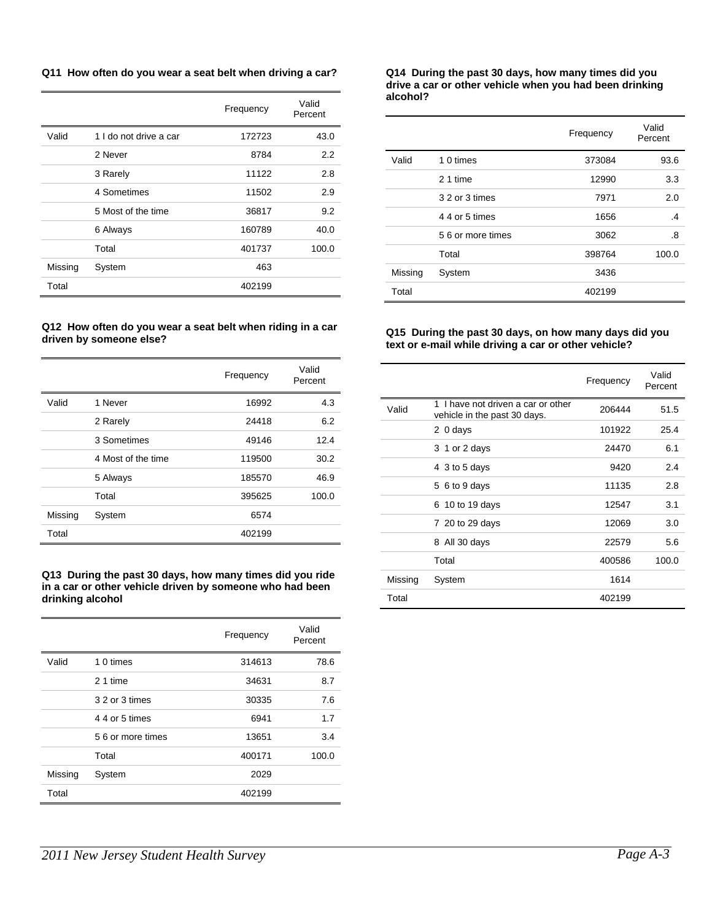**Q11 How often do you wear a seat belt when driving a car?**

| | | Frequency | Valid Percent |
|---|---|---|---|
| Valid | 1 I do not drive a car | 172723 | 43.0 |
| | 2 Never | 8784 | 2.2 |
| | 3 Rarely | 11122 | 2.8 |
| | 4 Sometimes | 11502 | 2.9 |
| | 5 Most of the time | 36817 | 9.2 |
| | 6 Always | 160789 | 40.0 |
| | Total | 401737 | 100.0 |
| Missing | System | 463 | |
| Total | | 402199 | |

**Q12 How often do you wear a seat belt when riding in a car driven by someone else?**

| | | Frequency | Valid Percent |
|---|---|---|---|
| Valid | 1 Never | 16992 | 4.3 |
| | 2 Rarely | 24418 | 6.2 |
| | 3 Sometimes | 49146 | 12.4 |
| | 4 Most of the time | 119500 | 30.2 |
| | 5 Always | 185570 | 46.9 |
| | Total | 395625 | 100.0 |
| Missing | System | 6574 | |
| Total | | 402199 | |

**Q13 During the past 30 days, how many times did you ride in a car or other vehicle driven by someone who had been drinking alcohol**

| | | Frequency | Valid Percent |
|---|---|---|---|
| Valid | 1 0 times | 314613 | 78.6 |
| | 2 1 time | 34631 | 8.7 |
| | 3 2 or 3 times | 30335 | 7.6 |
| | 4 4 or 5 times | 6941 | 1.7 |
| | 5 6 or more times | 13651 | 3.4 |
| | Total | 400171 | 100.0 |
| Missing | System | 2029 | |
| Total | | 402199 | |

**Q14 During the past 30 days, how many times did you drive a car or other vehicle when you had been drinking alcohol?**

| | | Frequency | Valid Percent |
|---|---|---|---|
| Valid | 1 0 times | 373084 | 93.6 |
| | 2 1 time | 12990 | 3.3 |
| | 3 2 or 3 times | 7971 | 2.0 |
| | 4 4 or 5 times | 1656 | .4 |
| | 5 6 or more times | 3062 | .8 |
| | Total | 398764 | 100.0 |
| Missing | System | 3436 | |
| Total | | 402199 | |

**Q15 During the past 30 days, on how many days did you text or e-mail while driving a car or other vehicle?**

| | | Frequency | Valid Percent |
|---|---|---|---|
| Valid | 1 I have not driven a car or other vehicle in the past 30 days. | 206444 | 51.5 |
| | 2 0 days | 101922 | 25.4 |
| | 3 1 or 2 days | 24470 | 6.1 |
| | 4 3 to 5 days | 9420 | 2.4 |
| | 5 6 to 9 days | 11135 | 2.8 |
| | 6 10 to 19 days | 12547 | 3.1 |
| | 7 20 to 29 days | 12069 | 3.0 |
| | 8 All 30 days | 22579 | 5.6 |
| | Total | 400586 | 100.0 |
| Missing | System | 1614 | |
| Total | | 402199 | |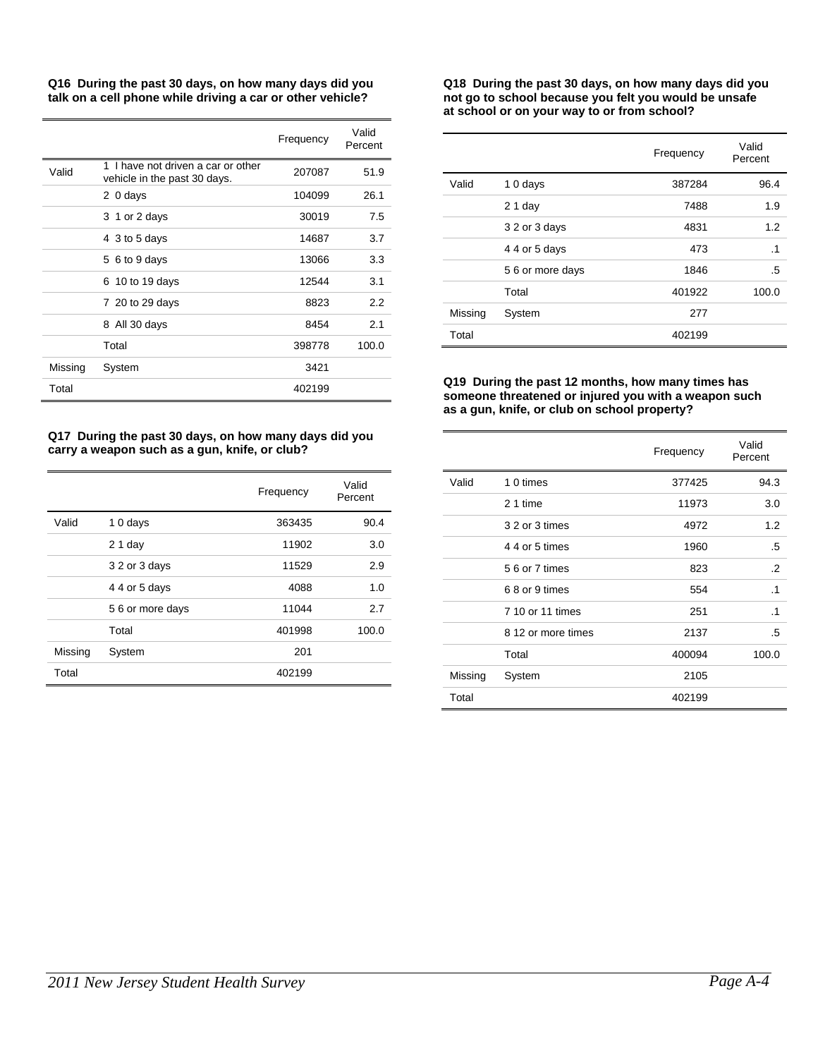**Q16 During the past 30 days, on how many days did you talk on a cell phone while driving a car or other vehicle?**

| | | Frequency | Valid Percent |
|---|---|---|---|
| Valid | 1 I have not driven a car or other vehicle in the past 30 days. | 207087 | 51.9 |
| | 2 0 days | 104099 | 26.1 |
| | 3 1 or 2 days | 30019 | 7.5 |
| | 4 3 to 5 days | 14687 | 3.7 |
| | 5 6 to 9 days | 13066 | 3.3 |
| | 6 10 to 19 days | 12544 | 3.1 |
| | 7 20 to 29 days | 8823 | 2.2 |
| | 8 All 30 days | 8454 | 2.1 |
| | Total | 398778 | 100.0 |
| Missing | System | 3421 | |
| Total | | 402199 | |

**Q17 During the past 30 days, on how many days did you carry a weapon such as a gun, knife, or club?**

| | | Frequency | Valid Percent |
|---|---|---|---|
| Valid | 1 0 days | 363435 | 90.4 |
| | 2 1 day | 11902 | 3.0 |
| | 3 2 or 3 days | 11529 | 2.9 |
| | 4 4 or 5 days | 4088 | 1.0 |
| | 5 6 or more days | 11044 | 2.7 |
| | Total | 401998 | 100.0 |
| Missing | System | 201 | |
| Total | | 402199 | |

**Q18 During the past 30 days, on how many days did you not go to school because you felt you would be unsafe at school or on your way to or from school?**

| | | Frequency | Valid Percent |
|---|---|---|---|
| Valid | 1 0 days | 387284 | 96.4 |
| | 2 1 day | 7488 | 1.9 |
| | 3 2 or 3 days | 4831 | 1.2 |
| | 4 4 or 5 days | 473 | .1 |
| | 5 6 or more days | 1846 | .5 |
| | Total | 401922 | 100.0 |
| Missing | System | 277 | |
| Total | | 402199 | |

**Q19 During the past 12 months, how many times has someone threatened or injured you with a weapon such as a gun, knife, or club on school property?**

| | | Frequency | Valid Percent |
|---|---|---|---|
| Valid | 1 0 times | 377425 | 94.3 |
| | 2 1 time | 11973 | 3.0 |
| | 3 2 or 3 times | 4972 | 1.2 |
| | 4 4 or 5 times | 1960 | .5 |
| | 5 6 or 7 times | 823 | .2 |
| | 6 8 or 9 times | 554 | .1 |
| | 7 10 or 11 times | 251 | .1 |
| | 8 12 or more times | 2137 | .5 |
| | Total | 400094 | 100.0 |
| Missing | System | 2105 | |
| Total | | 402199 | |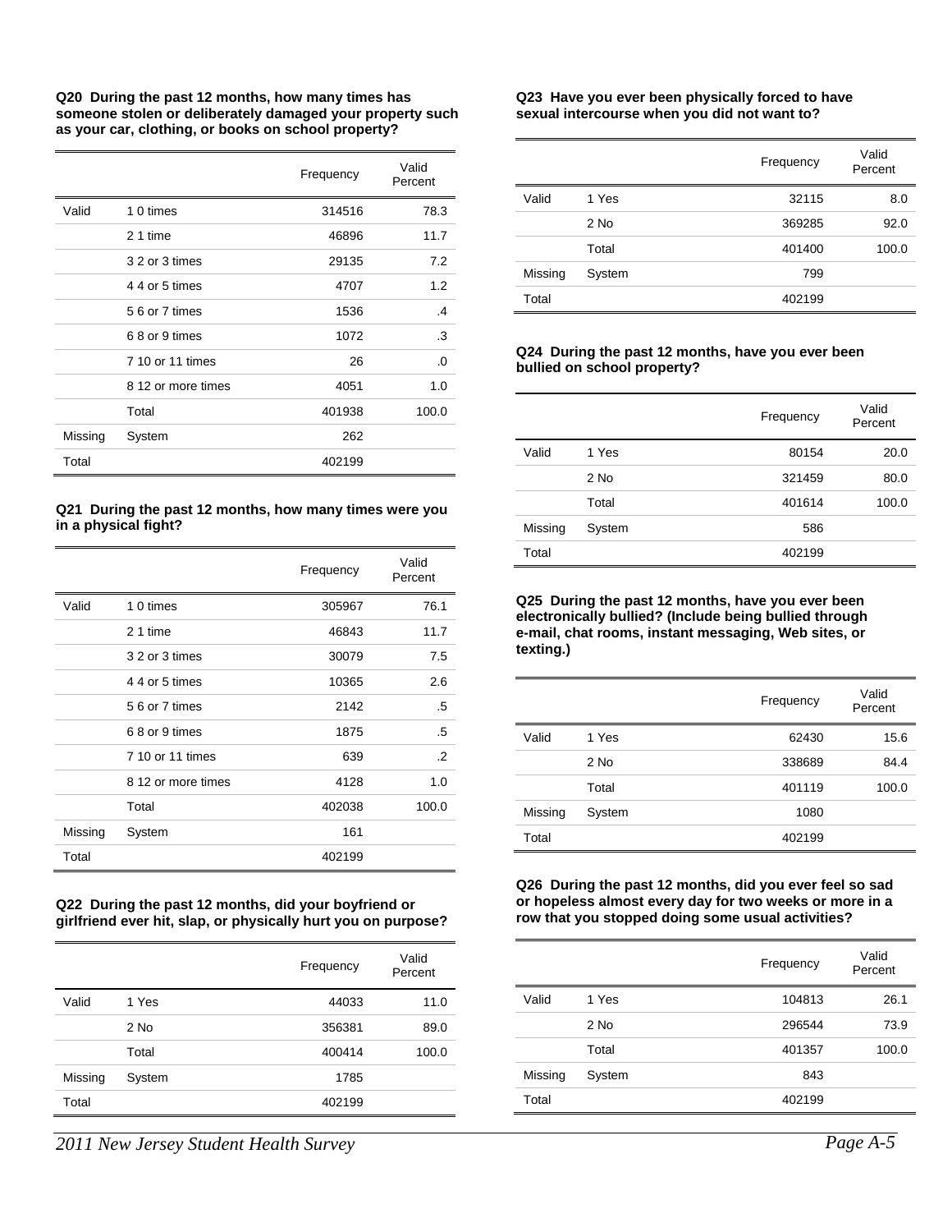**Q20 During the past 12 months, how many times has someone stolen or deliberately damaged your property such as your car, clothing, or books on school property?**

| | | Frequency | Valid Percent |
|---|---|---|---|
| Valid | 1 0 times | 314516 | 78.3 |
| | 2 1 time | 46896 | 11.7 |
| | 3 2 or 3 times | 29135 | 7.2 |
| | 4 4 or 5 times | 4707 | 1.2 |
| | 5 6 or 7 times | 1536 | .4 |
| | 6 8 or 9 times | 1072 | .3 |
| | 7 10 or 11 times | 26 | .0 |
| | 8 12 or more times | 4051 | 1.0 |
| | Total | 401938 | 100.0 |
| Missing | System | 262 | |
| Total | | 402199 | |

**Q21 During the past 12 months, how many times were you in a physical fight?**

| | | Frequency | Valid Percent |
|---|---|---|---|
| Valid | 1 0 times | 305967 | 76.1 |
| | 2 1 time | 46843 | 11.7 |
| | 3 2 or 3 times | 30079 | 7.5 |
| | 4 4 or 5 times | 10365 | 2.6 |
| | 5 6 or 7 times | 2142 | .5 |
| | 6 8 or 9 times | 1875 | .5 |
| | 7 10 or 11 times | 639 | .2 |
| | 8 12 or more times | 4128 | 1.0 |
| | Total | 402038 | 100.0 |
| Missing | System | 161 | |
| Total | | 402199 | |

**Q22 During the past 12 months, did your boyfriend or girlfriend ever hit, slap, or physically hurt you on purpose?**

| | | Frequency | Valid Percent |
|---|---|---|---|
| Valid | 1 Yes | 44033 | 11.0 |
| | 2 No | 356381 | 89.0 |
| | Total | 400414 | 100.0 |
| Missing | System | 1785 | |
| Total | | 402199 | |

**Q23 Have you ever been physically forced to have sexual intercourse when you did not want to?**

| | | Frequency | Valid Percent |
|---|---|---|---|
| Valid | 1 Yes | 32115 | 8.0 |
| | 2 No | 369285 | 92.0 |
| | Total | 401400 | 100.0 |
| Missing | System | 799 | |
| Total | | 402199 | |

**Q24 During the past 12 months, have you ever been bullied on school property?**

| | | Frequency | Valid Percent |
|---|---|---|---|
| Valid | 1 Yes | 80154 | 20.0 |
| | 2 No | 321459 | 80.0 |
| | Total | 401614 | 100.0 |
| Missing | System | 586 | |
| Total | | 402199 | |

**Q25 During the past 12 months, have you ever been electronically bullied? (Include being bullied through e-mail, chat rooms, instant messaging, Web sites, or texting.)**

| | | Frequency | Valid Percent |
|---|---|---|---|
| Valid | 1 Yes | 62430 | 15.6 |
| | 2 No | 338689 | 84.4 |
| | Total | 401119 | 100.0 |
| Missing | System | 1080 | |
| Total | | 402199 | |

**Q26 During the past 12 months, did you ever feel so sad or hopeless almost every day for two weeks or more in a row that you stopped doing some usual activities?**

| | | Frequency | Valid Percent |
|---|---|---|---|
| Valid | 1 Yes | 104813 | 26.1 |
| | 2 No | 296544 | 73.9 |
| | Total | 401357 | 100.0 |
| Missing | System | 843 | |
| Total | | 402199 | |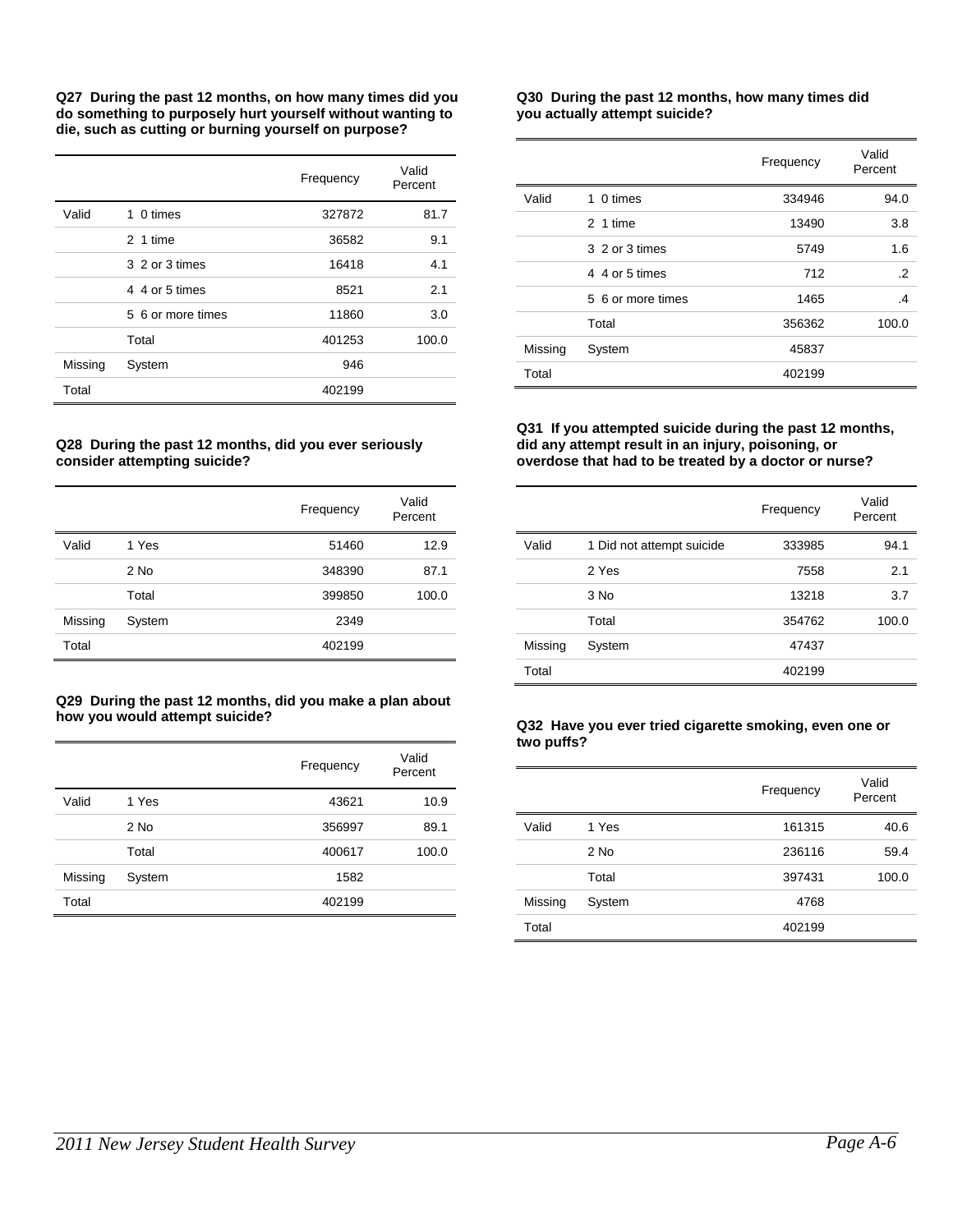**Q27 During the past 12 months, on how many times did you do something to purposely hurt yourself without wanting to die, such as cutting or burning yourself on purpose?**

| | | Frequency | Valid Percent |
|---|---|---|---|
| Valid | 1 0 times | 327872 | 81.7 |
| | 2 1 time | 36582 | 9.1 |
| | 3 2 or 3 times | 16418 | 4.1 |
| | 4 4 or 5 times | 8521 | 2.1 |
| | 5 6 or more times | 11860 | 3.0 |
| | Total | 401253 | 100.0 |
| Missing | System | 946 | |
| Total | | 402199 | |

**Q28 During the past 12 months, did you ever seriously consider attempting suicide?**

| | | Frequency | Valid Percent |
|---|---|---|---|
| Valid | 1 Yes | 51460 | 12.9 |
| | 2 No | 348390 | 87.1 |
| | Total | 399850 | 100.0 |
| Missing | System | 2349 | |
| Total | | 402199 | |

**Q29 During the past 12 months, did you make a plan about how you would attempt suicide?**

| | | Frequency | Valid Percent |
|---|---|---|---|
| Valid | 1 Yes | 43621 | 10.9 |
| | 2 No | 356997 | 89.1 |
| | Total | 400617 | 100.0 |
| Missing | System | 1582 | |
| Total | | 402199 | |

**Q30 During the past 12 months, how many times did you actually attempt suicide?**

| | | Frequency | Valid Percent |
|---|---|---|---|
| Valid | 1 0 times | 334946 | 94.0 |
| | 2 1 time | 13490 | 3.8 |
| | 3 2 or 3 times | 5749 | 1.6 |
| | 4 4 or 5 times | 712 | .2 |
| | 5 6 or more times | 1465 | .4 |
| | Total | 356362 | 100.0 |
| Missing | System | 45837 | |
| Total | | 402199 | |

**Q31 If you attempted suicide during the past 12 months, did any attempt result in an injury, poisoning, or overdose that had to be treated by a doctor or nurse?**

| | | Frequency | Valid Percent |
|---|---|---|---|
| Valid | 1 Did not attempt suicide | 333985 | 94.1 |
| | 2 Yes | 7558 | 2.1 |
| | 3 No | 13218 | 3.7 |
| | Total | 354762 | 100.0 |
| Missing | System | 47437 | |
| Total | | 402199 | |

**Q32 Have you ever tried cigarette smoking, even one or two puffs?**

| | | Frequency | Valid Percent |
|---|---|---|---|
| Valid | 1 Yes | 161315 | 40.6 |
| | 2 No | 236116 | 59.4 |
| | Total | 397431 | 100.0 |
| Missing | System | 4768 | |
| Total | | 402199 | |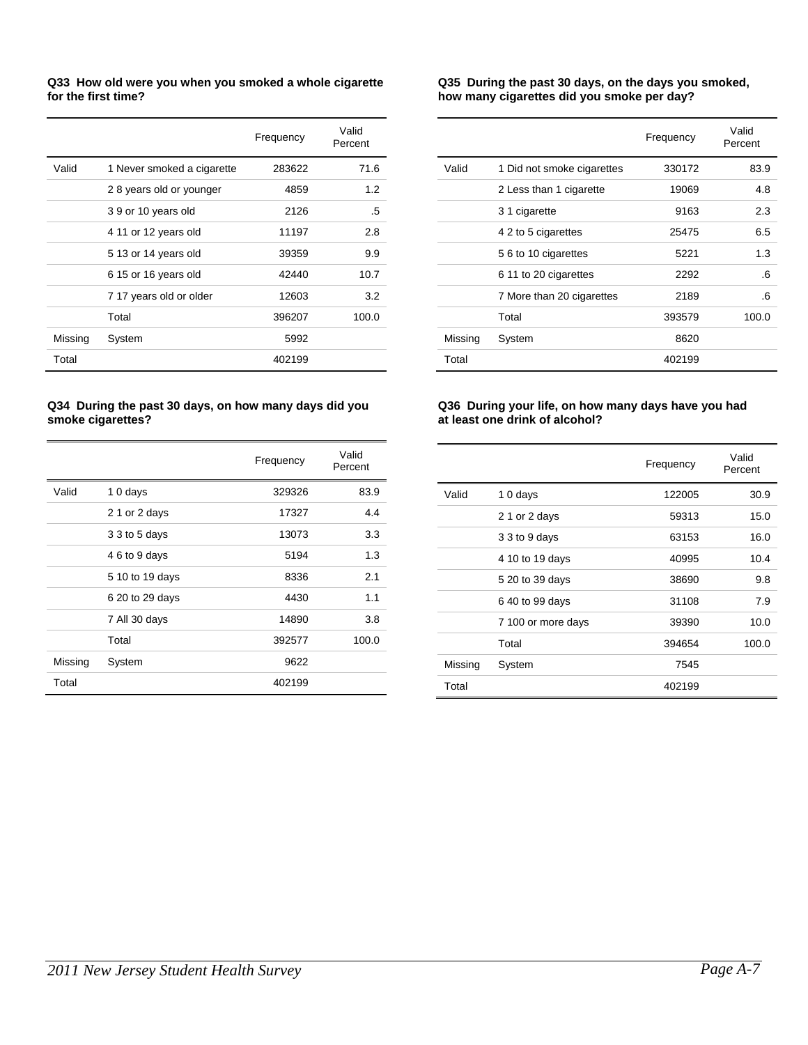**Q33 How old were you when you smoked a whole cigarette for the first time?**

| | | Frequency | Valid Percent |
|---|---|---|---|
| Valid | 1 Never smoked a cigarette | 283622 | 71.6 |
| | 2 8 years old or younger | 4859 | 1.2 |
| | 3 9 or 10 years old | 2126 | .5 |
| | 4 11 or 12 years old | 11197 | 2.8 |
| | 5 13 or 14 years old | 39359 | 9.9 |
| | 6 15 or 16 years old | 42440 | 10.7 |
| | 7 17 years old or older | 12603 | 3.2 |
| | Total | 396207 | 100.0 |
| Missing | System | 5992 | |
| Total | | 402199 | |

**Q34 During the past 30 days, on how many days did you smoke cigarettes?**

| | | Frequency | Valid Percent |
|---|---|---|---|
| Valid | 1 0 days | 329326 | 83.9 |
| | 2 1 or 2 days | 17327 | 4.4 |
| | 3 3 to 5 days | 13073 | 3.3 |
| | 4 6 to 9 days | 5194 | 1.3 |
| | 5 10 to 19 days | 8336 | 2.1 |
| | 6 20 to 29 days | 4430 | 1.1 |
| | 7 All 30 days | 14890 | 3.8 |
| | Total | 392577 | 100.0 |
| Missing | System | 9622 | |
| Total | | 402199 | |

**Q35 During the past 30 days, on the days you smoked, how many cigarettes did you smoke per day?**

| | | Frequency | Valid Percent |
|---|---|---|---|
| Valid | 1 Did not smoke cigarettes | 330172 | 83.9 |
| | 2 Less than 1 cigarette | 19069 | 4.8 |
| | 3 1 cigarette | 9163 | 2.3 |
| | 4 2 to 5 cigarettes | 25475 | 6.5 |
| | 5 6 to 10 cigarettes | 5221 | 1.3 |
| | 6 11 to 20 cigarettes | 2292 | .6 |
| | 7 More than 20 cigarettes | 2189 | .6 |
| | Total | 393579 | 100.0 |
| Missing | System | 8620 | |
| Total | | 402199 | |

**Q36 During your life, on how many days have you had at least one drink of alcohol?**

| | | Frequency | Valid Percent |
|---|---|---|---|
| Valid | 1 0 days | 122005 | 30.9 |
| | 2 1 or 2 days | 59313 | 15.0 |
| | 3 3 to 9 days | 63153 | 16.0 |
| | 4 10 to 19 days | 40995 | 10.4 |
| | 5 20 to 39 days | 38690 | 9.8 |
| | 6 40 to 99 days | 31108 | 7.9 |
| | 7 100 or more days | 39390 | 10.0 |
| | Total | 394654 | 100.0 |
| Missing | System | 7545 | |
| Total | | 402199 | |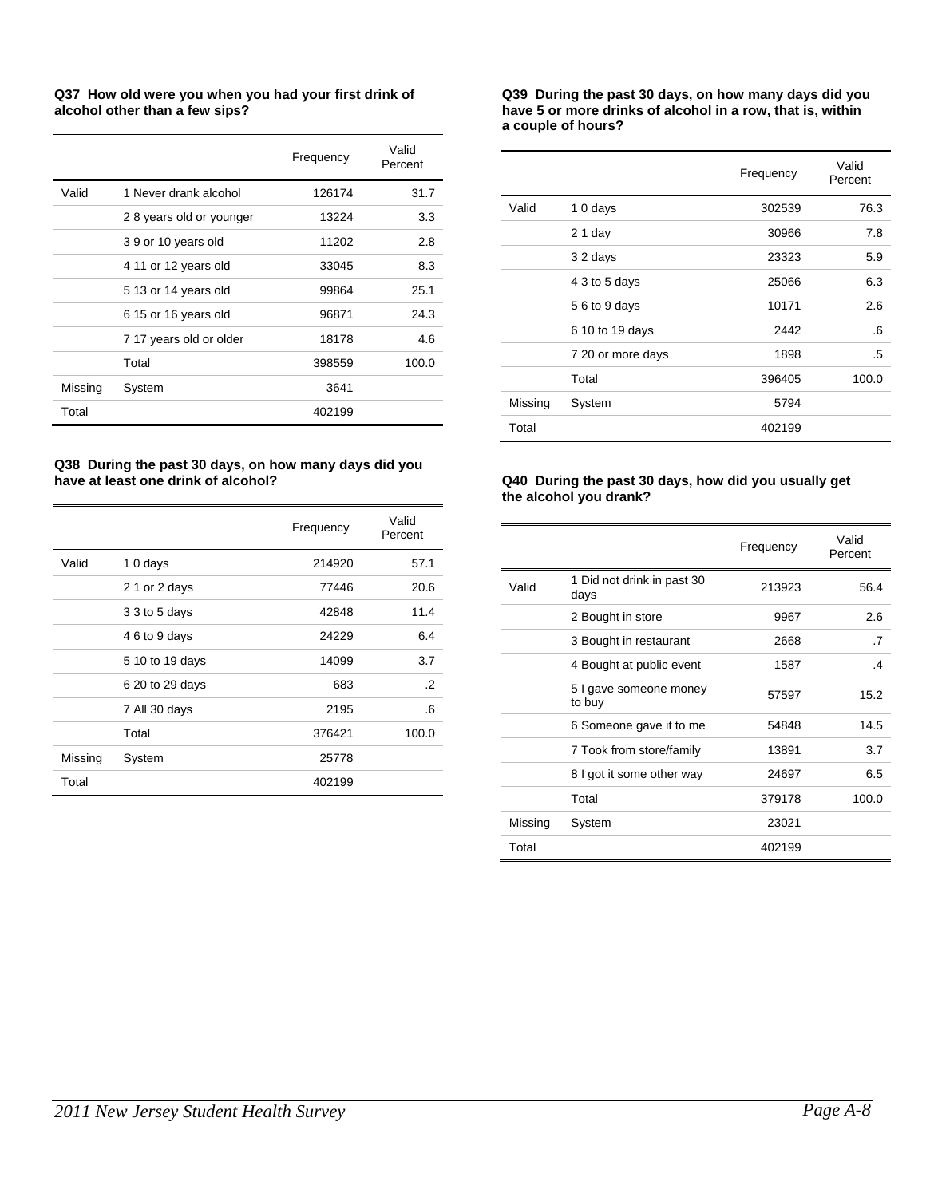**Q37 How old were you when you had your first drink of alcohol other than a few sips?**

| | | Frequency | Valid Percent |
|---|---|---|---|
| Valid | 1 Never drank alcohol | 126174 | 31.7 |
| | 2 8 years old or younger | 13224 | 3.3 |
| | 3 9 or 10 years old | 11202 | 2.8 |
| | 4 11 or 12 years old | 33045 | 8.3 |
| | 5 13 or 14 years old | 99864 | 25.1 |
| | 6 15 or 16 years old | 96871 | 24.3 |
| | 7 17 years old or older | 18178 | 4.6 |
| | Total | 398559 | 100.0 |
| Missing | System | 3641 | |
| Total | | 402199 | |

**Q38 During the past 30 days, on how many days did you have at least one drink of alcohol?**

| | | Frequency | Valid Percent |
|---|---|---|---|
| Valid | 1 0 days | 214920 | 57.1 |
| | 2 1 or 2 days | 77446 | 20.6 |
| | 3 3 to 5 days | 42848 | 11.4 |
| | 4 6 to 9 days | 24229 | 6.4 |
| | 5 10 to 19 days | 14099 | 3.7 |
| | 6 20 to 29 days | 683 | .2 |
| | 7 All 30 days | 2195 | .6 |
| | Total | 376421 | 100.0 |
| Missing | System | 25778 | |
| Total | | 402199 | |

**Q39 During the past 30 days, on how many days did you have 5 or more drinks of alcohol in a row, that is, within a couple of hours?**

| | | Frequency | Valid Percent |
|---|---|---|---|
| Valid | 1 0 days | 302539 | 76.3 |
| | 2 1 day | 30966 | 7.8 |
| | 3 2 days | 23323 | 5.9 |
| | 4 3 to 5 days | 25066 | 6.3 |
| | 5 6 to 9 days | 10171 | 2.6 |
| | 6 10 to 19 days | 2442 | .6 |
| | 7 20 or more days | 1898 | .5 |
| | Total | 396405 | 100.0 |
| Missing | System | 5794 | |
| Total | | 402199 | |

**Q40 During the past 30 days, how did you usually get the alcohol you drank?**

| | | Frequency | Valid Percent |
|---|---|---|---|
| Valid | 1 Did not drink in past 30 days | 213923 | 56.4 |
| | 2 Bought in store | 9967 | 2.6 |
| | 3 Bought in restaurant | 2668 | .7 |
| | 4 Bought at public event | 1587 | .4 |
| | 5 I gave someone money to buy | 57597 | 15.2 |
| | 6 Someone gave it to me | 54848 | 14.5 |
| | 7 Took from store/family | 13891 | 3.7 |
| | 8 I got it some other way | 24697 | 6.5 |
| | Total | 379178 | 100.0 |
| Missing | System | 23021 | |
| Total | | 402199 | |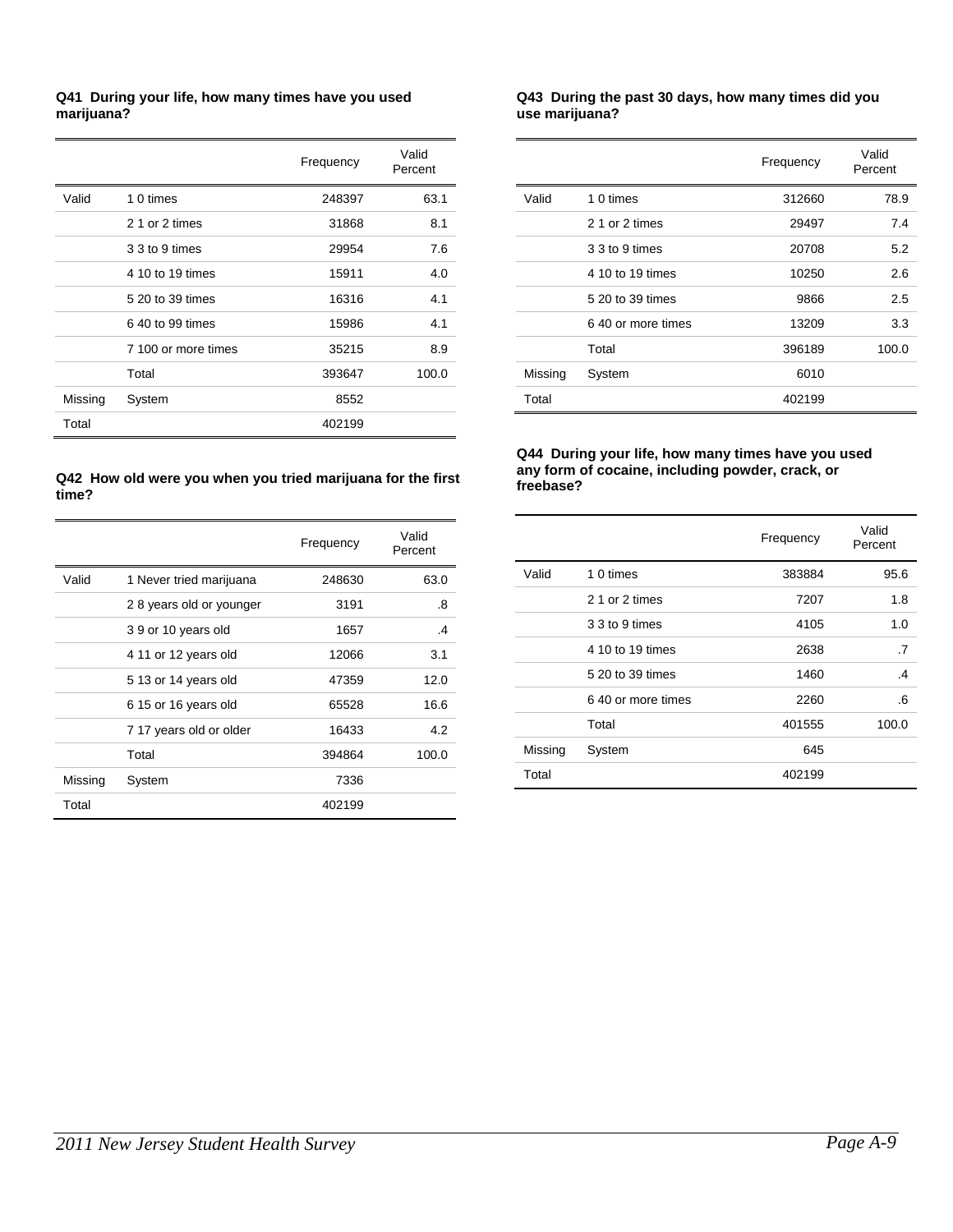**Q41 During your life, how many times have you used marijuana?**

| | | Frequency | Valid Percent |
|---|---|---|---|
| Valid | 1 0 times | 248397 | 63.1 |
| | 2 1 or 2 times | 31868 | 8.1 |
| | 3 3 to 9 times | 29954 | 7.6 |
| | 4 10 to 19 times | 15911 | 4.0 |
| | 5 20 to 39 times | 16316 | 4.1 |
| | 6 40 to 99 times | 15986 | 4.1 |
| | 7 100 or more times | 35215 | 8.9 |
| | Total | 393647 | 100.0 |
| Missing | System | 8552 | |
| Total | | 402199 | |

**Q42 How old were you when you tried marijuana for the first time?**

| | | Frequency | Valid Percent |
|---|---|---|---|
| Valid | 1 Never tried marijuana | 248630 | 63.0 |
| | 2 8 years old or younger | 3191 | .8 |
| | 3 9 or 10 years old | 1657 | .4 |
| | 4 11 or 12 years old | 12066 | 3.1 |
| | 5 13 or 14 years old | 47359 | 12.0 |
| | 6 15 or 16 years old | 65528 | 16.6 |
| | 7 17 years old or older | 16433 | 4.2 |
| | Total | 394864 | 100.0 |
| Missing | System | 7336 | |
| Total | | 402199 | |

**Q43 During the past 30 days, how many times did you use marijuana?**

| | | Frequency | Valid Percent |
|---|---|---|---|
| Valid | 1 0 times | 312660 | 78.9 |
| | 2 1 or 2 times | 29497 | 7.4 |
| | 3 3 to 9 times | 20708 | 5.2 |
| | 4 10 to 19 times | 10250 | 2.6 |
| | 5 20 to 39 times | 9866 | 2.5 |
| | 6 40 or more times | 13209 | 3.3 |
| | Total | 396189 | 100.0 |
| Missing | System | 6010 | |
| Total | | 402199 | |

**Q44 During your life, how many times have you used any form of cocaine, including powder, crack, or freebase?**

| | | Frequency | Valid Percent |
|---|---|---|---|
| Valid | 1 0 times | 383884 | 95.6 |
| | 2 1 or 2 times | 7207 | 1.8 |
| | 3 3 to 9 times | 4105 | 1.0 |
| | 4 10 to 19 times | 2638 | .7 |
| | 5 20 to 39 times | 1460 | .4 |
| | 6 40 or more times | 2260 | .6 |
| | Total | 401555 | 100.0 |
| Missing | System | 645 | |
| Total | | 402199 | |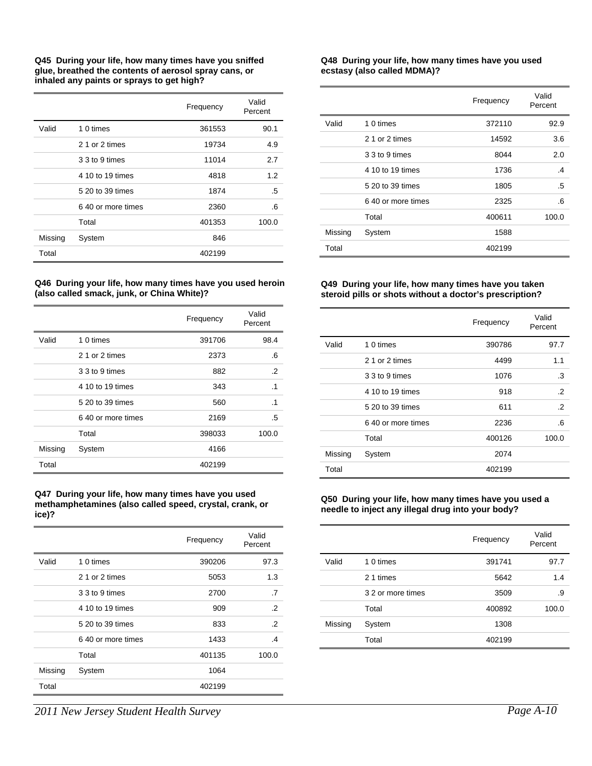**Q45 During your life, how many times have you sniffed glue, breathed the contents of aerosol spray cans, or inhaled any paints or sprays to get high?**

| | | Frequency | Valid Percent |
|---|---|---|---|
| Valid | 1 0 times | 361553 | 90.1 |
| | 2 1 or 2 times | 19734 | 4.9 |
| | 3 3 to 9 times | 11014 | 2.7 |
| | 4 10 to 19 times | 4818 | 1.2 |
| | 5 20 to 39 times | 1874 | .5 |
| | 6 40 or more times | 2360 | .6 |
| | Total | 401353 | 100.0 |
| Missing | System | 846 | |
| Total | | 402199 | |

**Q46 During your life, how many times have you used heroin (also called smack, junk, or China White)?**

| | | Frequency | Valid Percent |
|---|---|---|---|
| Valid | 1 0 times | 391706 | 98.4 |
| | 2 1 or 2 times | 2373 | .6 |
| | 3 3 to 9 times | 882 | .2 |
| | 4 10 to 19 times | 343 | .1 |
| | 5 20 to 39 times | 560 | .1 |
| | 6 40 or more times | 2169 | .5 |
| | Total | 398033 | 100.0 |
| Missing | System | 4166 | |
| Total | | 402199 | |

**Q47 During your life, how many times have you used methamphetamines (also called speed, crystal, crank, or ice)?**

| | | Frequency | Valid Percent |
|---|---|---|---|
| Valid | 1 0 times | 390206 | 97.3 |
| | 2 1 or 2 times | 5053 | 1.3 |
| | 3 3 to 9 times | 2700 | .7 |
| | 4 10 to 19 times | 909 | .2 |
| | 5 20 to 39 times | 833 | .2 |
| | 6 40 or more times | 1433 | .4 |
| | Total | 401135 | 100.0 |
| Missing | System | 1064 | |
| Total | | 402199 | |

**Q48 During your life, how many times have you used ecstasy (also called MDMA)?**

| | | Frequency | Valid Percent |
|---|---|---|---|
| Valid | 1 0 times | 372110 | 92.9 |
| | 2 1 or 2 times | 14592 | 3.6 |
| | 3 3 to 9 times | 8044 | 2.0 |
| | 4 10 to 19 times | 1736 | .4 |
| | 5 20 to 39 times | 1805 | .5 |
| | 6 40 or more times | 2325 | .6 |
| | Total | 400611 | 100.0 |
| Missing | System | 1588 | |
| Total | | 402199 | |

**Q49 During your life, how many times have you taken steroid pills or shots without a doctor's prescription?**

| | | Frequency | Valid Percent |
|---|---|---|---|
| Valid | 1 0 times | 390786 | 97.7 |
| | 2 1 or 2 times | 4499 | 1.1 |
| | 3 3 to 9 times | 1076 | .3 |
| | 4 10 to 19 times | 918 | .2 |
| | 5 20 to 39 times | 611 | .2 |
| | 6 40 or more times | 2236 | .6 |
| | Total | 400126 | 100.0 |
| Missing | System | 2074 | |
| Total | | 402199 | |

**Q50 During your life, how many times have you used a needle to inject any illegal drug into your body?**

| | | Frequency | Valid Percent |
|---|---|---|---|
| Valid | 1 0 times | 391741 | 97.7 |
| | 2 1 times | 5642 | 1.4 |
| | 3 2 or more times | 3509 | .9 |
| | Total | 400892 | 100.0 |
| Missing | System | 1308 | |
| | Total | 402199 | |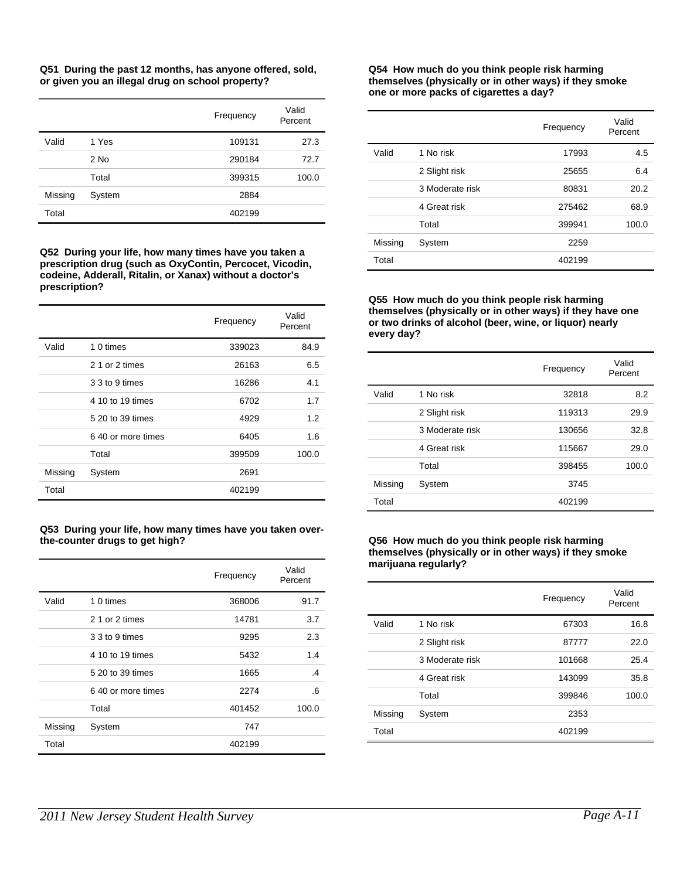**Q51 During the past 12 months, has anyone offered, sold, or given you an illegal drug on school property?**

| | | Frequency | Valid Percent |
|---|---|---|---|
| Valid | 1 Yes | 109131 | 27.3 |
| | 2 No | 290184 | 72.7 |
| | Total | 399315 | 100.0 |
| Missing | System | 2884 | |
| Total | | 402199 | |

**Q52 During your life, how many times have you taken a prescription drug (such as OxyContin, Percocet, Vicodin, codeine, Adderall, Ritalin, or Xanax) without a doctor's prescription?**

| | | Frequency | Valid Percent |
|---|---|---|---|
| Valid | 1 0 times | 339023 | 84.9 |
| | 2 1 or 2 times | 26163 | 6.5 |
| | 3 3 to 9 times | 16286 | 4.1 |
| | 4 10 to 19 times | 6702 | 1.7 |
| | 5 20 to 39 times | 4929 | 1.2 |
| | 6 40 or more times | 6405 | 1.6 |
| | Total | 399509 | 100.0 |
| Missing | System | 2691 | |
| Total | | 402199 | |

**Q53 During your life, how many times have you taken over-the-counter drugs to get high?**

| | | Frequency | Valid Percent |
|---|---|---|---|
| Valid | 1 0 times | 368006 | 91.7 |
| | 2 1 or 2 times | 14781 | 3.7 |
| | 3 3 to 9 times | 9295 | 2.3 |
| | 4 10 to 19 times | 5432 | 1.4 |
| | 5 20 to 39 times | 1665 | .4 |
| | 6 40 or more times | 2274 | .6 |
| | Total | 401452 | 100.0 |
| Missing | System | 747 | |
| Total | | 402199 | |

**Q54 How much do you think people risk harming themselves (physically or in other ways) if they smoke one or more packs of cigarettes a day?**

| | | Frequency | Valid Percent |
|---|---|---|---|
| Valid | 1 No risk | 17993 | 4.5 |
| | 2 Slight risk | 25655 | 6.4 |
| | 3 Moderate risk | 80831 | 20.2 |
| | 4 Great risk | 275462 | 68.9 |
| | Total | 399941 | 100.0 |
| Missing | System | 2259 | |
| Total | | 402199 | |

**Q55 How much do you think people risk harming themselves (physically or in other ways) if they have one or two drinks of alcohol (beer, wine, or liquor) nearly every day?**

| | | Frequency | Valid Percent |
|---|---|---|---|
| Valid | 1 No risk | 32818 | 8.2 |
| | 2 Slight risk | 119313 | 29.9 |
| | 3 Moderate risk | 130656 | 32.8 |
| | 4 Great risk | 115667 | 29.0 |
| | Total | 398455 | 100.0 |
| Missing | System | 3745 | |
| Total | | 402199 | |

**Q56 How much do you think people risk harming themselves (physically or in other ways) if they smoke marijuana regularly?**

| | | Frequency | Valid Percent |
|---|---|---|---|
| Valid | 1 No risk | 67303 | 16.8 |
| | 2 Slight risk | 87777 | 22.0 |
| | 3 Moderate risk | 101668 | 25.4 |
| | 4 Great risk | 143099 | 35.8 |
| | Total | 399846 | 100.0 |
| Missing | System | 2353 | |
| Total | | 402199 | |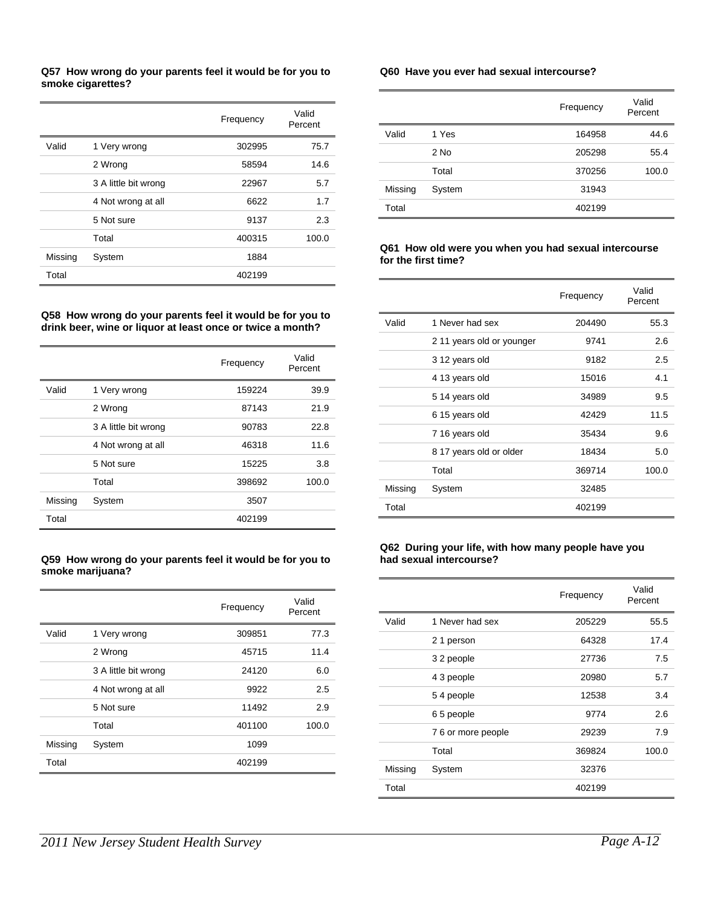**Q57 How wrong do your parents feel it would be for you to smoke cigarettes?**

| | | Frequency | Valid Percent |
|---|---|---|---|
| Valid | 1 Very wrong | 302995 | 75.7 |
| | 2 Wrong | 58594 | 14.6 |
| | 3 A little bit wrong | 22967 | 5.7 |
| | 4 Not wrong at all | 6622 | 1.7 |
| | 5 Not sure | 9137 | 2.3 |
| | Total | 400315 | 100.0 |
| Missing | System | 1884 | |
| Total | | 402199 | |

**Q58 How wrong do your parents feel it would be for you to drink beer, wine or liquor at least once or twice a month?**

| | | Frequency | Valid Percent |
|---|---|---|---|
| Valid | 1 Very wrong | 159224 | 39.9 |
| | 2 Wrong | 87143 | 21.9 |
| | 3 A little bit wrong | 90783 | 22.8 |
| | 4 Not wrong at all | 46318 | 11.6 |
| | 5 Not sure | 15225 | 3.8 |
| | Total | 398692 | 100.0 |
| Missing | System | 3507 | |
| Total | | 402199 | |

**Q59 How wrong do your parents feel it would be for you to smoke marijuana?**

| | | Frequency | Valid Percent |
|---|---|---|---|
| Valid | 1 Very wrong | 309851 | 77.3 |
| | 2 Wrong | 45715 | 11.4 |
| | 3 A little bit wrong | 24120 | 6.0 |
| | 4 Not wrong at all | 9922 | 2.5 |
| | 5 Not sure | 11492 | 2.9 |
| | Total | 401100 | 100.0 |
| Missing | System | 1099 | |
| Total | | 402199 | |

**Q60 Have you ever had sexual intercourse?**

| | | Frequency | Valid Percent |
|---|---|---|---|
| Valid | 1 Yes | 164958 | 44.6 |
| | 2 No | 205298 | 55.4 |
| | Total | 370256 | 100.0 |
| Missing | System | 31943 | |
| Total | | 402199 | |

**Q61 How old were you when you had sexual intercourse for the first time?**

| | | Frequency | Valid Percent |
|---|---|---|---|
| Valid | 1 Never had sex | 204490 | 55.3 |
| | 2 11 years old or younger | 9741 | 2.6 |
| | 3 12 years old | 9182 | 2.5 |
| | 4 13 years old | 15016 | 4.1 |
| | 5 14 years old | 34989 | 9.5 |
| | 6 15 years old | 42429 | 11.5 |
| | 7 16 years old | 35434 | 9.6 |
| | 8 17 years old or older | 18434 | 5.0 |
| | Total | 369714 | 100.0 |
| Missing | System | 32485 | |
| Total | | 402199 | |

**Q62 During your life, with how many people have you had sexual intercourse?**

| | | Frequency | Valid Percent |
|---|---|---|---|
| Valid | 1 Never had sex | 205229 | 55.5 |
| | 2 1 person | 64328 | 17.4 |
| | 3 2 people | 27736 | 7.5 |
| | 4 3 people | 20980 | 5.7 |
| | 5 4 people | 12538 | 3.4 |
| | 6 5 people | 9774 | 2.6 |
| | 7 6 or more people | 29239 | 7.9 |
| | Total | 369824 | 100.0 |
| Missing | System | 32376 | |
| Total | | 402199 | |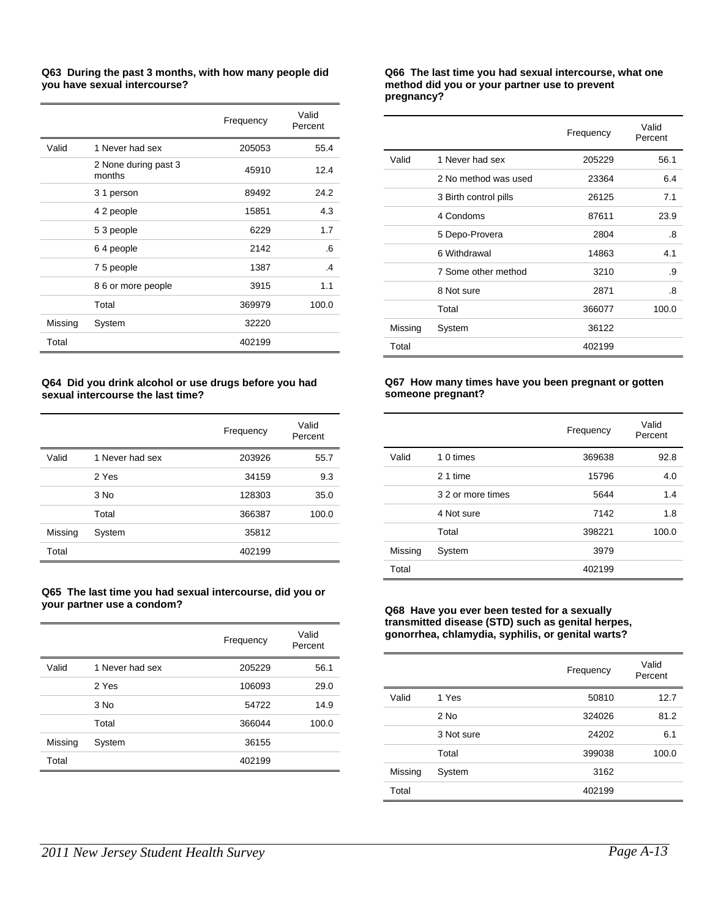**Q63 During the past 3 months, with how many people did you have sexual intercourse?**

| | | Frequency | Valid Percent |
|---|---|---|---|
| Valid | 1 Never had sex | 205053 | 55.4 |
| | 2 None during past 3 months | 45910 | 12.4 |
| | 3 1 person | 89492 | 24.2 |
| | 4 2 people | 15851 | 4.3 |
| | 5 3 people | 6229 | 1.7 |
| | 6 4 people | 2142 | .6 |
| | 7 5 people | 1387 | .4 |
| | 8 6 or more people | 3915 | 1.1 |
| | Total | 369979 | 100.0 |
| Missing | System | 32220 | |
| Total | | 402199 | |

**Q64 Did you drink alcohol or use drugs before you had sexual intercourse the last time?**

| | | Frequency | Valid Percent |
|---|---|---|---|
| Valid | 1 Never had sex | 203926 | 55.7 |
| | 2 Yes | 34159 | 9.3 |
| | 3 No | 128303 | 35.0 |
| | Total | 366387 | 100.0 |
| Missing | System | 35812 | |
| Total | | 402199 | |

**Q65 The last time you had sexual intercourse, did you or your partner use a condom?**

| | | Frequency | Valid Percent |
|---|---|---|---|
| Valid | 1 Never had sex | 205229 | 56.1 |
| | 2 Yes | 106093 | 29.0 |
| | 3 No | 54722 | 14.9 |
| | Total | 366044 | 100.0 |
| Missing | System | 36155 | |
| Total | | 402199 | |

**Q66 The last time you had sexual intercourse, what one method did you or your partner use to prevent pregnancy?**

| | | Frequency | Valid Percent |
|---|---|---|---|
| Valid | 1 Never had sex | 205229 | 56.1 |
| | 2 No method was used | 23364 | 6.4 |
| | 3 Birth control pills | 26125 | 7.1 |
| | 4 Condoms | 87611 | 23.9 |
| | 5 Depo-Provera | 2804 | .8 |
| | 6 Withdrawal | 14863 | 4.1 |
| | 7 Some other method | 3210 | .9 |
| | 8 Not sure | 2871 | .8 |
| | Total | 366077 | 100.0 |
| Missing | System | 36122 | |
| Total | | 402199 | |

**Q67 How many times have you been pregnant or gotten someone pregnant?**

| | | Frequency | Valid Percent |
|---|---|---|---|
| Valid | 1 0 times | 369638 | 92.8 |
| | 2 1 time | 15796 | 4.0 |
| | 3 2 or more times | 5644 | 1.4 |
| | 4 Not sure | 7142 | 1.8 |
| | Total | 398221 | 100.0 |
| Missing | System | 3979 | |
| Total | | 402199 | |

**Q68 Have you ever been tested for a sexually transmitted disease (STD) such as genital herpes, gonorrhea, chlamydia, syphilis, or genital warts?**

| | | Frequency | Valid Percent |
|---|---|---|---|
| Valid | 1 Yes | 50810 | 12.7 |
| | 2 No | 324026 | 81.2 |
| | 3 Not sure | 24202 | 6.1 |
| | Total | 399038 | 100.0 |
| Missing | System | 3162 | |
| Total | | 402199 | |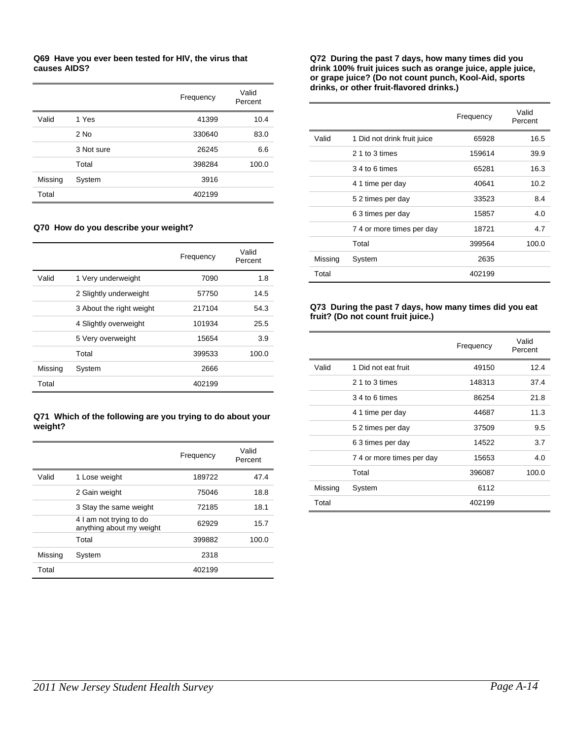**Q69 Have you ever been tested for HIV, the virus that causes AIDS?**

| | | Frequency | Valid Percent |
|---|---|---|---|
| Valid | 1 Yes | 41399 | 10.4 |
| | 2 No | 330640 | 83.0 |
| | 3 Not sure | 26245 | 6.6 |
| | Total | 398284 | 100.0 |
| Missing | System | 3916 | |
| Total | | 402199 | |

**Q70 How do you describe your weight?**

| | | Frequency | Valid Percent |
|---|---|---|---|
| Valid | 1 Very underweight | 7090 | 1.8 |
| | 2 Slightly underweight | 57750 | 14.5 |
| | 3 About the right weight | 217104 | 54.3 |
| | 4 Slightly overweight | 101934 | 25.5 |
| | 5 Very overweight | 15654 | 3.9 |
| | Total | 399533 | 100.0 |
| Missing | System | 2666 | |
| Total | | 402199 | |

**Q71 Which of the following are you trying to do about your weight?**

| | | Frequency | Valid Percent |
|---|---|---|---|
| Valid | 1 Lose weight | 189722 | 47.4 |
| | 2 Gain weight | 75046 | 18.8 |
| | 3 Stay the same weight | 72185 | 18.1 |
| | 4 I am not trying to do anything about my weight | 62929 | 15.7 |
| | Total | 399882 | 100.0 |
| Missing | System | 2318 | |
| Total | | 402199 | |

**Q72 During the past 7 days, how many times did you drink 100% fruit juices such as orange juice, apple juice, or grape juice? (Do not count punch, Kool-Aid, sports drinks, or other fruit-flavored drinks.)**

| | | Frequency | Valid Percent |
|---|---|---|---|
| Valid | 1 Did not drink fruit juice | 65928 | 16.5 |
| | 2 1 to 3 times | 159614 | 39.9 |
| | 3 4 to 6 times | 65281 | 16.3 |
| | 4 1 time per day | 40641 | 10.2 |
| | 5 2 times per day | 33523 | 8.4 |
| | 6 3 times per day | 15857 | 4.0 |
| | 7 4 or more times per day | 18721 | 4.7 |
| | Total | 399564 | 100.0 |
| Missing | System | 2635 | |
| Total | | 402199 | |

**Q73 During the past 7 days, how many times did you eat fruit? (Do not count fruit juice.)**

| | | Frequency | Valid Percent |
|---|---|---|---|
| Valid | 1 Did not eat fruit | 49150 | 12.4 |
| | 2 1 to 3 times | 148313 | 37.4 |
| | 3 4 to 6 times | 86254 | 21.8 |
| | 4 1 time per day | 44687 | 11.3 |
| | 5 2 times per day | 37509 | 9.5 |
| | 6 3 times per day | 14522 | 3.7 |
| | 7 4 or more times per day | 15653 | 4.0 |
| | Total | 396087 | 100.0 |
| Missing | System | 6112 | |
| Total | | 402199 | |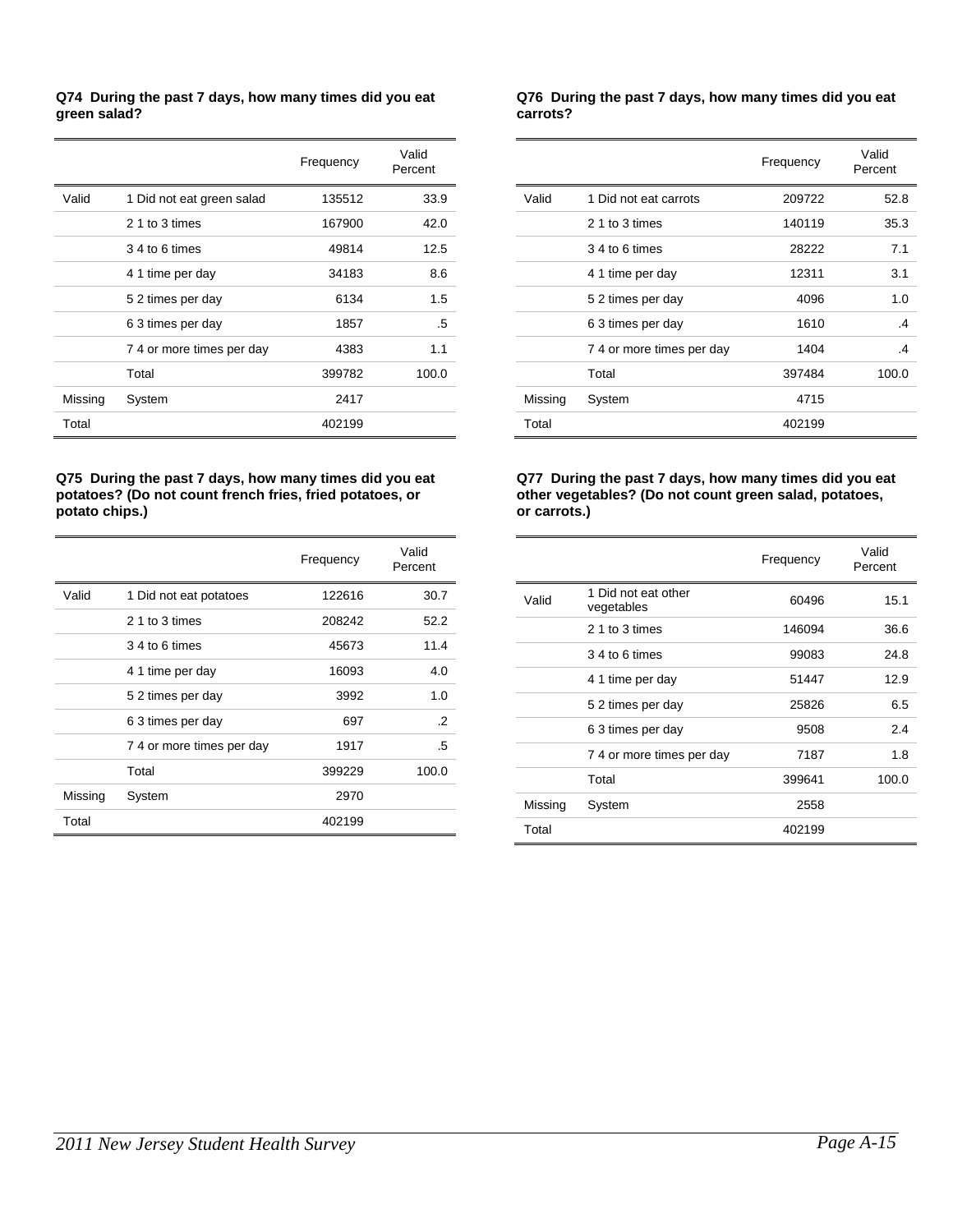**Q74 During the past 7 days, how many times did you eat green salad?**

| | | Frequency | Valid Percent |
|---|---|---|---|
| Valid | 1 Did not eat green salad | 135512 | 33.9 |
| | 2 1 to 3 times | 167900 | 42.0 |
| | 3 4 to 6 times | 49814 | 12.5 |
| | 4 1 time per day | 34183 | 8.6 |
| | 5 2 times per day | 6134 | 1.5 |
| | 6 3 times per day | 1857 | .5 |
| | 7 4 or more times per day | 4383 | 1.1 |
| | Total | 399782 | 100.0 |
| Missing | System | 2417 | |
| Total | | 402199 | |

**Q75 During the past 7 days, how many times did you eat potatoes? (Do not count french fries, fried potatoes, or potato chips.)**

| | | Frequency | Valid Percent |
|---|---|---|---|
| Valid | 1 Did not eat potatoes | 122616 | 30.7 |
| | 2 1 to 3 times | 208242 | 52.2 |
| | 3 4 to 6 times | 45673 | 11.4 |
| | 4 1 time per day | 16093 | 4.0 |
| | 5 2 times per day | 3992 | 1.0 |
| | 6 3 times per day | 697 | .2 |
| | 7 4 or more times per day | 1917 | .5 |
| | Total | 399229 | 100.0 |
| Missing | System | 2970 | |
| Total | | 402199 | |

**Q76 During the past 7 days, how many times did you eat carrots?**

| | | Frequency | Valid Percent |
|---|---|---|---|
| Valid | 1 Did not eat carrots | 209722 | 52.8 |
| | 2 1 to 3 times | 140119 | 35.3 |
| | 3 4 to 6 times | 28222 | 7.1 |
| | 4 1 time per day | 12311 | 3.1 |
| | 5 2 times per day | 4096 | 1.0 |
| | 6 3 times per day | 1610 | .4 |
| | 7 4 or more times per day | 1404 | .4 |
| | Total | 397484 | 100.0 |
| Missing | System | 4715 | |
| Total | | 402199 | |

**Q77 During the past 7 days, how many times did you eat other vegetables? (Do not count green salad, potatoes, or carrots.)**

| | | Frequency | Valid Percent |
|---|---|---|---|
| Valid | 1 Did not eat other vegetables | 60496 | 15.1 |
| | 2 1 to 3 times | 146094 | 36.6 |
| | 3 4 to 6 times | 99083 | 24.8 |
| | 4 1 time per day | 51447 | 12.9 |
| | 5 2 times per day | 25826 | 6.5 |
| | 6 3 times per day | 9508 | 2.4 |
| | 7 4 or more times per day | 7187 | 1.8 |
| | Total | 399641 | 100.0 |
| Missing | System | 2558 | |
| Total | | 402199 | |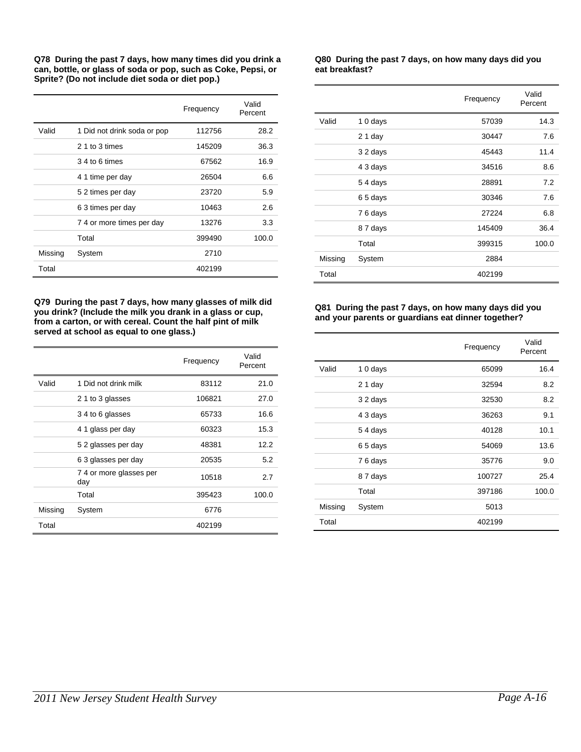**Q78 During the past 7 days, how many times did you drink a can, bottle, or glass of soda or pop, such as Coke, Pepsi, or Sprite? (Do not include diet soda or diet pop.)**

| | | Frequency | Valid Percent |
|---|---|---|---|
| Valid | 1 Did not drink soda or pop | 112756 | 28.2 |
| | 2 1 to 3 times | 145209 | 36.3 |
| | 3 4 to 6 times | 67562 | 16.9 |
| | 4 1 time per day | 26504 | 6.6 |
| | 5 2 times per day | 23720 | 5.9 |
| | 6 3 times per day | 10463 | 2.6 |
| | 7 4 or more times per day | 13276 | 3.3 |
| | Total | 399490 | 100.0 |
| Missing | System | 2710 | |
| Total | | 402199 | |

**Q79 During the past 7 days, how many glasses of milk did you drink? (Include the milk you drank in a glass or cup, from a carton, or with cereal. Count the half pint of milk served at school as equal to one glass.)**

| | | Frequency | Valid Percent |
|---|---|---|---|
| Valid | 1 Did not drink milk | 83112 | 21.0 |
| | 2 1 to 3 glasses | 106821 | 27.0 |
| | 3 4 to 6 glasses | 65733 | 16.6 |
| | 4 1 glass per day | 60323 | 15.3 |
| | 5 2 glasses per day | 48381 | 12.2 |
| | 6 3 glasses per day | 20535 | 5.2 |
| | 7 4 or more glasses per day | 10518 | 2.7 |
| | Total | 395423 | 100.0 |
| Missing | System | 6776 | |
| Total | | 402199 | |

**Q80 During the past 7 days, on how many days did you eat breakfast?**

| | | Frequency | Valid Percent |
|---|---|---|---|
| Valid | 1 0 days | 57039 | 14.3 |
| | 2 1 day | 30447 | 7.6 |
| | 3 2 days | 45443 | 11.4 |
| | 4 3 days | 34516 | 8.6 |
| | 5 4 days | 28891 | 7.2 |
| | 6 5 days | 30346 | 7.6 |
| | 7 6 days | 27224 | 6.8 |
| | 8 7 days | 145409 | 36.4 |
| | Total | 399315 | 100.0 |
| Missing | System | 2884 | |
| Total | | 402199 | |

**Q81 During the past 7 days, on how many days did you and your parents or guardians eat dinner together?**

| | | Frequency | Valid Percent |
|---|---|---|---|
| Valid | 1 0 days | 65099 | 16.4 |
| | 2 1 day | 32594 | 8.2 |
| | 3 2 days | 32530 | 8.2 |
| | 4 3 days | 36263 | 9.1 |
| | 5 4 days | 40128 | 10.1 |
| | 6 5 days | 54069 | 13.6 |
| | 7 6 days | 35776 | 9.0 |
| | 8 7 days | 100727 | 25.4 |
| | Total | 397186 | 100.0 |
| Missing | System | 5013 | |
| Total | | 402199 | |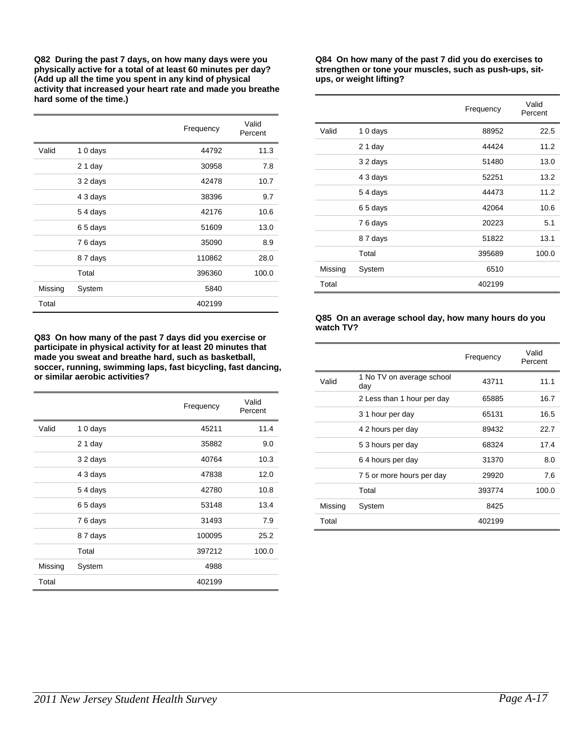**Q82 During the past 7 days, on how many days were you physically active for a total of at least 60 minutes per day? (Add up all the time you spent in any kind of physical activity that increased your heart rate and made you breathe hard some of the time.)**

| | | Frequency | Valid Percent |
|---|---|---|---|
| Valid | 1 0 days | 44792 | 11.3 |
| | 2 1 day | 30958 | 7.8 |
| | 3 2 days | 42478 | 10.7 |
| | 4 3 days | 38396 | 9.7 |
| | 5 4 days | 42176 | 10.6 |
| | 6 5 days | 51609 | 13.0 |
| | 7 6 days | 35090 | 8.9 |
| | 8 7 days | 110862 | 28.0 |
| | Total | 396360 | 100.0 |
| Missing | System | 5840 | |
| Total | | 402199 | |

**Q83 On how many of the past 7 days did you exercise or participate in physical activity for at least 20 minutes that made you sweat and breathe hard, such as basketball, soccer, running, swimming laps, fast bicycling, fast dancing, or similar aerobic activities?**

| | | Frequency | Valid Percent |
|---|---|---|---|
| Valid | 1 0 days | 45211 | 11.4 |
| | 2 1 day | 35882 | 9.0 |
| | 3 2 days | 40764 | 10.3 |
| | 4 3 days | 47838 | 12.0 |
| | 5 4 days | 42780 | 10.8 |
| | 6 5 days | 53148 | 13.4 |
| | 7 6 days | 31493 | 7.9 |
| | 8 7 days | 100095 | 25.2 |
| | Total | 397212 | 100.0 |
| Missing | System | 4988 | |
| Total | | 402199 | |

**Q84 On how many of the past 7 did you do exercises to strengthen or tone your muscles, such as push-ups, sit-ups, or weight lifting?**

| | | Frequency | Valid Percent |
|---|---|---|---|
| Valid | 1 0 days | 88952 | 22.5 |
| | 2 1 day | 44424 | 11.2 |
| | 3 2 days | 51480 | 13.0 |
| | 4 3 days | 52251 | 13.2 |
| | 5 4 days | 44473 | 11.2 |
| | 6 5 days | 42064 | 10.6 |
| | 7 6 days | 20223 | 5.1 |
| | 8 7 days | 51822 | 13.1 |
| | Total | 395689 | 100.0 |
| Missing | System | 6510 | |
| Total | | 402199 | |

**Q85 On an average school day, how many hours do you watch TV?**

| | | Frequency | Valid Percent |
|---|---|---|---|
| Valid | 1 No TV on average school day | 43711 | 11.1 |
| | 2 Less than 1 hour per day | 65885 | 16.7 |
| | 3 1 hour per day | 65131 | 16.5 |
| | 4 2 hours per day | 89432 | 22.7 |
| | 5 3 hours per day | 68324 | 17.4 |
| | 6 4 hours per day | 31370 | 8.0 |
| | 7 5 or more hours per day | 29920 | 7.6 |
| | Total | 393774 | 100.0 |
| Missing | System | 8425 | |
| Total | | 402199 | |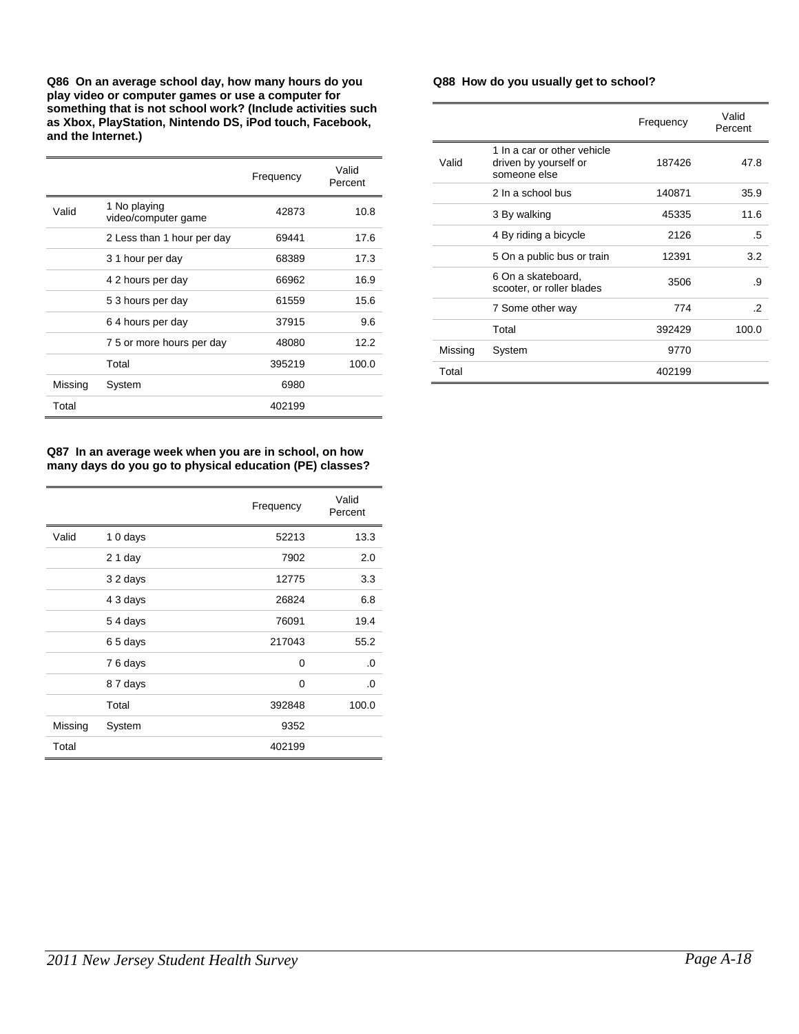**Q86 On an average school day, how many hours do you play video or computer games or use a computer for something that is not school work? (Include activities such as Xbox, PlayStation, Nintendo DS, iPod touch, Facebook, and the Internet.)**

| | | Frequency | Valid Percent |
|---|---|---|---|
| Valid | 1 No playing video/computer game | 42873 | 10.8 |
| | 2 Less than 1 hour per day | 69441 | 17.6 |
| | 3 1 hour per day | 68389 | 17.3 |
| | 4 2 hours per day | 66962 | 16.9 |
| | 5 3 hours per day | 61559 | 15.6 |
| | 6 4 hours per day | 37915 | 9.6 |
| | 7 5 or more hours per day | 48080 | 12.2 |
| | Total | 395219 | 100.0 |
| Missing | System | 6980 | |
| Total | | 402199 | |

**Q87 In an average week when you are in school, on how many days do you go to physical education (PE) classes?**

| | | Frequency | Valid Percent |
|---|---|---|---|
| Valid | 1 0 days | 52213 | 13.3 |
| | 2 1 day | 7902 | 2.0 |
| | 3 2 days | 12775 | 3.3 |
| | 4 3 days | 26824 | 6.8 |
| | 5 4 days | 76091 | 19.4 |
| | 6 5 days | 217043 | 55.2 |
| | 7 6 days | 0 | .0 |
| | 8 7 days | 0 | .0 |
| | Total | 392848 | 100.0 |
| Missing | System | 9352 | |
| Total | | 402199 | |

**Q88 How do you usually get to school?**

| | | Frequency | Valid Percent |
|---|---|---|---|
| Valid | 1 In a car or other vehicle driven by yourself or someone else | 187426 | 47.8 |
| | 2 In a school bus | 140871 | 35.9 |
| | 3 By walking | 45335 | 11.6 |
| | 4 By riding a bicycle | 2126 | .5 |
| | 5 On a public bus or train | 12391 | 3.2 |
| | 6 On a skateboard, scooter, or roller blades | 3506 | .9 |
| | 7 Some other way | 774 | .2 |
| | Total | 392429 | 100.0 |
| Missing | System | 9770 | |
| Total | | 402199 | |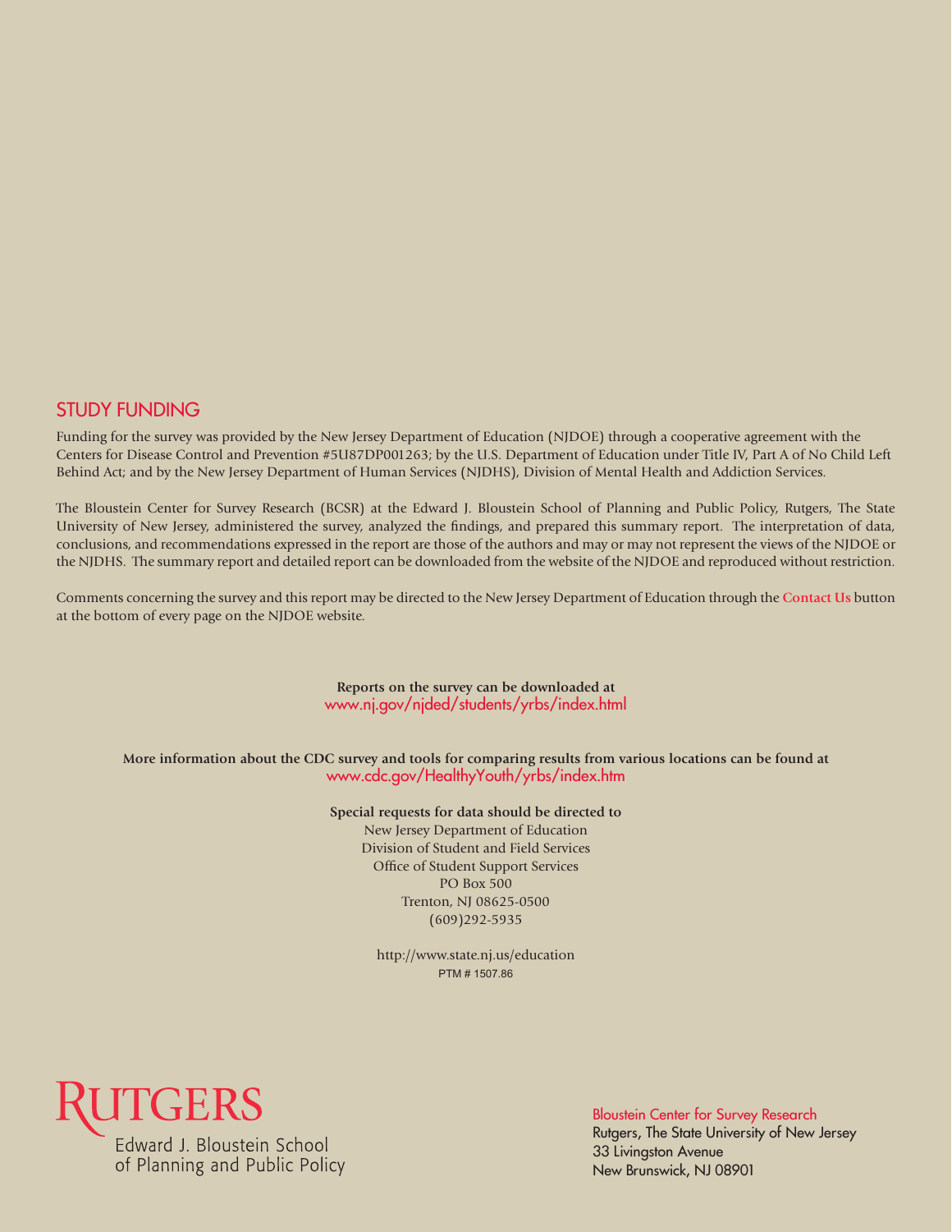## STUDY FUNDING

Funding for the survey was provided by the New Jersey Department of Education (NJDOE) through a cooperative agreement with the Centers for Disease Control and Prevention #5U87DP001263; by the U.S. Department of Education under Title IV, Part A of No Child Left Behind Act; and by the New Jersey Department of Human Services (NJDHS), Division of Mental Health and Addiction Services.

The Bloustein Center for Survey Research (BCSR) at the Edward J. Bloustein School of Planning and Public Policy, Rutgers, The State University of New Jersey, administered the survey, analyzed the findings, and prepared this summary report. The interpretation of data, conclusions, and recommendations expressed in the report are those of the authors and may or may not represent the views of the NJDOE or the NJDHS. The summary report and detailed report can be downloaded from the website of the NJDOE and reproduced without restriction.

Comments concerning the survey and this report may be directed to the New Jersey Department of Education through the **Contact Us** button at the bottom of every page on the NJDOE website.

**Reports on the survey can be downloaded at**
www.nj.gov/njded/students/yrbs/index.html

**More information about the CDC survey and tools for comparing results from various locations can be found at**
www.cdc.gov/HealthyYouth/yrbs/index.htm

**Special requests for data should be directed to**
New Jersey Department of Education
Division of Student and Field Services
Office of Student Support Services
PO Box 500
Trenton, NJ 08625-0500
(609)292-5935

http://www.state.nj.us/education
PTM # 1507.86

RUTGERS
Edward J. Bloustein School
of Planning and Public Policy

Bloustein Center for Survey Research
Rutgers, The State University of New Jersey
33 Livingston Avenue
New Brunswick, NJ 08901